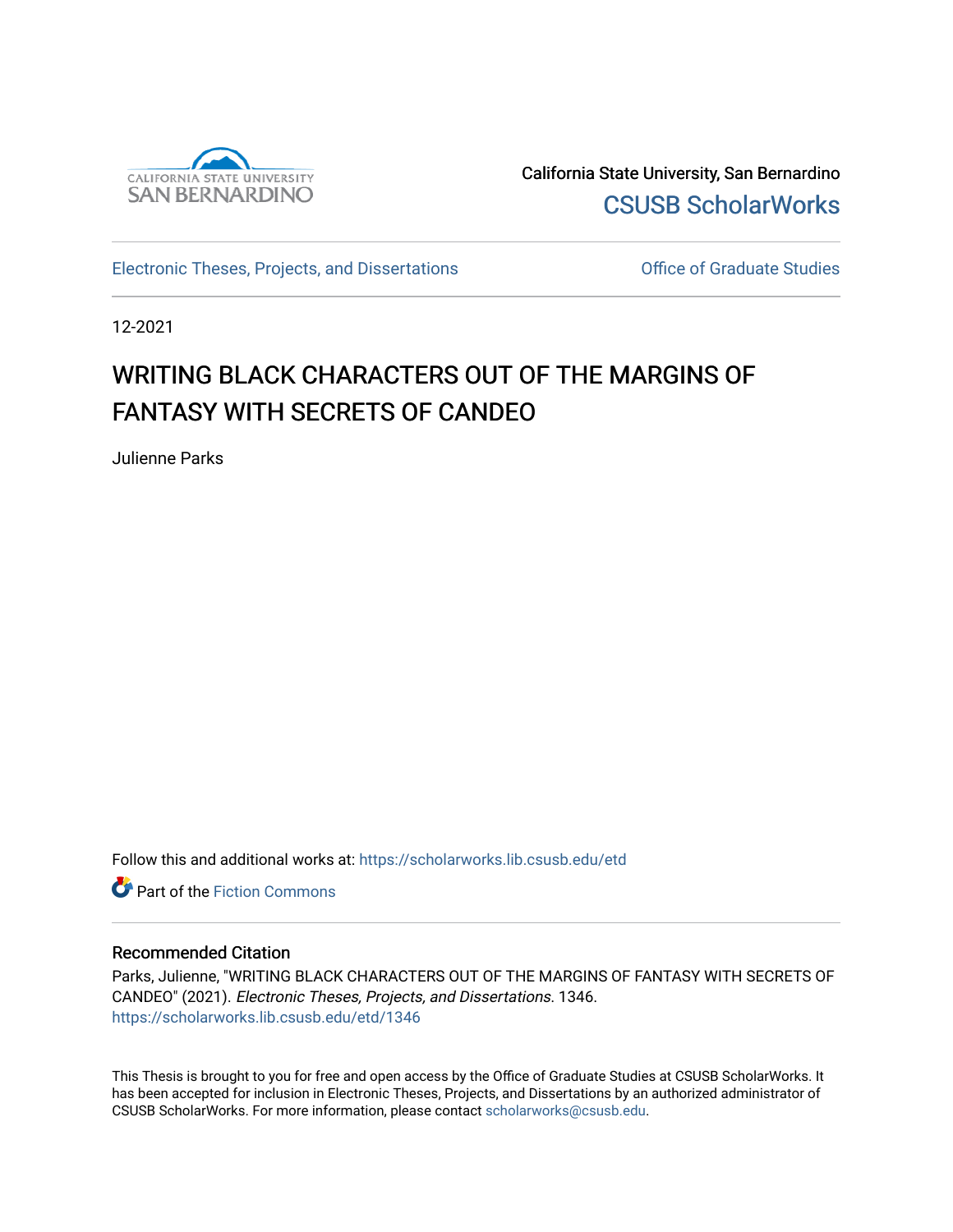California State University, San Bernardino

CSUSB ScholarWorks

Electronic Theses, Projects, and Dissertations

Office of Graduate Studies

12-2021

# WRITING BLACK CHARACTERS OUT OF THE MARGINS OF FANTASY WITH SECRETS OF CANDEO

Julienne Parks

Follow this and additional works at: https://scholarworks.lib.csusb.edu/etd

Part of the Fiction Commons

## Recommended Citation

Parks, Julienne, "WRITING BLACK CHARACTERS OUT OF THE MARGINS OF FANTASY WITH SECRETS OF CANDEO" (2021). *Electronic Theses, Projects, and Dissertations*. 1346.
https://scholarworks.lib.csusb.edu/etd/1346

This Thesis is brought to you for free and open access by the Office of Graduate Studies at CSUSB ScholarWorks. It has been accepted for inclusion in Electronic Theses, Projects, and Dissertations by an authorized administrator of CSUSB ScholarWorks. For more information, please contact scholarworks@csusb.edu.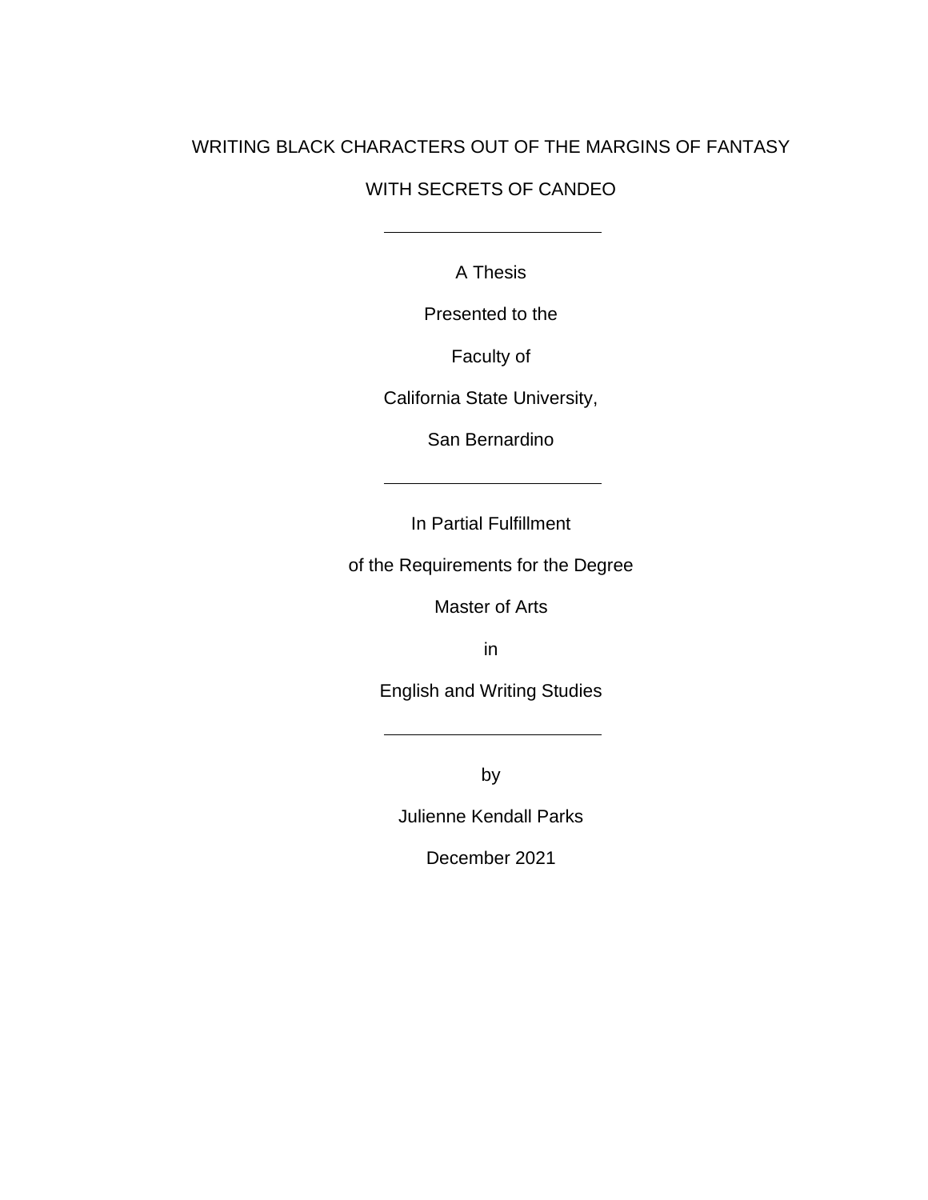WRITING BLACK CHARACTERS OUT OF THE MARGINS OF FANTASY

WITH SECRETS OF CANDEO

---

A Thesis

Presented to the

Faculty of

California State University,

San Bernardino

---

In Partial Fulfillment

of the Requirements for the Degree

Master of Arts

in

English and Writing Studies

---

by

Julienne Kendall Parks

December 2021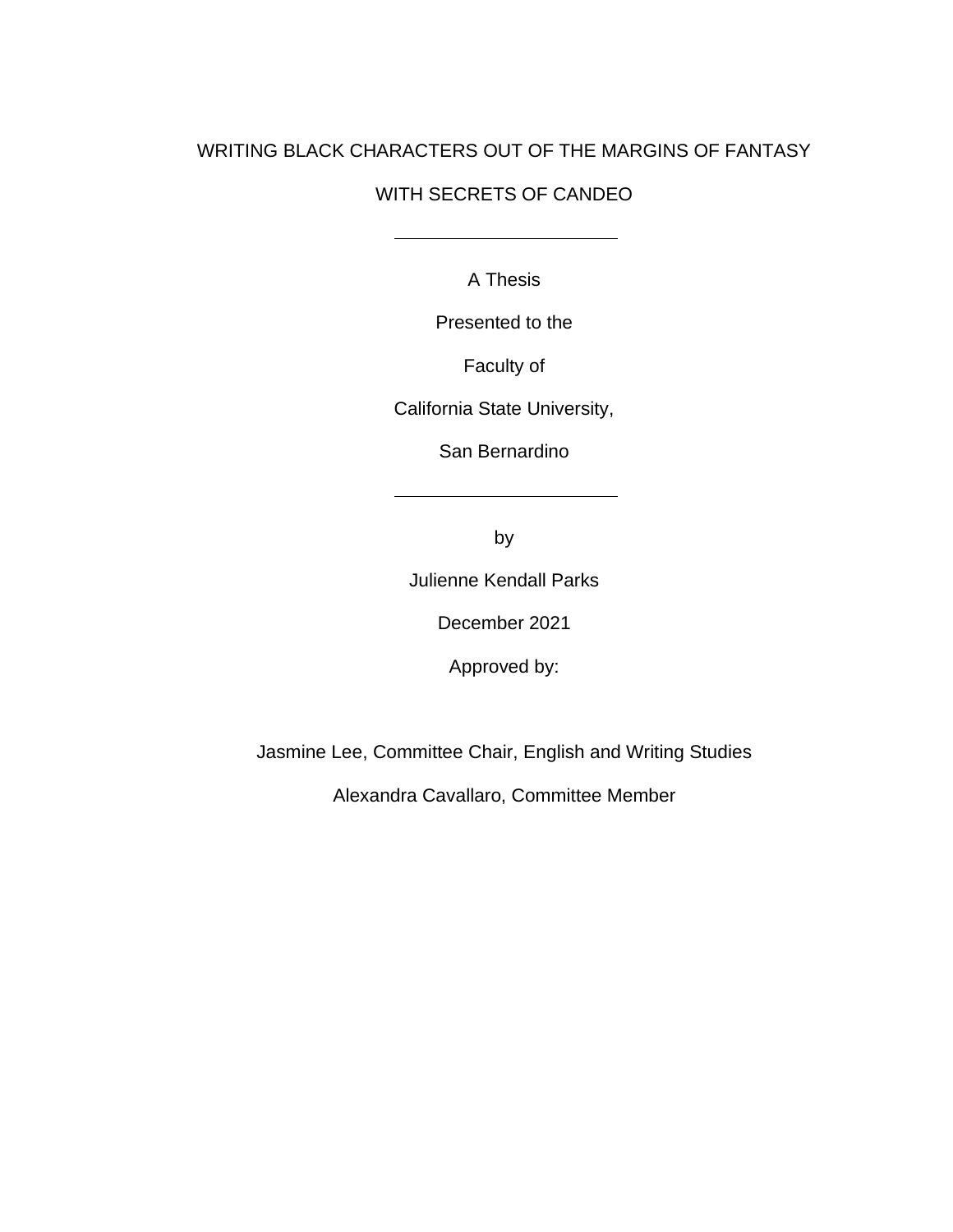# WRITING BLACK CHARACTERS OUT OF THE MARGINS OF FANTASY WITH SECRETS OF CANDEO

---

A Thesis

Presented to the

Faculty of

California State University,

San Bernardino

---

by

Julienne Kendall Parks

December 2021

Approved by:

Jasmine Lee, Committee Chair, English and Writing Studies

Alexandra Cavallaro, Committee Member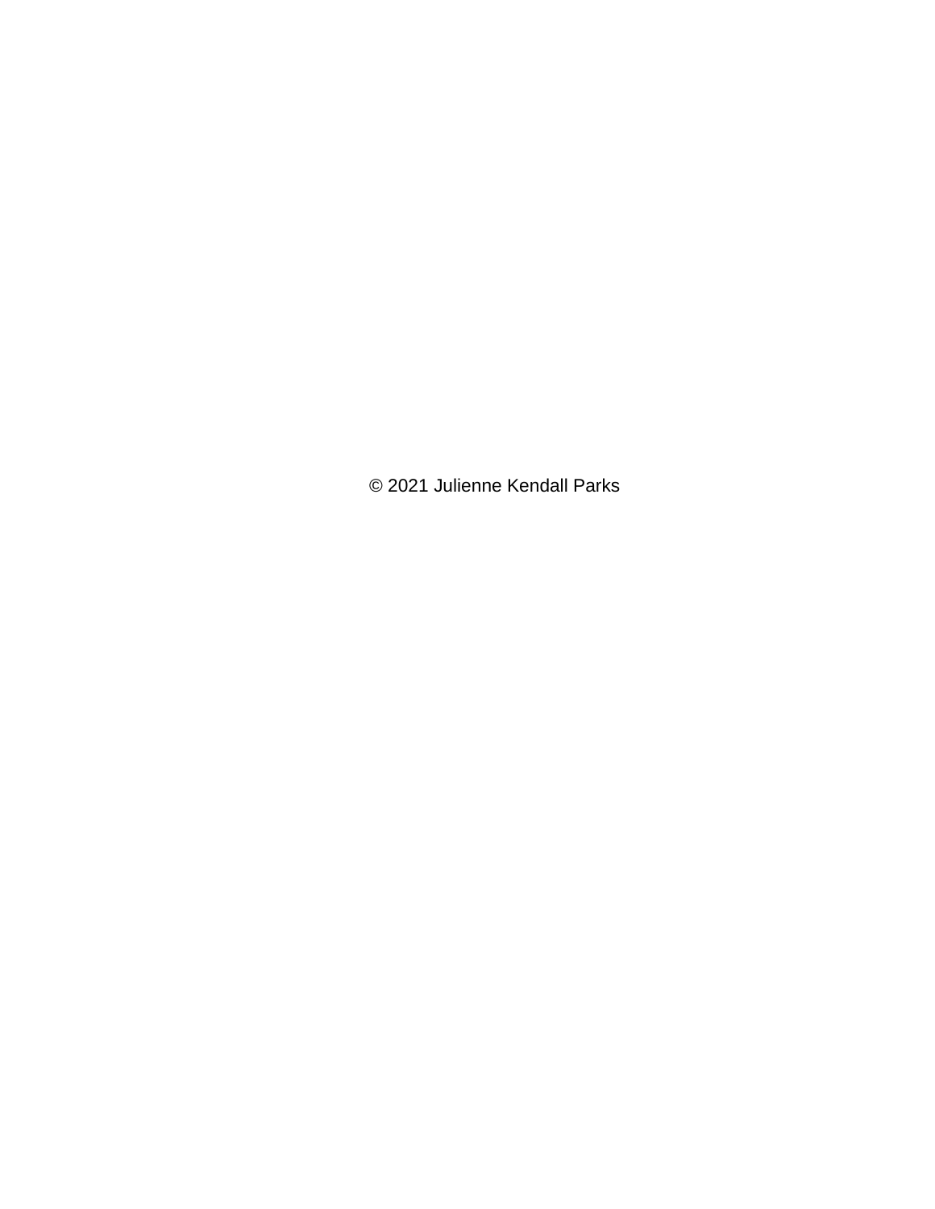© 2021 Julienne Kendall Parks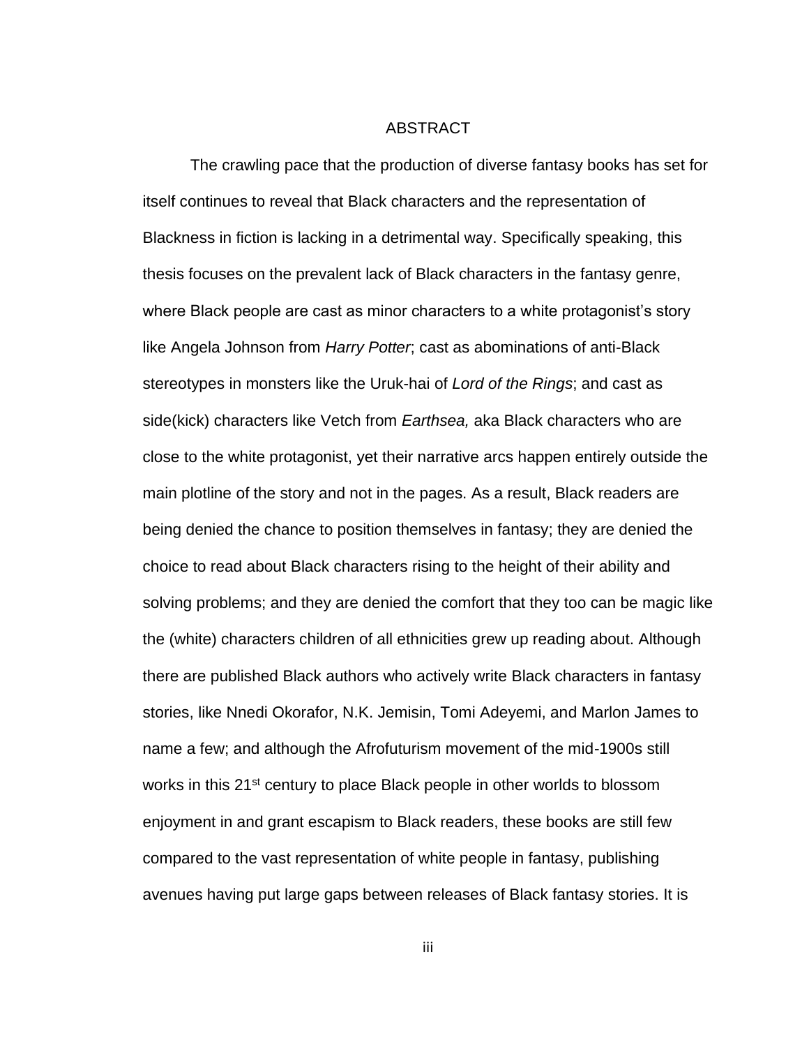# ABSTRACT

The crawling pace that the production of diverse fantasy books has set for itself continues to reveal that Black characters and the representation of Blackness in fiction is lacking in a detrimental way. Specifically speaking, this thesis focuses on the prevalent lack of Black characters in the fantasy genre, where Black people are cast as minor characters to a white protagonist's story like Angela Johnson from *Harry Potter*; cast as abominations of anti-Black stereotypes in monsters like the Uruk-hai of *Lord of the Rings*; and cast as side(kick) characters like Vetch from *Earthsea,* aka Black characters who are close to the white protagonist, yet their narrative arcs happen entirely outside the main plotline of the story and not in the pages. As a result, Black readers are being denied the chance to position themselves in fantasy; they are denied the choice to read about Black characters rising to the height of their ability and solving problems; and they are denied the comfort that they too can be magic like the (white) characters children of all ethnicities grew up reading about. Although there are published Black authors who actively write Black characters in fantasy stories, like Nnedi Okorafor, N.K. Jemisin, Tomi Adeyemi, and Marlon James to name a few; and although the Afrofuturism movement of the mid-1900s still works in this 21st century to place Black people in other worlds to blossom enjoyment in and grant escapism to Black readers, these books are still few compared to the vast representation of white people in fantasy, publishing avenues having put large gaps between releases of Black fantasy stories. It is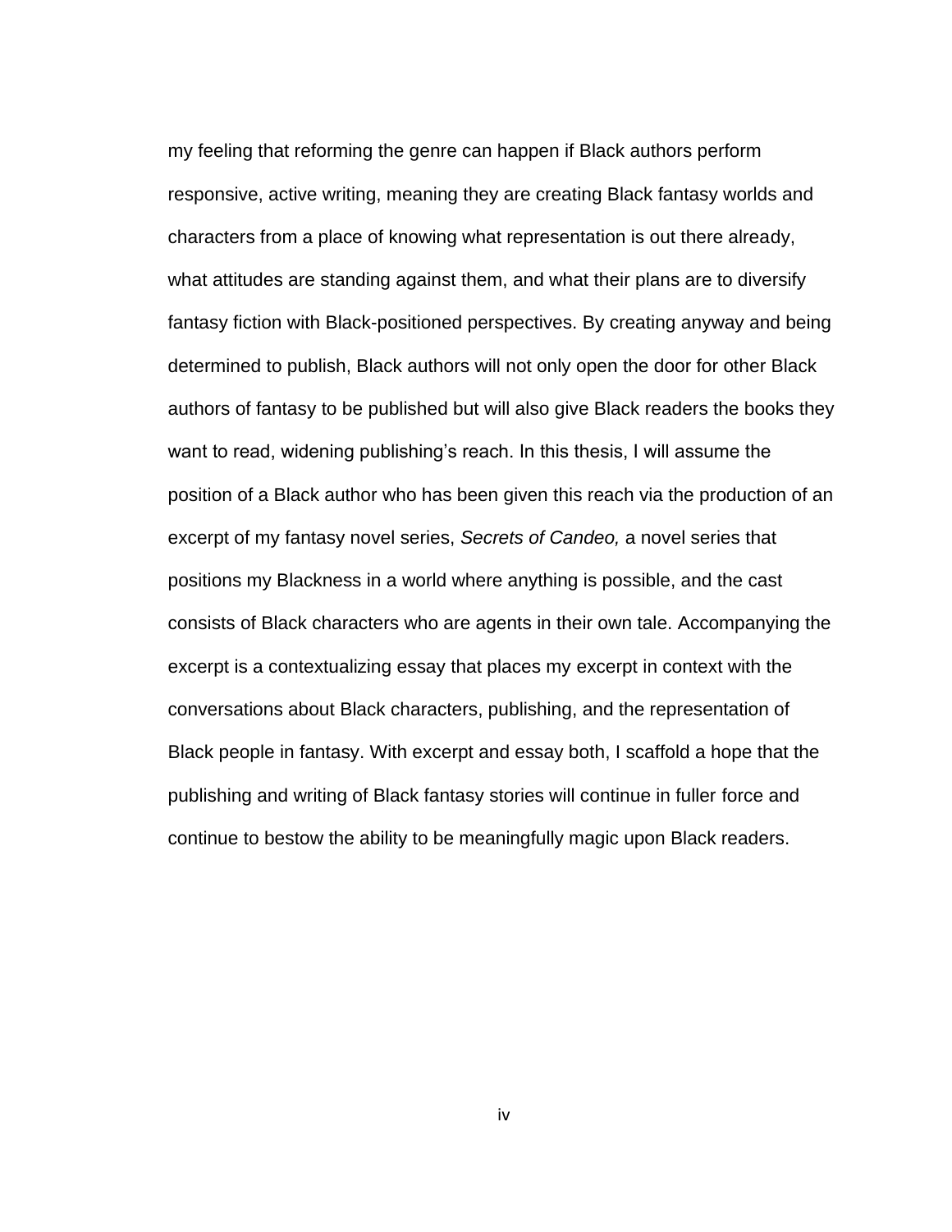my feeling that reforming the genre can happen if Black authors perform responsive, active writing, meaning they are creating Black fantasy worlds and characters from a place of knowing what representation is out there already, what attitudes are standing against them, and what their plans are to diversify fantasy fiction with Black-positioned perspectives. By creating anyway and being determined to publish, Black authors will not only open the door for other Black authors of fantasy to be published but will also give Black readers the books they want to read, widening publishing's reach. In this thesis, I will assume the position of a Black author who has been given this reach via the production of an excerpt of my fantasy novel series, *Secrets of Candeo,* a novel series that positions my Blackness in a world where anything is possible, and the cast consists of Black characters who are agents in their own tale. Accompanying the excerpt is a contextualizing essay that places my excerpt in context with the conversations about Black characters, publishing, and the representation of Black people in fantasy. With excerpt and essay both, I scaffold a hope that the publishing and writing of Black fantasy stories will continue in fuller force and continue to bestow the ability to be meaningfully magic upon Black readers.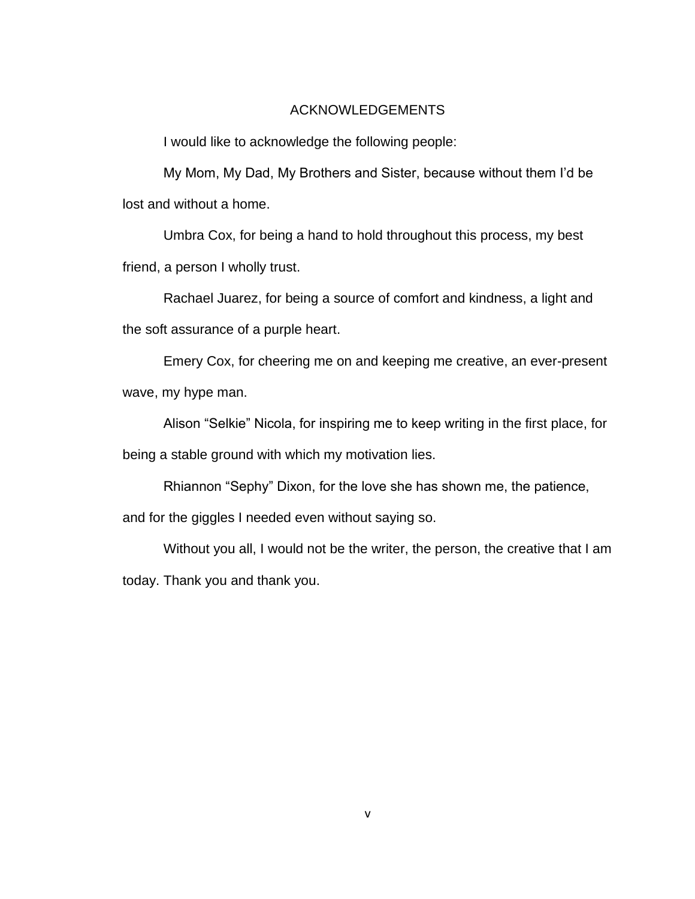# ACKNOWLEDGEMENTS

I would like to acknowledge the following people:

My Mom, My Dad, My Brothers and Sister, because without them I'd be lost and without a home.

Umbra Cox, for being a hand to hold throughout this process, my best friend, a person I wholly trust.

Rachael Juarez, for being a source of comfort and kindness, a light and the soft assurance of a purple heart.

Emery Cox, for cheering me on and keeping me creative, an ever-present wave, my hype man.

Alison "Selkie" Nicola, for inspiring me to keep writing in the first place, for being a stable ground with which my motivation lies.

Rhiannon "Sephy" Dixon, for the love she has shown me, the patience, and for the giggles I needed even without saying so.

Without you all, I would not be the writer, the person, the creative that I am today. Thank you and thank you.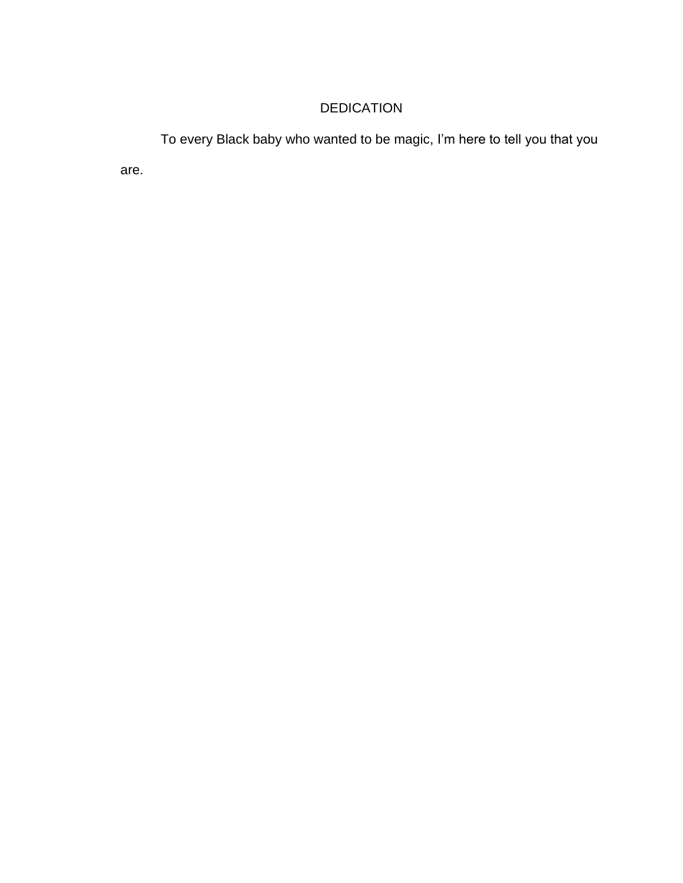# DEDICATION

To every Black baby who wanted to be magic, I'm here to tell you that you are.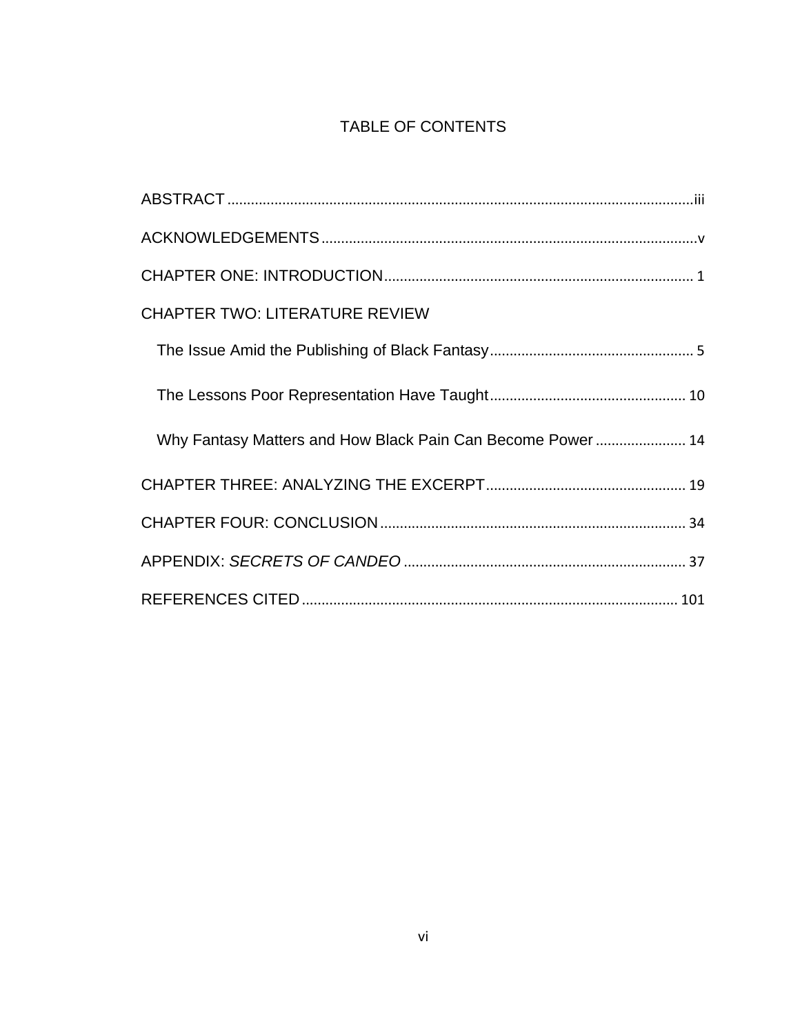# TABLE OF CONTENTS

ABSTRACT .......................................................................................................... iii

ACKNOWLEDGEMENTS ........................................................................................ v

CHAPTER ONE: INTRODUCTION ........................................................................ 1

CHAPTER TWO: LITERATURE REVIEW

- The Issue Amid the Publishing of Black Fantasy ............................................ 5
- The Lessons Poor Representation Have Taught ............................................ 10
- Why Fantasy Matters and How Black Pain Can Become Power ..................... 14

CHAPTER THREE: ANALYZING THE EXCERPT ................................................ 19

CHAPTER FOUR: CONCLUSION ....................................................................... 34

APPENDIX: *SECRETS OF CANDEO* ................................................................. 37

REFERENCES CITED ......................................................................................... 101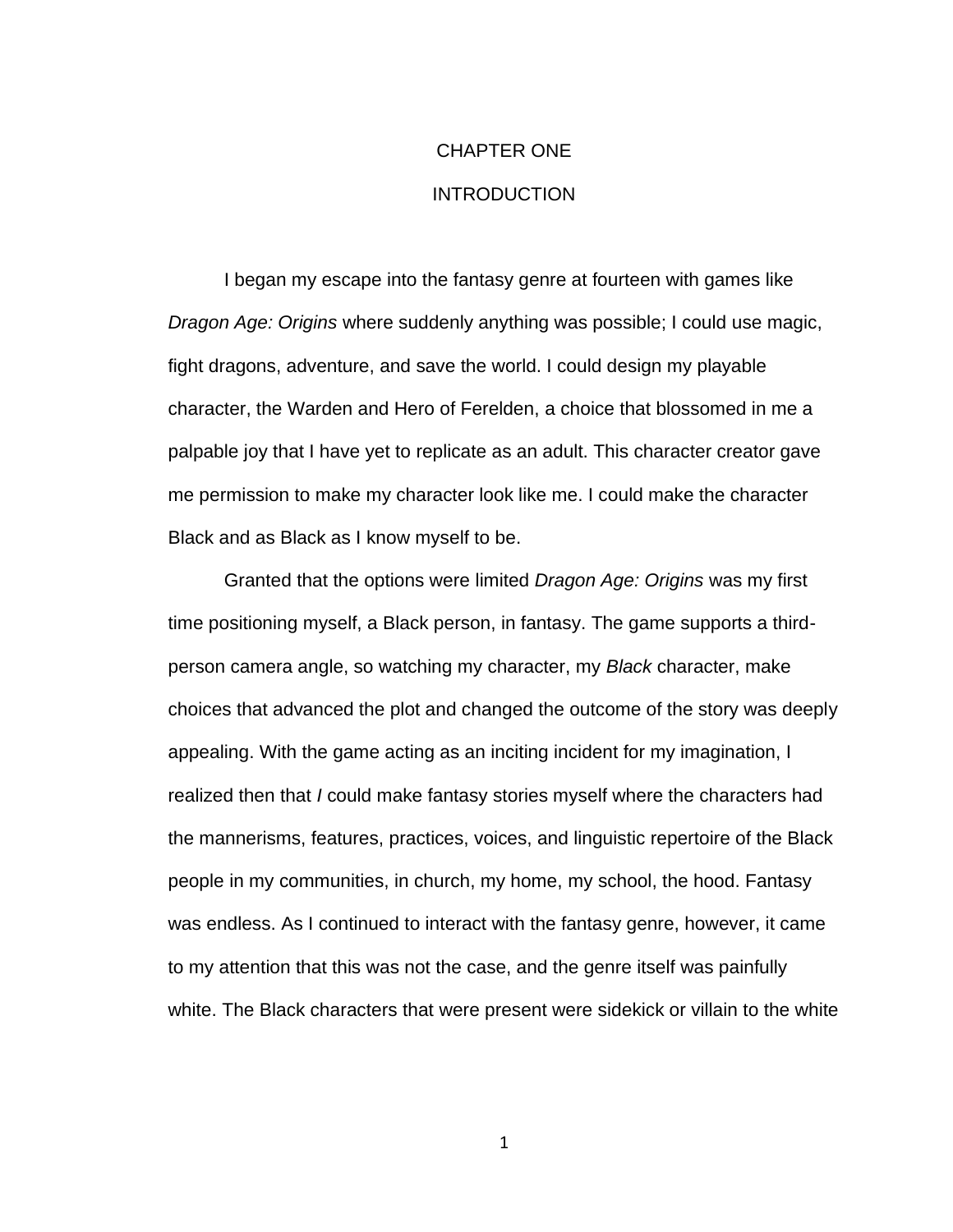# CHAPTER ONE

# INTRODUCTION

I began my escape into the fantasy genre at fourteen with games like *Dragon Age: Origins* where suddenly anything was possible; I could use magic, fight dragons, adventure, and save the world. I could design my playable character, the Warden and Hero of Ferelden, a choice that blossomed in me a palpable joy that I have yet to replicate as an adult. This character creator gave me permission to make my character look like me. I could make the character Black and as Black as I know myself to be.

Granted that the options were limited *Dragon Age: Origins* was my first time positioning myself, a Black person, in fantasy. The game supports a third-person camera angle, so watching my character, my *Black* character, make choices that advanced the plot and changed the outcome of the story was deeply appealing. With the game acting as an inciting incident for my imagination, I realized then that *I* could make fantasy stories myself where the characters had the mannerisms, features, practices, voices, and linguistic repertoire of the Black people in my communities, in church, my home, my school, the hood. Fantasy was endless. As I continued to interact with the fantasy genre, however, it came to my attention that this was not the case, and the genre itself was painfully white. The Black characters that were present were sidekick or villain to the white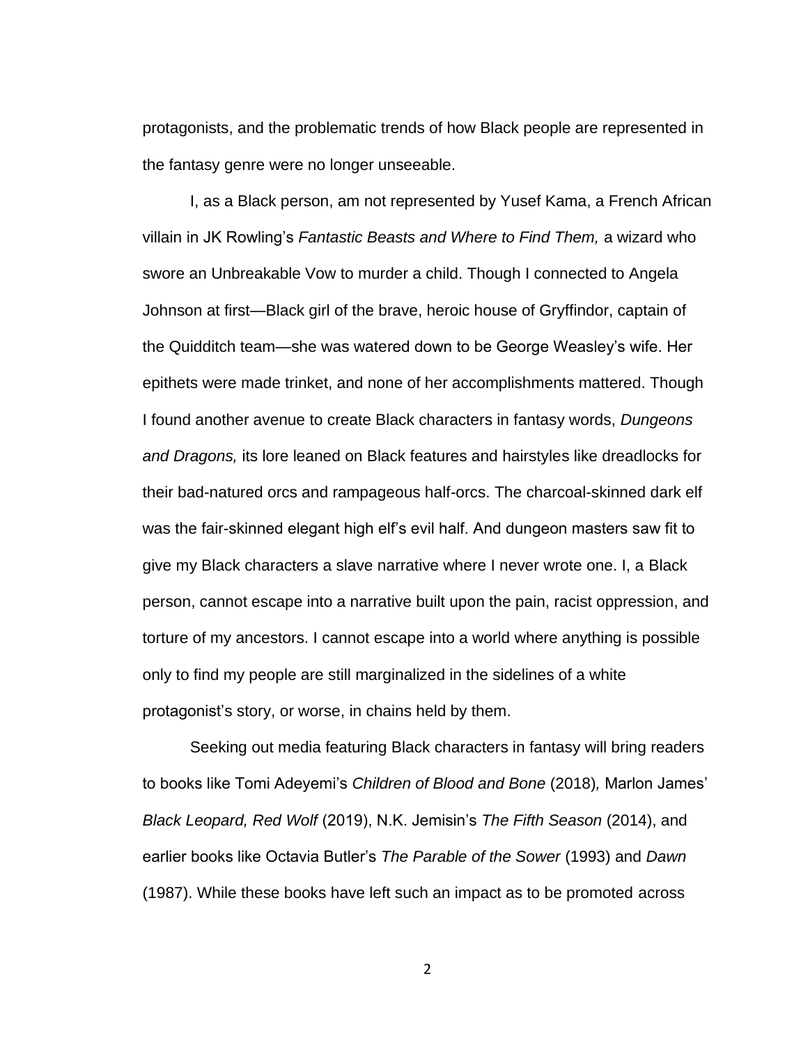protagonists, and the problematic trends of how Black people are represented in the fantasy genre were no longer unseeable.

I, as a Black person, am not represented by Yusef Kama, a French African villain in JK Rowling's *Fantastic Beasts and Where to Find Them,* a wizard who swore an Unbreakable Vow to murder a child. Though I connected to Angela Johnson at first—Black girl of the brave, heroic house of Gryffindor, captain of the Quidditch team—she was watered down to be George Weasley's wife. Her epithets were made trinket, and none of her accomplishments mattered. Though I found another avenue to create Black characters in fantasy words, *Dungeons and Dragons,* its lore leaned on Black features and hairstyles like dreadlocks for their bad-natured orcs and rampageous half-orcs. The charcoal-skinned dark elf was the fair-skinned elegant high elf's evil half. And dungeon masters saw fit to give my Black characters a slave narrative where I never wrote one. I, a Black person, cannot escape into a narrative built upon the pain, racist oppression, and torture of my ancestors. I cannot escape into a world where anything is possible only to find my people are still marginalized in the sidelines of a white protagonist's story, or worse, in chains held by them.

Seeking out media featuring Black characters in fantasy will bring readers to books like Tomi Adeyemi's *Children of Blood and Bone* (2018)*,* Marlon James' *Black Leopard, Red Wolf* (2019), N.K. Jemisin's *The Fifth Season* (2014), and earlier books like Octavia Butler's *The Parable of the Sower* (1993) and *Dawn* (1987). While these books have left such an impact as to be promoted across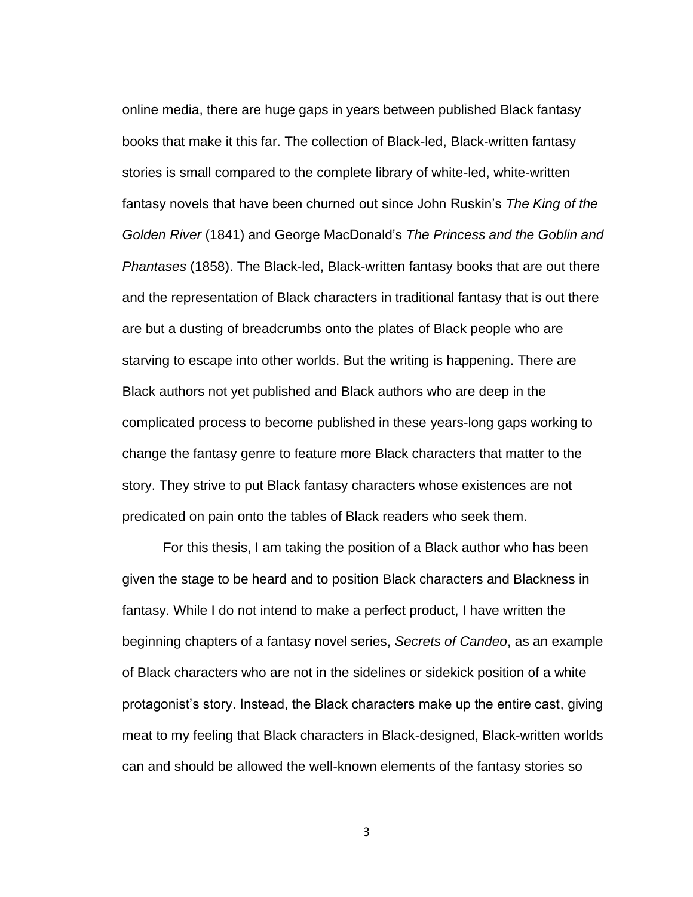online media, there are huge gaps in years between published Black fantasy books that make it this far. The collection of Black-led, Black-written fantasy stories is small compared to the complete library of white-led, white-written fantasy novels that have been churned out since John Ruskin's *The King of the Golden River* (1841) and George MacDonald's *The Princess and the Goblin and Phantases* (1858). The Black-led, Black-written fantasy books that are out there and the representation of Black characters in traditional fantasy that is out there are but a dusting of breadcrumbs onto the plates of Black people who are starving to escape into other worlds. But the writing is happening. There are Black authors not yet published and Black authors who are deep in the complicated process to become published in these years-long gaps working to change the fantasy genre to feature more Black characters that matter to the story. They strive to put Black fantasy characters whose existences are not predicated on pain onto the tables of Black readers who seek them.

For this thesis, I am taking the position of a Black author who has been given the stage to be heard and to position Black characters and Blackness in fantasy. While I do not intend to make a perfect product, I have written the beginning chapters of a fantasy novel series, *Secrets of Candeo*, as an example of Black characters who are not in the sidelines or sidekick position of a white protagonist's story. Instead, the Black characters make up the entire cast, giving meat to my feeling that Black characters in Black-designed, Black-written worlds can and should be allowed the well-known elements of the fantasy stories so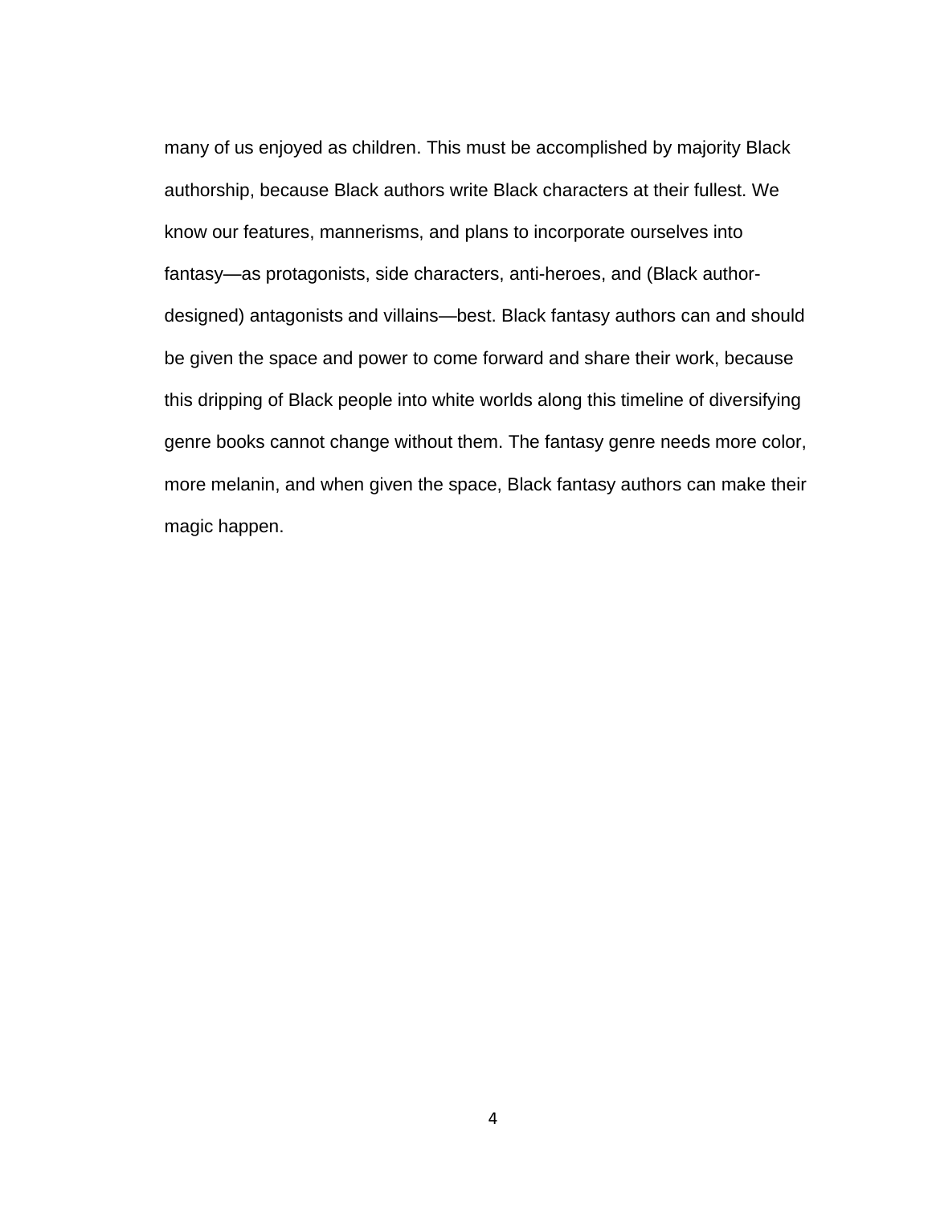many of us enjoyed as children. This must be accomplished by majority Black authorship, because Black authors write Black characters at their fullest. We know our features, mannerisms, and plans to incorporate ourselves into fantasy—as protagonists, side characters, anti-heroes, and (Black author-designed) antagonists and villains—best. Black fantasy authors can and should be given the space and power to come forward and share their work, because this dripping of Black people into white worlds along this timeline of diversifying genre books cannot change without them. The fantasy genre needs more color, more melanin, and when given the space, Black fantasy authors can make their magic happen.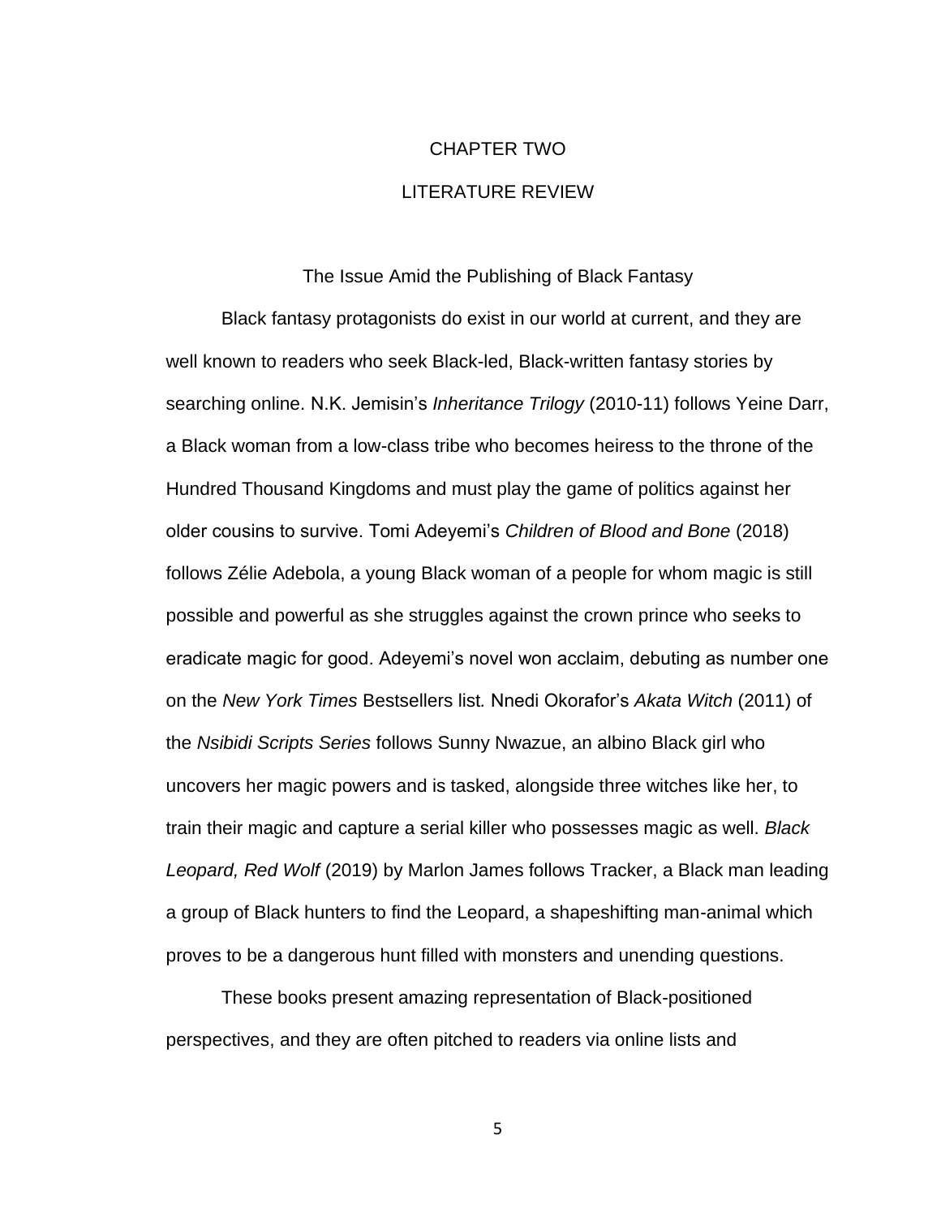# CHAPTER TWO

# LITERATURE REVIEW

## The Issue Amid the Publishing of Black Fantasy

Black fantasy protagonists do exist in our world at current, and they are well known to readers who seek Black-led, Black-written fantasy stories by searching online. N.K. Jemisin's *Inheritance Trilogy* (2010-11) follows Yeine Darr, a Black woman from a low-class tribe who becomes heiress to the throne of the Hundred Thousand Kingdoms and must play the game of politics against her older cousins to survive. Tomi Adeyemi's *Children of Blood and Bone* (2018) follows Zélie Adebola, a young Black woman of a people for whom magic is still possible and powerful as she struggles against the crown prince who seeks to eradicate magic for good. Adeyemi's novel won acclaim, debuting as number one on the *New York Times* Bestsellers list. Nnedi Okorafor's *Akata Witch* (2011) of the *Nsibidi Scripts Series* follows Sunny Nwazue, an albino Black girl who uncovers her magic powers and is tasked, alongside three witches like her, to train their magic and capture a serial killer who possesses magic as well. *Black Leopard, Red Wolf* (2019) by Marlon James follows Tracker, a Black man leading a group of Black hunters to find the Leopard, a shapeshifting man-animal which proves to be a dangerous hunt filled with monsters and unending questions.

These books present amazing representation of Black-positioned perspectives, and they are often pitched to readers via online lists and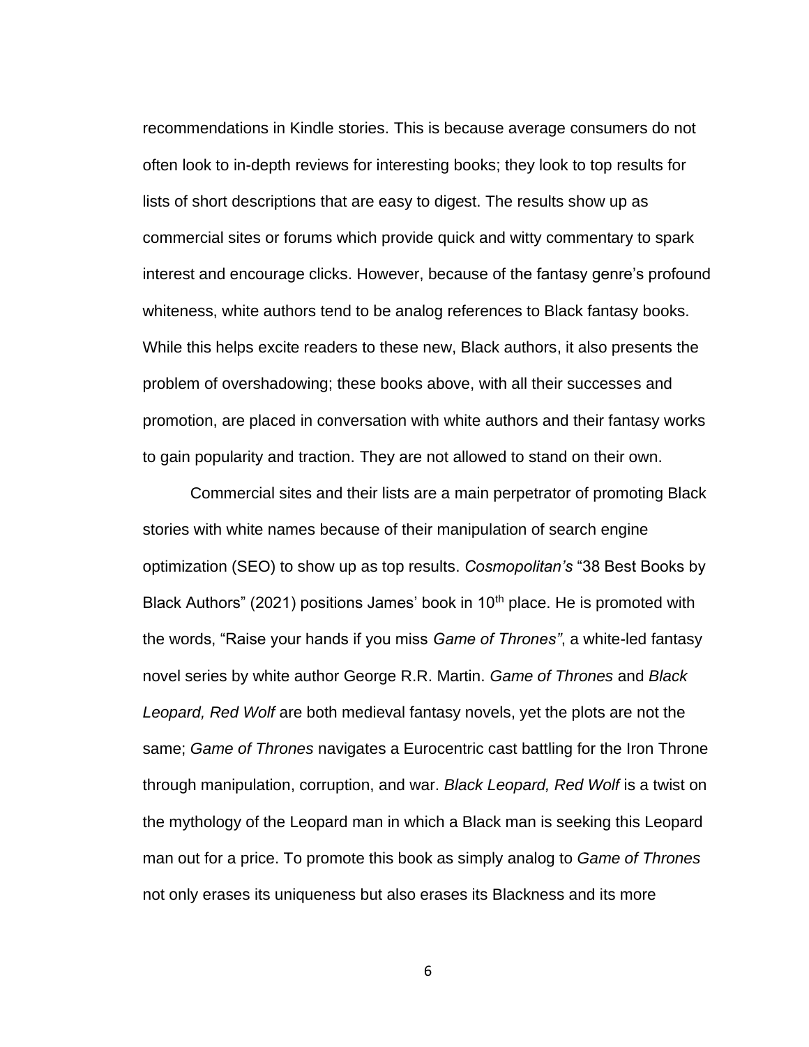recommendations in Kindle stories. This is because average consumers do not often look to in-depth reviews for interesting books; they look to top results for lists of short descriptions that are easy to digest. The results show up as commercial sites or forums which provide quick and witty commentary to spark interest and encourage clicks. However, because of the fantasy genre's profound whiteness, white authors tend to be analog references to Black fantasy books. While this helps excite readers to these new, Black authors, it also presents the problem of overshadowing; these books above, with all their successes and promotion, are placed in conversation with white authors and their fantasy works to gain popularity and traction. They are not allowed to stand on their own.

Commercial sites and their lists are a main perpetrator of promoting Black stories with white names because of their manipulation of search engine optimization (SEO) to show up as top results. *Cosmopolitan's* "38 Best Books by Black Authors" (2021) positions James' book in 10th place. He is promoted with the words, "Raise your hands if you miss *Game of Thrones"*, a white-led fantasy novel series by white author George R.R. Martin. *Game of Thrones* and *Black Leopard, Red Wolf* are both medieval fantasy novels, yet the plots are not the same; *Game of Thrones* navigates a Eurocentric cast battling for the Iron Throne through manipulation, corruption, and war. *Black Leopard, Red Wolf* is a twist on the mythology of the Leopard man in which a Black man is seeking this Leopard man out for a price. To promote this book as simply analog to *Game of Thrones* not only erases its uniqueness but also erases its Blackness and its more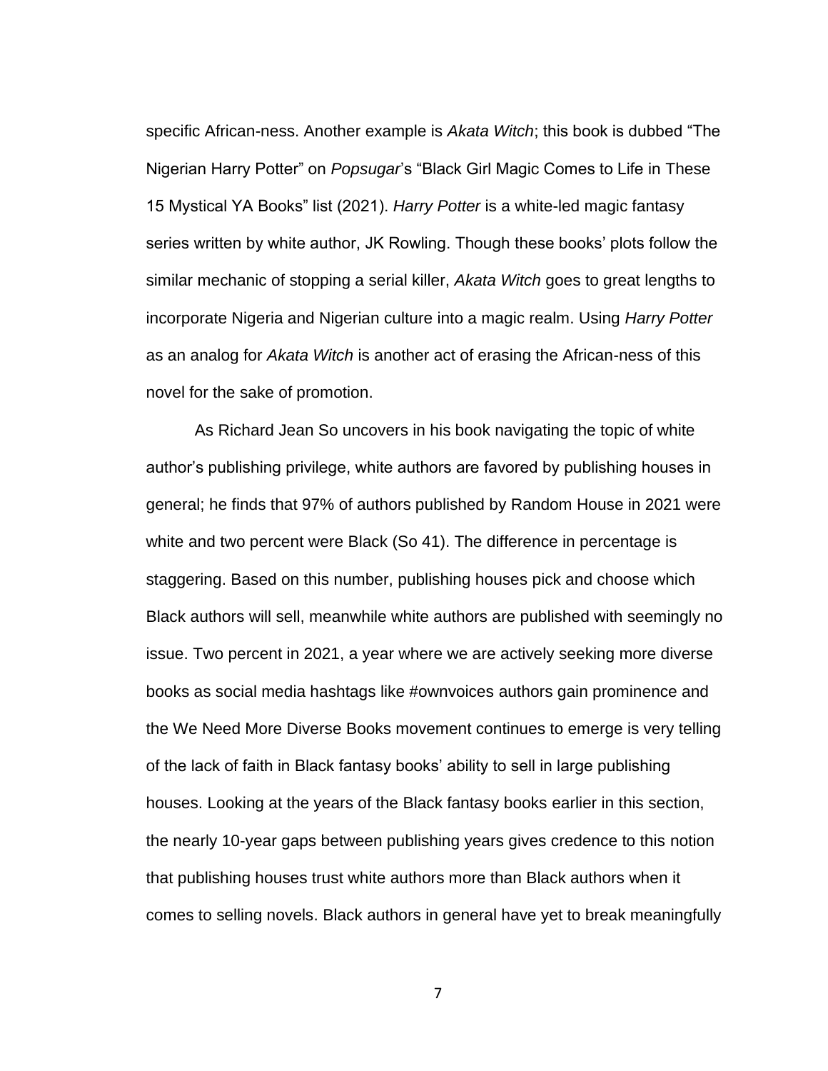specific African-ness. Another example is *Akata Witch*; this book is dubbed "The Nigerian Harry Potter" on *Popsugar*'s "Black Girl Magic Comes to Life in These 15 Mystical YA Books" list (2021). *Harry Potter* is a white-led magic fantasy series written by white author, JK Rowling. Though these books' plots follow the similar mechanic of stopping a serial killer, *Akata Witch* goes to great lengths to incorporate Nigeria and Nigerian culture into a magic realm. Using *Harry Potter* as an analog for *Akata Witch* is another act of erasing the African-ness of this novel for the sake of promotion.

As Richard Jean So uncovers in his book navigating the topic of white author's publishing privilege, white authors are favored by publishing houses in general; he finds that 97% of authors published by Random House in 2021 were white and two percent were Black (So 41). The difference in percentage is staggering. Based on this number, publishing houses pick and choose which Black authors will sell, meanwhile white authors are published with seemingly no issue. Two percent in 2021, a year where we are actively seeking more diverse books as social media hashtags like #ownvoices authors gain prominence and the We Need More Diverse Books movement continues to emerge is very telling of the lack of faith in Black fantasy books' ability to sell in large publishing houses. Looking at the years of the Black fantasy books earlier in this section, the nearly 10-year gaps between publishing years gives credence to this notion that publishing houses trust white authors more than Black authors when it comes to selling novels. Black authors in general have yet to break meaningfully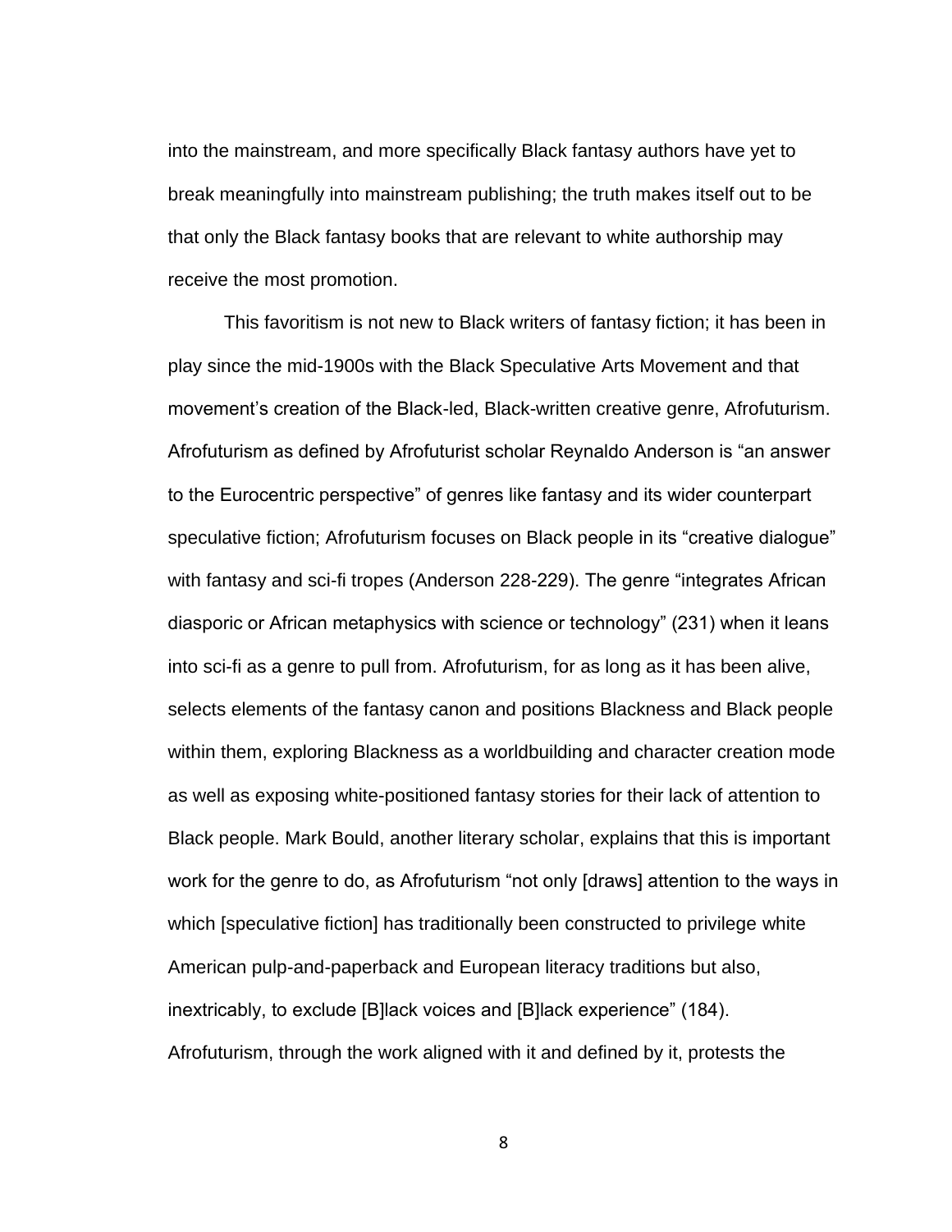into the mainstream, and more specifically Black fantasy authors have yet to break meaningfully into mainstream publishing; the truth makes itself out to be that only the Black fantasy books that are relevant to white authorship may receive the most promotion.

This favoritism is not new to Black writers of fantasy fiction; it has been in play since the mid-1900s with the Black Speculative Arts Movement and that movement's creation of the Black-led, Black-written creative genre, Afrofuturism. Afrofuturism as defined by Afrofuturist scholar Reynaldo Anderson is "an answer to the Eurocentric perspective" of genres like fantasy and its wider counterpart speculative fiction; Afrofuturism focuses on Black people in its "creative dialogue" with fantasy and sci-fi tropes (Anderson 228-229). The genre "integrates African diasporic or African metaphysics with science or technology" (231) when it leans into sci-fi as a genre to pull from. Afrofuturism, for as long as it has been alive, selects elements of the fantasy canon and positions Blackness and Black people within them, exploring Blackness as a worldbuilding and character creation mode as well as exposing white-positioned fantasy stories for their lack of attention to Black people. Mark Bould, another literary scholar, explains that this is important work for the genre to do, as Afrofuturism "not only [draws] attention to the ways in which [speculative fiction] has traditionally been constructed to privilege white American pulp-and-paperback and European literacy traditions but also, inextricably, to exclude [B]lack voices and [B]lack experience" (184). Afrofuturism, through the work aligned with it and defined by it, protests the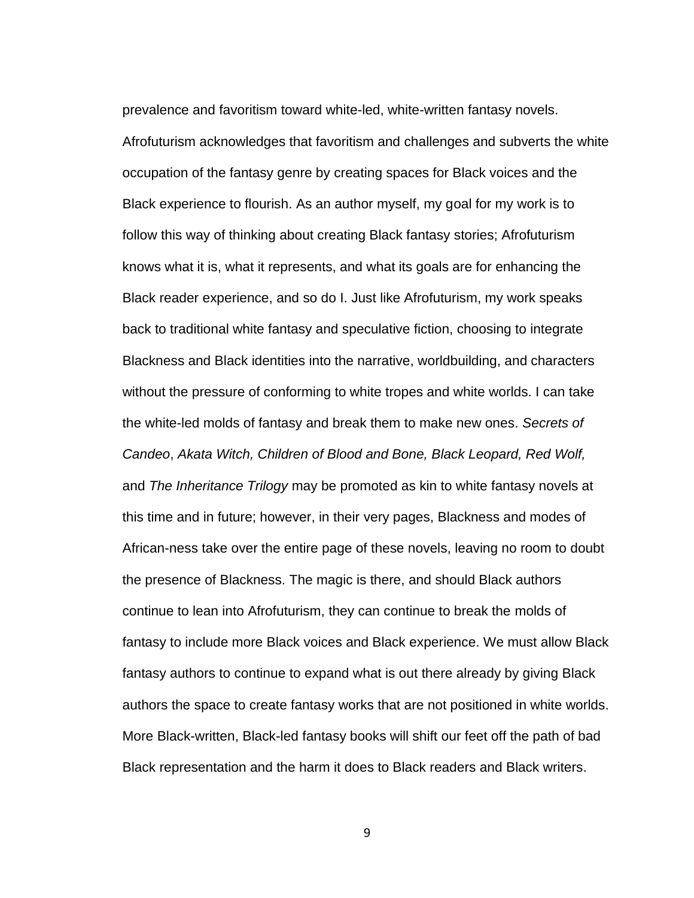prevalence and favoritism toward white-led, white-written fantasy novels. Afrofuturism acknowledges that favoritism and challenges and subverts the white occupation of the fantasy genre by creating spaces for Black voices and the Black experience to flourish. As an author myself, my goal for my work is to follow this way of thinking about creating Black fantasy stories; Afrofuturism knows what it is, what it represents, and what its goals are for enhancing the Black reader experience, and so do I. Just like Afrofuturism, my work speaks back to traditional white fantasy and speculative fiction, choosing to integrate Blackness and Black identities into the narrative, worldbuilding, and characters without the pressure of conforming to white tropes and white worlds. I can take the white-led molds of fantasy and break them to make new ones. *Secrets of Candeo*, *Akata Witch, Children of Blood and Bone, Black Leopard, Red Wolf,* and *The Inheritance Trilogy* may be promoted as kin to white fantasy novels at this time and in future; however, in their very pages, Blackness and modes of African-ness take over the entire page of these novels, leaving no room to doubt the presence of Blackness. The magic is there, and should Black authors continue to lean into Afrofuturism, they can continue to break the molds of fantasy to include more Black voices and Black experience. We must allow Black fantasy authors to continue to expand what is out there already by giving Black authors the space to create fantasy works that are not positioned in white worlds. More Black-written, Black-led fantasy books will shift our feet off the path of bad Black representation and the harm it does to Black readers and Black writers.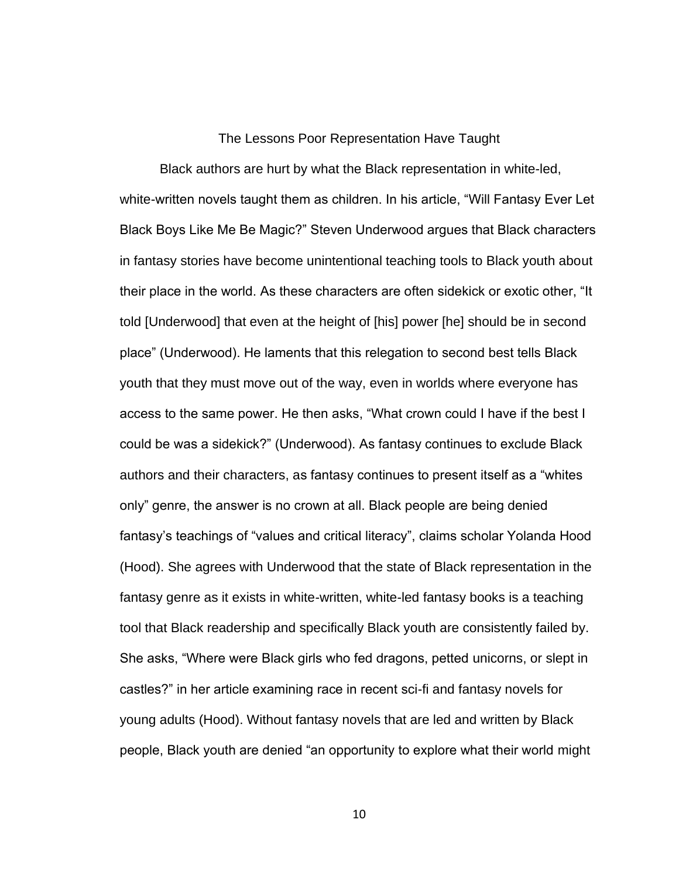## The Lessons Poor Representation Have Taught

Black authors are hurt by what the Black representation in white-led, white-written novels taught them as children. In his article, “Will Fantasy Ever Let Black Boys Like Me Be Magic?” Steven Underwood argues that Black characters in fantasy stories have become unintentional teaching tools to Black youth about their place in the world. As these characters are often sidekick or exotic other, “It told [Underwood] that even at the height of [his] power [he] should be in second place” (Underwood). He laments that this relegation to second best tells Black youth that they must move out of the way, even in worlds where everyone has access to the same power. He then asks, “What crown could I have if the best I could be was a sidekick?” (Underwood). As fantasy continues to exclude Black authors and their characters, as fantasy continues to present itself as a “whites only” genre, the answer is no crown at all. Black people are being denied fantasy’s teachings of “values and critical literacy”, claims scholar Yolanda Hood (Hood). She agrees with Underwood that the state of Black representation in the fantasy genre as it exists in white-written, white-led fantasy books is a teaching tool that Black readership and specifically Black youth are consistently failed by. She asks, “Where were Black girls who fed dragons, petted unicorns, or slept in castles?” in her article examining race in recent sci-fi and fantasy novels for young adults (Hood). Without fantasy novels that are led and written by Black people, Black youth are denied “an opportunity to explore what their world might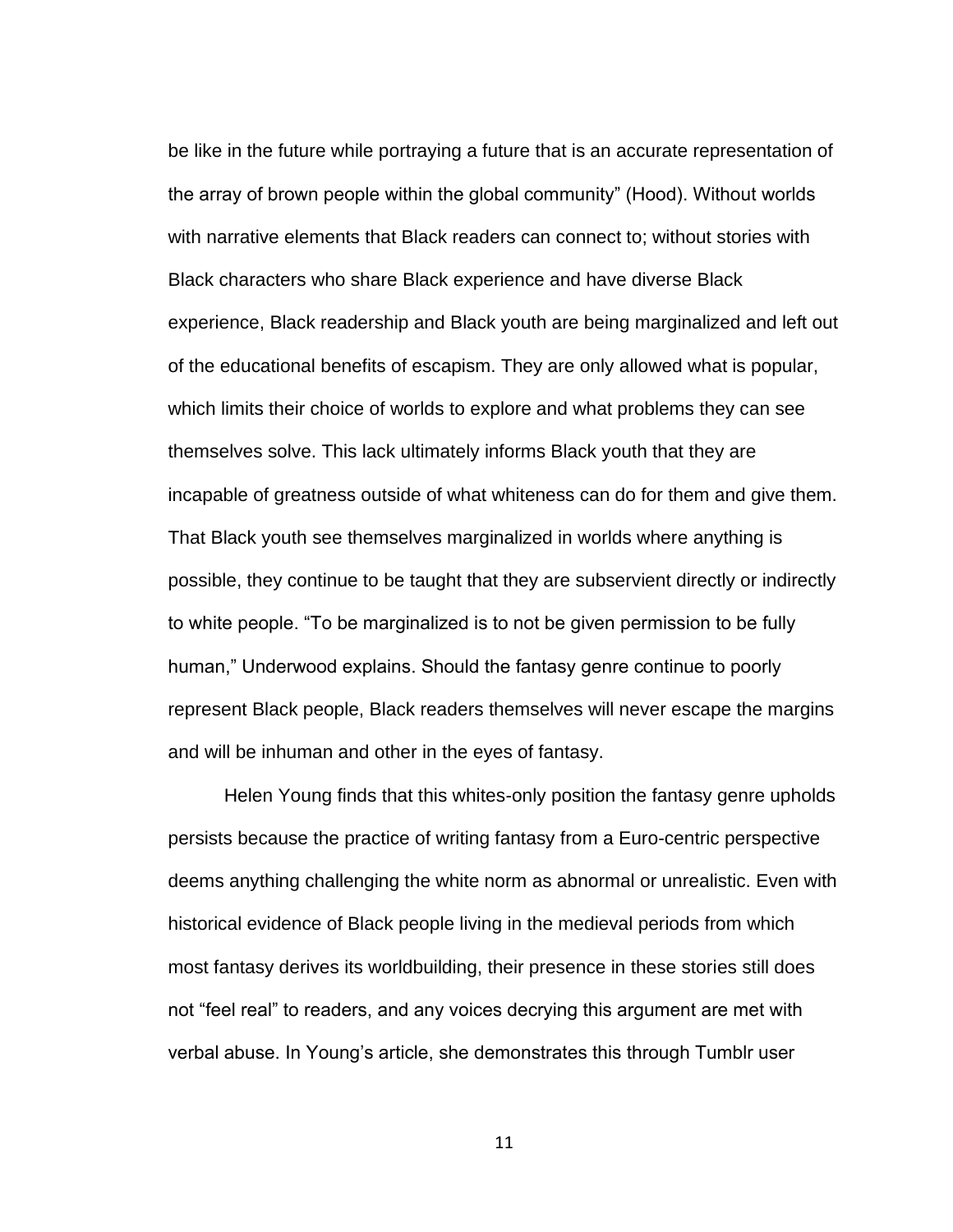be like in the future while portraying a future that is an accurate representation of the array of brown people within the global community" (Hood). Without worlds with narrative elements that Black readers can connect to; without stories with Black characters who share Black experience and have diverse Black experience, Black readership and Black youth are being marginalized and left out of the educational benefits of escapism. They are only allowed what is popular, which limits their choice of worlds to explore and what problems they can see themselves solve. This lack ultimately informs Black youth that they are incapable of greatness outside of what whiteness can do for them and give them. That Black youth see themselves marginalized in worlds where anything is possible, they continue to be taught that they are subservient directly or indirectly to white people. "To be marginalized is to not be given permission to be fully human," Underwood explains. Should the fantasy genre continue to poorly represent Black people, Black readers themselves will never escape the margins and will be inhuman and other in the eyes of fantasy.

Helen Young finds that this whites-only position the fantasy genre upholds persists because the practice of writing fantasy from a Euro-centric perspective deems anything challenging the white norm as abnormal or unrealistic. Even with historical evidence of Black people living in the medieval periods from which most fantasy derives its worldbuilding, their presence in these stories still does not "feel real" to readers, and any voices decrying this argument are met with verbal abuse. In Young's article, she demonstrates this through Tumblr user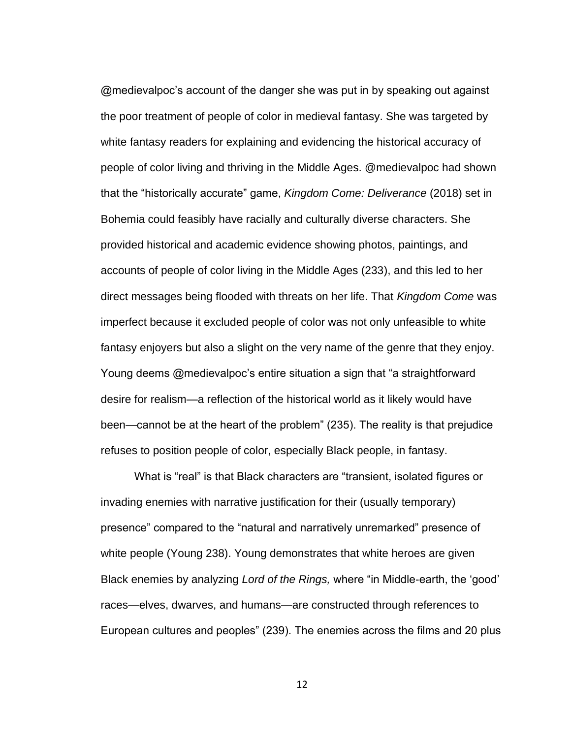@medievalpoc's account of the danger she was put in by speaking out against the poor treatment of people of color in medieval fantasy. She was targeted by white fantasy readers for explaining and evidencing the historical accuracy of people of color living and thriving in the Middle Ages. @medievalpoc had shown that the "historically accurate" game, *Kingdom Come: Deliverance* (2018) set in Bohemia could feasibly have racially and culturally diverse characters. She provided historical and academic evidence showing photos, paintings, and accounts of people of color living in the Middle Ages (233), and this led to her direct messages being flooded with threats on her life. That *Kingdom Come* was imperfect because it excluded people of color was not only unfeasible to white fantasy enjoyers but also a slight on the very name of the genre that they enjoy. Young deems @medievalpoc's entire situation a sign that "a straightforward desire for realism—a reflection of the historical world as it likely would have been—cannot be at the heart of the problem" (235). The reality is that prejudice refuses to position people of color, especially Black people, in fantasy.

What is "real" is that Black characters are "transient, isolated figures or invading enemies with narrative justification for their (usually temporary) presence" compared to the "natural and narratively unremarked" presence of white people (Young 238). Young demonstrates that white heroes are given Black enemies by analyzing *Lord of the Rings,* where "in Middle-earth, the 'good' races—elves, dwarves, and humans—are constructed through references to European cultures and peoples" (239). The enemies across the films and 20 plus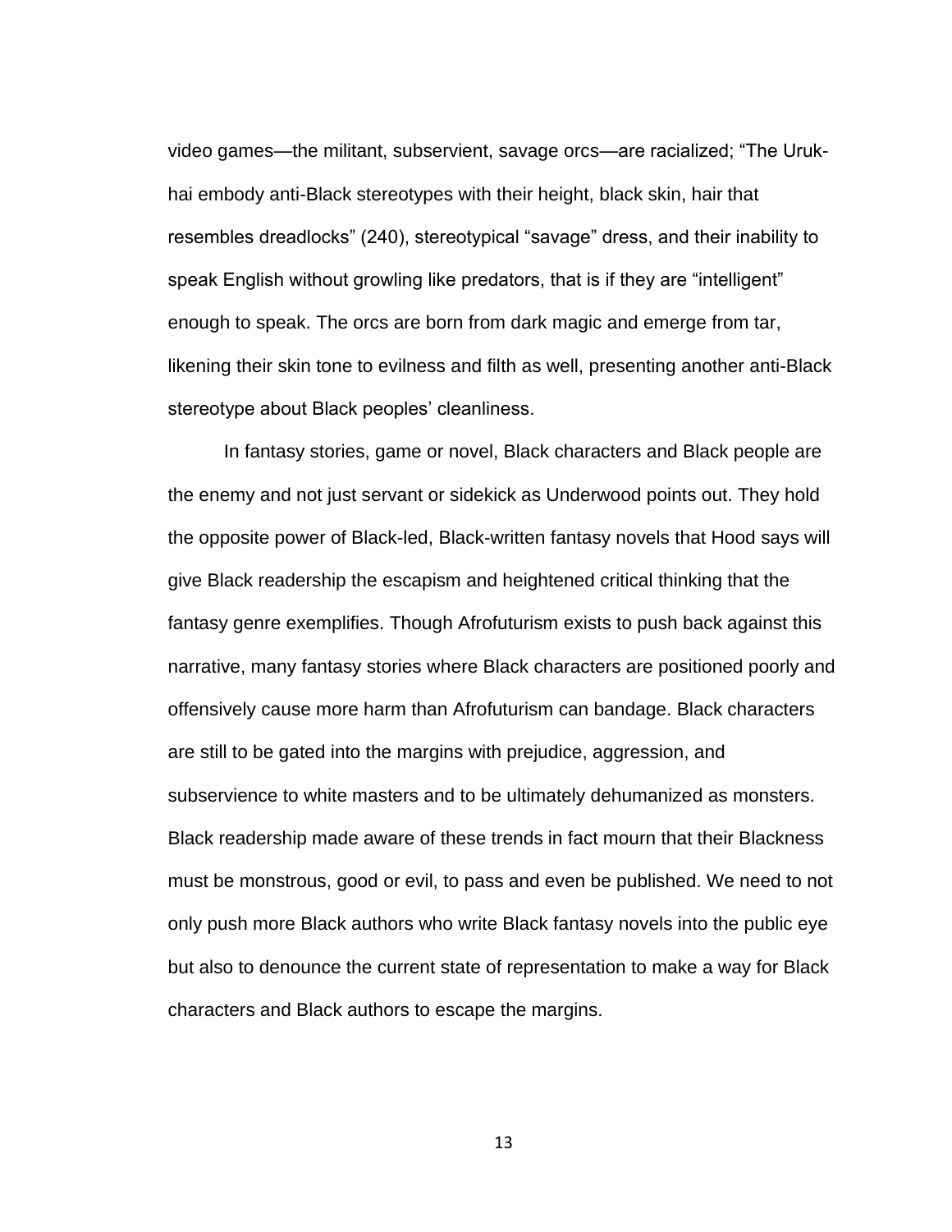video games—the militant, subservient, savage orcs—are racialized; "The Uruk-hai embody anti-Black stereotypes with their height, black skin, hair that resembles dreadlocks" (240), stereotypical "savage" dress, and their inability to speak English without growling like predators, that is if they are "intelligent" enough to speak. The orcs are born from dark magic and emerge from tar, likening their skin tone to evilness and filth as well, presenting another anti-Black stereotype about Black peoples' cleanliness.

In fantasy stories, game or novel, Black characters and Black people are the enemy and not just servant or sidekick as Underwood points out. They hold the opposite power of Black-led, Black-written fantasy novels that Hood says will give Black readership the escapism and heightened critical thinking that the fantasy genre exemplifies. Though Afrofuturism exists to push back against this narrative, many fantasy stories where Black characters are positioned poorly and offensively cause more harm than Afrofuturism can bandage. Black characters are still to be gated into the margins with prejudice, aggression, and subservience to white masters and to be ultimately dehumanized as monsters. Black readership made aware of these trends in fact mourn that their Blackness must be monstrous, good or evil, to pass and even be published. We need to not only push more Black authors who write Black fantasy novels into the public eye but also to denounce the current state of representation to make a way for Black characters and Black authors to escape the margins.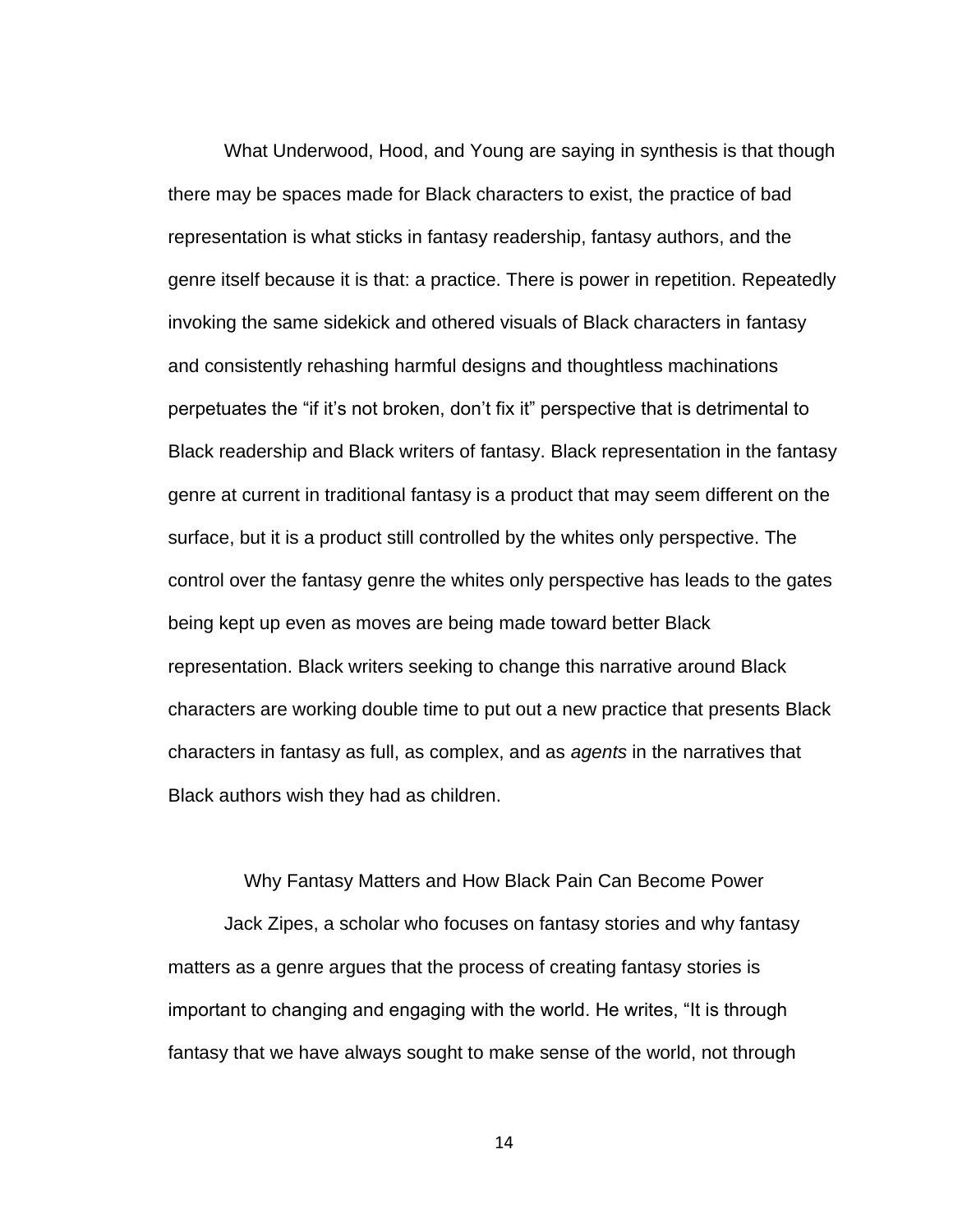What Underwood, Hood, and Young are saying in synthesis is that though there may be spaces made for Black characters to exist, the practice of bad representation is what sticks in fantasy readership, fantasy authors, and the genre itself because it is that: a practice. There is power in repetition. Repeatedly invoking the same sidekick and othered visuals of Black characters in fantasy and consistently rehashing harmful designs and thoughtless machinations perpetuates the "if it's not broken, don't fix it" perspective that is detrimental to Black readership and Black writers of fantasy. Black representation in the fantasy genre at current in traditional fantasy is a product that may seem different on the surface, but it is a product still controlled by the whites only perspective. The control over the fantasy genre the whites only perspective has leads to the gates being kept up even as moves are being made toward better Black representation. Black writers seeking to change this narrative around Black characters are working double time to put out a new practice that presents Black characters in fantasy as full, as complex, and as *agents* in the narratives that Black authors wish they had as children.

## Why Fantasy Matters and How Black Pain Can Become Power

Jack Zipes, a scholar who focuses on fantasy stories and why fantasy matters as a genre argues that the process of creating fantasy stories is important to changing and engaging with the world. He writes, "It is through fantasy that we have always sought to make sense of the world, not through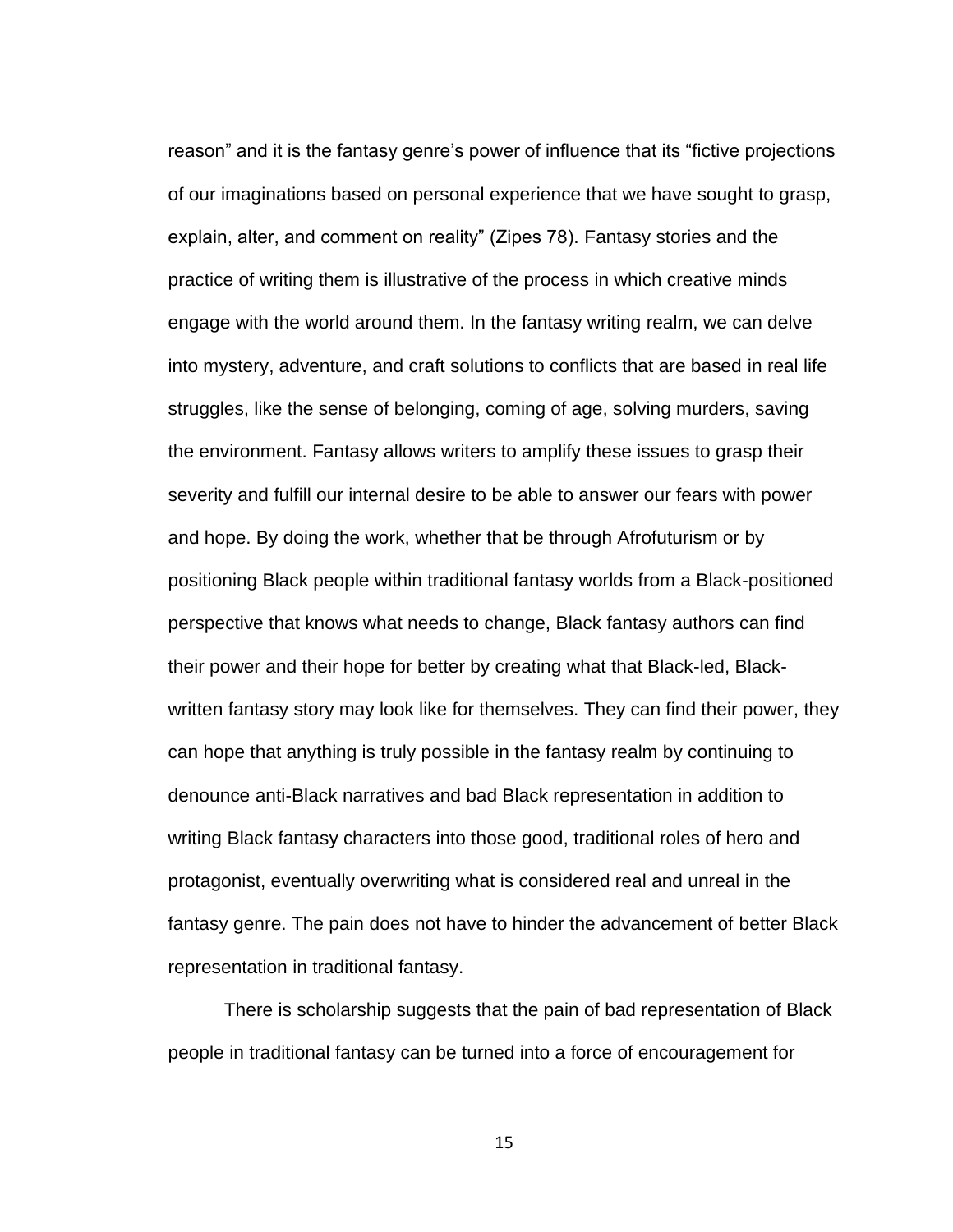reason" and it is the fantasy genre's power of influence that its "fictive projections of our imaginations based on personal experience that we have sought to grasp, explain, alter, and comment on reality" (Zipes 78). Fantasy stories and the practice of writing them is illustrative of the process in which creative minds engage with the world around them. In the fantasy writing realm, we can delve into mystery, adventure, and craft solutions to conflicts that are based in real life struggles, like the sense of belonging, coming of age, solving murders, saving the environment. Fantasy allows writers to amplify these issues to grasp their severity and fulfill our internal desire to be able to answer our fears with power and hope. By doing the work, whether that be through Afrofuturism or by positioning Black people within traditional fantasy worlds from a Black-positioned perspective that knows what needs to change, Black fantasy authors can find their power and their hope for better by creating what that Black-led, Black-written fantasy story may look like for themselves. They can find their power, they can hope that anything is truly possible in the fantasy realm by continuing to denounce anti-Black narratives and bad Black representation in addition to writing Black fantasy characters into those good, traditional roles of hero and protagonist, eventually overwriting what is considered real and unreal in the fantasy genre. The pain does not have to hinder the advancement of better Black representation in traditional fantasy.

There is scholarship suggests that the pain of bad representation of Black people in traditional fantasy can be turned into a force of encouragement for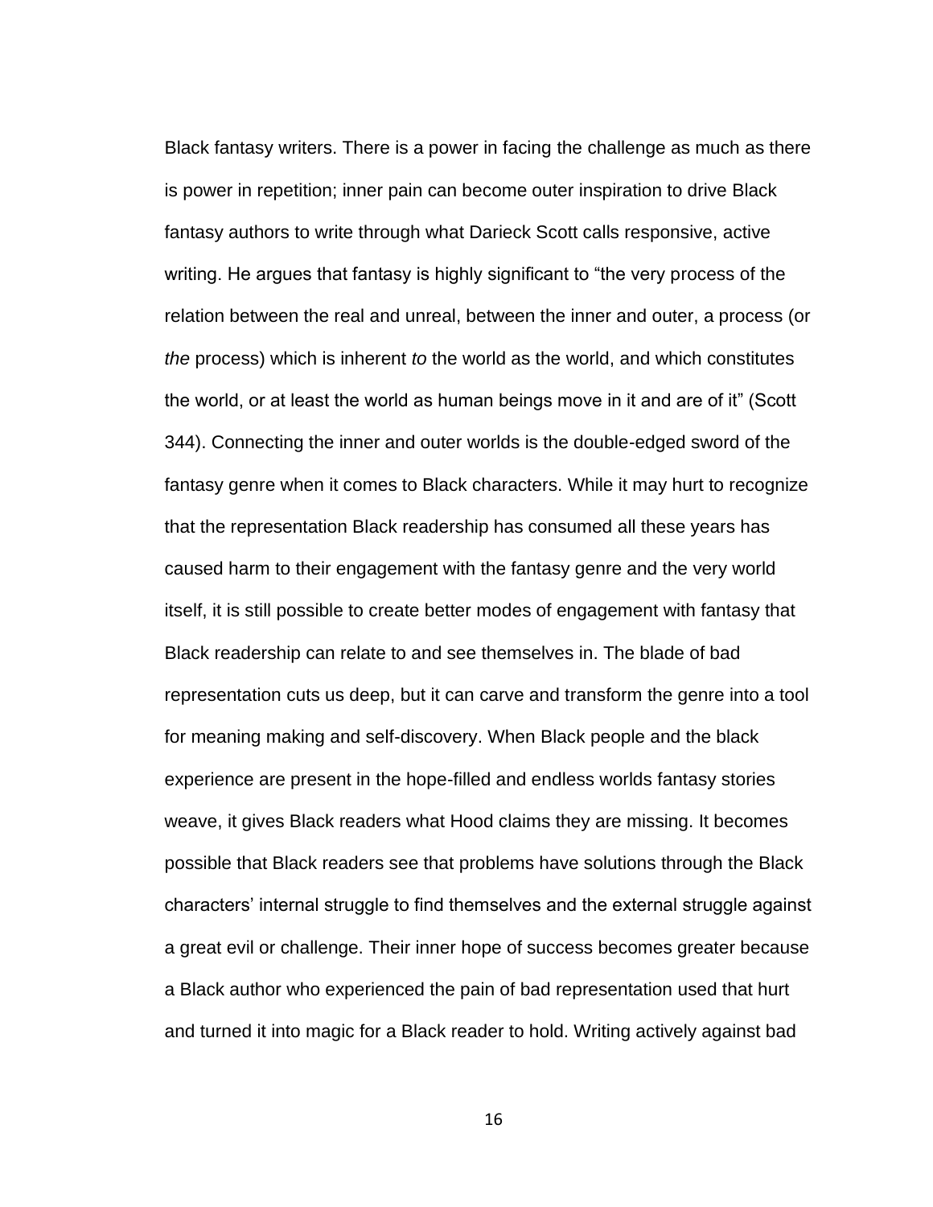Black fantasy writers. There is a power in facing the challenge as much as there is power in repetition; inner pain can become outer inspiration to drive Black fantasy authors to write through what Darieck Scott calls responsive, active writing. He argues that fantasy is highly significant to "the very process of the relation between the real and unreal, between the inner and outer, a process (or *the* process) which is inherent *to* the world as the world, and which constitutes the world, or at least the world as human beings move in it and are of it" (Scott 344). Connecting the inner and outer worlds is the double-edged sword of the fantasy genre when it comes to Black characters. While it may hurt to recognize that the representation Black readership has consumed all these years has caused harm to their engagement with the fantasy genre and the very world itself, it is still possible to create better modes of engagement with fantasy that Black readership can relate to and see themselves in. The blade of bad representation cuts us deep, but it can carve and transform the genre into a tool for meaning making and self-discovery. When Black people and the black experience are present in the hope-filled and endless worlds fantasy stories weave, it gives Black readers what Hood claims they are missing. It becomes possible that Black readers see that problems have solutions through the Black characters' internal struggle to find themselves and the external struggle against a great evil or challenge. Their inner hope of success becomes greater because a Black author who experienced the pain of bad representation used that hurt and turned it into magic for a Black reader to hold. Writing actively against bad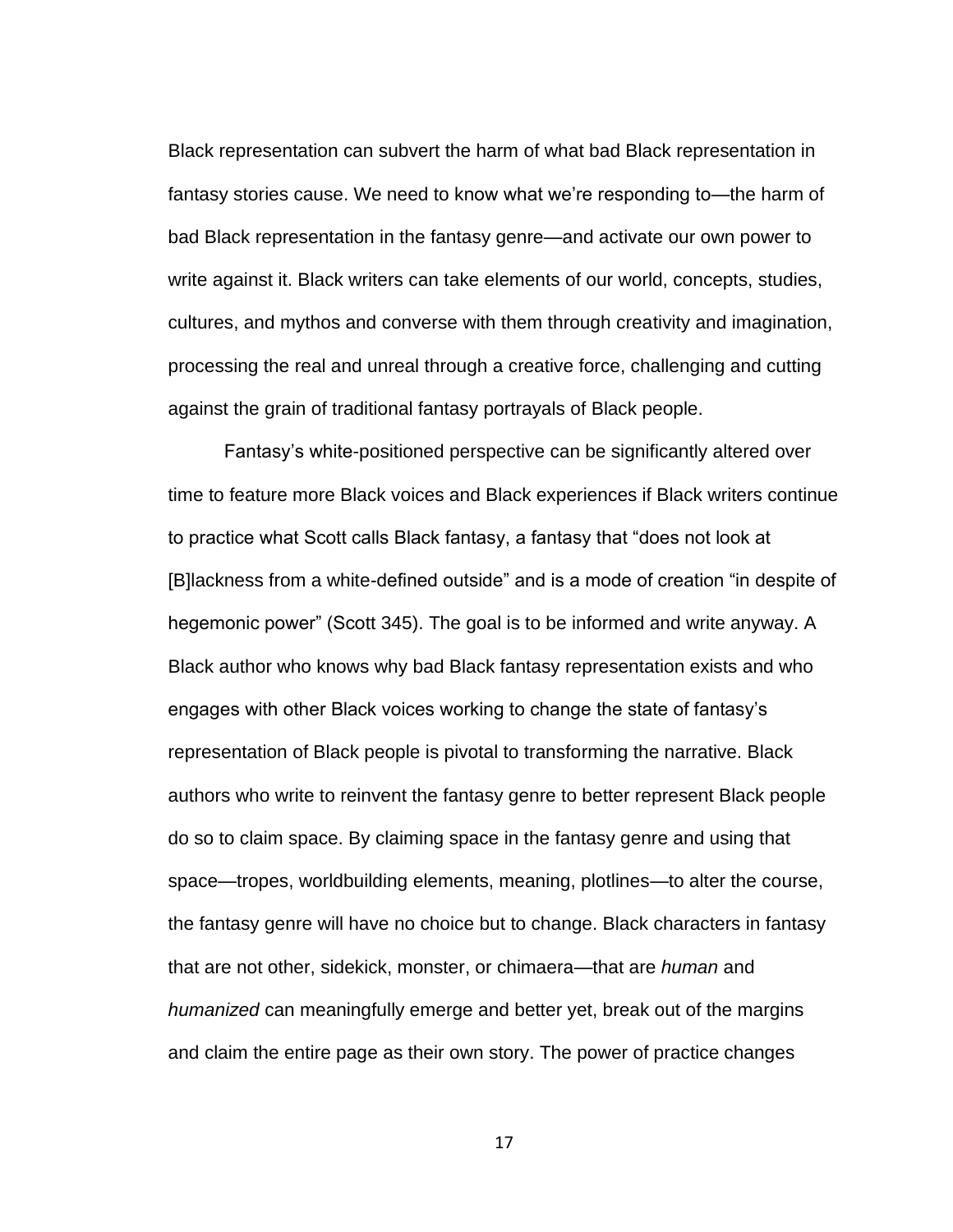Black representation can subvert the harm of what bad Black representation in fantasy stories cause. We need to know what we're responding to—the harm of bad Black representation in the fantasy genre—and activate our own power to write against it. Black writers can take elements of our world, concepts, studies, cultures, and mythos and converse with them through creativity and imagination, processing the real and unreal through a creative force, challenging and cutting against the grain of traditional fantasy portrayals of Black people.

Fantasy's white-positioned perspective can be significantly altered over time to feature more Black voices and Black experiences if Black writers continue to practice what Scott calls Black fantasy, a fantasy that "does not look at [B]lackness from a white-defined outside" and is a mode of creation "in despite of hegemonic power" (Scott 345). The goal is to be informed and write anyway. A Black author who knows why bad Black fantasy representation exists and who engages with other Black voices working to change the state of fantasy's representation of Black people is pivotal to transforming the narrative. Black authors who write to reinvent the fantasy genre to better represent Black people do so to claim space. By claiming space in the fantasy genre and using that space—tropes, worldbuilding elements, meaning, plotlines—to alter the course, the fantasy genre will have no choice but to change. Black characters in fantasy that are not other, sidekick, monster, or chimaera—that are *human* and *humanized* can meaningfully emerge and better yet, break out of the margins and claim the entire page as their own story. The power of practice changes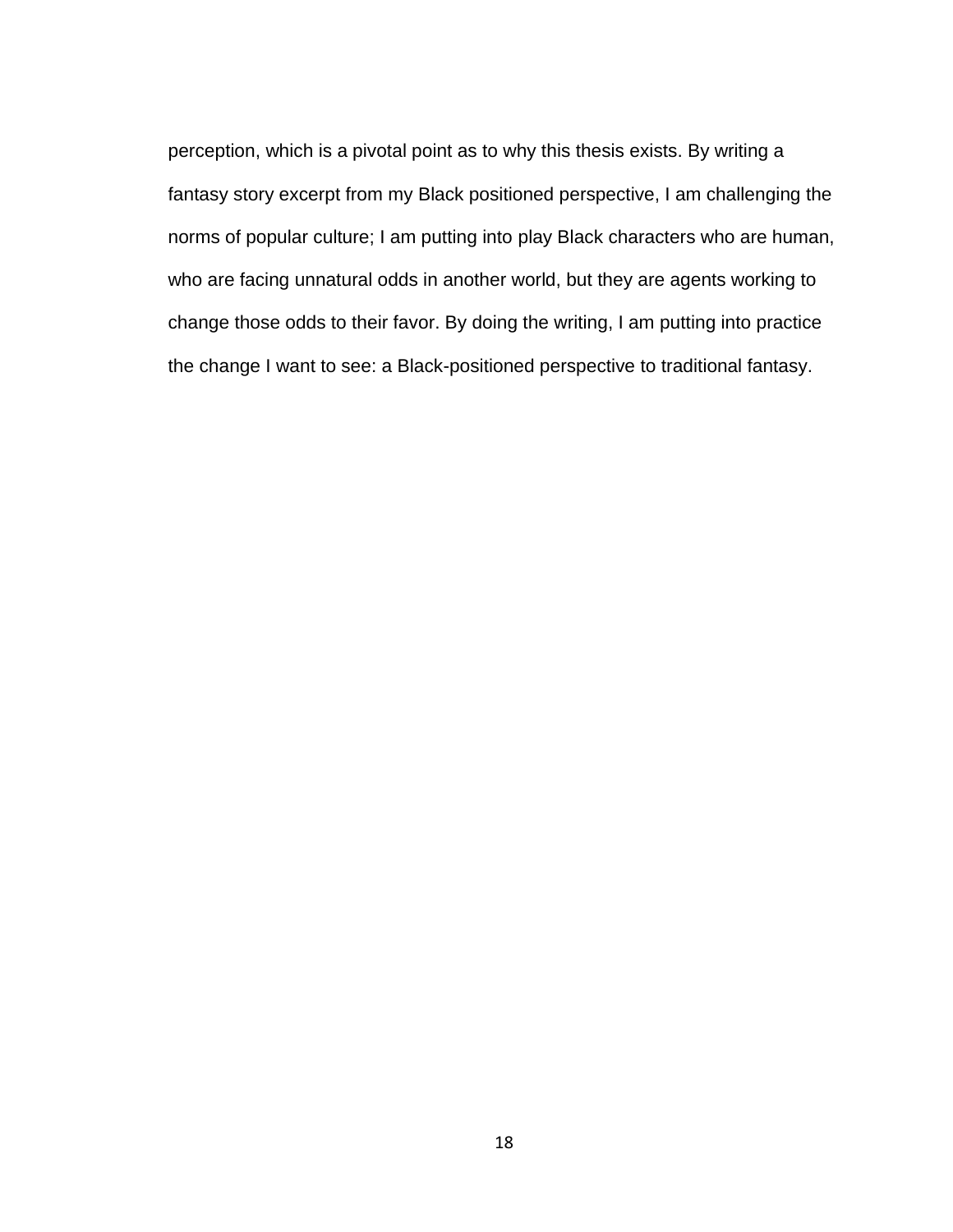perception, which is a pivotal point as to why this thesis exists. By writing a fantasy story excerpt from my Black positioned perspective, I am challenging the norms of popular culture; I am putting into play Black characters who are human, who are facing unnatural odds in another world, but they are agents working to change those odds to their favor. By doing the writing, I am putting into practice the change I want to see: a Black-positioned perspective to traditional fantasy.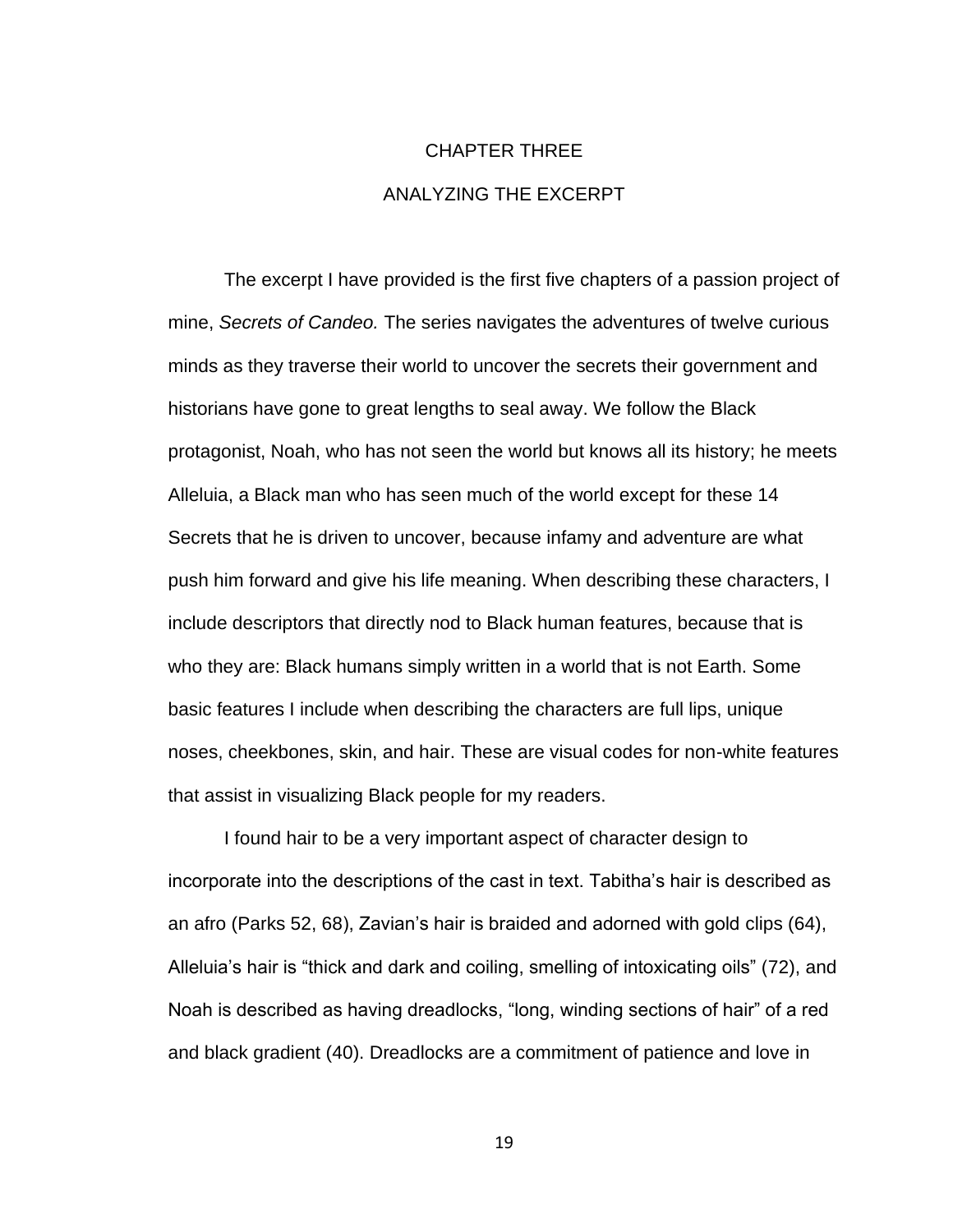# CHAPTER THREE

## ANALYZING THE EXCERPT

The excerpt I have provided is the first five chapters of a passion project of mine, *Secrets of Candeo.* The series navigates the adventures of twelve curious minds as they traverse their world to uncover the secrets their government and historians have gone to great lengths to seal away. We follow the Black protagonist, Noah, who has not seen the world but knows all its history; he meets Alleluia, a Black man who has seen much of the world except for these 14 Secrets that he is driven to uncover, because infamy and adventure are what push him forward and give his life meaning. When describing these characters, I include descriptors that directly nod to Black human features, because that is who they are: Black humans simply written in a world that is not Earth. Some basic features I include when describing the characters are full lips, unique noses, cheekbones, skin, and hair. These are visual codes for non-white features that assist in visualizing Black people for my readers.

I found hair to be a very important aspect of character design to incorporate into the descriptions of the cast in text. Tabitha's hair is described as an afro (Parks 52, 68), Zavian's hair is braided and adorned with gold clips (64), Alleluia's hair is "thick and dark and coiling, smelling of intoxicating oils" (72), and Noah is described as having dreadlocks, "long, winding sections of hair" of a red and black gradient (40). Dreadlocks are a commitment of patience and love in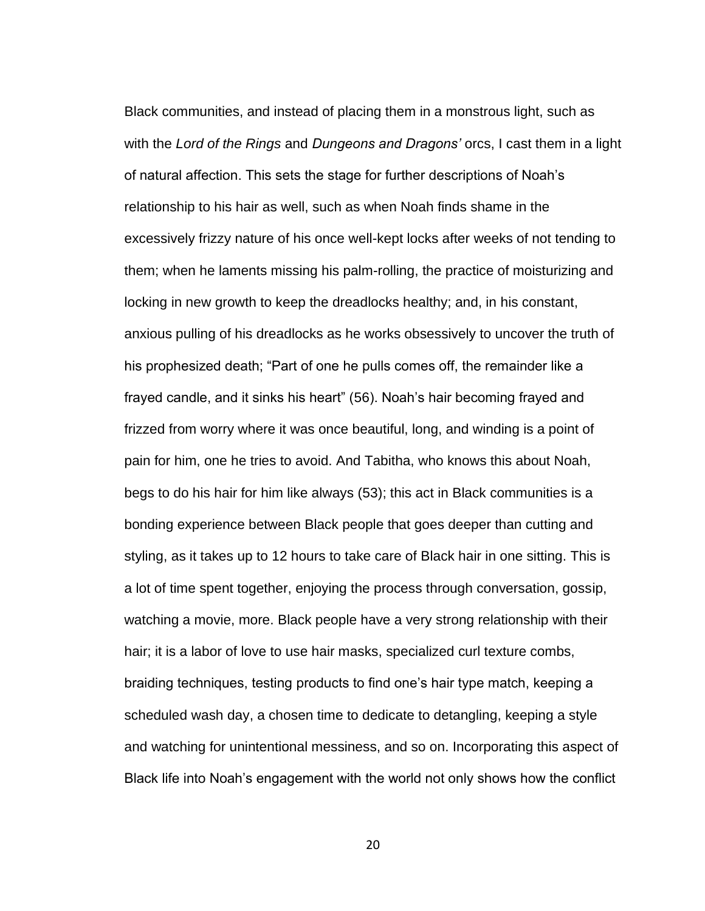Black communities, and instead of placing them in a monstrous light, such as with the *Lord of the Rings* and *Dungeons and Dragons'* orcs, I cast them in a light of natural affection. This sets the stage for further descriptions of Noah's relationship to his hair as well, such as when Noah finds shame in the excessively frizzy nature of his once well-kept locks after weeks of not tending to them; when he laments missing his palm-rolling, the practice of moisturizing and locking in new growth to keep the dreadlocks healthy; and, in his constant, anxious pulling of his dreadlocks as he works obsessively to uncover the truth of his prophesized death; "Part of one he pulls comes off, the remainder like a frayed candle, and it sinks his heart" (56). Noah's hair becoming frayed and frizzed from worry where it was once beautiful, long, and winding is a point of pain for him, one he tries to avoid. And Tabitha, who knows this about Noah, begs to do his hair for him like always (53); this act in Black communities is a bonding experience between Black people that goes deeper than cutting and styling, as it takes up to 12 hours to take care of Black hair in one sitting. This is a lot of time spent together, enjoying the process through conversation, gossip, watching a movie, more. Black people have a very strong relationship with their hair; it is a labor of love to use hair masks, specialized curl texture combs, braiding techniques, testing products to find one's hair type match, keeping a scheduled wash day, a chosen time to dedicate to detangling, keeping a style and watching for unintentional messiness, and so on. Incorporating this aspect of Black life into Noah's engagement with the world not only shows how the conflict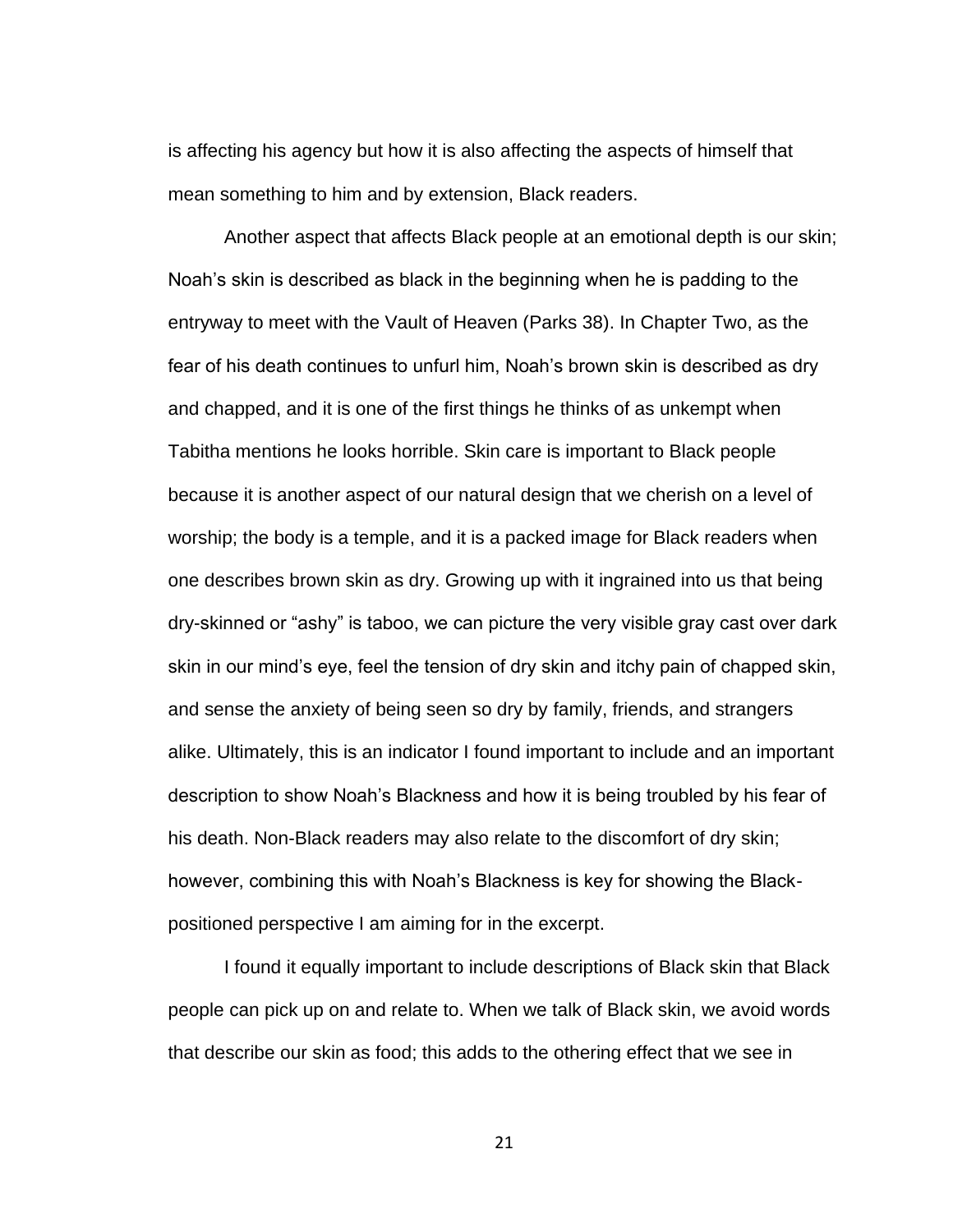is affecting his agency but how it is also affecting the aspects of himself that mean something to him and by extension, Black readers.

Another aspect that affects Black people at an emotional depth is our skin; Noah's skin is described as black in the beginning when he is padding to the entryway to meet with the Vault of Heaven (Parks 38). In Chapter Two, as the fear of his death continues to unfurl him, Noah's brown skin is described as dry and chapped, and it is one of the first things he thinks of as unkempt when Tabitha mentions he looks horrible. Skin care is important to Black people because it is another aspect of our natural design that we cherish on a level of worship; the body is a temple, and it is a packed image for Black readers when one describes brown skin as dry. Growing up with it ingrained into us that being dry-skinned or "ashy" is taboo, we can picture the very visible gray cast over dark skin in our mind's eye, feel the tension of dry skin and itchy pain of chapped skin, and sense the anxiety of being seen so dry by family, friends, and strangers alike. Ultimately, this is an indicator I found important to include and an important description to show Noah's Blackness and how it is being troubled by his fear of his death. Non-Black readers may also relate to the discomfort of dry skin; however, combining this with Noah's Blackness is key for showing the Black-positioned perspective I am aiming for in the excerpt.

I found it equally important to include descriptions of Black skin that Black people can pick up on and relate to. When we talk of Black skin, we avoid words that describe our skin as food; this adds to the othering effect that we see in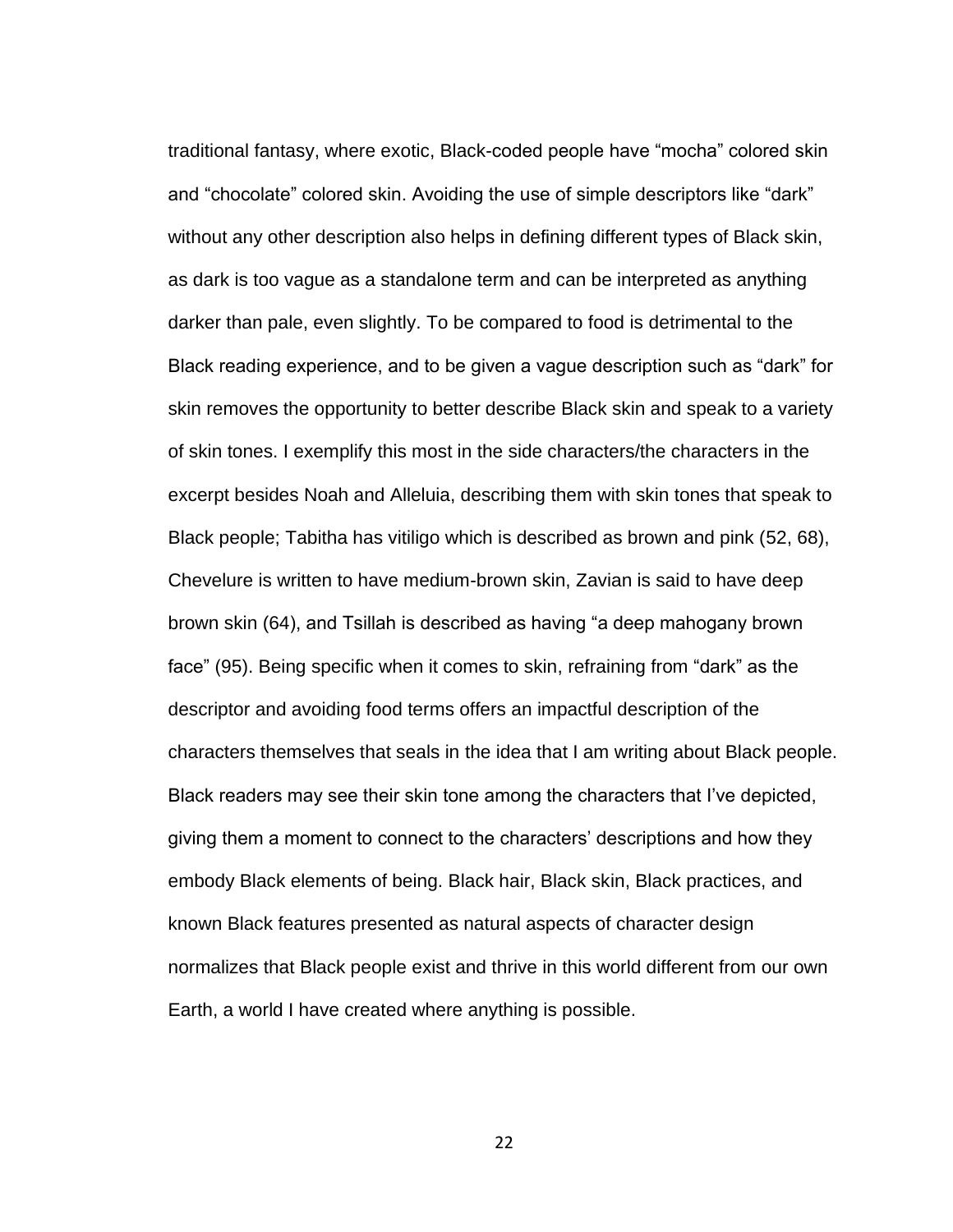traditional fantasy, where exotic, Black-coded people have "mocha" colored skin and "chocolate" colored skin. Avoiding the use of simple descriptors like "dark" without any other description also helps in defining different types of Black skin, as dark is too vague as a standalone term and can be interpreted as anything darker than pale, even slightly. To be compared to food is detrimental to the Black reading experience, and to be given a vague description such as "dark" for skin removes the opportunity to better describe Black skin and speak to a variety of skin tones. I exemplify this most in the side characters/the characters in the excerpt besides Noah and Alleluia, describing them with skin tones that speak to Black people; Tabitha has vitiligo which is described as brown and pink (52, 68), Chevelure is written to have medium-brown skin, Zavian is said to have deep brown skin (64), and Tsillah is described as having "a deep mahogany brown face" (95). Being specific when it comes to skin, refraining from "dark" as the descriptor and avoiding food terms offers an impactful description of the characters themselves that seals in the idea that I am writing about Black people. Black readers may see their skin tone among the characters that I've depicted, giving them a moment to connect to the characters' descriptions and how they embody Black elements of being. Black hair, Black skin, Black practices, and known Black features presented as natural aspects of character design normalizes that Black people exist and thrive in this world different from our own Earth, a world I have created where anything is possible.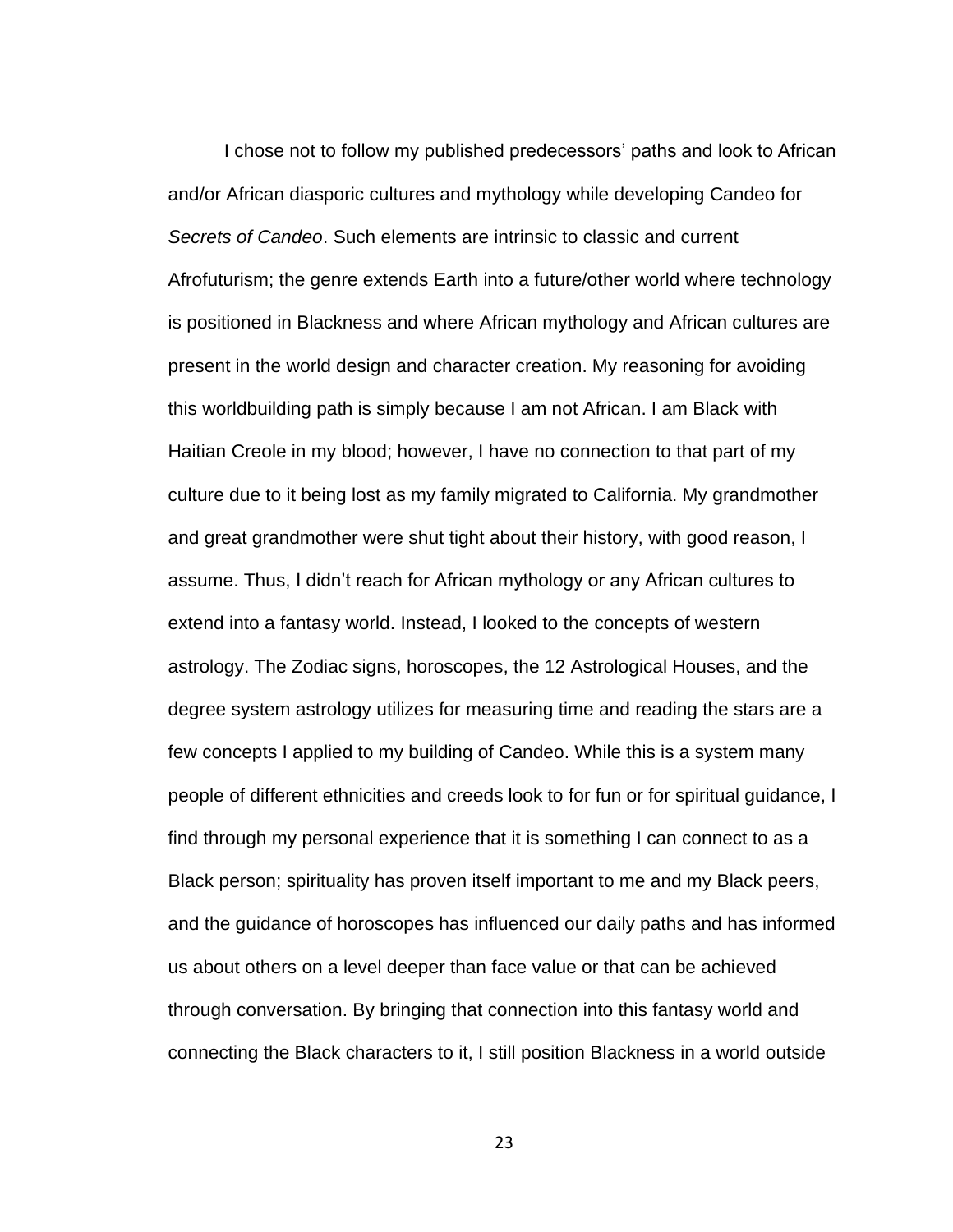I chose not to follow my published predecessors' paths and look to African and/or African diasporic cultures and mythology while developing Candeo for *Secrets of Candeo*. Such elements are intrinsic to classic and current Afrofuturism; the genre extends Earth into a future/other world where technology is positioned in Blackness and where African mythology and African cultures are present in the world design and character creation. My reasoning for avoiding this worldbuilding path is simply because I am not African. I am Black with Haitian Creole in my blood; however, I have no connection to that part of my culture due to it being lost as my family migrated to California. My grandmother and great grandmother were shut tight about their history, with good reason, I assume. Thus, I didn't reach for African mythology or any African cultures to extend into a fantasy world. Instead, I looked to the concepts of western astrology. The Zodiac signs, horoscopes, the 12 Astrological Houses, and the degree system astrology utilizes for measuring time and reading the stars are a few concepts I applied to my building of Candeo. While this is a system many people of different ethnicities and creeds look to for fun or for spiritual guidance, I find through my personal experience that it is something I can connect to as a Black person; spirituality has proven itself important to me and my Black peers, and the guidance of horoscopes has influenced our daily paths and has informed us about others on a level deeper than face value or that can be achieved through conversation. By bringing that connection into this fantasy world and connecting the Black characters to it, I still position Blackness in a world outside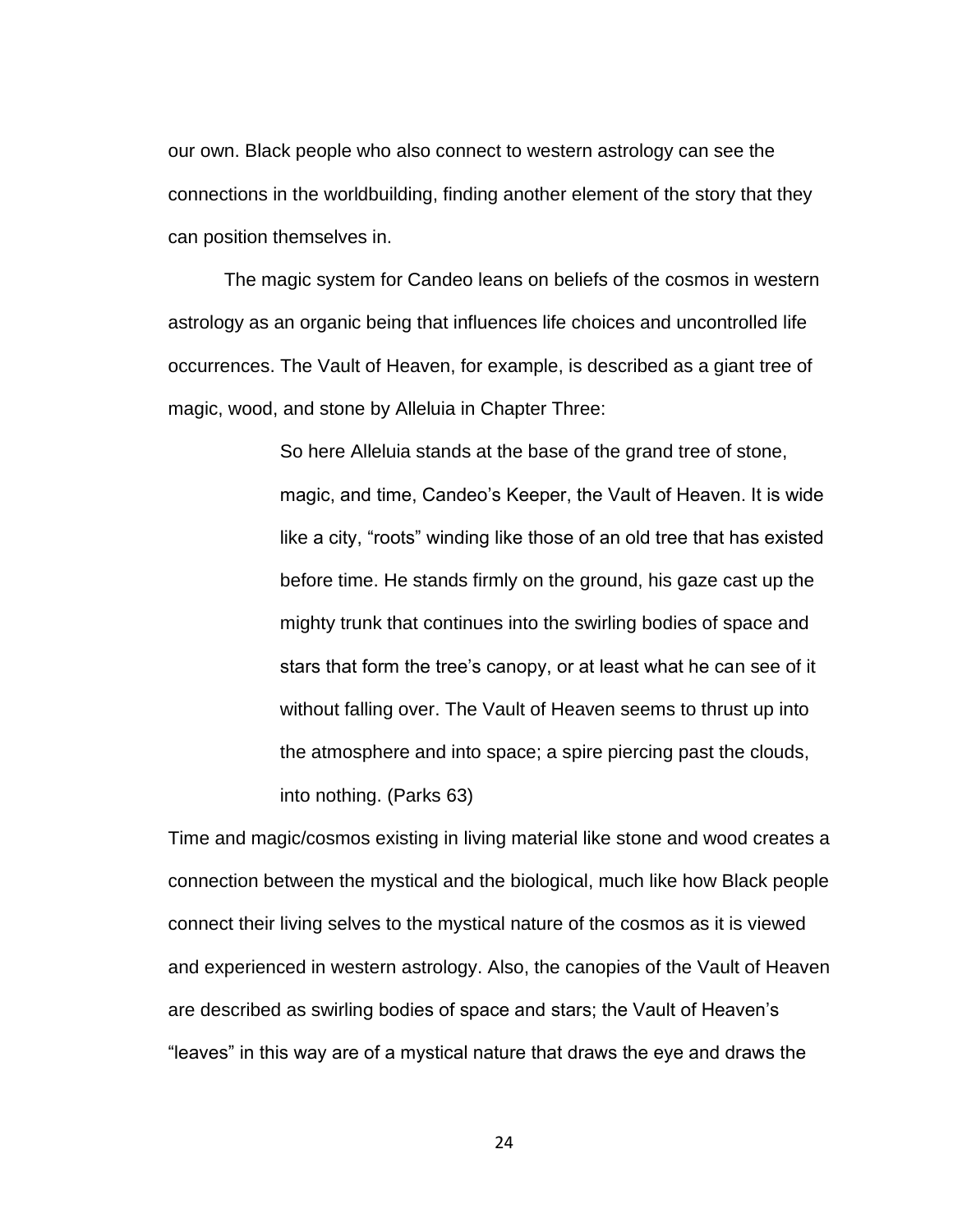our own. Black people who also connect to western astrology can see the connections in the worldbuilding, finding another element of the story that they can position themselves in.

The magic system for Candeo leans on beliefs of the cosmos in western astrology as an organic being that influences life choices and uncontrolled life occurrences. The Vault of Heaven, for example, is described as a giant tree of magic, wood, and stone by Alleluia in Chapter Three:

> So here Alleluia stands at the base of the grand tree of stone, magic, and time, Candeo's Keeper, the Vault of Heaven. It is wide like a city, "roots" winding like those of an old tree that has existed before time. He stands firmly on the ground, his gaze cast up the mighty trunk that continues into the swirling bodies of space and stars that form the tree's canopy, or at least what he can see of it without falling over. The Vault of Heaven seems to thrust up into the atmosphere and into space; a spire piercing past the clouds, into nothing. (Parks 63)

Time and magic/cosmos existing in living material like stone and wood creates a connection between the mystical and the biological, much like how Black people connect their living selves to the mystical nature of the cosmos as it is viewed and experienced in western astrology. Also, the canopies of the Vault of Heaven are described as swirling bodies of space and stars; the Vault of Heaven's "leaves" in this way are of a mystical nature that draws the eye and draws the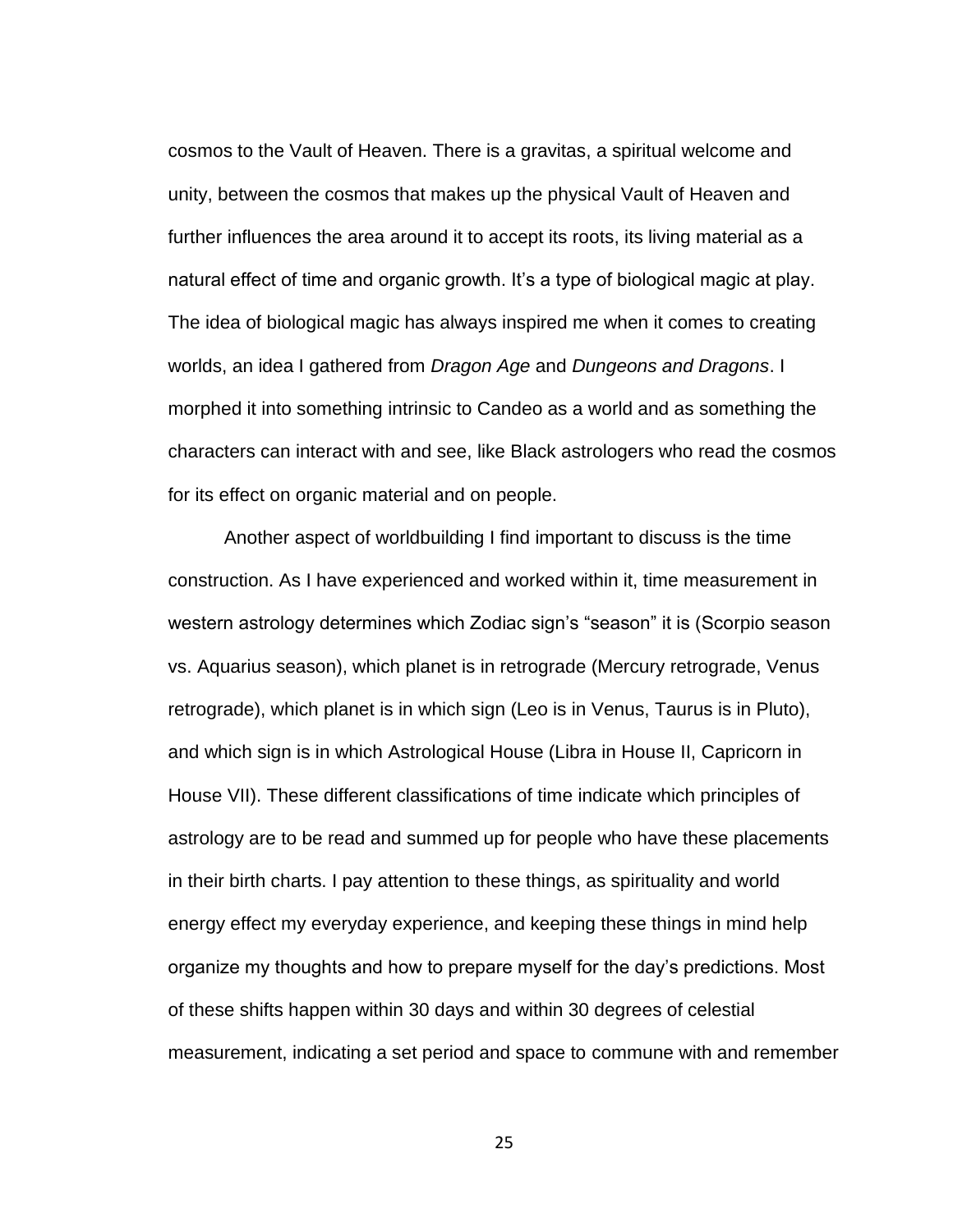cosmos to the Vault of Heaven. There is a gravitas, a spiritual welcome and unity, between the cosmos that makes up the physical Vault of Heaven and further influences the area around it to accept its roots, its living material as a natural effect of time and organic growth. It's a type of biological magic at play. The idea of biological magic has always inspired me when it comes to creating worlds, an idea I gathered from *Dragon Age* and *Dungeons and Dragons*. I morphed it into something intrinsic to Candeo as a world and as something the characters can interact with and see, like Black astrologers who read the cosmos for its effect on organic material and on people.

Another aspect of worldbuilding I find important to discuss is the time construction. As I have experienced and worked within it, time measurement in western astrology determines which Zodiac sign's "season" it is (Scorpio season vs. Aquarius season), which planet is in retrograde (Mercury retrograde, Venus retrograde), which planet is in which sign (Leo is in Venus, Taurus is in Pluto), and which sign is in which Astrological House (Libra in House II, Capricorn in House VII). These different classifications of time indicate which principles of astrology are to be read and summed up for people who have these placements in their birth charts. I pay attention to these things, as spirituality and world energy effect my everyday experience, and keeping these things in mind help organize my thoughts and how to prepare myself for the day's predictions. Most of these shifts happen within 30 days and within 30 degrees of celestial measurement, indicating a set period and space to commune with and remember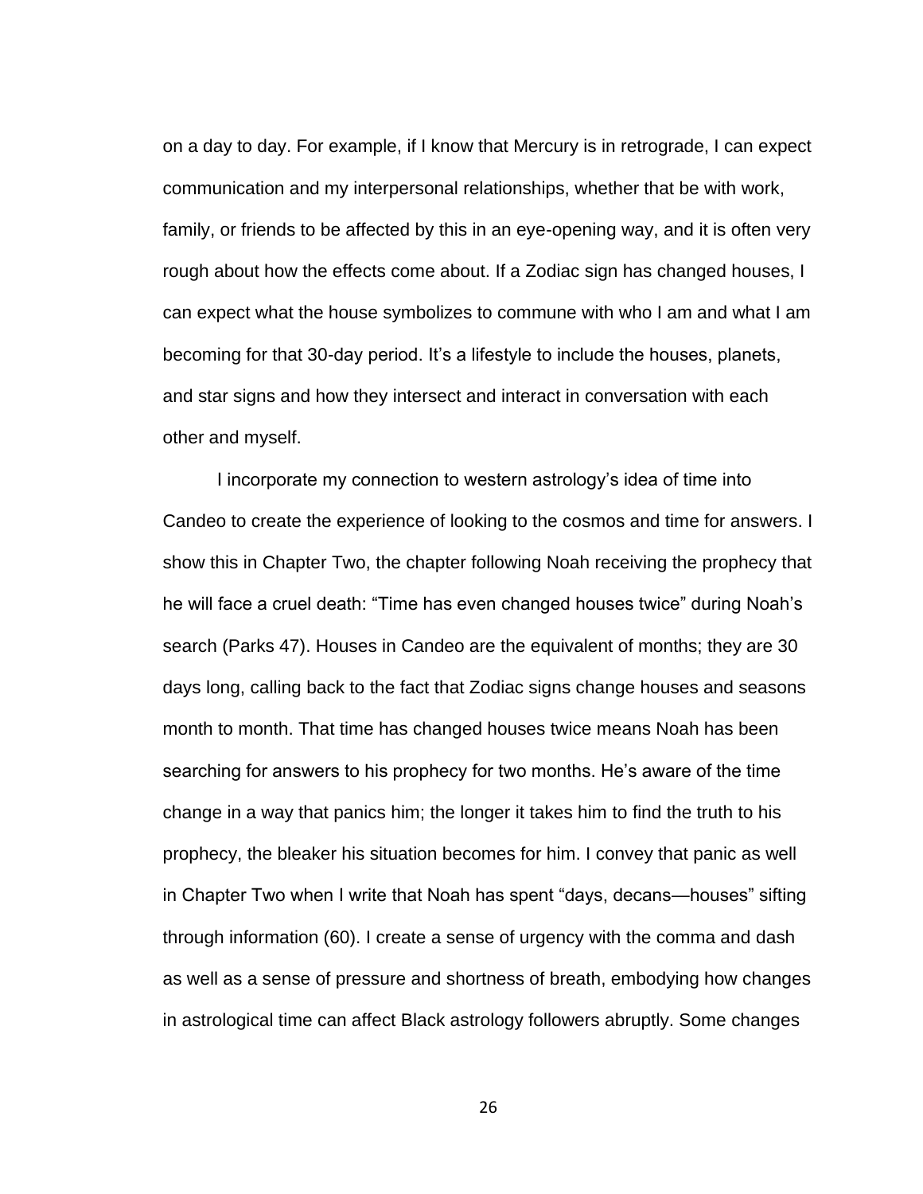on a day to day. For example, if I know that Mercury is in retrograde, I can expect communication and my interpersonal relationships, whether that be with work, family, or friends to be affected by this in an eye-opening way, and it is often very rough about how the effects come about. If a Zodiac sign has changed houses, I can expect what the house symbolizes to commune with who I am and what I am becoming for that 30-day period. It's a lifestyle to include the houses, planets, and star signs and how they intersect and interact in conversation with each other and myself.

I incorporate my connection to western astrology's idea of time into Candeo to create the experience of looking to the cosmos and time for answers. I show this in Chapter Two, the chapter following Noah receiving the prophecy that he will face a cruel death: "Time has even changed houses twice" during Noah's search (Parks 47). Houses in Candeo are the equivalent of months; they are 30 days long, calling back to the fact that Zodiac signs change houses and seasons month to month. That time has changed houses twice means Noah has been searching for answers to his prophecy for two months. He's aware of the time change in a way that panics him; the longer it takes him to find the truth to his prophecy, the bleaker his situation becomes for him. I convey that panic as well in Chapter Two when I write that Noah has spent "days, decans—houses" sifting through information (60). I create a sense of urgency with the comma and dash as well as a sense of pressure and shortness of breath, embodying how changes in astrological time can affect Black astrology followers abruptly. Some changes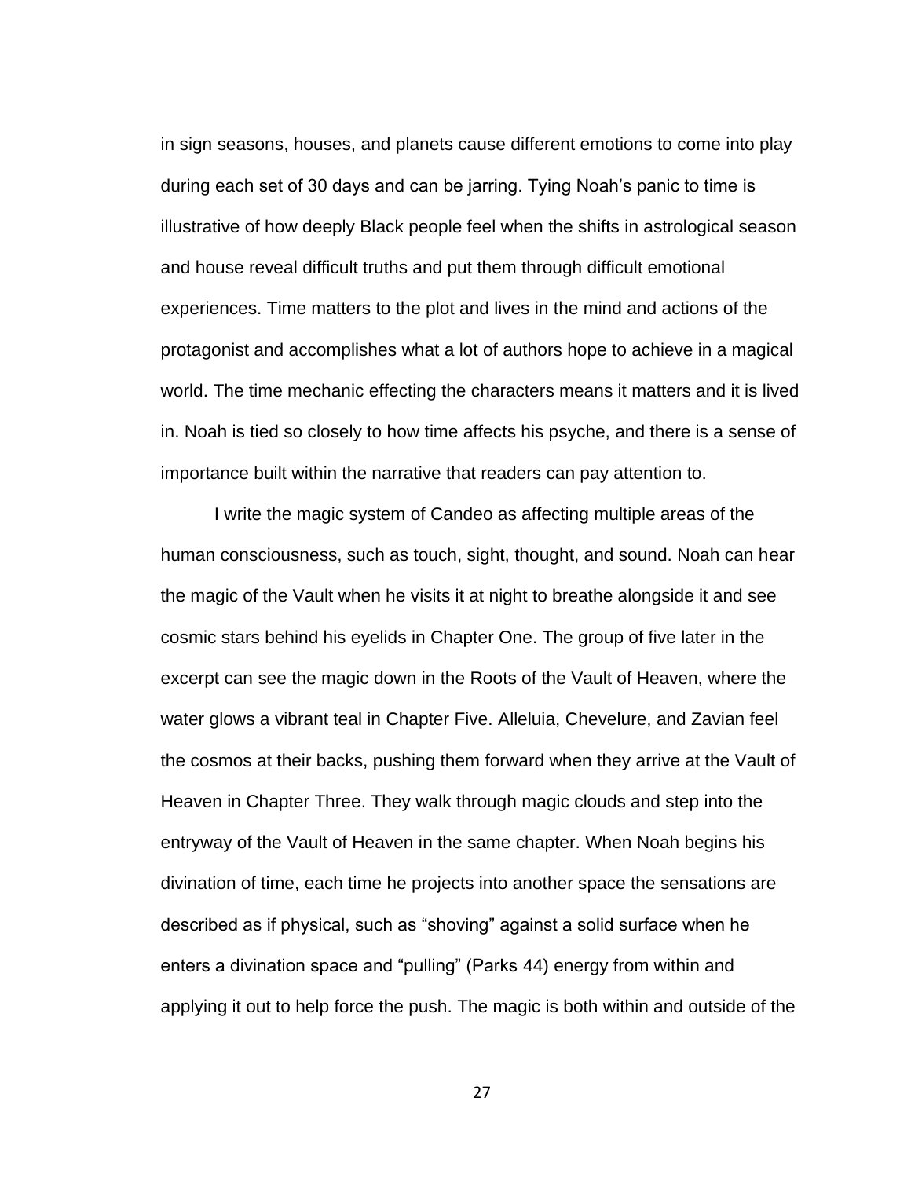in sign seasons, houses, and planets cause different emotions to come into play during each set of 30 days and can be jarring. Tying Noah's panic to time is illustrative of how deeply Black people feel when the shifts in astrological season and house reveal difficult truths and put them through difficult emotional experiences. Time matters to the plot and lives in the mind and actions of the protagonist and accomplishes what a lot of authors hope to achieve in a magical world. The time mechanic effecting the characters means it matters and it is lived in. Noah is tied so closely to how time affects his psyche, and there is a sense of importance built within the narrative that readers can pay attention to.

I write the magic system of Candeo as affecting multiple areas of the human consciousness, such as touch, sight, thought, and sound. Noah can hear the magic of the Vault when he visits it at night to breathe alongside it and see cosmic stars behind his eyelids in Chapter One. The group of five later in the excerpt can see the magic down in the Roots of the Vault of Heaven, where the water glows a vibrant teal in Chapter Five. Alleluia, Chevelure, and Zavian feel the cosmos at their backs, pushing them forward when they arrive at the Vault of Heaven in Chapter Three. They walk through magic clouds and step into the entryway of the Vault of Heaven in the same chapter. When Noah begins his divination of time, each time he projects into another space the sensations are described as if physical, such as "shoving" against a solid surface when he enters a divination space and "pulling" (Parks 44) energy from within and applying it out to help force the push. The magic is both within and outside of the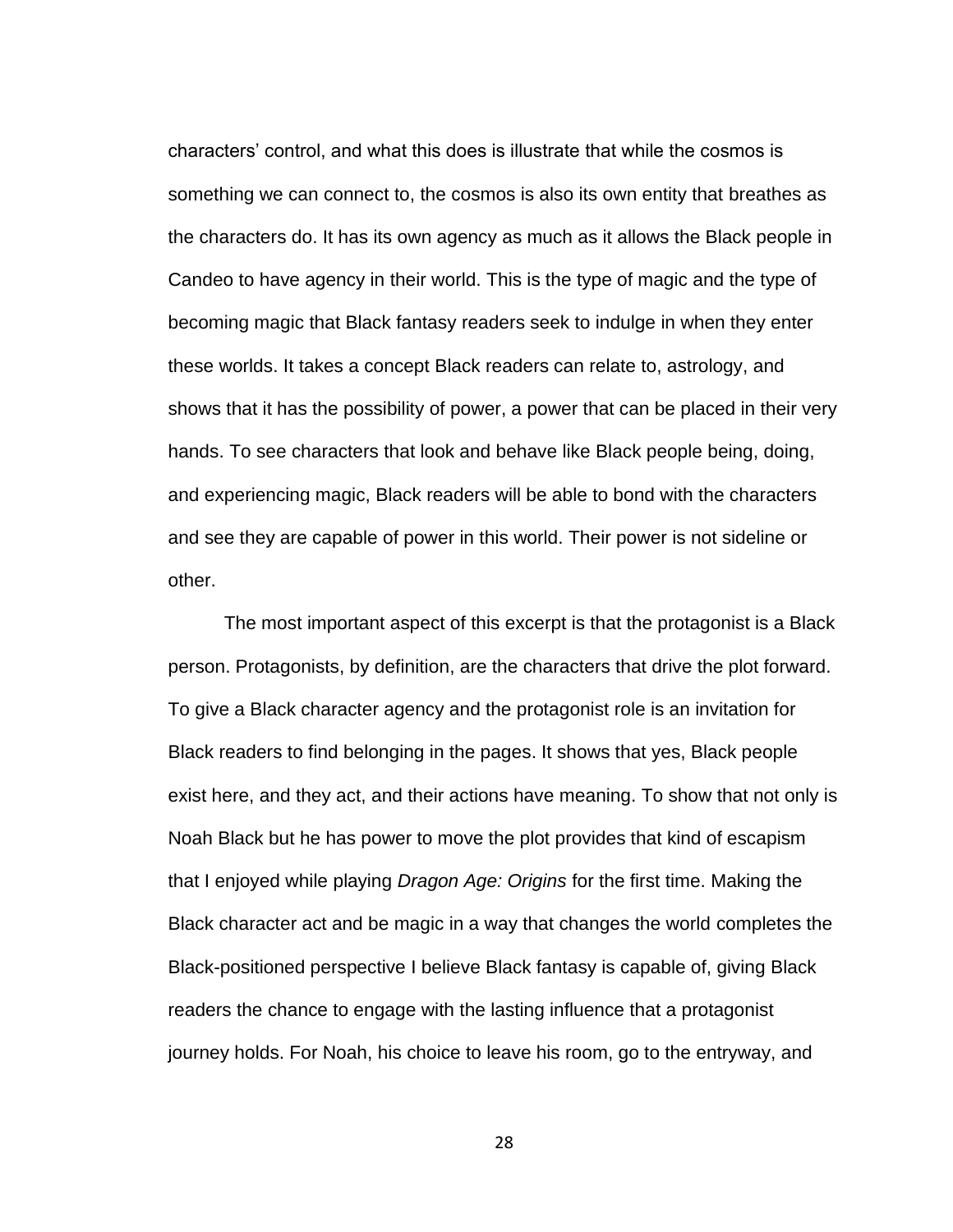characters' control, and what this does is illustrate that while the cosmos is something we can connect to, the cosmos is also its own entity that breathes as the characters do. It has its own agency as much as it allows the Black people in Candeo to have agency in their world. This is the type of magic and the type of becoming magic that Black fantasy readers seek to indulge in when they enter these worlds. It takes a concept Black readers can relate to, astrology, and shows that it has the possibility of power, a power that can be placed in their very hands. To see characters that look and behave like Black people being, doing, and experiencing magic, Black readers will be able to bond with the characters and see they are capable of power in this world. Their power is not sideline or other.

The most important aspect of this excerpt is that the protagonist is a Black person. Protagonists, by definition, are the characters that drive the plot forward. To give a Black character agency and the protagonist role is an invitation for Black readers to find belonging in the pages. It shows that yes, Black people exist here, and they act, and their actions have meaning. To show that not only is Noah Black but he has power to move the plot provides that kind of escapism that I enjoyed while playing *Dragon Age: Origins* for the first time. Making the Black character act and be magic in a way that changes the world completes the Black-positioned perspective I believe Black fantasy is capable of, giving Black readers the chance to engage with the lasting influence that a protagonist journey holds. For Noah, his choice to leave his room, go to the entryway, and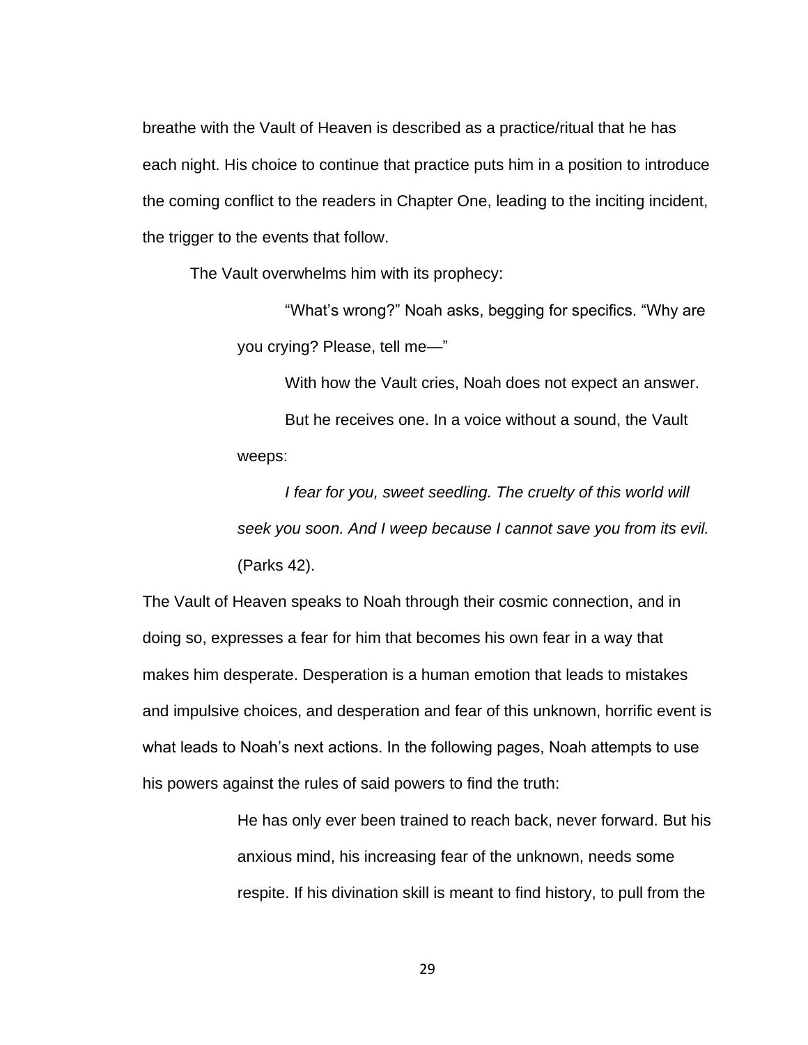breathe with the Vault of Heaven is described as a practice/ritual that he has each night. His choice to continue that practice puts him in a position to introduce the coming conflict to the readers in Chapter One, leading to the inciting incident, the trigger to the events that follow.

The Vault overwhelms him with its prophecy:

> "What's wrong?" Noah asks, begging for specifics. "Why are you crying? Please, tell me—"
>
> With how the Vault cries, Noah does not expect an answer.
>
> But he receives one. In a voice without a sound, the Vault weeps:
>
> *I fear for you, sweet seedling. The cruelty of this world will seek you soon. And I weep because I cannot save you from its evil.* (Parks 42).

The Vault of Heaven speaks to Noah through their cosmic connection, and in doing so, expresses a fear for him that becomes his own fear in a way that makes him desperate. Desperation is a human emotion that leads to mistakes and impulsive choices, and desperation and fear of this unknown, horrific event is what leads to Noah's next actions. In the following pages, Noah attempts to use his powers against the rules of said powers to find the truth:

> He has only ever been trained to reach back, never forward. But his anxious mind, his increasing fear of the unknown, needs some respite. If his divination skill is meant to find history, to pull from the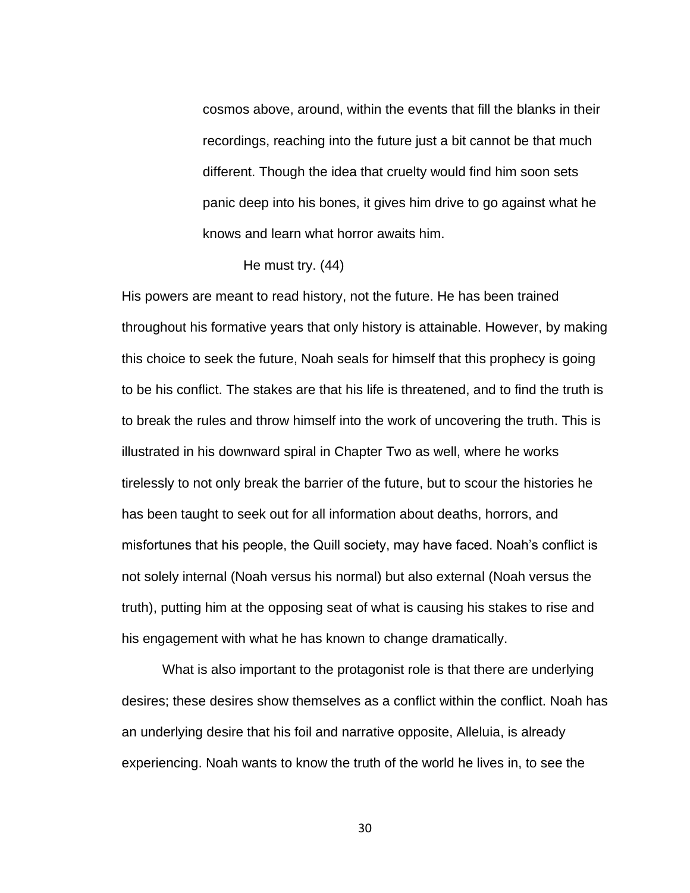> cosmos above, around, within the events that fill the blanks in their recordings, reaching into the future just a bit cannot be that much different. Though the idea that cruelty would find him soon sets panic deep into his bones, it gives him drive to go against what he knows and learn what horror awaits him.
>
> He must try. (44)

His powers are meant to read history, not the future. He has been trained throughout his formative years that only history is attainable. However, by making this choice to seek the future, Noah seals for himself that this prophecy is going to be his conflict. The stakes are that his life is threatened, and to find the truth is to break the rules and throw himself into the work of uncovering the truth. This is illustrated in his downward spiral in Chapter Two as well, where he works tirelessly to not only break the barrier of the future, but to scour the histories he has been taught to seek out for all information about deaths, horrors, and misfortunes that his people, the Quill society, may have faced. Noah's conflict is not solely internal (Noah versus his normal) but also external (Noah versus the truth), putting him at the opposing seat of what is causing his stakes to rise and his engagement with what he has known to change dramatically.

What is also important to the protagonist role is that there are underlying desires; these desires show themselves as a conflict within the conflict. Noah has an underlying desire that his foil and narrative opposite, Alleluia, is already experiencing. Noah wants to know the truth of the world he lives in, to see the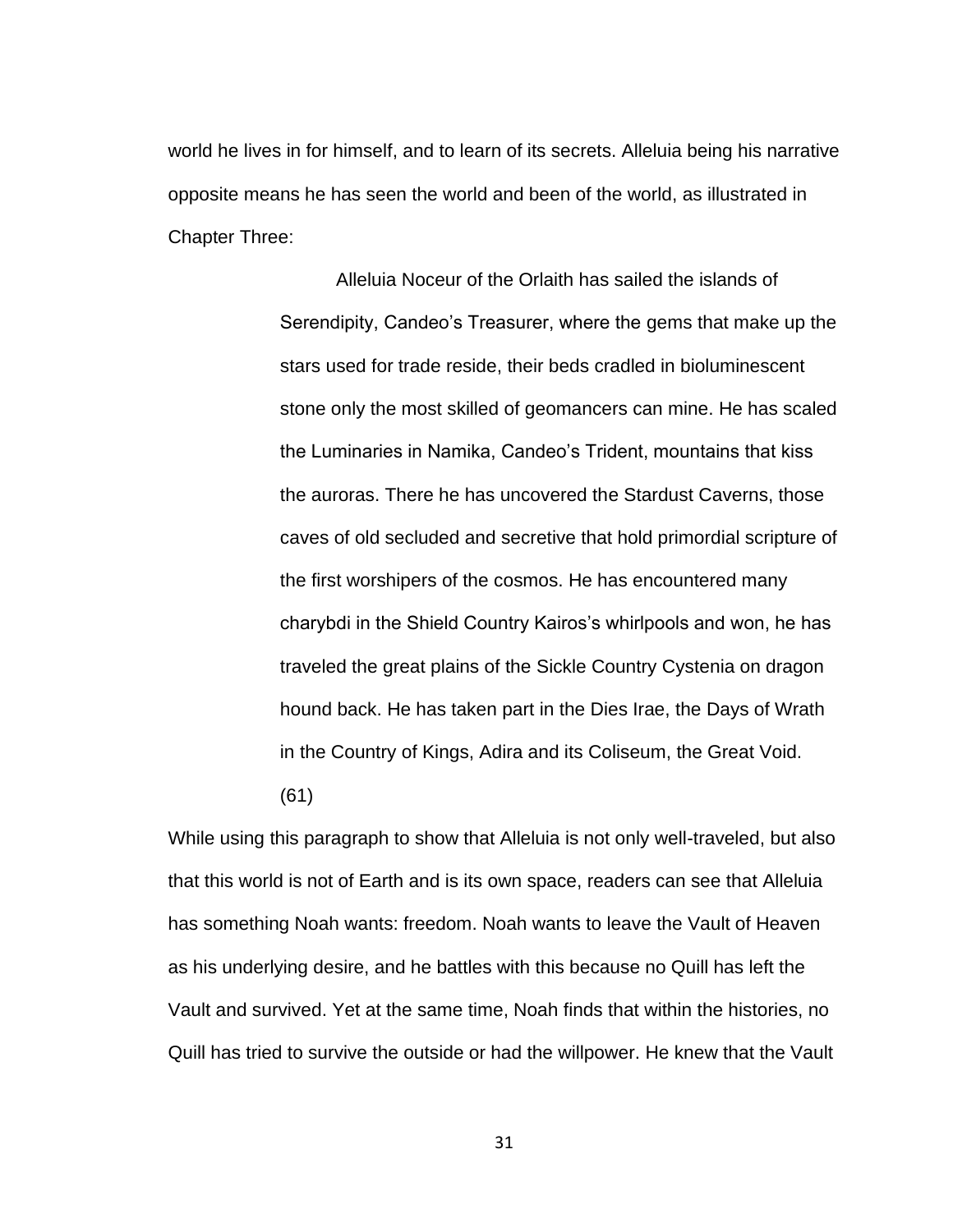world he lives in for himself, and to learn of its secrets. Alleluia being his narrative opposite means he has seen the world and been of the world, as illustrated in Chapter Three:

> Alleluia Noceur of the Orlaith has sailed the islands of Serendipity, Candeo's Treasurer, where the gems that make up the stars used for trade reside, their beds cradled in bioluminescent stone only the most skilled of geomancers can mine. He has scaled the Luminaries in Namika, Candeo's Trident, mountains that kiss the auroras. There he has uncovered the Stardust Caverns, those caves of old secluded and secretive that hold primordial scripture of the first worshipers of the cosmos. He has encountered many charybdi in the Shield Country Kairos's whirlpools and won, he has traveled the great plains of the Sickle Country Cystenia on dragon hound back. He has taken part in the Dies Irae, the Days of Wrath in the Country of Kings, Adira and its Coliseum, the Great Void. (61)

While using this paragraph to show that Alleluia is not only well-traveled, but also that this world is not of Earth and is its own space, readers can see that Alleluia has something Noah wants: freedom. Noah wants to leave the Vault of Heaven as his underlying desire, and he battles with this because no Quill has left the Vault and survived. Yet at the same time, Noah finds that within the histories, no Quill has tried to survive the outside or had the willpower. He knew that the Vault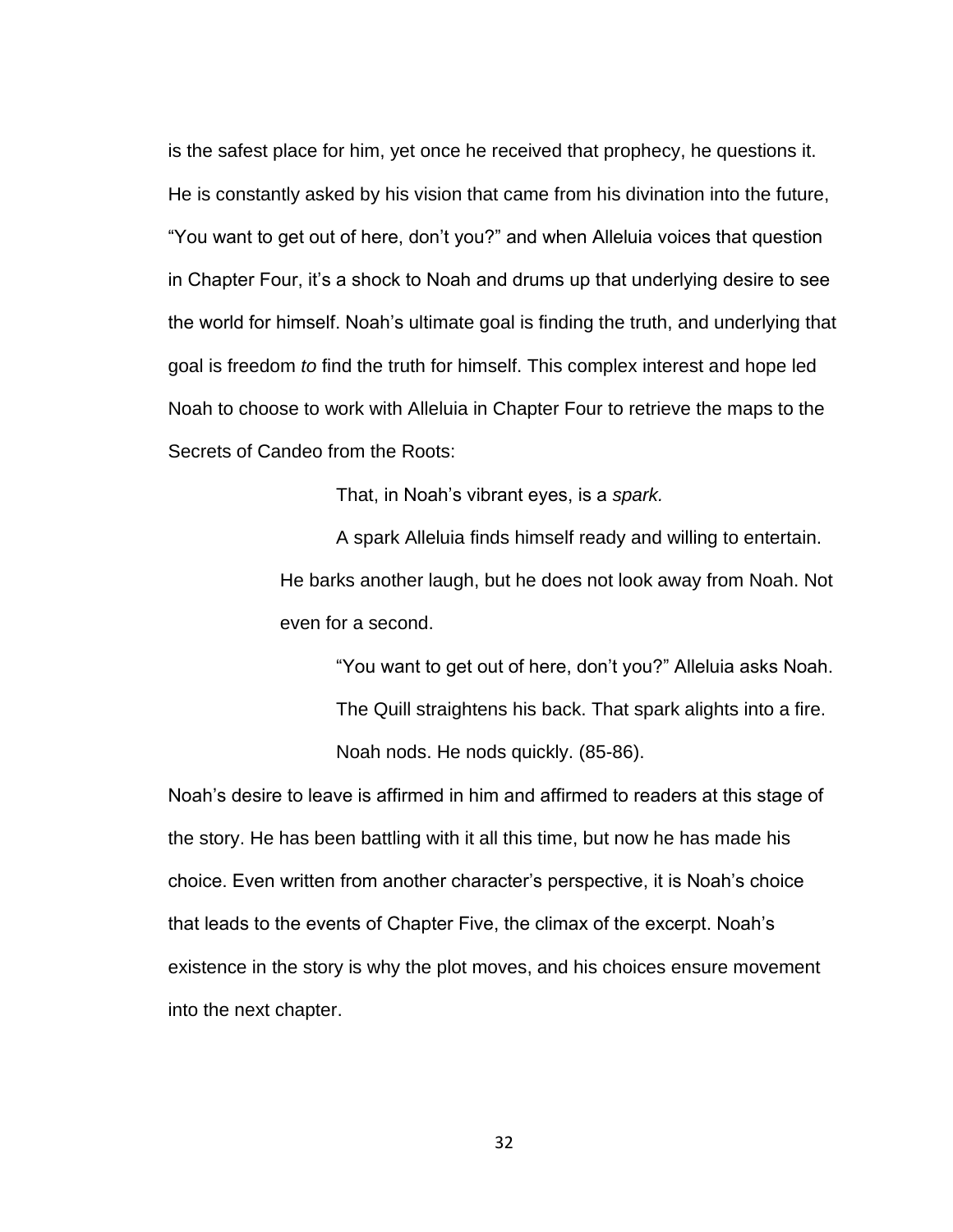is the safest place for him, yet once he received that prophecy, he questions it. He is constantly asked by his vision that came from his divination into the future, "You want to get out of here, don't you?" and when Alleluia voices that question in Chapter Four, it's a shock to Noah and drums up that underlying desire to see the world for himself. Noah's ultimate goal is finding the truth, and underlying that goal is freedom *to* find the truth for himself. This complex interest and hope led Noah to choose to work with Alleluia in Chapter Four to retrieve the maps to the Secrets of Candeo from the Roots:

> That, in Noah's vibrant eyes, is a *spark.*
>
> A spark Alleluia finds himself ready and willing to entertain. He barks another laugh, but he does not look away from Noah. Not even for a second.
>
> "You want to get out of here, don't you?" Alleluia asks Noah.
>
> The Quill straightens his back. That spark alights into a fire.
>
> Noah nods. He nods quickly. (85-86).

Noah's desire to leave is affirmed in him and affirmed to readers at this stage of the story. He has been battling with it all this time, but now he has made his choice. Even written from another character's perspective, it is Noah's choice that leads to the events of Chapter Five, the climax of the excerpt. Noah's existence in the story is why the plot moves, and his choices ensure movement into the next chapter.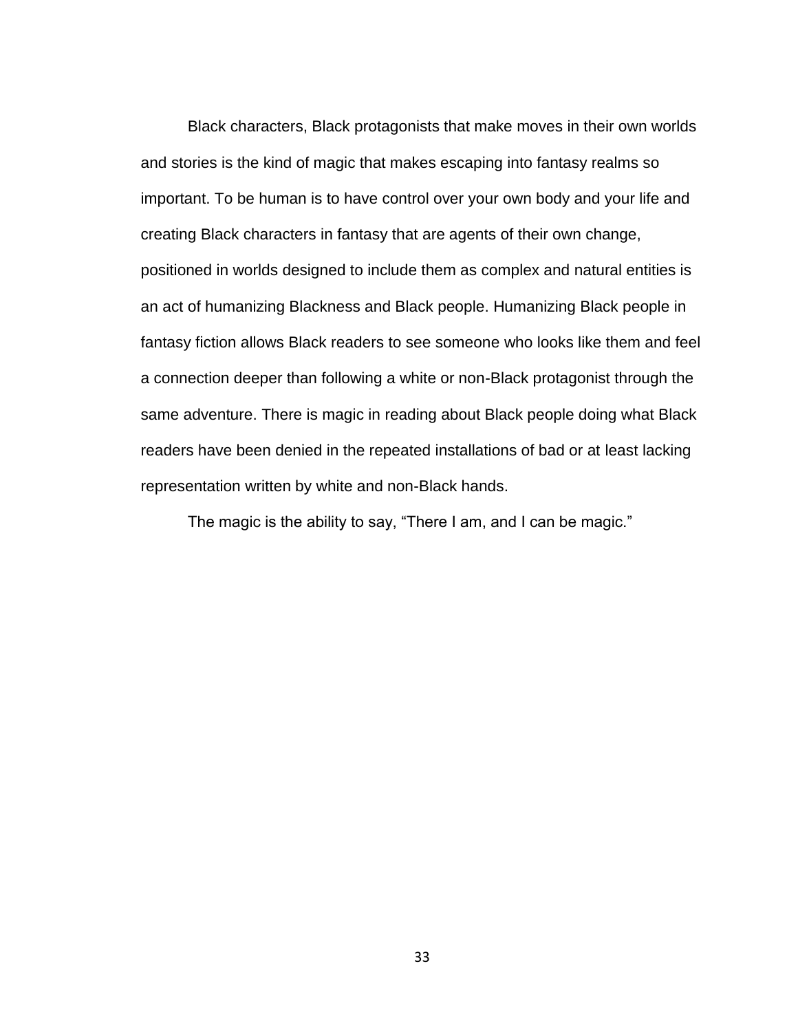Black characters, Black protagonists that make moves in their own worlds and stories is the kind of magic that makes escaping into fantasy realms so important. To be human is to have control over your own body and your life and creating Black characters in fantasy that are agents of their own change, positioned in worlds designed to include them as complex and natural entities is an act of humanizing Blackness and Black people. Humanizing Black people in fantasy fiction allows Black readers to see someone who looks like them and feel a connection deeper than following a white or non-Black protagonist through the same adventure. There is magic in reading about Black people doing what Black readers have been denied in the repeated installations of bad or at least lacking representation written by white and non-Black hands.

The magic is the ability to say, “There I am, and I can be magic.”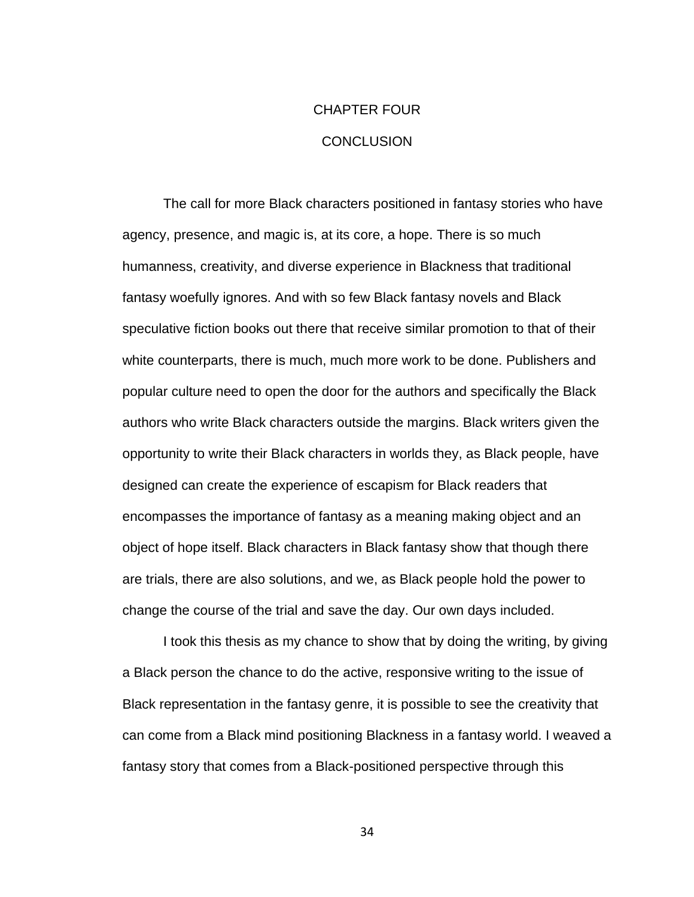# CHAPTER FOUR

# CONCLUSION

The call for more Black characters positioned in fantasy stories who have agency, presence, and magic is, at its core, a hope. There is so much humanness, creativity, and diverse experience in Blackness that traditional fantasy woefully ignores. And with so few Black fantasy novels and Black speculative fiction books out there that receive similar promotion to that of their white counterparts, there is much, much more work to be done. Publishers and popular culture need to open the door for the authors and specifically the Black authors who write Black characters outside the margins. Black writers given the opportunity to write their Black characters in worlds they, as Black people, have designed can create the experience of escapism for Black readers that encompasses the importance of fantasy as a meaning making object and an object of hope itself. Black characters in Black fantasy show that though there are trials, there are also solutions, and we, as Black people hold the power to change the course of the trial and save the day. Our own days included.

I took this thesis as my chance to show that by doing the writing, by giving a Black person the chance to do the active, responsive writing to the issue of Black representation in the fantasy genre, it is possible to see the creativity that can come from a Black mind positioning Blackness in a fantasy world. I weaved a fantasy story that comes from a Black-positioned perspective through this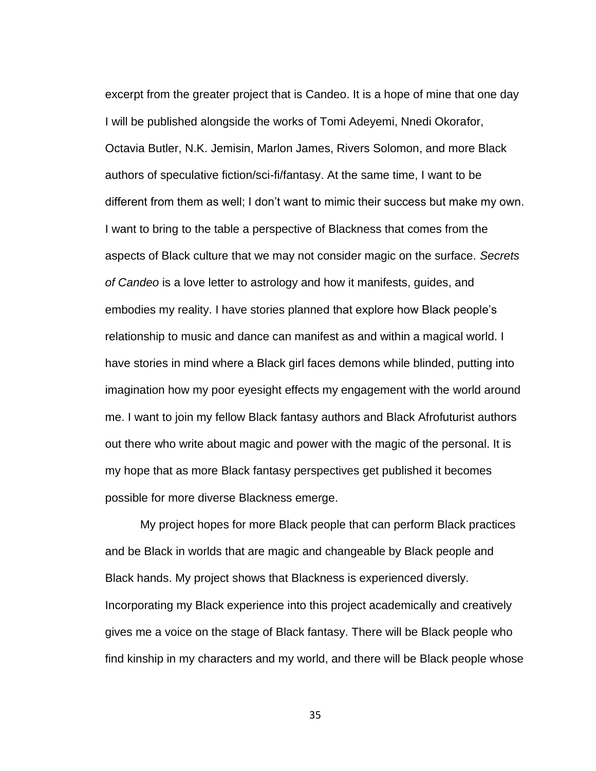excerpt from the greater project that is Candeo. It is a hope of mine that one day I will be published alongside the works of Tomi Adeyemi, Nnedi Okorafor, Octavia Butler, N.K. Jemisin, Marlon James, Rivers Solomon, and more Black authors of speculative fiction/sci-fi/fantasy. At the same time, I want to be different from them as well; I don't want to mimic their success but make my own. I want to bring to the table a perspective of Blackness that comes from the aspects of Black culture that we may not consider magic on the surface. *Secrets of Candeo* is a love letter to astrology and how it manifests, guides, and embodies my reality. I have stories planned that explore how Black people's relationship to music and dance can manifest as and within a magical world. I have stories in mind where a Black girl faces demons while blinded, putting into imagination how my poor eyesight effects my engagement with the world around me. I want to join my fellow Black fantasy authors and Black Afrofuturist authors out there who write about magic and power with the magic of the personal. It is my hope that as more Black fantasy perspectives get published it becomes possible for more diverse Blackness emerge.

My project hopes for more Black people that can perform Black practices and be Black in worlds that are magic and changeable by Black people and Black hands. My project shows that Blackness is experienced diversely. Incorporating my Black experience into this project academically and creatively gives me a voice on the stage of Black fantasy. There will be Black people who find kinship in my characters and my world, and there will be Black people whose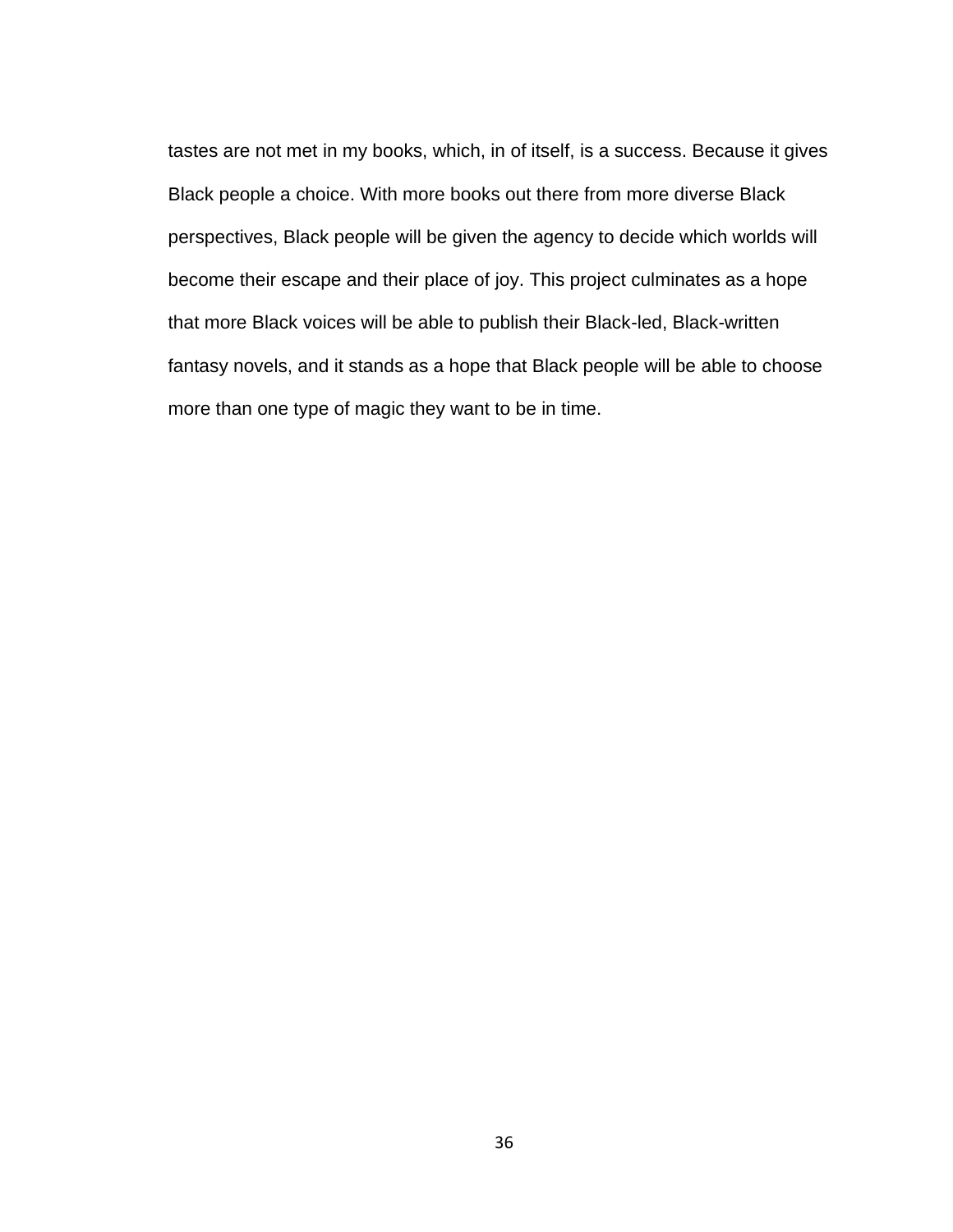tastes are not met in my books, which, in of itself, is a success. Because it gives Black people a choice. With more books out there from more diverse Black perspectives, Black people will be given the agency to decide which worlds will become their escape and their place of joy. This project culminates as a hope that more Black voices will be able to publish their Black-led, Black-written fantasy novels, and it stands as a hope that Black people will be able to choose more than one type of magic they want to be in time.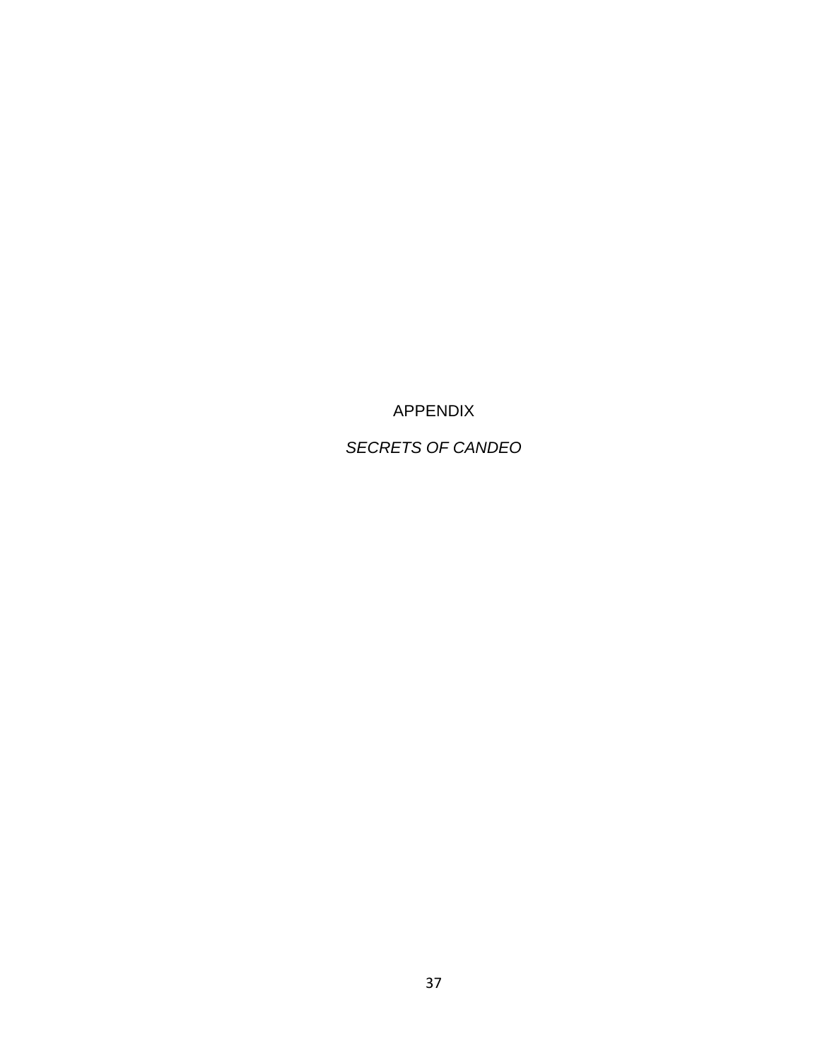# APPENDIX

## *SECRETS OF CANDEO*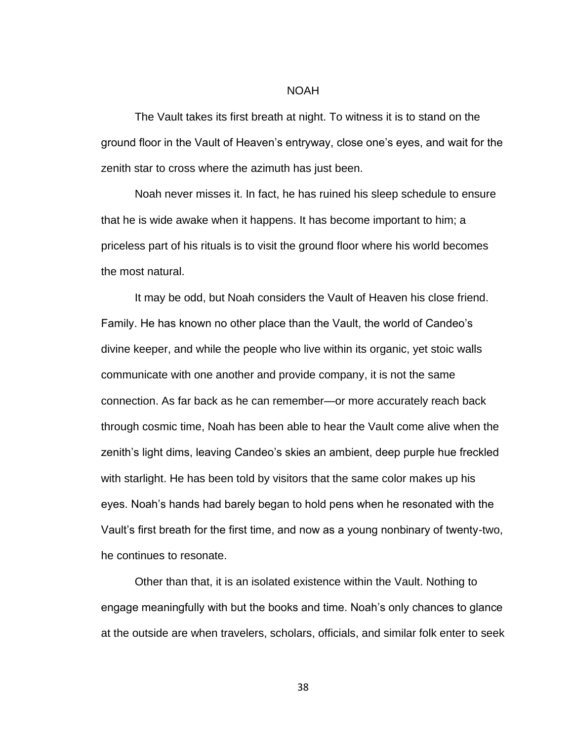# NOAH

The Vault takes its first breath at night. To witness it is to stand on the ground floor in the Vault of Heaven's entryway, close one's eyes, and wait for the zenith star to cross where the azimuth has just been.

Noah never misses it. In fact, he has ruined his sleep schedule to ensure that he is wide awake when it happens. It has become important to him; a priceless part of his rituals is to visit the ground floor where his world becomes the most natural.

It may be odd, but Noah considers the Vault of Heaven his close friend. Family. He has known no other place than the Vault, the world of Candeo's divine keeper, and while the people who live within its organic, yet stoic walls communicate with one another and provide company, it is not the same connection. As far back as he can remember—or more accurately reach back through cosmic time, Noah has been able to hear the Vault come alive when the zenith's light dims, leaving Candeo's skies an ambient, deep purple hue freckled with starlight. He has been told by visitors that the same color makes up his eyes. Noah's hands had barely began to hold pens when he resonated with the Vault's first breath for the first time, and now as a young nonbinary of twenty-two, he continues to resonate.

Other than that, it is an isolated existence within the Vault. Nothing to engage meaningfully with but the books and time. Noah's only chances to glance at the outside are when travelers, scholars, officials, and similar folk enter to seek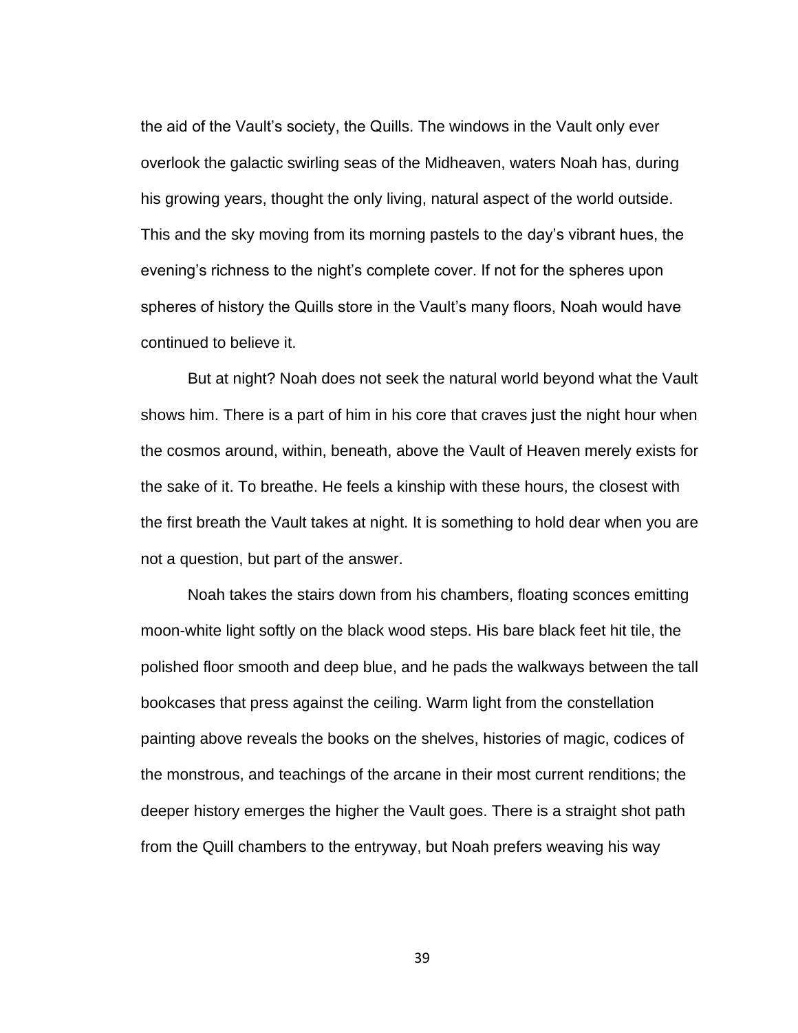the aid of the Vault's society, the Quills. The windows in the Vault only ever overlook the galactic swirling seas of the Midheaven, waters Noah has, during his growing years, thought the only living, natural aspect of the world outside. This and the sky moving from its morning pastels to the day's vibrant hues, the evening's richness to the night's complete cover. If not for the spheres upon spheres of history the Quills store in the Vault's many floors, Noah would have continued to believe it.

But at night? Noah does not seek the natural world beyond what the Vault shows him. There is a part of him in his core that craves just the night hour when the cosmos around, within, beneath, above the Vault of Heaven merely exists for the sake of it. To breathe. He feels a kinship with these hours, the closest with the first breath the Vault takes at night. It is something to hold dear when you are not a question, but part of the answer.

Noah takes the stairs down from his chambers, floating sconces emitting moon-white light softly on the black wood steps. His bare black feet hit tile, the polished floor smooth and deep blue, and he pads the walkways between the tall bookcases that press against the ceiling. Warm light from the constellation painting above reveals the books on the shelves, histories of magic, codices of the monstrous, and teachings of the arcane in their most current renditions; the deeper history emerges the higher the Vault goes. There is a straight shot path from the Quill chambers to the entryway, but Noah prefers weaving his way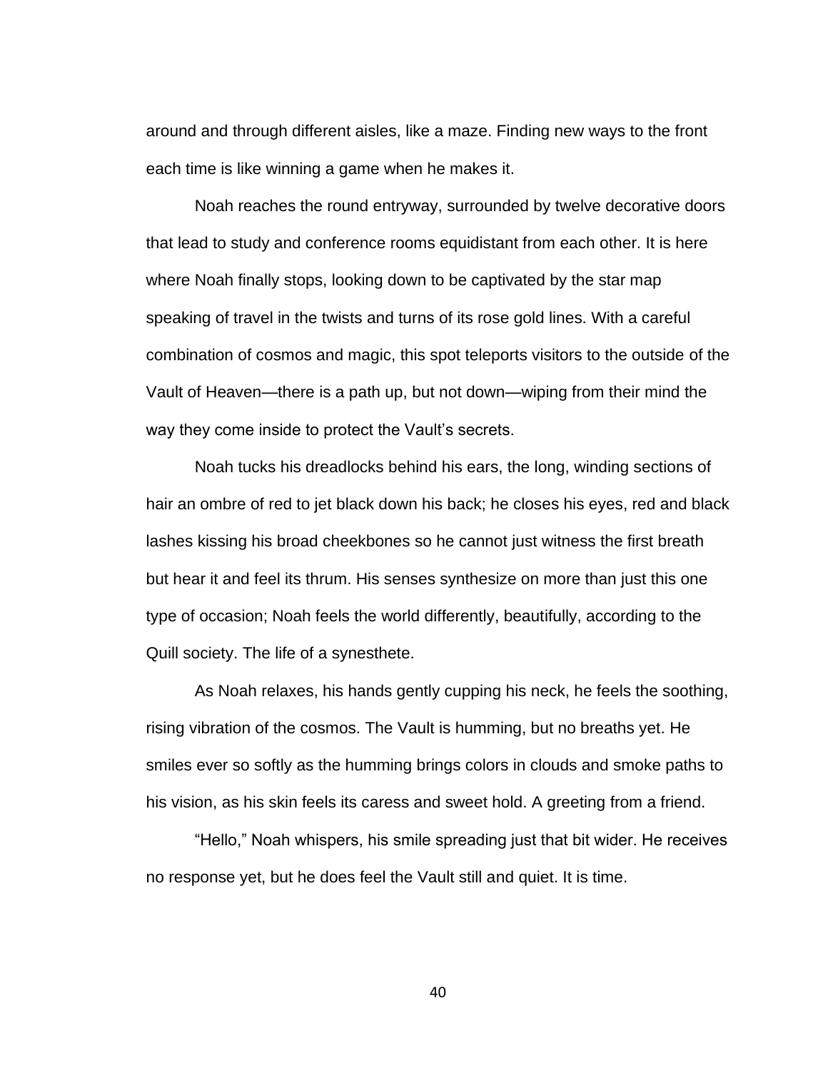around and through different aisles, like a maze. Finding new ways to the front each time is like winning a game when he makes it.

Noah reaches the round entryway, surrounded by twelve decorative doors that lead to study and conference rooms equidistant from each other. It is here where Noah finally stops, looking down to be captivated by the star map speaking of travel in the twists and turns of its rose gold lines. With a careful combination of cosmos and magic, this spot teleports visitors to the outside of the Vault of Heaven—there is a path up, but not down—wiping from their mind the way they come inside to protect the Vault's secrets.

Noah tucks his dreadlocks behind his ears, the long, winding sections of hair an ombre of red to jet black down his back; he closes his eyes, red and black lashes kissing his broad cheekbones so he cannot just witness the first breath but hear it and feel its thrum. His senses synthesize on more than just this one type of occasion; Noah feels the world differently, beautifully, according to the Quill society. The life of a synesthete.

As Noah relaxes, his hands gently cupping his neck, he feels the soothing, rising vibration of the cosmos. The Vault is humming, but no breaths yet. He smiles ever so softly as the humming brings colors in clouds and smoke paths to his vision, as his skin feels its caress and sweet hold. A greeting from a friend.

"Hello," Noah whispers, his smile spreading just that bit wider. He receives no response yet, but he does feel the Vault still and quiet. It is time.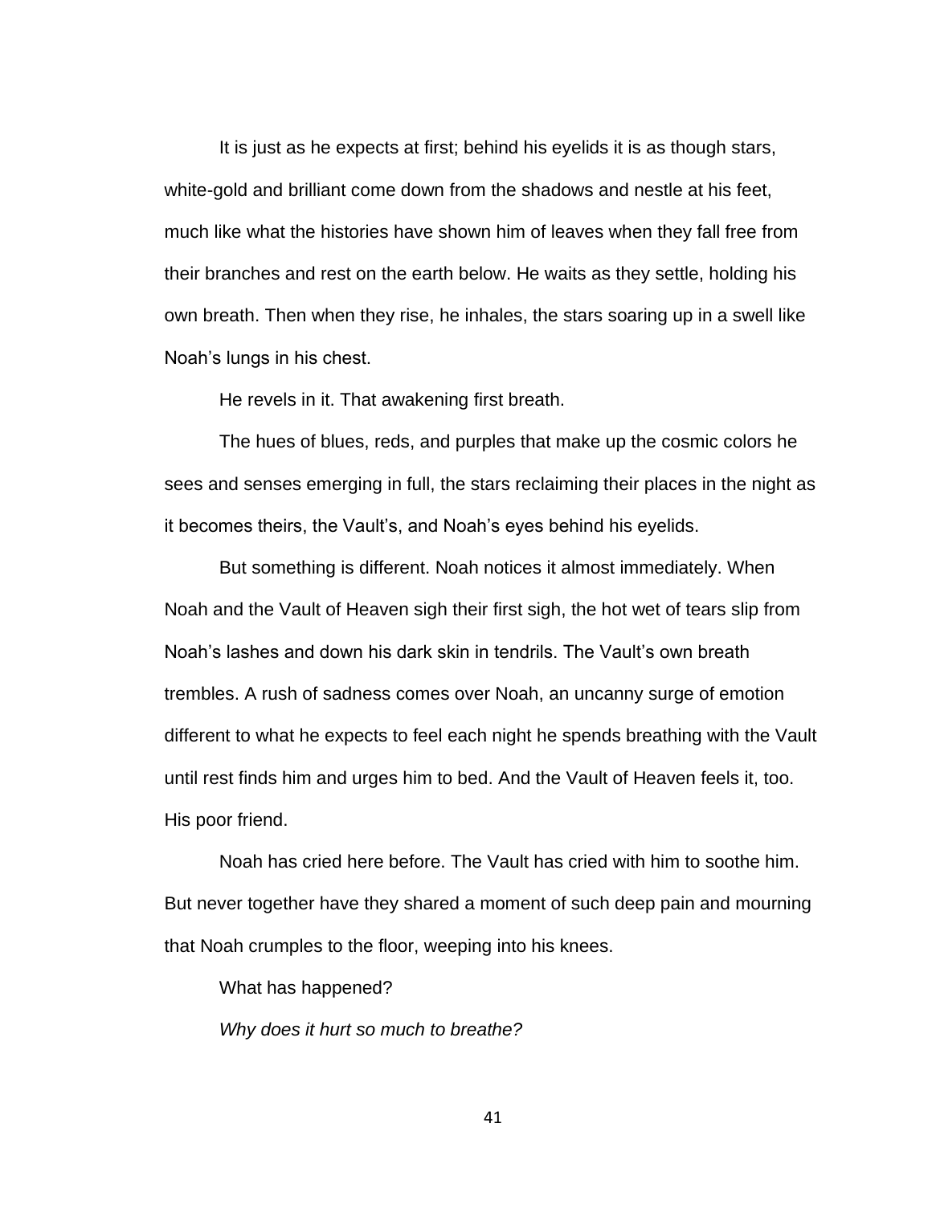It is just as he expects at first; behind his eyelids it is as though stars, white-gold and brilliant come down from the shadows and nestle at his feet, much like what the histories have shown him of leaves when they fall free from their branches and rest on the earth below. He waits as they settle, holding his own breath. Then when they rise, he inhales, the stars soaring up in a swell like Noah's lungs in his chest.

He revels in it. That awakening first breath.

The hues of blues, reds, and purples that make up the cosmic colors he sees and senses emerging in full, the stars reclaiming their places in the night as it becomes theirs, the Vault's, and Noah's eyes behind his eyelids.

But something is different. Noah notices it almost immediately. When Noah and the Vault of Heaven sigh their first sigh, the hot wet of tears slip from Noah's lashes and down his dark skin in tendrils. The Vault's own breath trembles. A rush of sadness comes over Noah, an uncanny surge of emotion different to what he expects to feel each night he spends breathing with the Vault until rest finds him and urges him to bed. And the Vault of Heaven feels it, too. His poor friend.

Noah has cried here before. The Vault has cried with him to soothe him. But never together have they shared a moment of such deep pain and mourning that Noah crumples to the floor, weeping into his knees.

What has happened?

*Why does it hurt so much to breathe?*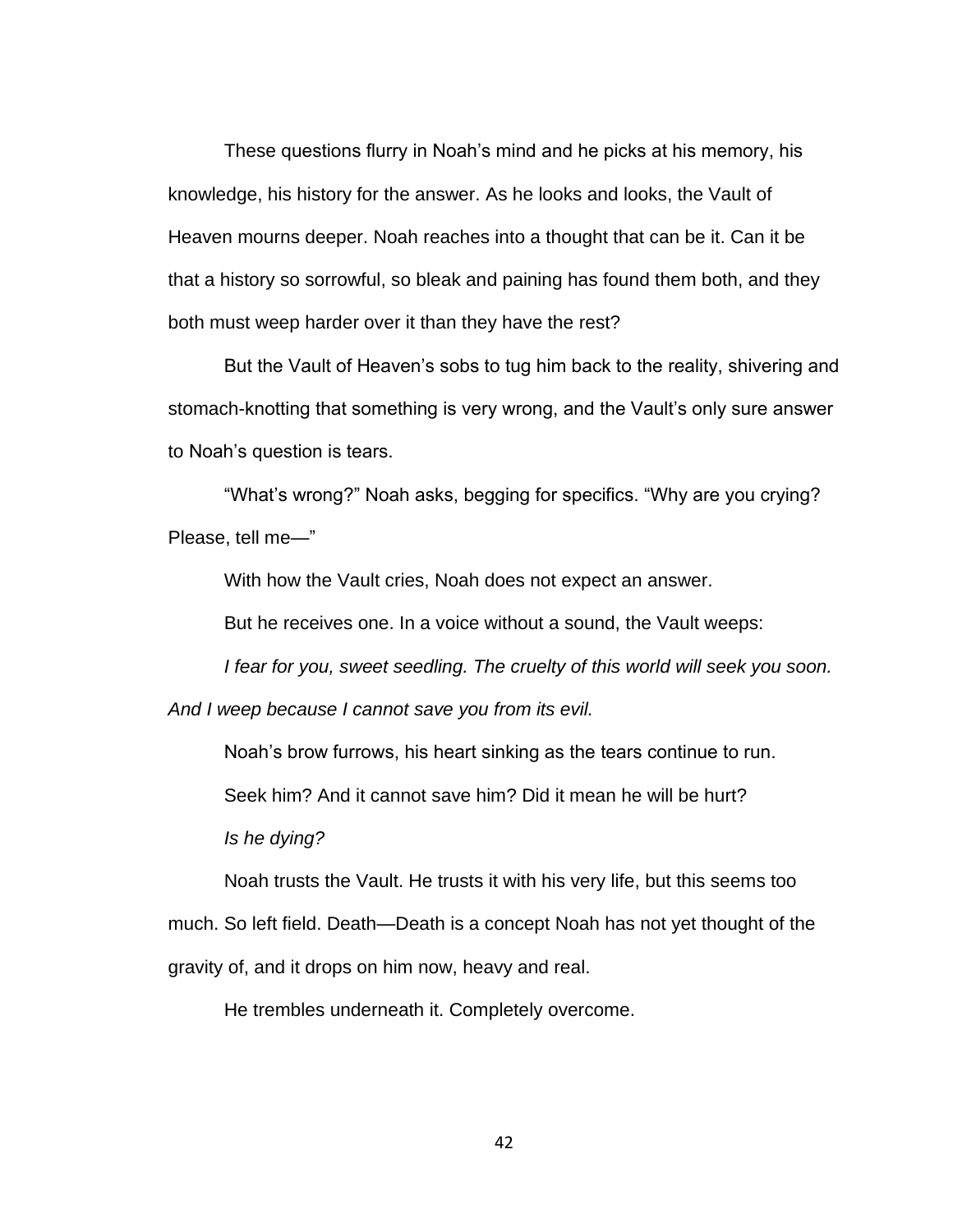These questions flurry in Noah's mind and he picks at his memory, his knowledge, his history for the answer. As he looks and looks, the Vault of Heaven mourns deeper. Noah reaches into a thought that can be it. Can it be that a history so sorrowful, so bleak and paining has found them both, and they both must weep harder over it than they have the rest?

But the Vault of Heaven's sobs to tug him back to the reality, shivering and stomach-knotting that something is very wrong, and the Vault's only sure answer to Noah's question is tears.

"What's wrong?" Noah asks, begging for specifics. "Why are you crying? Please, tell me—"

With how the Vault cries, Noah does not expect an answer.

But he receives one. In a voice without a sound, the Vault weeps:

*I fear for you, sweet seedling. The cruelty of this world will seek you soon. And I weep because I cannot save you from its evil.*

Noah's brow furrows, his heart sinking as the tears continue to run.

Seek him? And it cannot save him? Did it mean he will be hurt?

*Is he dying?*

Noah trusts the Vault. He trusts it with his very life, but this seems too much. So left field. Death—Death is a concept Noah has not yet thought of the gravity of, and it drops on him now, heavy and real.

He trembles underneath it. Completely overcome.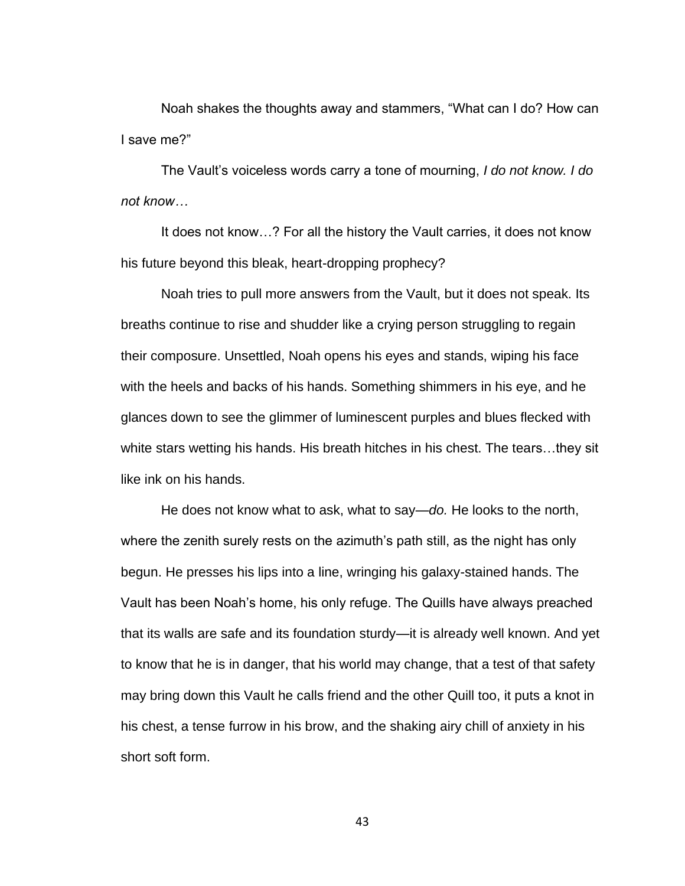Noah shakes the thoughts away and stammers, “What can I do? How can I save me?”

The Vault’s voiceless words carry a tone of mourning, *I do not know. I do not know…*

It does not know…? For all the history the Vault carries, it does not know his future beyond this bleak, heart-dropping prophecy?

Noah tries to pull more answers from the Vault, but it does not speak. Its breaths continue to rise and shudder like a crying person struggling to regain their composure. Unsettled, Noah opens his eyes and stands, wiping his face with the heels and backs of his hands. Something shimmers in his eye, and he glances down to see the glimmer of luminescent purples and blues flecked with white stars wetting his hands. His breath hitches in his chest. The tears…they sit like ink on his hands.

He does not know what to ask, what to say—*do.* He looks to the north, where the zenith surely rests on the azimuth’s path still, as the night has only begun. He presses his lips into a line, wringing his galaxy-stained hands. The Vault has been Noah’s home, his only refuge. The Quills have always preached that its walls are safe and its foundation sturdy—it is already well known. And yet to know that he is in danger, that his world may change, that a test of that safety may bring down this Vault he calls friend and the other Quill too, it puts a knot in his chest, a tense furrow in his brow, and the shaking airy chill of anxiety in his short soft form.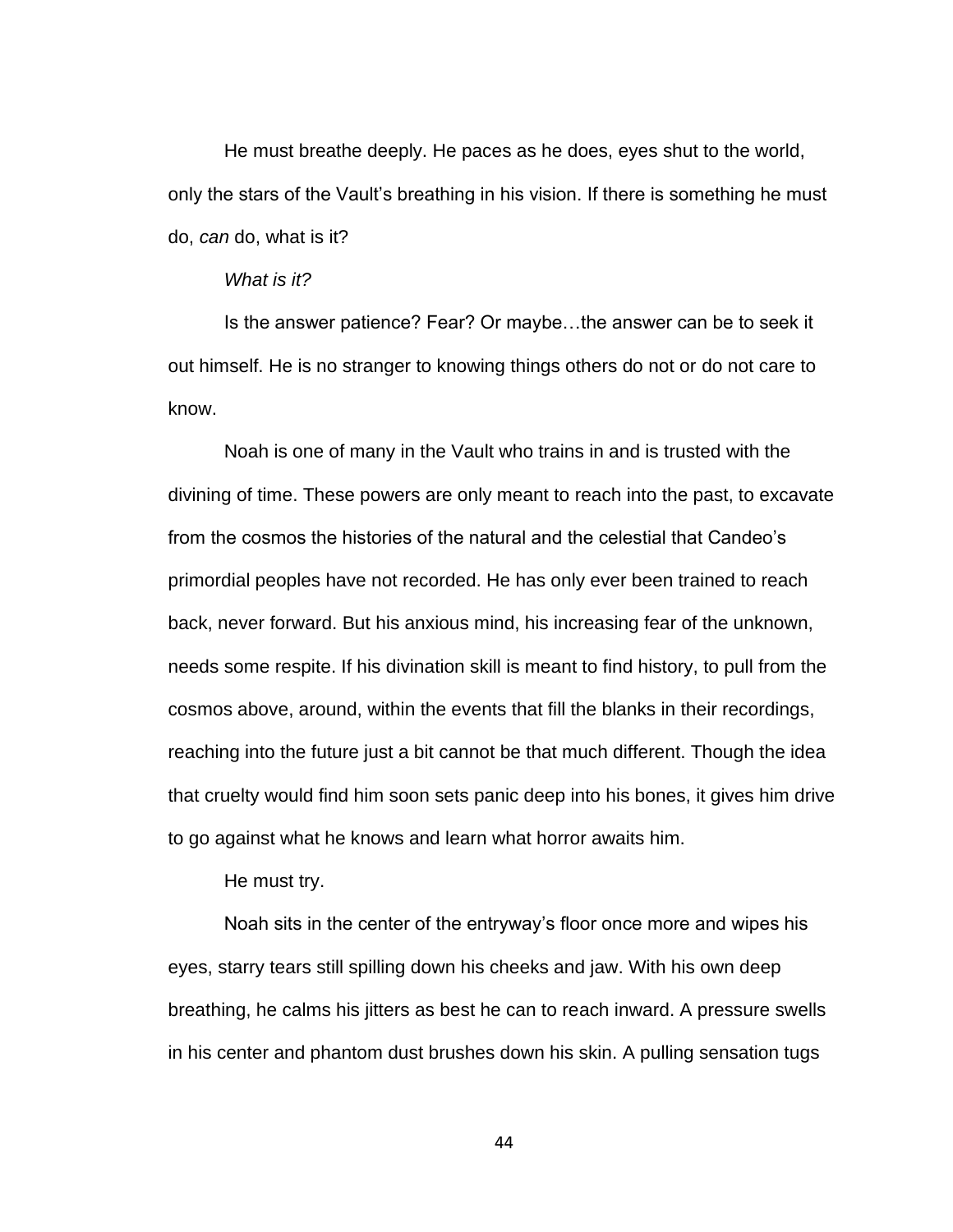He must breathe deeply. He paces as he does, eyes shut to the world, only the stars of the Vault's breathing in his vision. If there is something he must do, *can* do, what is it?

*What is it?*

Is the answer patience? Fear? Or maybe…the answer can be to seek it out himself. He is no stranger to knowing things others do not or do not care to know.

Noah is one of many in the Vault who trains in and is trusted with the divining of time. These powers are only meant to reach into the past, to excavate from the cosmos the histories of the natural and the celestial that Candeo's primordial peoples have not recorded. He has only ever been trained to reach back, never forward. But his anxious mind, his increasing fear of the unknown, needs some respite. If his divination skill is meant to find history, to pull from the cosmos above, around, within the events that fill the blanks in their recordings, reaching into the future just a bit cannot be that much different. Though the idea that cruelty would find him soon sets panic deep into his bones, it gives him drive to go against what he knows and learn what horror awaits him.

He must try.

Noah sits in the center of the entryway's floor once more and wipes his eyes, starry tears still spilling down his cheeks and jaw. With his own deep breathing, he calms his jitters as best he can to reach inward. A pressure swells in his center and phantom dust brushes down his skin. A pulling sensation tugs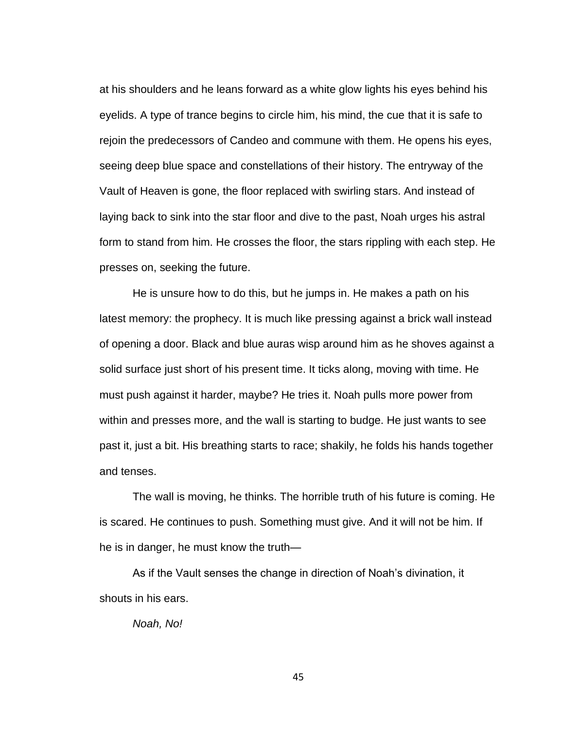at his shoulders and he leans forward as a white glow lights his eyes behind his eyelids. A type of trance begins to circle him, his mind, the cue that it is safe to rejoin the predecessors of Candeo and commune with them. He opens his eyes, seeing deep blue space and constellations of their history. The entryway of the Vault of Heaven is gone, the floor replaced with swirling stars. And instead of laying back to sink into the star floor and dive to the past, Noah urges his astral form to stand from him. He crosses the floor, the stars rippling with each step. He presses on, seeking the future.

He is unsure how to do this, but he jumps in. He makes a path on his latest memory: the prophecy. It is much like pressing against a brick wall instead of opening a door. Black and blue auras wisp around him as he shoves against a solid surface just short of his present time. It ticks along, moving with time. He must push against it harder, maybe? He tries it. Noah pulls more power from within and presses more, and the wall is starting to budge. He just wants to see past it, just a bit. His breathing starts to race; shakily, he folds his hands together and tenses.

The wall is moving, he thinks. The horrible truth of his future is coming. He is scared. He continues to push. Something must give. And it will not be him. If he is in danger, he must know the truth—

As if the Vault senses the change in direction of Noah's divination, it shouts in his ears.

*Noah, No!*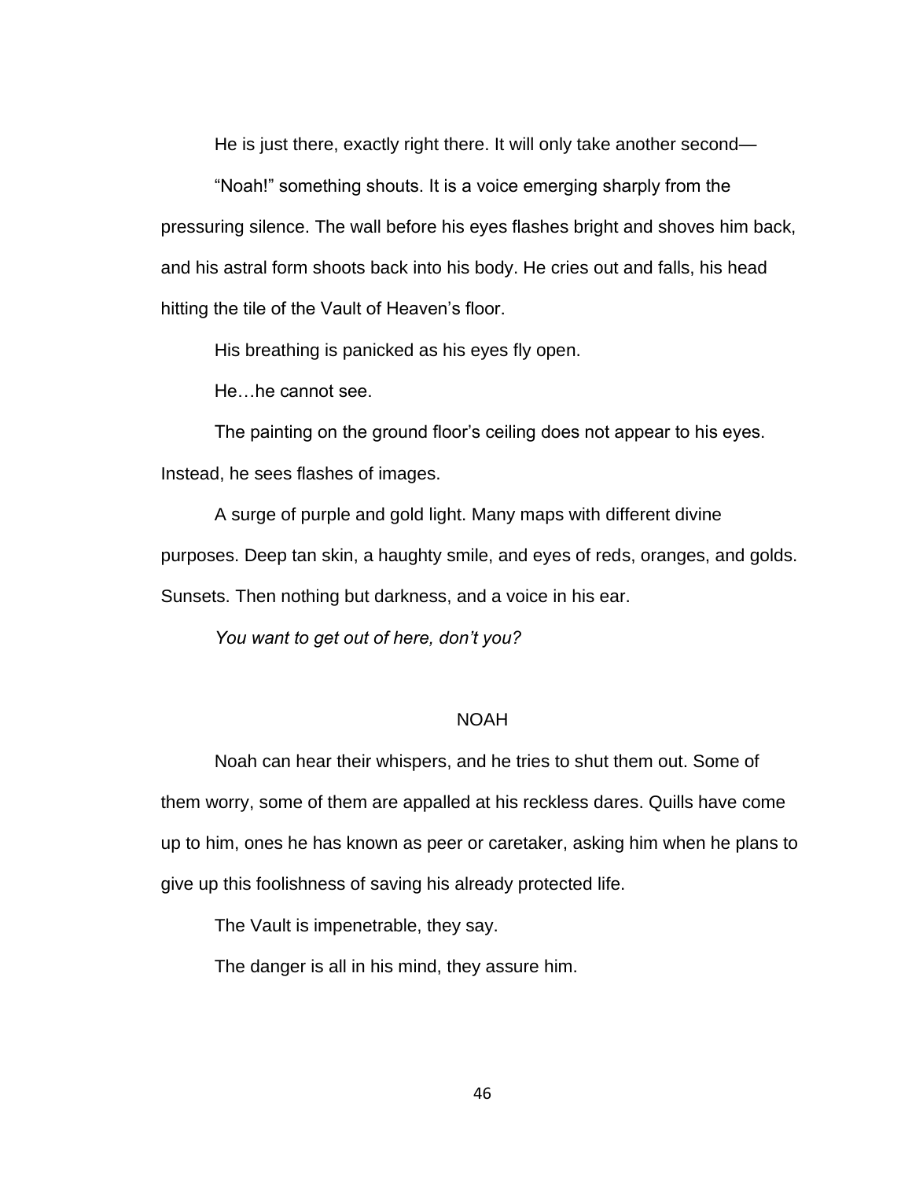He is just there, exactly right there. It will only take another second—

"Noah!" something shouts. It is a voice emerging sharply from the pressuring silence. The wall before his eyes flashes bright and shoves him back, and his astral form shoots back into his body. He cries out and falls, his head hitting the tile of the Vault of Heaven's floor.

His breathing is panicked as his eyes fly open.

He…he cannot see.

The painting on the ground floor's ceiling does not appear to his eyes. Instead, he sees flashes of images.

A surge of purple and gold light. Many maps with different divine purposes. Deep tan skin, a haughty smile, and eyes of reds, oranges, and golds. Sunsets. Then nothing but darkness, and a voice in his ear.

*You want to get out of here, don't you?*

## NOAH

Noah can hear their whispers, and he tries to shut them out. Some of them worry, some of them are appalled at his reckless dares. Quills have come up to him, ones he has known as peer or caretaker, asking him when he plans to give up this foolishness of saving his already protected life.

The Vault is impenetrable, they say.

The danger is all in his mind, they assure him.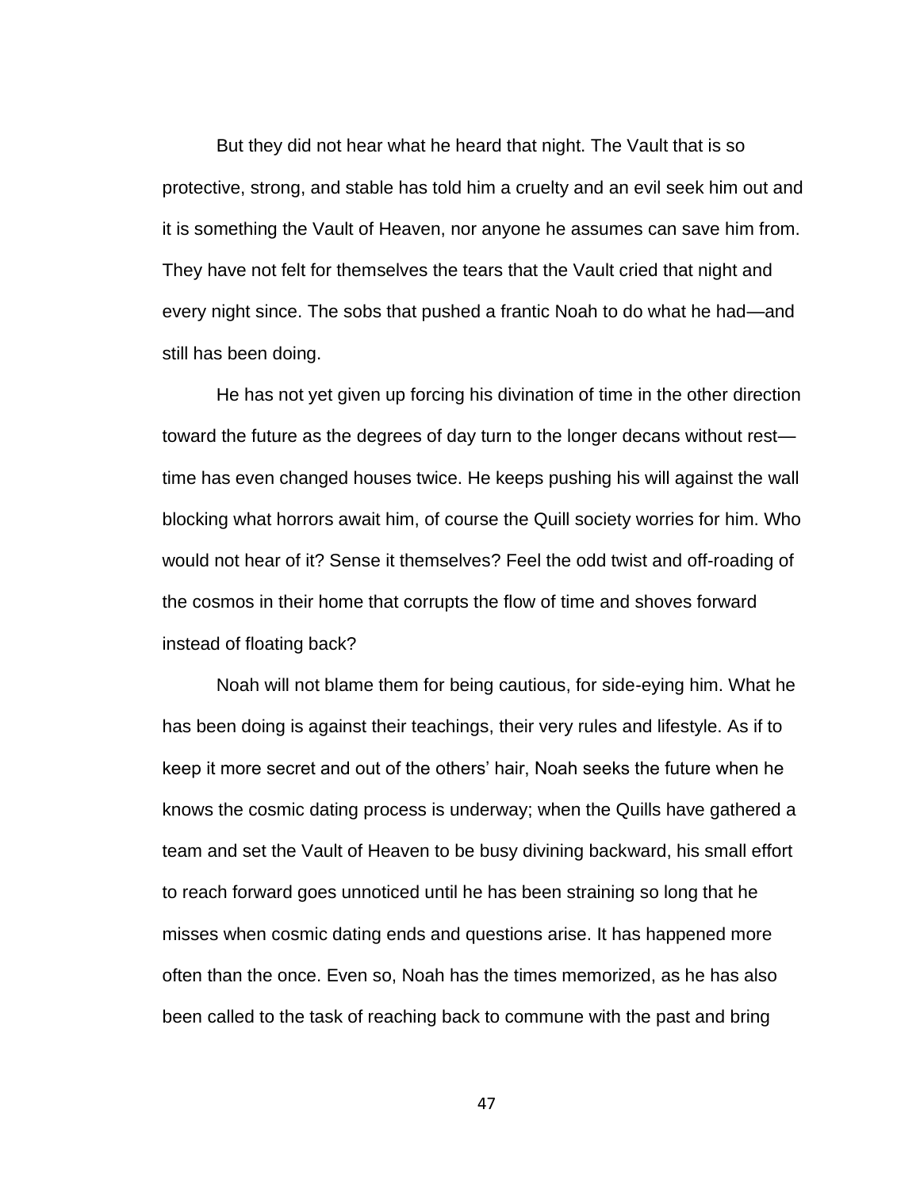But they did not hear what he heard that night. The Vault that is so protective, strong, and stable has told him a cruelty and an evil seek him out and it is something the Vault of Heaven, nor anyone he assumes can save him from. They have not felt for themselves the tears that the Vault cried that night and every night since. The sobs that pushed a frantic Noah to do what he had—and still has been doing.

He has not yet given up forcing his divination of time in the other direction toward the future as the degrees of day turn to the longer decans without rest—time has even changed houses twice. He keeps pushing his will against the wall blocking what horrors await him, of course the Quill society worries for him. Who would not hear of it? Sense it themselves? Feel the odd twist and off-roading of the cosmos in their home that corrupts the flow of time and shoves forward instead of floating back?

Noah will not blame them for being cautious, for side-eying him. What he has been doing is against their teachings, their very rules and lifestyle. As if to keep it more secret and out of the others' hair, Noah seeks the future when he knows the cosmic dating process is underway; when the Quills have gathered a team and set the Vault of Heaven to be busy divining backward, his small effort to reach forward goes unnoticed until he has been straining so long that he misses when cosmic dating ends and questions arise. It has happened more often than the once. Even so, Noah has the times memorized, as he has also been called to the task of reaching back to commune with the past and bring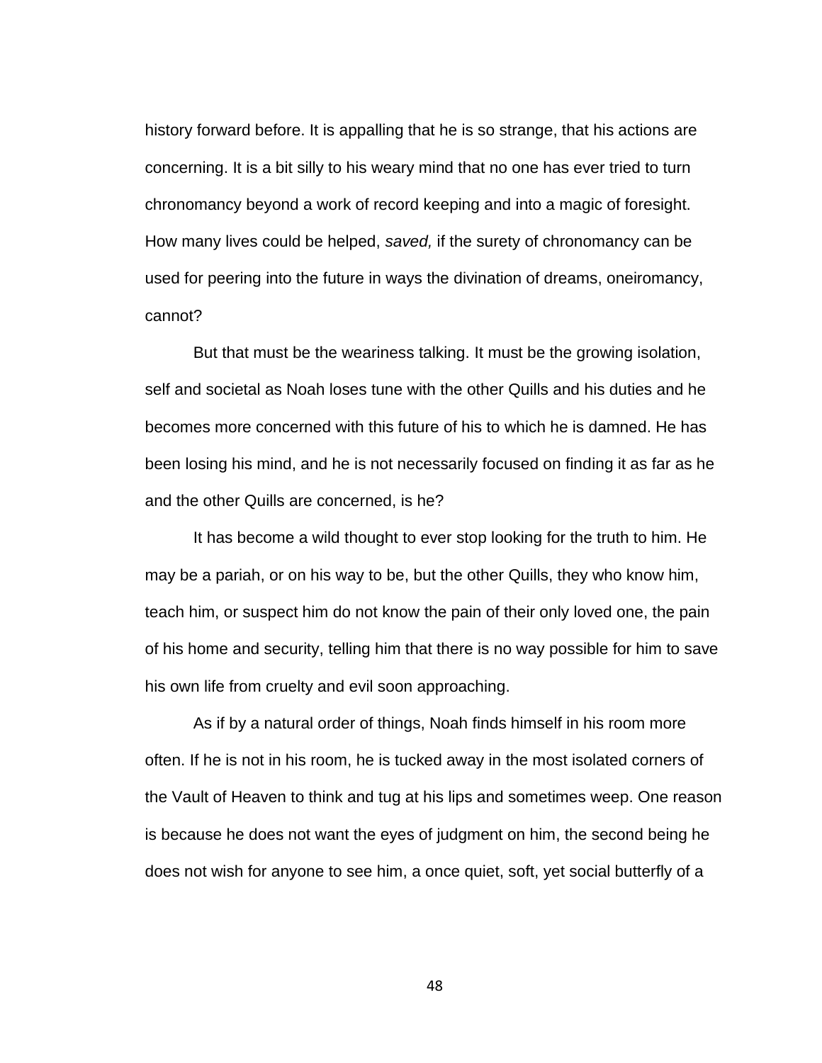history forward before. It is appalling that he is so strange, that his actions are concerning. It is a bit silly to his weary mind that no one has ever tried to turn chronomancy beyond a work of record keeping and into a magic of foresight. How many lives could be helped, *saved,* if the surety of chronomancy can be used for peering into the future in ways the divination of dreams, oneiromancy, cannot?

But that must be the weariness talking. It must be the growing isolation, self and societal as Noah loses tune with the other Quills and his duties and he becomes more concerned with this future of his to which he is damned. He has been losing his mind, and he is not necessarily focused on finding it as far as he and the other Quills are concerned, is he?

It has become a wild thought to ever stop looking for the truth to him. He may be a pariah, or on his way to be, but the other Quills, they who know him, teach him, or suspect him do not know the pain of their only loved one, the pain of his home and security, telling him that there is no way possible for him to save his own life from cruelty and evil soon approaching.

As if by a natural order of things, Noah finds himself in his room more often. If he is not in his room, he is tucked away in the most isolated corners of the Vault of Heaven to think and tug at his lips and sometimes weep. One reason is because he does not want the eyes of judgment on him, the second being he does not wish for anyone to see him, a once quiet, soft, yet social butterfly of a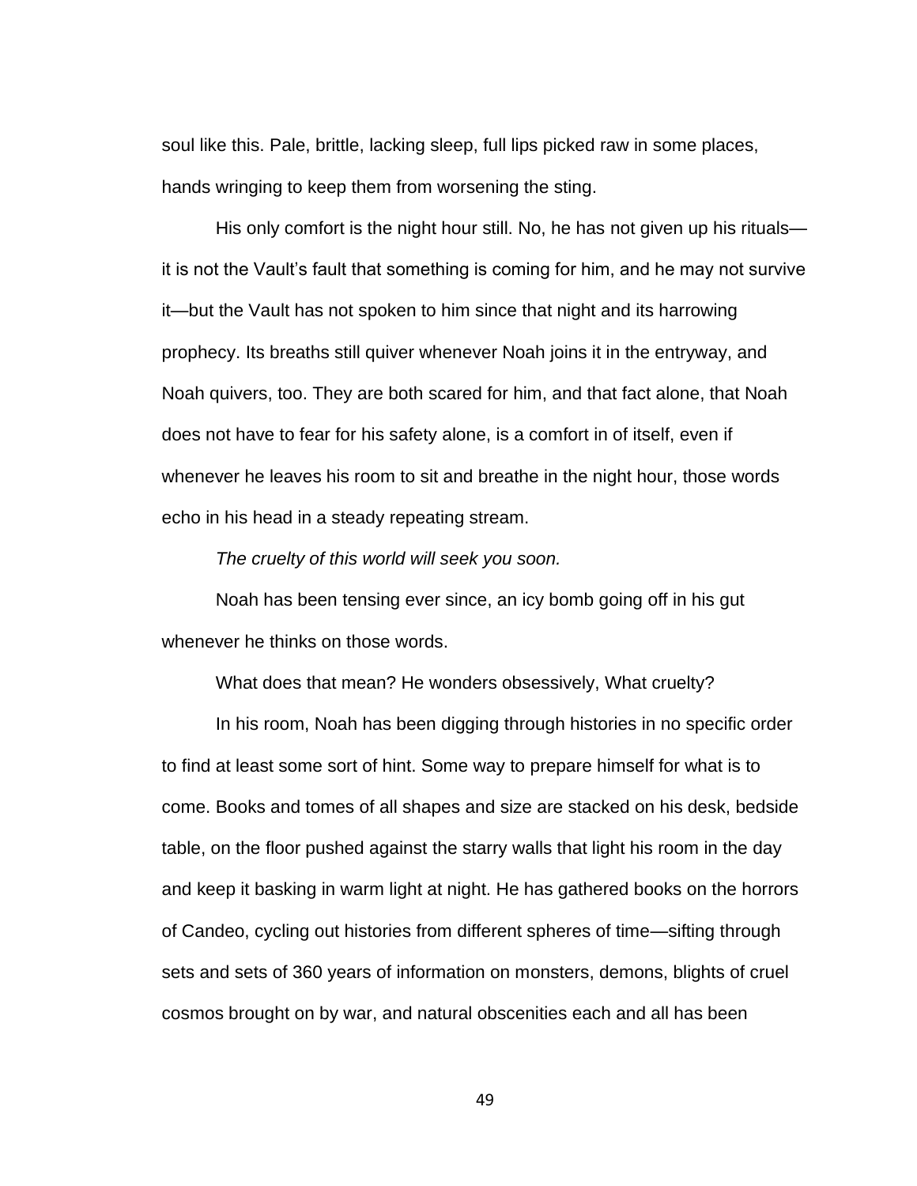soul like this. Pale, brittle, lacking sleep, full lips picked raw in some places, hands wringing to keep them from worsening the sting.

His only comfort is the night hour still. No, he has not given up his rituals—it is not the Vault's fault that something is coming for him, and he may not survive it—but the Vault has not spoken to him since that night and its harrowing prophecy. Its breaths still quiver whenever Noah joins it in the entryway, and Noah quivers, too. They are both scared for him, and that fact alone, that Noah does not have to fear for his safety alone, is a comfort in of itself, even if whenever he leaves his room to sit and breathe in the night hour, those words echo in his head in a steady repeating stream.

*The cruelty of this world will seek you soon.*

Noah has been tensing ever since, an icy bomb going off in his gut whenever he thinks on those words.

What does that mean? He wonders obsessively, What cruelty?

In his room, Noah has been digging through histories in no specific order to find at least some sort of hint. Some way to prepare himself for what is to come. Books and tomes of all shapes and size are stacked on his desk, bedside table, on the floor pushed against the starry walls that light his room in the day and keep it basking in warm light at night. He has gathered books on the horrors of Candeo, cycling out histories from different spheres of time—sifting through sets and sets of 360 years of information on monsters, demons, blights of cruel cosmos brought on by war, and natural obscenities each and all has been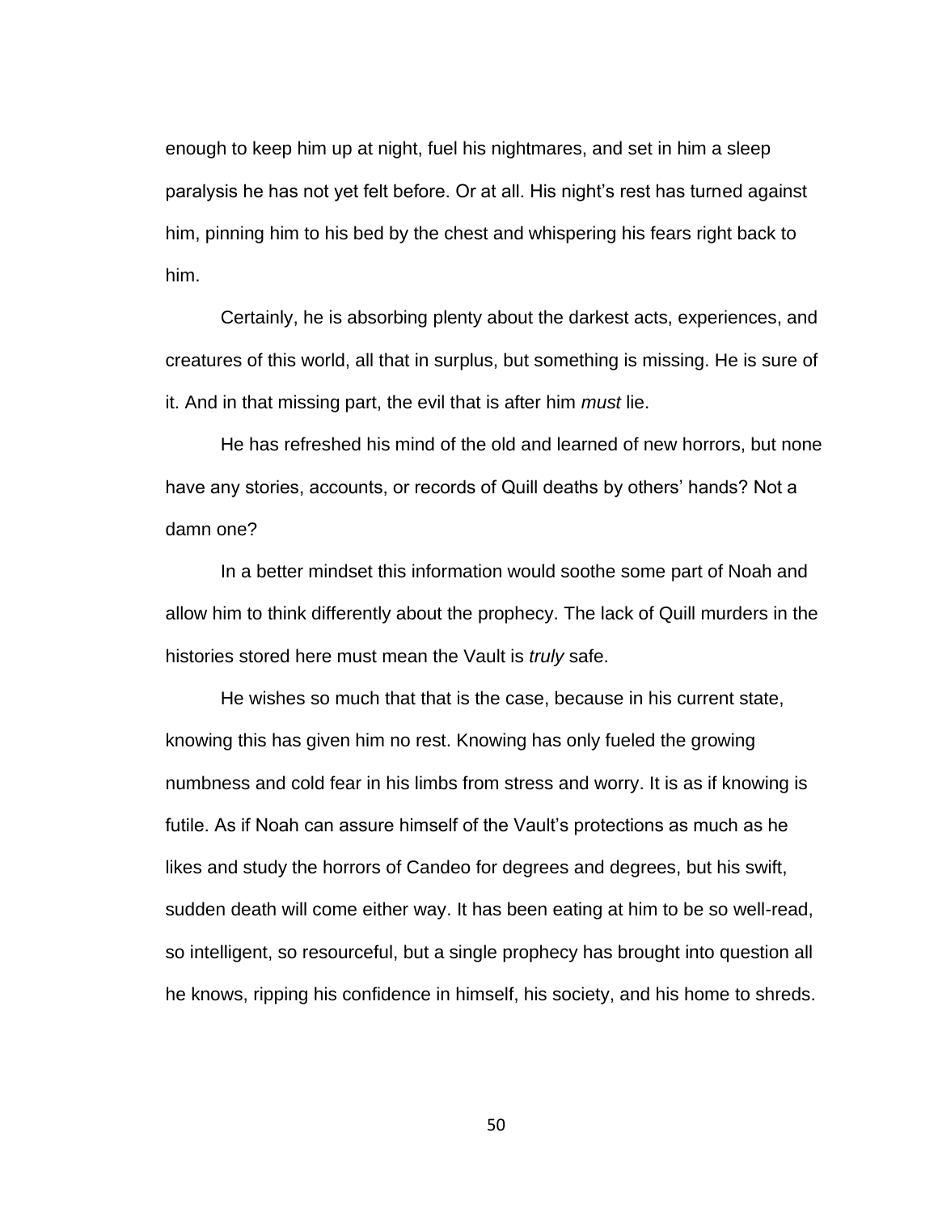enough to keep him up at night, fuel his nightmares, and set in him a sleep paralysis he has not yet felt before. Or at all. His night's rest has turned against him, pinning him to his bed by the chest and whispering his fears right back to him.

Certainly, he is absorbing plenty about the darkest acts, experiences, and creatures of this world, all that in surplus, but something is missing. He is sure of it. And in that missing part, the evil that is after him *must* lie.

He has refreshed his mind of the old and learned of new horrors, but none have any stories, accounts, or records of Quill deaths by others' hands? Not a damn one?

In a better mindset this information would soothe some part of Noah and allow him to think differently about the prophecy. The lack of Quill murders in the histories stored here must mean the Vault is *truly* safe.

He wishes so much that that is the case, because in his current state, knowing this has given him no rest. Knowing has only fueled the growing numbness and cold fear in his limbs from stress and worry. It is as if knowing is futile. As if Noah can assure himself of the Vault's protections as much as he likes and study the horrors of Candeo for degrees and degrees, but his swift, sudden death will come either way. It has been eating at him to be so well-read, so intelligent, so resourceful, but a single prophecy has brought into question all he knows, ripping his confidence in himself, his society, and his home to shreds.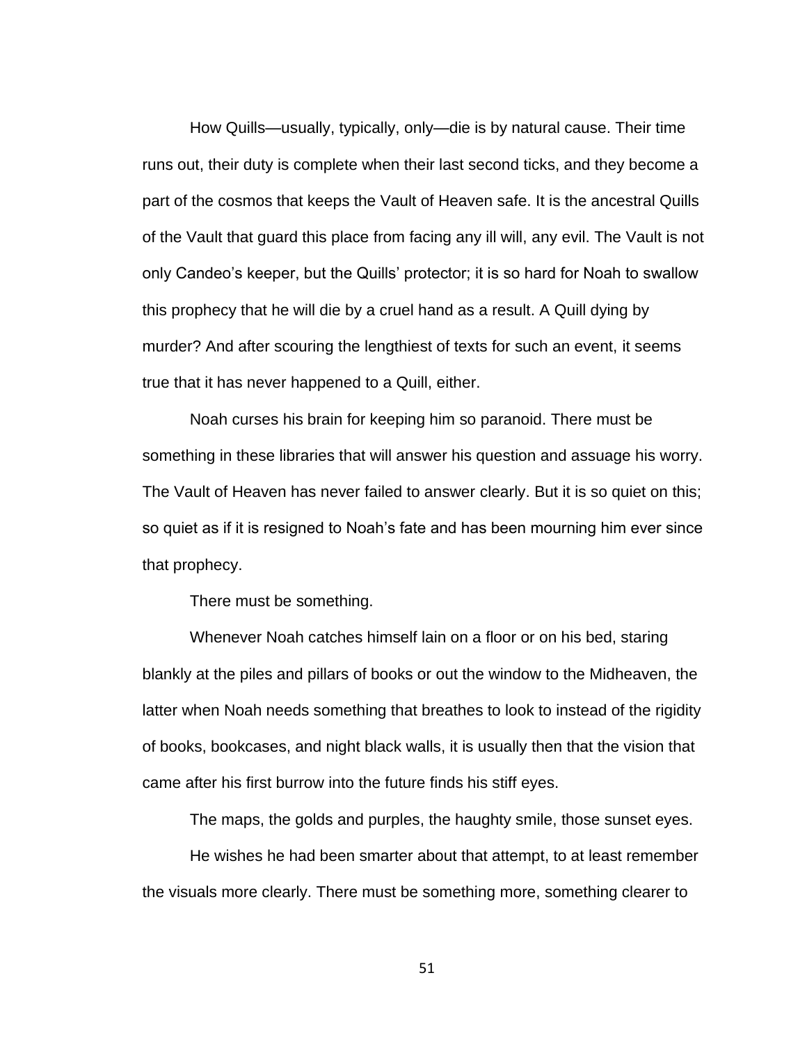How Quills—usually, typically, only—die is by natural cause. Their time runs out, their duty is complete when their last second ticks, and they become a part of the cosmos that keeps the Vault of Heaven safe. It is the ancestral Quills of the Vault that guard this place from facing any ill will, any evil. The Vault is not only Candeo's keeper, but the Quills' protector; it is so hard for Noah to swallow this prophecy that he will die by a cruel hand as a result. A Quill dying by murder? And after scouring the lengthiest of texts for such an event, it seems true that it has never happened to a Quill, either.

Noah curses his brain for keeping him so paranoid. There must be something in these libraries that will answer his question and assuage his worry. The Vault of Heaven has never failed to answer clearly. But it is so quiet on this; so quiet as if it is resigned to Noah's fate and has been mourning him ever since that prophecy.

There must be something.

Whenever Noah catches himself lain on a floor or on his bed, staring blankly at the piles and pillars of books or out the window to the Midheaven, the latter when Noah needs something that breathes to look to instead of the rigidity of books, bookcases, and night black walls, it is usually then that the vision that came after his first burrow into the future finds his stiff eyes.

The maps, the golds and purples, the haughty smile, those sunset eyes.

He wishes he had been smarter about that attempt, to at least remember the visuals more clearly. There must be something more, something clearer to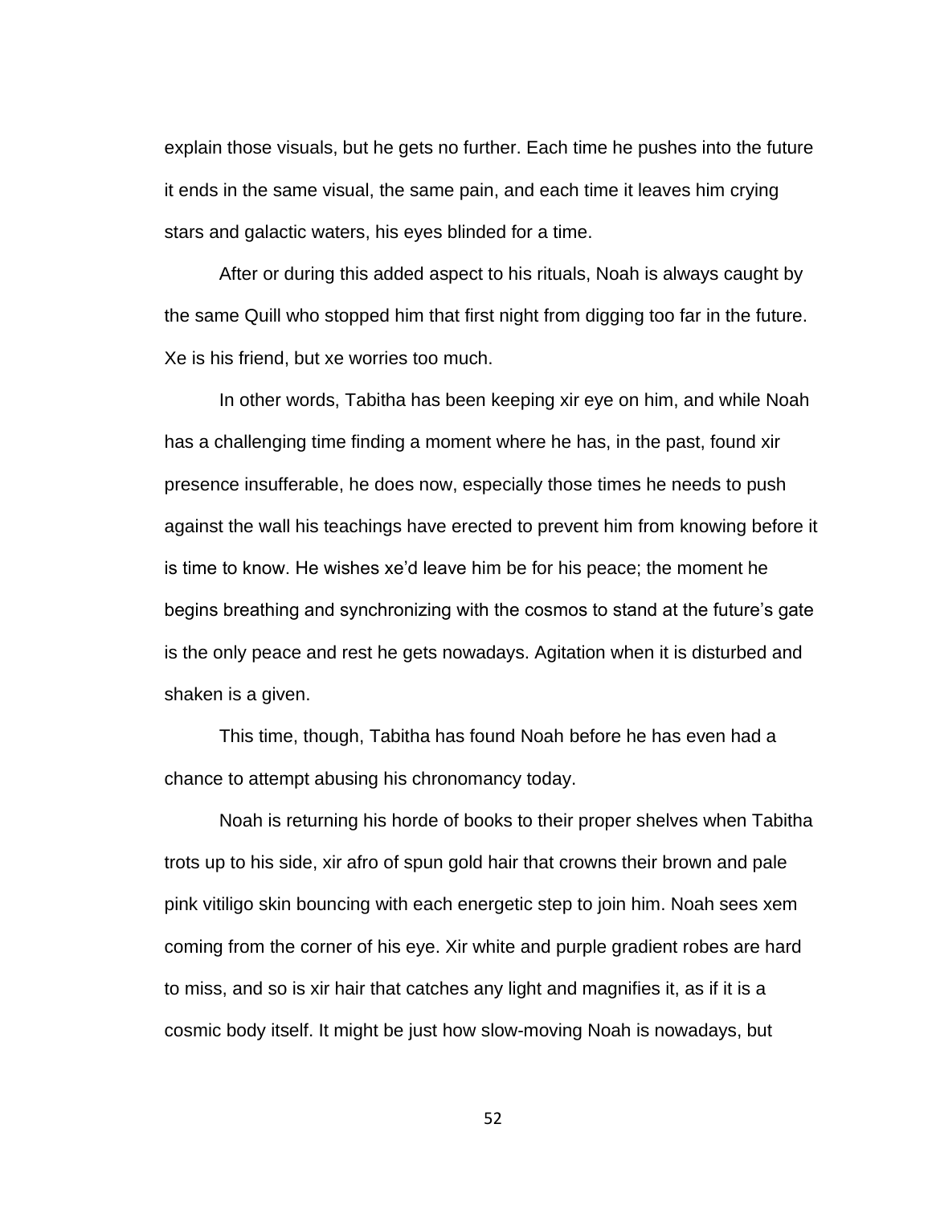explain those visuals, but he gets no further. Each time he pushes into the future it ends in the same visual, the same pain, and each time it leaves him crying stars and galactic waters, his eyes blinded for a time.

After or during this added aspect to his rituals, Noah is always caught by the same Quill who stopped him that first night from digging too far in the future. Xe is his friend, but xe worries too much.

In other words, Tabitha has been keeping xir eye on him, and while Noah has a challenging time finding a moment where he has, in the past, found xir presence insufferable, he does now, especially those times he needs to push against the wall his teachings have erected to prevent him from knowing before it is time to know. He wishes xe'd leave him be for his peace; the moment he begins breathing and synchronizing with the cosmos to stand at the future's gate is the only peace and rest he gets nowadays. Agitation when it is disturbed and shaken is a given.

This time, though, Tabitha has found Noah before he has even had a chance to attempt abusing his chronomancy today.

Noah is returning his horde of books to their proper shelves when Tabitha trots up to his side, xir afro of spun gold hair that crowns their brown and pale pink vitiligo skin bouncing with each energetic step to join him. Noah sees xem coming from the corner of his eye. Xir white and purple gradient robes are hard to miss, and so is xir hair that catches any light and magnifies it, as if it is a cosmic body itself. It might be just how slow-moving Noah is nowadays, but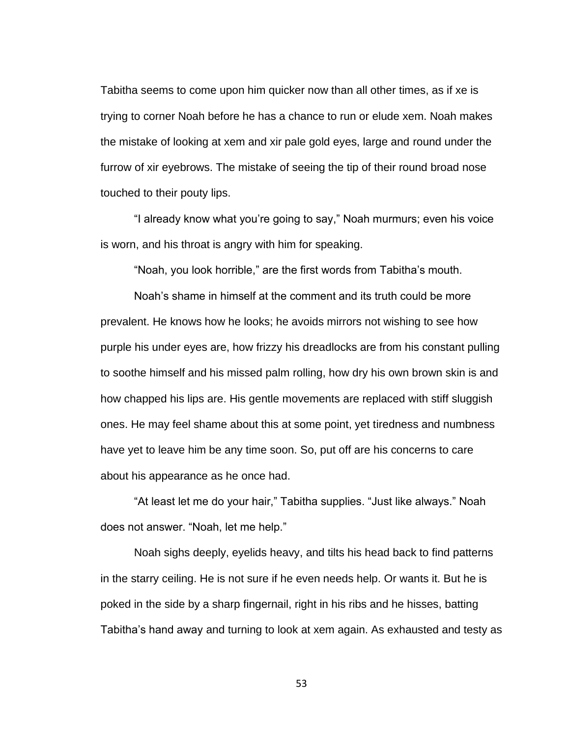Tabitha seems to come upon him quicker now than all other times, as if xe is trying to corner Noah before he has a chance to run or elude xem. Noah makes the mistake of looking at xem and xir pale gold eyes, large and round under the furrow of xir eyebrows. The mistake of seeing the tip of their round broad nose touched to their pouty lips.

"I already know what you're going to say," Noah murmurs; even his voice is worn, and his throat is angry with him for speaking.

"Noah, you look horrible," are the first words from Tabitha's mouth.

Noah's shame in himself at the comment and its truth could be more prevalent. He knows how he looks; he avoids mirrors not wishing to see how purple his under eyes are, how frizzy his dreadlocks are from his constant pulling to soothe himself and his missed palm rolling, how dry his own brown skin is and how chapped his lips are. His gentle movements are replaced with stiff sluggish ones. He may feel shame about this at some point, yet tiredness and numbness have yet to leave him be any time soon. So, put off are his concerns to care about his appearance as he once had.

"At least let me do your hair," Tabitha supplies. "Just like always." Noah does not answer. "Noah, let me help."

Noah sighs deeply, eyelids heavy, and tilts his head back to find patterns in the starry ceiling. He is not sure if he even needs help. Or wants it. But he is poked in the side by a sharp fingernail, right in his ribs and he hisses, batting Tabitha's hand away and turning to look at xem again. As exhausted and testy as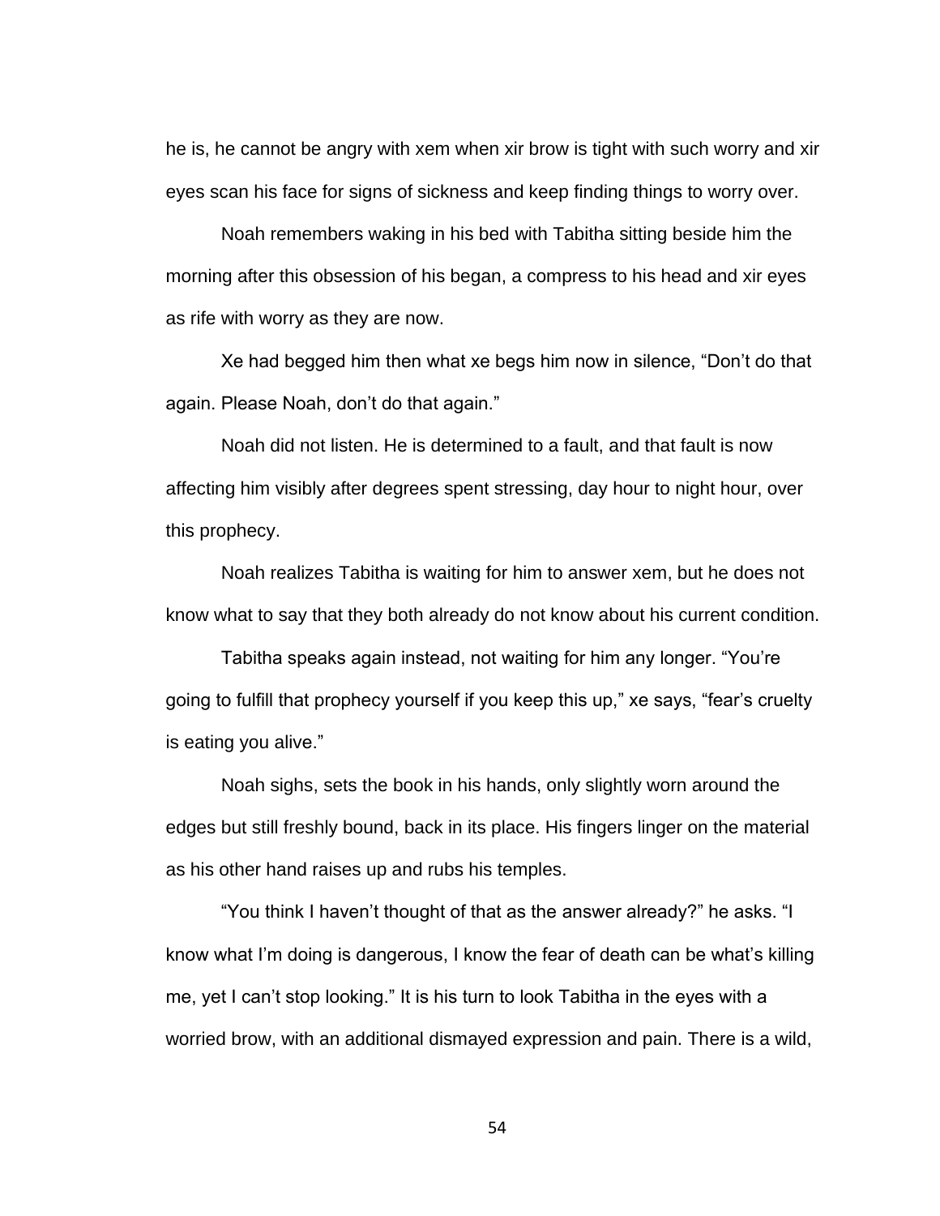he is, he cannot be angry with xem when xir brow is tight with such worry and xir eyes scan his face for signs of sickness and keep finding things to worry over.

Noah remembers waking in his bed with Tabitha sitting beside him the morning after this obsession of his began, a compress to his head and xir eyes as rife with worry as they are now.

Xe had begged him then what xe begs him now in silence, “Don’t do that again. Please Noah, don’t do that again.”

Noah did not listen. He is determined to a fault, and that fault is now affecting him visibly after degrees spent stressing, day hour to night hour, over this prophecy.

Noah realizes Tabitha is waiting for him to answer xem, but he does not know what to say that they both already do not know about his current condition.

Tabitha speaks again instead, not waiting for him any longer. “You’re going to fulfill that prophecy yourself if you keep this up,” xe says, “fear’s cruelty is eating you alive.”

Noah sighs, sets the book in his hands, only slightly worn around the edges but still freshly bound, back in its place. His fingers linger on the material as his other hand raises up and rubs his temples.

“You think I haven’t thought of that as the answer already?” he asks. “I know what I’m doing is dangerous, I know the fear of death can be what’s killing me, yet I can’t stop looking.” It is his turn to look Tabitha in the eyes with a worried brow, with an additional dismayed expression and pain. There is a wild,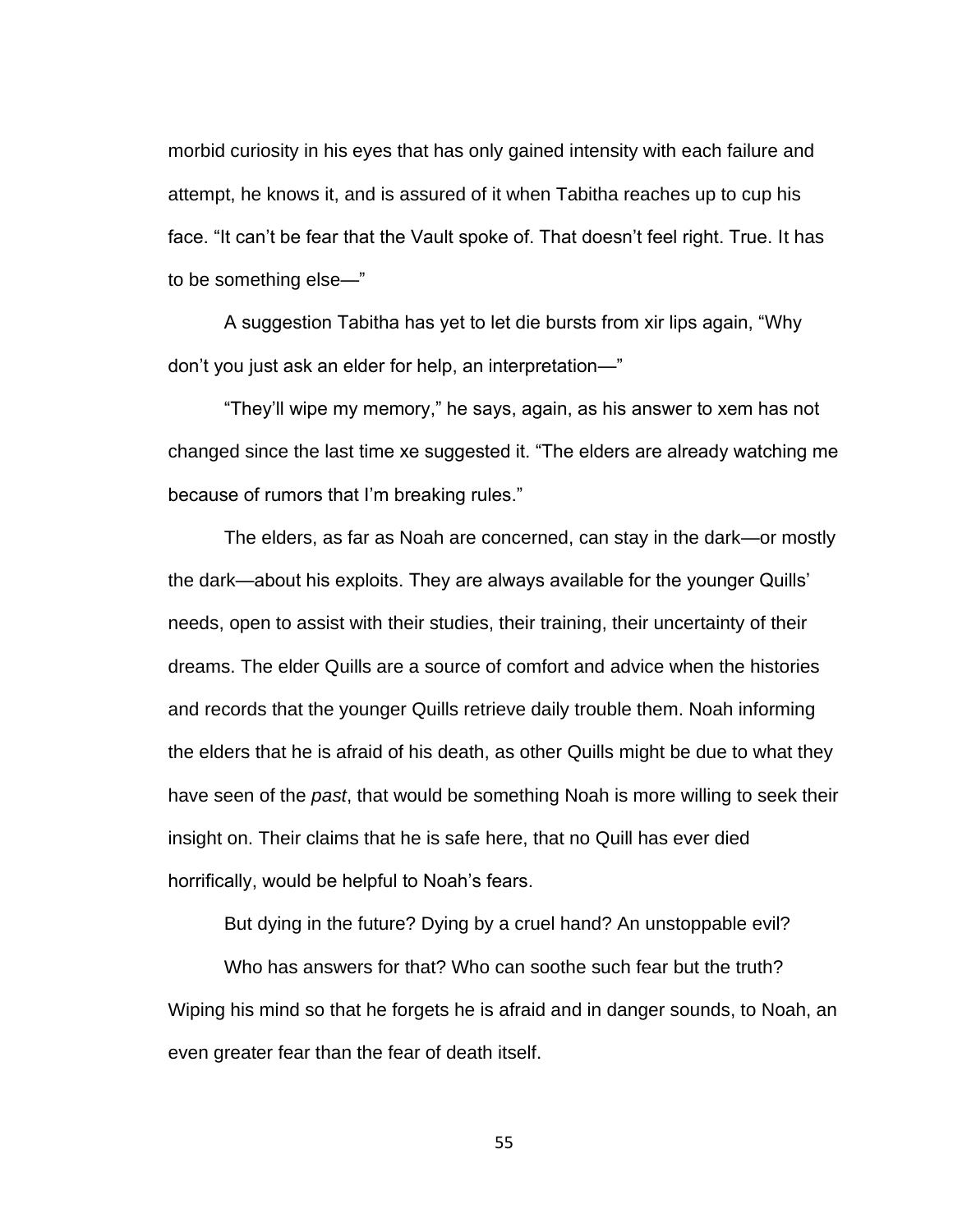morbid curiosity in his eyes that has only gained intensity with each failure and attempt, he knows it, and is assured of it when Tabitha reaches up to cup his face. “It can’t be fear that the Vault spoke of. That doesn’t feel right. True. It has to be something else—”

A suggestion Tabitha has yet to let die bursts from xir lips again, “Why don’t you just ask an elder for help, an interpretation—”

“They’ll wipe my memory,” he says, again, as his answer to xem has not changed since the last time xe suggested it. “The elders are already watching me because of rumors that I’m breaking rules.”

The elders, as far as Noah are concerned, can stay in the dark—or mostly the dark—about his exploits. They are always available for the younger Quills’ needs, open to assist with their studies, their training, their uncertainty of their dreams. The elder Quills are a source of comfort and advice when the histories and records that the younger Quills retrieve daily trouble them. Noah informing the elders that he is afraid of his death, as other Quills might be due to what they have seen of the *past*, that would be something Noah is more willing to seek their insight on. Their claims that he is safe here, that no Quill has ever died horrifically, would be helpful to Noah’s fears.

But dying in the future? Dying by a cruel hand? An unstoppable evil?

Who has answers for that? Who can soothe such fear but the truth? Wiping his mind so that he forgets he is afraid and in danger sounds, to Noah, an even greater fear than the fear of death itself.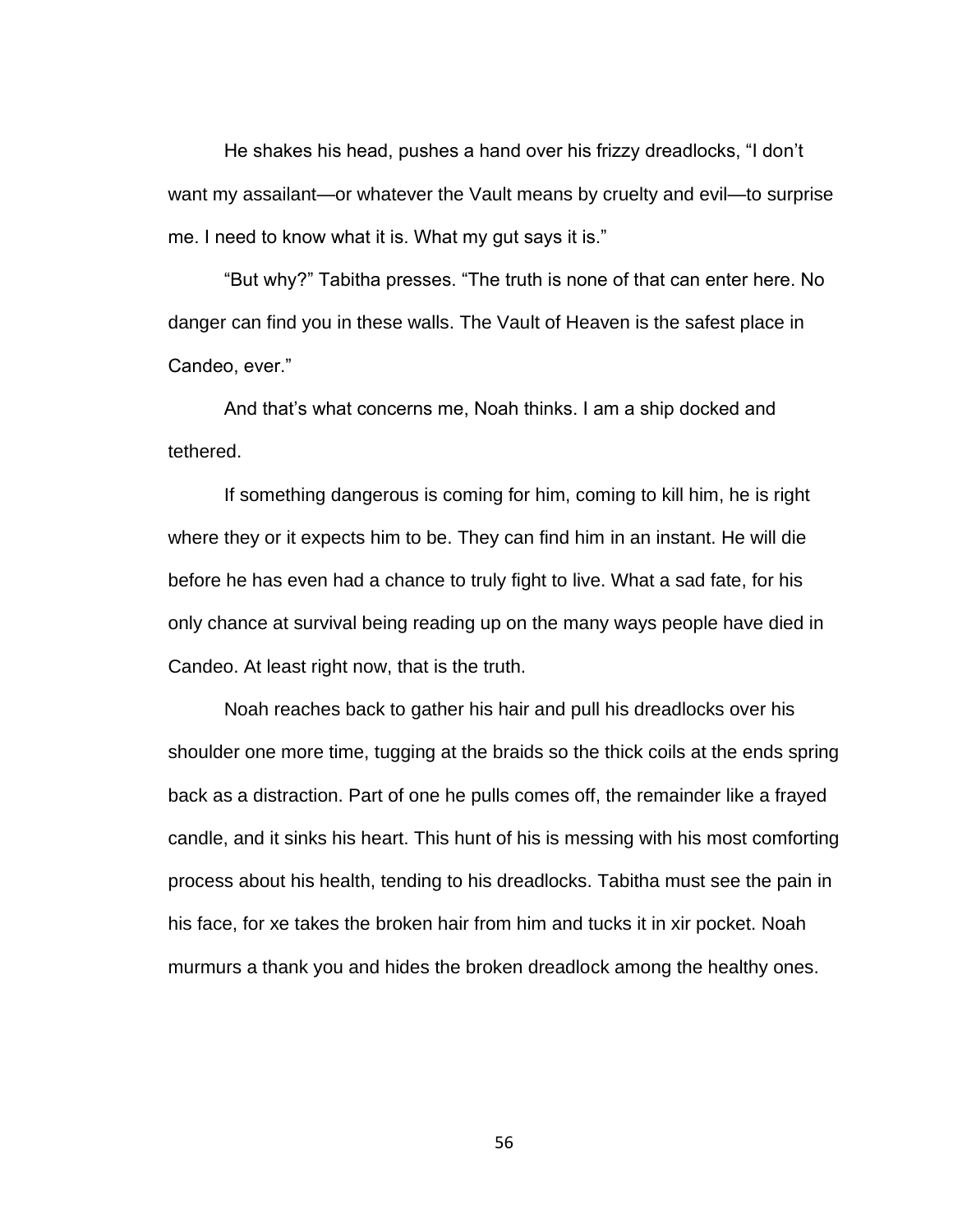He shakes his head, pushes a hand over his frizzy dreadlocks, "I don't want my assailant—or whatever the Vault means by cruelty and evil—to surprise me. I need to know what it is. What my gut says it is."

"But why?" Tabitha presses. "The truth is none of that can enter here. No danger can find you in these walls. The Vault of Heaven is the safest place in Candeo, ever."

And that's what concerns me, Noah thinks. I am a ship docked and tethered.

If something dangerous is coming for him, coming to kill him, he is right where they or it expects him to be. They can find him in an instant. He will die before he has even had a chance to truly fight to live. What a sad fate, for his only chance at survival being reading up on the many ways people have died in Candeo. At least right now, that is the truth.

Noah reaches back to gather his hair and pull his dreadlocks over his shoulder one more time, tugging at the braids so the thick coils at the ends spring back as a distraction. Part of one he pulls comes off, the remainder like a frayed candle, and it sinks his heart. This hunt of his is messing with his most comforting process about his health, tending to his dreadlocks. Tabitha must see the pain in his face, for xe takes the broken hair from him and tucks it in xir pocket. Noah murmurs a thank you and hides the broken dreadlock among the healthy ones.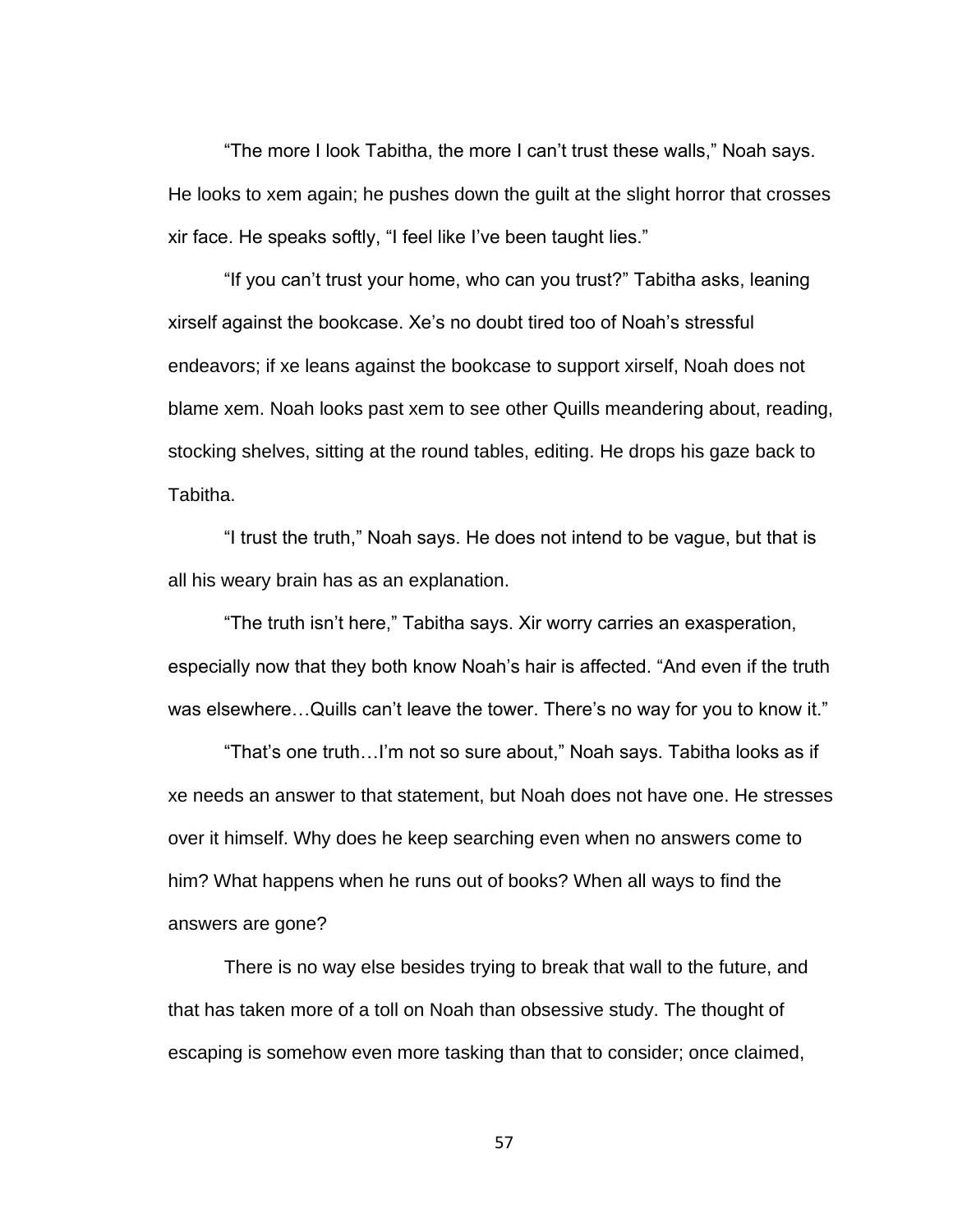“The more I look Tabitha, the more I can’t trust these walls,” Noah says. He looks to xem again; he pushes down the guilt at the slight horror that crosses xir face. He speaks softly, “I feel like I’ve been taught lies.”

“If you can’t trust your home, who can you trust?” Tabitha asks, leaning xirself against the bookcase. Xe’s no doubt tired too of Noah’s stressful endeavors; if xe leans against the bookcase to support xirself, Noah does not blame xem. Noah looks past xem to see other Quills meandering about, reading, stocking shelves, sitting at the round tables, editing. He drops his gaze back to Tabitha.

“I trust the truth,” Noah says. He does not intend to be vague, but that is all his weary brain has as an explanation.

“The truth isn’t here,” Tabitha says. Xir worry carries an exasperation, especially now that they both know Noah’s hair is affected. “And even if the truth was elsewhere…Quills can’t leave the tower. There’s no way for you to know it.”

“That’s one truth…I’m not so sure about,” Noah says. Tabitha looks as if xe needs an answer to that statement, but Noah does not have one. He stresses over it himself. Why does he keep searching even when no answers come to him? What happens when he runs out of books? When all ways to find the answers are gone?

There is no way else besides trying to break that wall to the future, and that has taken more of a toll on Noah than obsessive study. The thought of escaping is somehow even more tasking than that to consider; once claimed,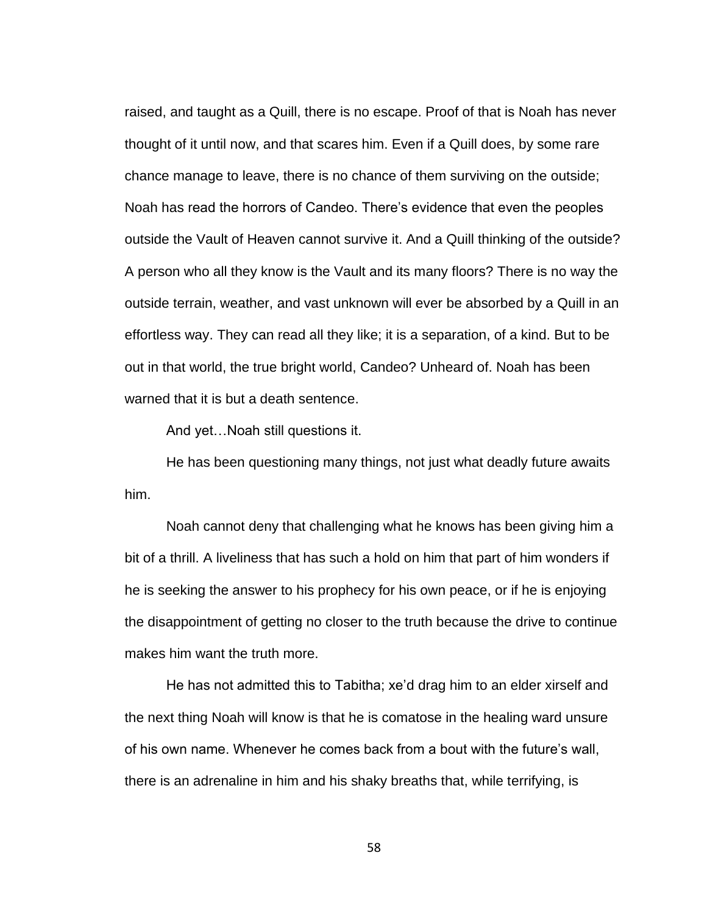raised, and taught as a Quill, there is no escape. Proof of that is Noah has never thought of it until now, and that scares him. Even if a Quill does, by some rare chance manage to leave, there is no chance of them surviving on the outside; Noah has read the horrors of Candeo. There's evidence that even the peoples outside the Vault of Heaven cannot survive it. And a Quill thinking of the outside? A person who all they know is the Vault and its many floors? There is no way the outside terrain, weather, and vast unknown will ever be absorbed by a Quill in an effortless way. They can read all they like; it is a separation, of a kind. But to be out in that world, the true bright world, Candeo? Unheard of. Noah has been warned that it is but a death sentence.

And yet…Noah still questions it.

He has been questioning many things, not just what deadly future awaits him.

Noah cannot deny that challenging what he knows has been giving him a bit of a thrill. A liveliness that has such a hold on him that part of him wonders if he is seeking the answer to his prophecy for his own peace, or if he is enjoying the disappointment of getting no closer to the truth because the drive to continue makes him want the truth more.

He has not admitted this to Tabitha; xe'd drag him to an elder xirself and the next thing Noah will know is that he is comatose in the healing ward unsure of his own name. Whenever he comes back from a bout with the future's wall, there is an adrenaline in him and his shaky breaths that, while terrifying, is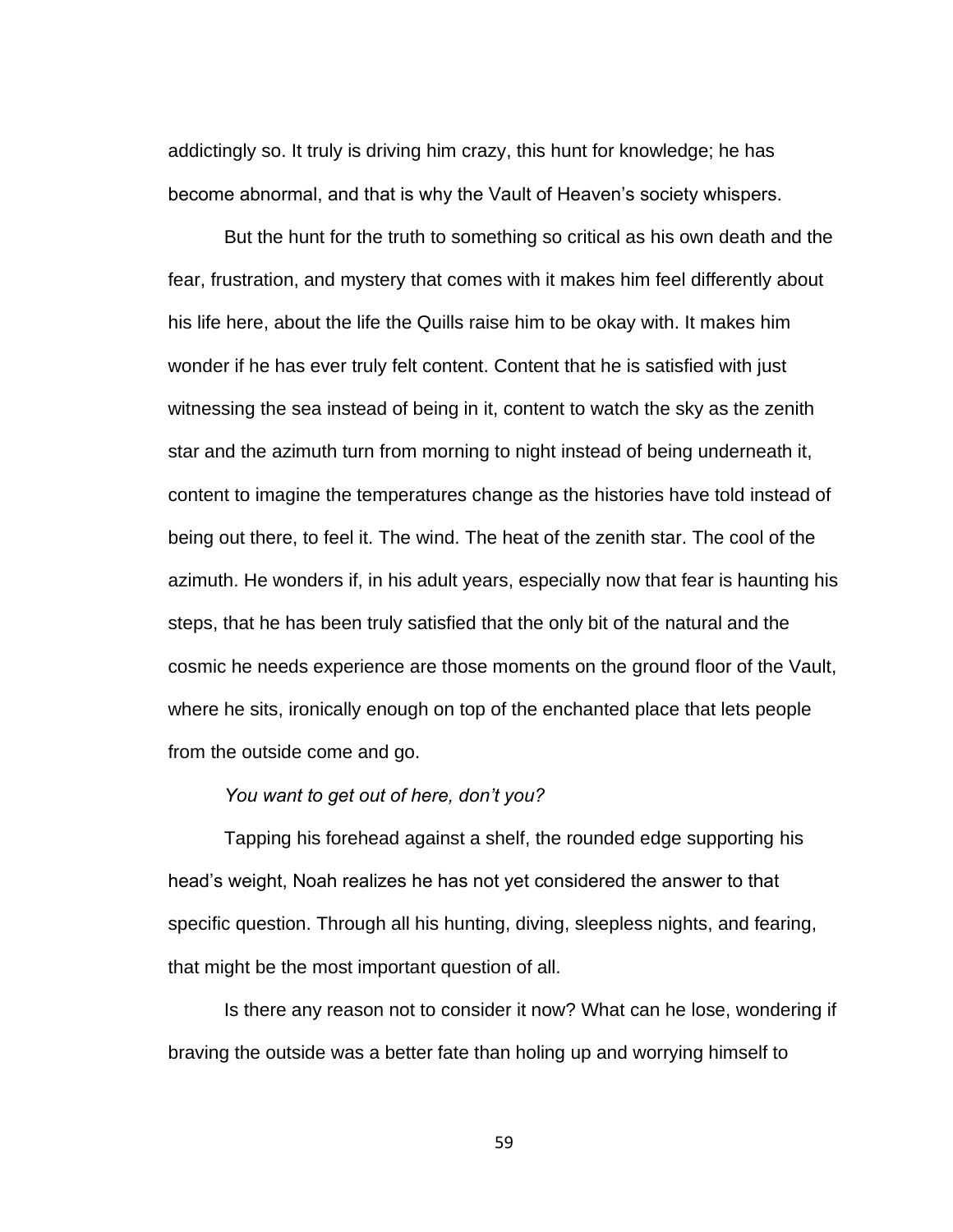addictingly so. It truly is driving him crazy, this hunt for knowledge; he has become abnormal, and that is why the Vault of Heaven's society whispers.

But the hunt for the truth to something so critical as his own death and the fear, frustration, and mystery that comes with it makes him feel differently about his life here, about the life the Quills raise him to be okay with. It makes him wonder if he has ever truly felt content. Content that he is satisfied with just witnessing the sea instead of being in it, content to watch the sky as the zenith star and the azimuth turn from morning to night instead of being underneath it, content to imagine the temperatures change as the histories have told instead of being out there, to feel it. The wind. The heat of the zenith star. The cool of the azimuth. He wonders if, in his adult years, especially now that fear is haunting his steps, that he has been truly satisfied that the only bit of the natural and the cosmic he needs experience are those moments on the ground floor of the Vault, where he sits, ironically enough on top of the enchanted place that lets people from the outside come and go.

*You want to get out of here, don't you?*

Tapping his forehead against a shelf, the rounded edge supporting his head's weight, Noah realizes he has not yet considered the answer to that specific question. Through all his hunting, diving, sleepless nights, and fearing, that might be the most important question of all.

Is there any reason not to consider it now? What can he lose, wondering if braving the outside was a better fate than holing up and worrying himself to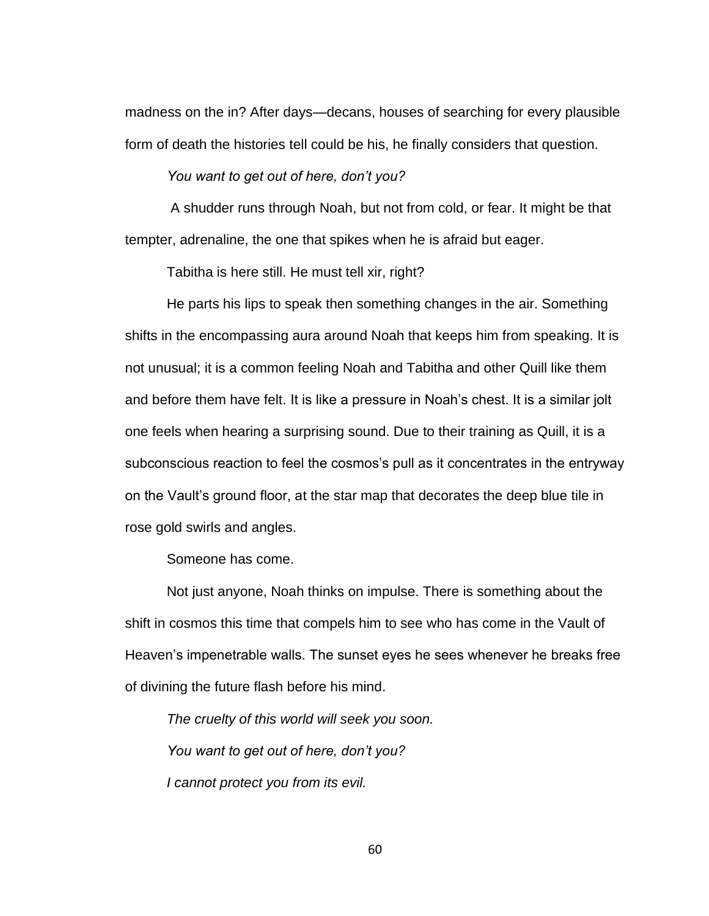madness on the in? After days—decans, houses of searching for every plausible form of death the histories tell could be his, he finally considers that question.

*You want to get out of here, don't you?*

A shudder runs through Noah, but not from cold, or fear. It might be that tempter, adrenaline, the one that spikes when he is afraid but eager.

Tabitha is here still. He must tell xir, right?

He parts his lips to speak then something changes in the air. Something shifts in the encompassing aura around Noah that keeps him from speaking. It is not unusual; it is a common feeling Noah and Tabitha and other Quill like them and before them have felt. It is like a pressure in Noah's chest. It is a similar jolt one feels when hearing a surprising sound. Due to their training as Quill, it is a subconscious reaction to feel the cosmos's pull as it concentrates in the entryway on the Vault's ground floor, at the star map that decorates the deep blue tile in rose gold swirls and angles.

Someone has come.

Not just anyone, Noah thinks on impulse. There is something about the shift in cosmos this time that compels him to see who has come in the Vault of Heaven's impenetrable walls. The sunset eyes he sees whenever he breaks free of divining the future flash before his mind.

*The cruelty of this world will seek you soon.*

*You want to get out of here, don't you?*

*I cannot protect you from its evil.*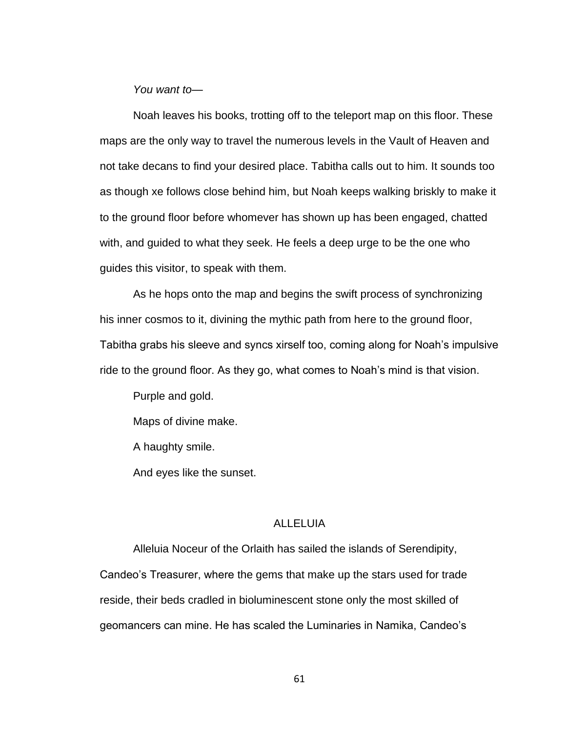*You want to—*

Noah leaves his books, trotting off to the teleport map on this floor. These maps are the only way to travel the numerous levels in the Vault of Heaven and not take decans to find your desired place. Tabitha calls out to him. It sounds too as though xe follows close behind him, but Noah keeps walking briskly to make it to the ground floor before whomever has shown up has been engaged, chatted with, and guided to what they seek. He feels a deep urge to be the one who guides this visitor, to speak with them.

As he hops onto the map and begins the swift process of synchronizing his inner cosmos to it, divining the mythic path from here to the ground floor, Tabitha grabs his sleeve and syncs xirself too, coming along for Noah's impulsive ride to the ground floor. As they go, what comes to Noah's mind is that vision.

Purple and gold.

Maps of divine make.

A haughty smile.

And eyes like the sunset.

## ALLELUIA

Alleluia Noceur of the Orlaith has sailed the islands of Serendipity, Candeo's Treasurer, where the gems that make up the stars used for trade reside, their beds cradled in bioluminescent stone only the most skilled of geomancers can mine. He has scaled the Luminaries in Namika, Candeo's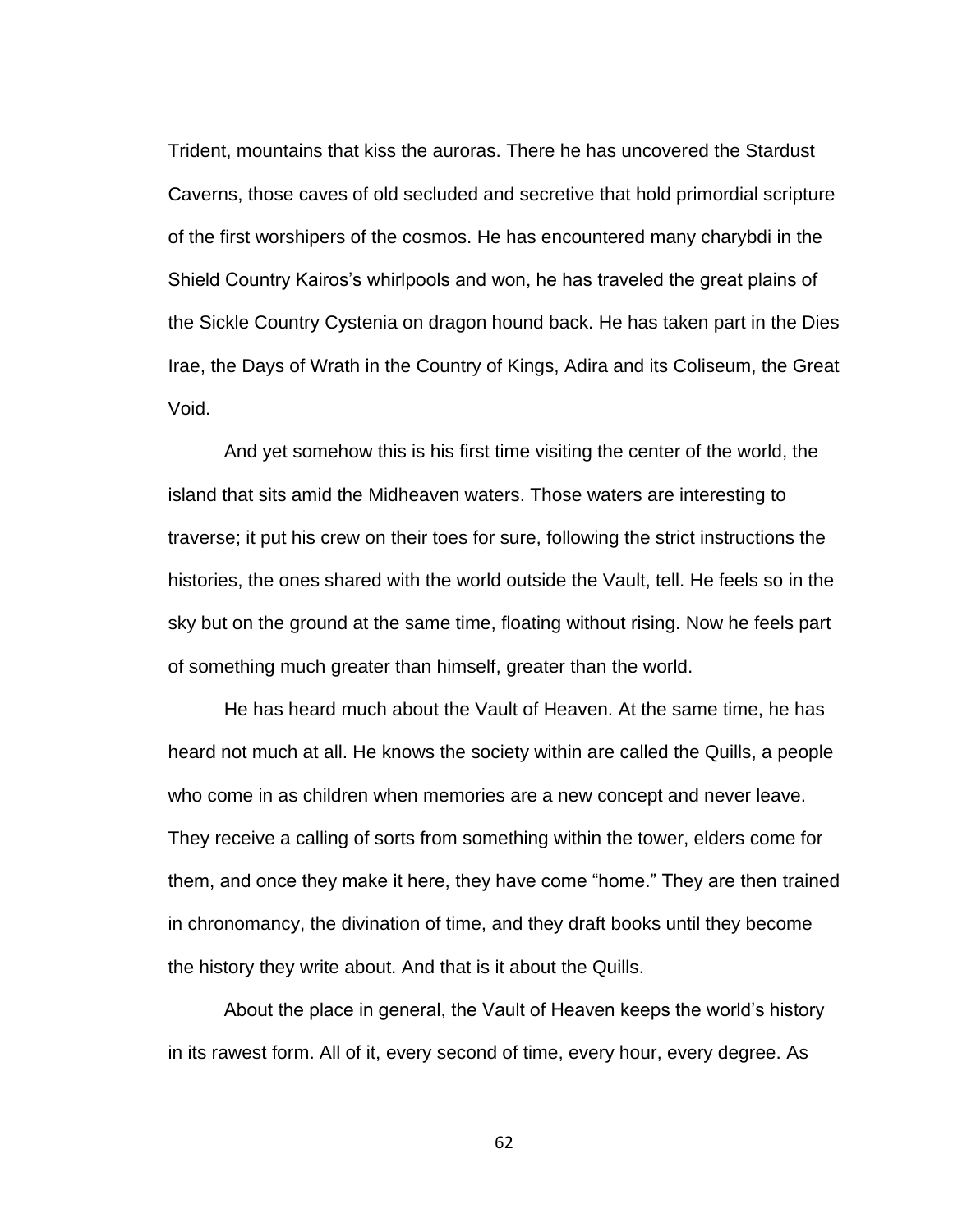Trident, mountains that kiss the auroras. There he has uncovered the Stardust Caverns, those caves of old secluded and secretive that hold primordial scripture of the first worshipers of the cosmos. He has encountered many charybdi in the Shield Country Kairos's whirlpools and won, he has traveled the great plains of the Sickle Country Cystenia on dragon hound back. He has taken part in the Dies Irae, the Days of Wrath in the Country of Kings, Adira and its Coliseum, the Great Void.

And yet somehow this is his first time visiting the center of the world, the island that sits amid the Midheaven waters. Those waters are interesting to traverse; it put his crew on their toes for sure, following the strict instructions the histories, the ones shared with the world outside the Vault, tell. He feels so in the sky but on the ground at the same time, floating without rising. Now he feels part of something much greater than himself, greater than the world.

He has heard much about the Vault of Heaven. At the same time, he has heard not much at all. He knows the society within are called the Quills, a people who come in as children when memories are a new concept and never leave. They receive a calling of sorts from something within the tower, elders come for them, and once they make it here, they have come "home." They are then trained in chronomancy, the divination of time, and they draft books until they become the history they write about. And that is it about the Quills.

About the place in general, the Vault of Heaven keeps the world's history in its rawest form. All of it, every second of time, every hour, every degree. As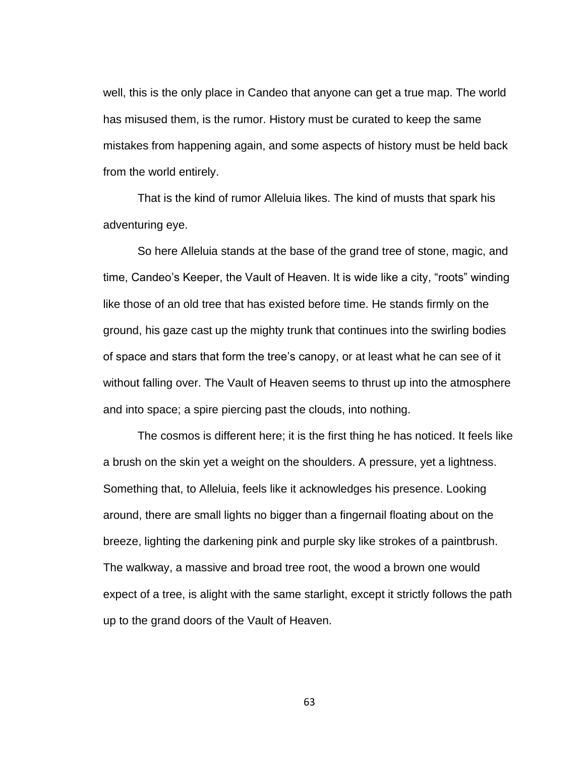well, this is the only place in Candeo that anyone can get a true map. The world has misused them, is the rumor. History must be curated to keep the same mistakes from happening again, and some aspects of history must be held back from the world entirely.

That is the kind of rumor Alleluia likes. The kind of musts that spark his adventuring eye.

So here Alleluia stands at the base of the grand tree of stone, magic, and time, Candeo's Keeper, the Vault of Heaven. It is wide like a city, "roots" winding like those of an old tree that has existed before time. He stands firmly on the ground, his gaze cast up the mighty trunk that continues into the swirling bodies of space and stars that form the tree's canopy, or at least what he can see of it without falling over. The Vault of Heaven seems to thrust up into the atmosphere and into space; a spire piercing past the clouds, into nothing.

The cosmos is different here; it is the first thing he has noticed. It feels like a brush on the skin yet a weight on the shoulders. A pressure, yet a lightness. Something that, to Alleluia, feels like it acknowledges his presence. Looking around, there are small lights no bigger than a fingernail floating about on the breeze, lighting the darkening pink and purple sky like strokes of a paintbrush. The walkway, a massive and broad tree root, the wood a brown one would expect of a tree, is alight with the same starlight, except it strictly follows the path up to the grand doors of the Vault of Heaven.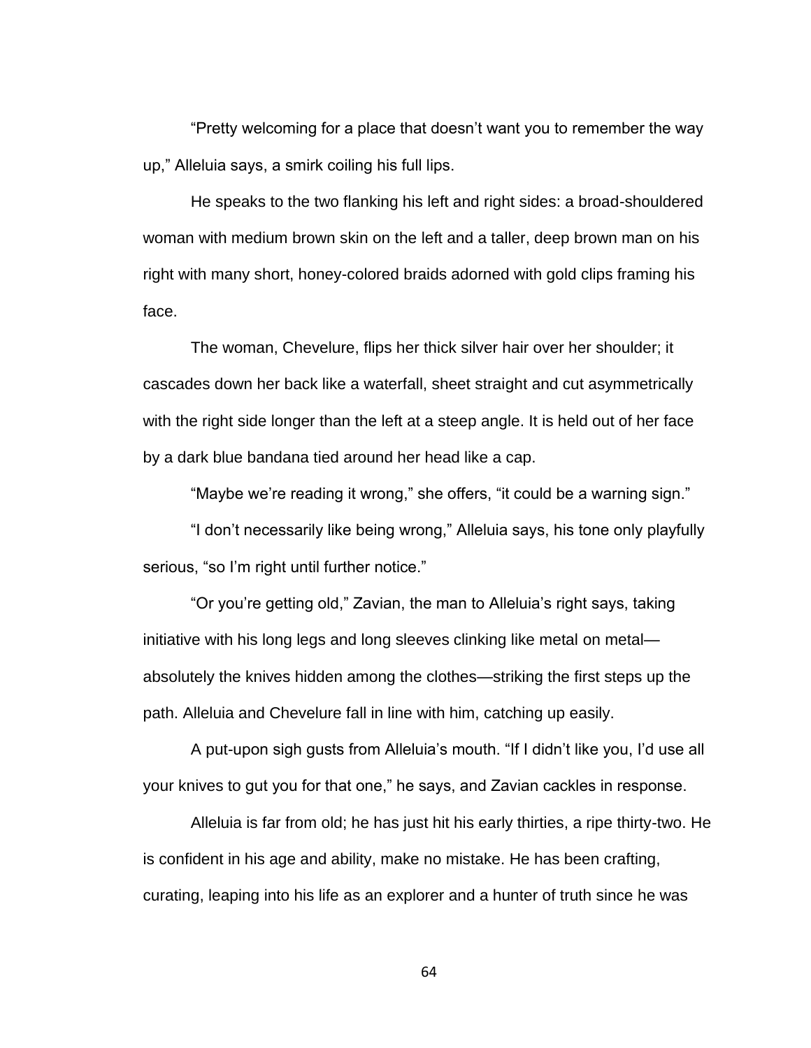"Pretty welcoming for a place that doesn't want you to remember the way up," Alleluia says, a smirk coiling his full lips.

He speaks to the two flanking his left and right sides: a broad-shouldered woman with medium brown skin on the left and a taller, deep brown man on his right with many short, honey-colored braids adorned with gold clips framing his face.

The woman, Chevelure, flips her thick silver hair over her shoulder; it cascades down her back like a waterfall, sheet straight and cut asymmetrically with the right side longer than the left at a steep angle. It is held out of her face by a dark blue bandana tied around her head like a cap.

"Maybe we're reading it wrong," she offers, "it could be a warning sign."

"I don't necessarily like being wrong," Alleluia says, his tone only playfully serious, "so I'm right until further notice."

"Or you're getting old," Zavian, the man to Alleluia's right says, taking initiative with his long legs and long sleeves clinking like metal on metal—absolutely the knives hidden among the clothes—striking the first steps up the path. Alleluia and Chevelure fall in line with him, catching up easily.

A put-upon sigh gusts from Alleluia's mouth. "If I didn't like you, I'd use all your knives to gut you for that one," he says, and Zavian cackles in response.

Alleluia is far from old; he has just hit his early thirties, a ripe thirty-two. He is confident in his age and ability, make no mistake. He has been crafting, curating, leaping into his life as an explorer and a hunter of truth since he was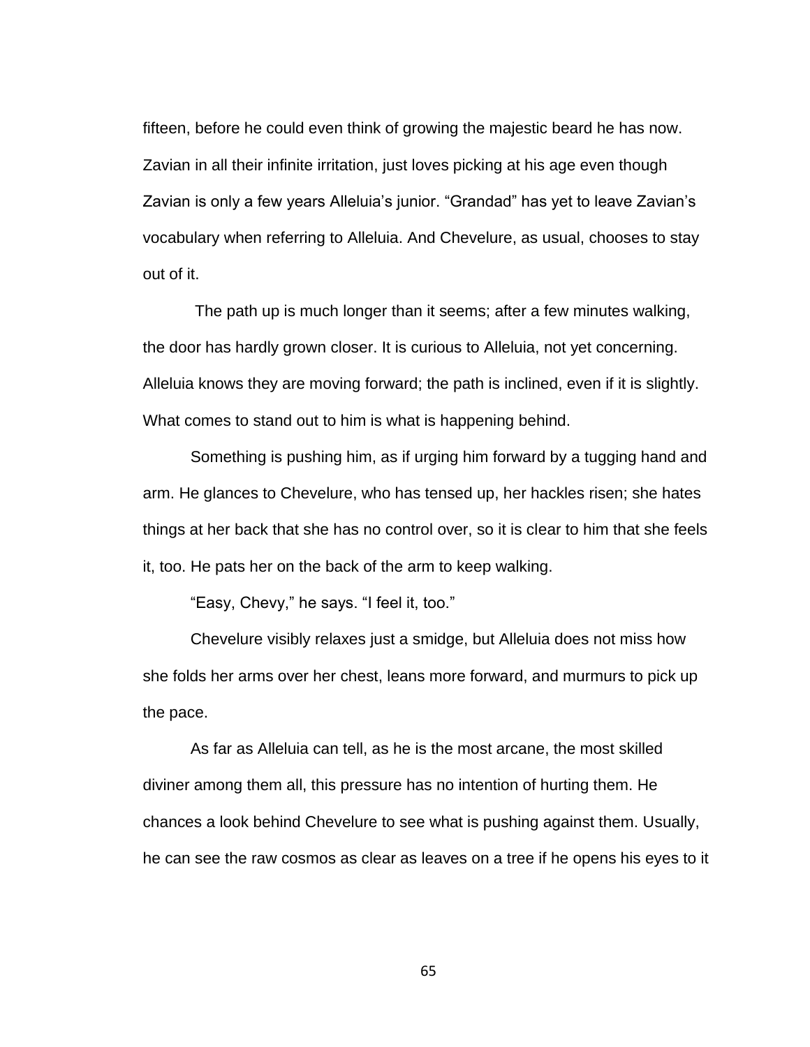fifteen, before he could even think of growing the majestic beard he has now. Zavian in all their infinite irritation, just loves picking at his age even though Zavian is only a few years Alleluia's junior. "Grandad" has yet to leave Zavian's vocabulary when referring to Alleluia. And Chevelure, as usual, chooses to stay out of it.

The path up is much longer than it seems; after a few minutes walking, the door has hardly grown closer. It is curious to Alleluia, not yet concerning. Alleluia knows they are moving forward; the path is inclined, even if it is slightly. What comes to stand out to him is what is happening behind.

Something is pushing him, as if urging him forward by a tugging hand and arm. He glances to Chevelure, who has tensed up, her hackles risen; she hates things at her back that she has no control over, so it is clear to him that she feels it, too. He pats her on the back of the arm to keep walking.

"Easy, Chevy," he says. "I feel it, too."

Chevelure visibly relaxes just a smidge, but Alleluia does not miss how she folds her arms over her chest, leans more forward, and murmurs to pick up the pace.

As far as Alleluia can tell, as he is the most arcane, the most skilled diviner among them all, this pressure has no intention of hurting them. He chances a look behind Chevelure to see what is pushing against them. Usually, he can see the raw cosmos as clear as leaves on a tree if he opens his eyes to it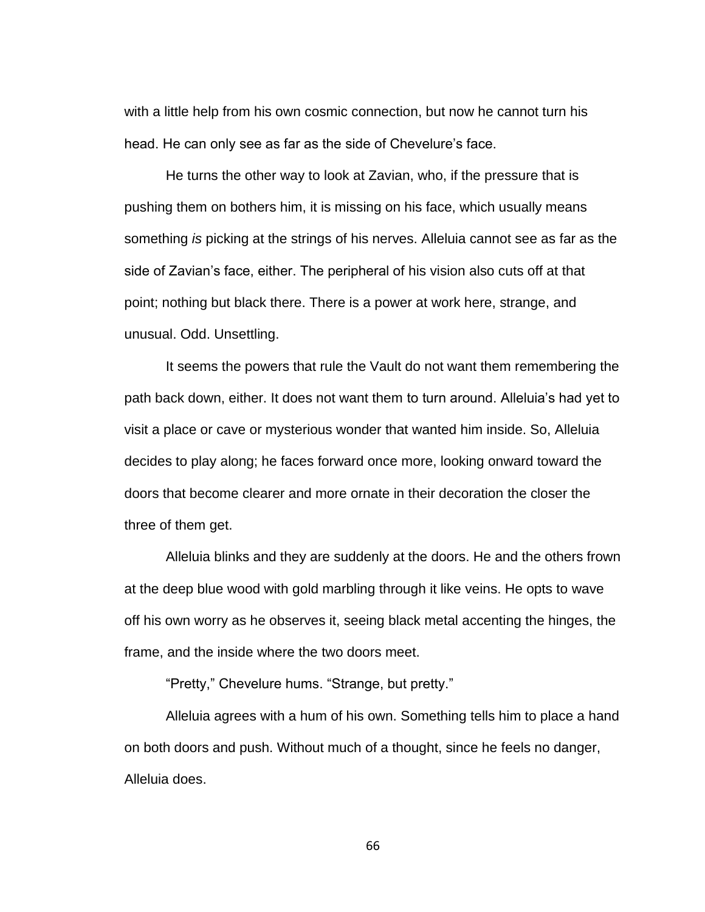with a little help from his own cosmic connection, but now he cannot turn his head. He can only see as far as the side of Chevelure's face.

He turns the other way to look at Zavian, who, if the pressure that is pushing them on bothers him, it is missing on his face, which usually means something *is* picking at the strings of his nerves. Alleluia cannot see as far as the side of Zavian's face, either. The peripheral of his vision also cuts off at that point; nothing but black there. There is a power at work here, strange, and unusual. Odd. Unsettling.

It seems the powers that rule the Vault do not want them remembering the path back down, either. It does not want them to turn around. Alleluia's had yet to visit a place or cave or mysterious wonder that wanted him inside. So, Alleluia decides to play along; he faces forward once more, looking onward toward the doors that become clearer and more ornate in their decoration the closer the three of them get.

Alleluia blinks and they are suddenly at the doors. He and the others frown at the deep blue wood with gold marbling through it like veins. He opts to wave off his own worry as he observes it, seeing black metal accenting the hinges, the frame, and the inside where the two doors meet.

"Pretty," Chevelure hums. "Strange, but pretty."

Alleluia agrees with a hum of his own. Something tells him to place a hand on both doors and push. Without much of a thought, since he feels no danger, Alleluia does.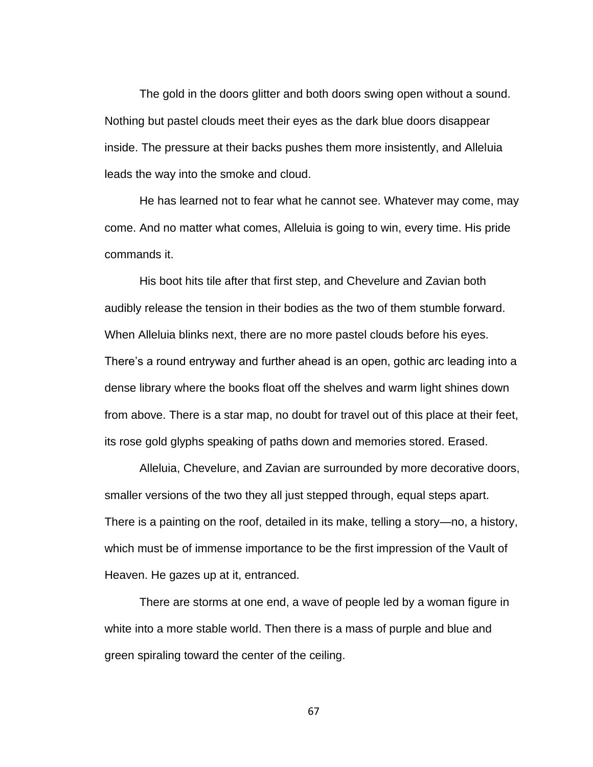The gold in the doors glitter and both doors swing open without a sound. Nothing but pastel clouds meet their eyes as the dark blue doors disappear inside. The pressure at their backs pushes them more insistently, and Alleluia leads the way into the smoke and cloud.

He has learned not to fear what he cannot see. Whatever may come, may come. And no matter what comes, Alleluia is going to win, every time. His pride commands it.

His boot hits tile after that first step, and Chevelure and Zavian both audibly release the tension in their bodies as the two of them stumble forward. When Alleluia blinks next, there are no more pastel clouds before his eyes. There's a round entryway and further ahead is an open, gothic arc leading into a dense library where the books float off the shelves and warm light shines down from above. There is a star map, no doubt for travel out of this place at their feet, its rose gold glyphs speaking of paths down and memories stored. Erased.

Alleluia, Chevelure, and Zavian are surrounded by more decorative doors, smaller versions of the two they all just stepped through, equal steps apart. There is a painting on the roof, detailed in its make, telling a story—no, a history, which must be of immense importance to be the first impression of the Vault of Heaven. He gazes up at it, entranced.

There are storms at one end, a wave of people led by a woman figure in white into a more stable world. Then there is a mass of purple and blue and green spiraling toward the center of the ceiling.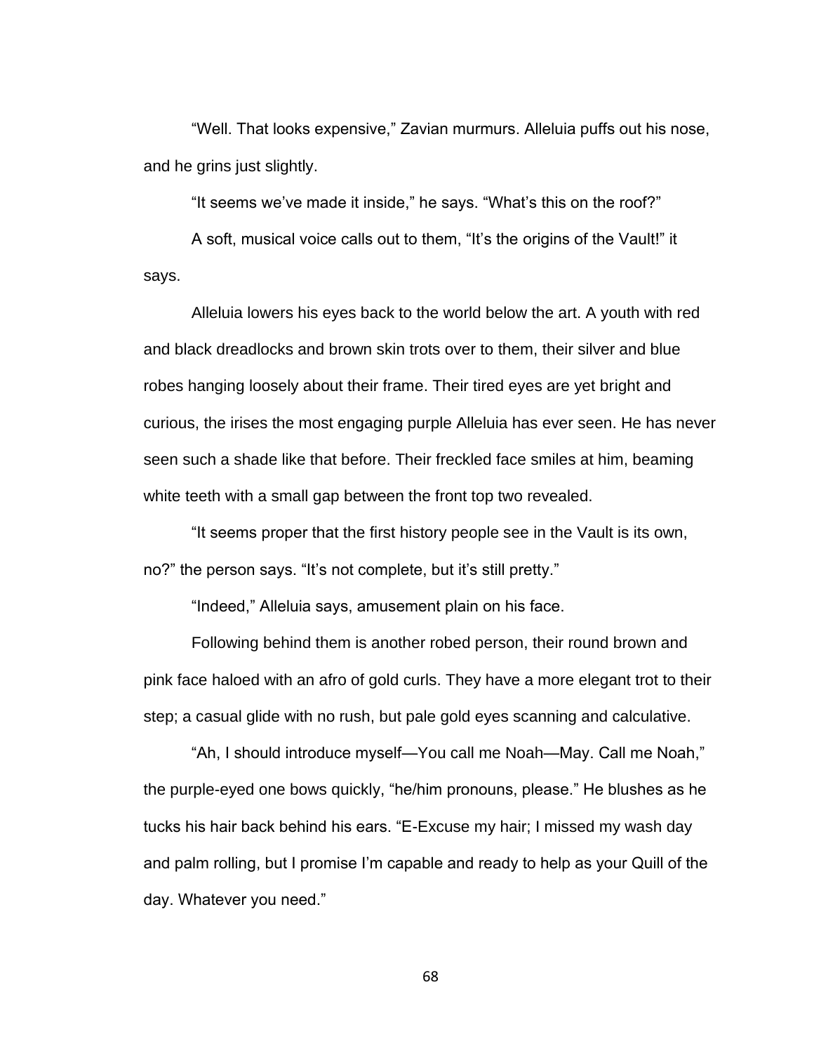"Well. That looks expensive," Zavian murmurs. Alleluia puffs out his nose, and he grins just slightly.

"It seems we've made it inside," he says. "What's this on the roof?"

A soft, musical voice calls out to them, "It's the origins of the Vault!" it says.

Alleluia lowers his eyes back to the world below the art. A youth with red and black dreadlocks and brown skin trots over to them, their silver and blue robes hanging loosely about their frame. Their tired eyes are yet bright and curious, the irises the most engaging purple Alleluia has ever seen. He has never seen such a shade like that before. Their freckled face smiles at him, beaming white teeth with a small gap between the front top two revealed.

"It seems proper that the first history people see in the Vault is its own, no?" the person says. "It's not complete, but it's still pretty."

"Indeed," Alleluia says, amusement plain on his face.

Following behind them is another robed person, their round brown and pink face haloed with an afro of gold curls. They have a more elegant trot to their step; a casual glide with no rush, but pale gold eyes scanning and calculative.

"Ah, I should introduce myself—You call me Noah—May. Call me Noah," the purple-eyed one bows quickly, "he/him pronouns, please." He blushes as he tucks his hair back behind his ears. "E-Excuse my hair; I missed my wash day and palm rolling, but I promise I'm capable and ready to help as your Quill of the day. Whatever you need."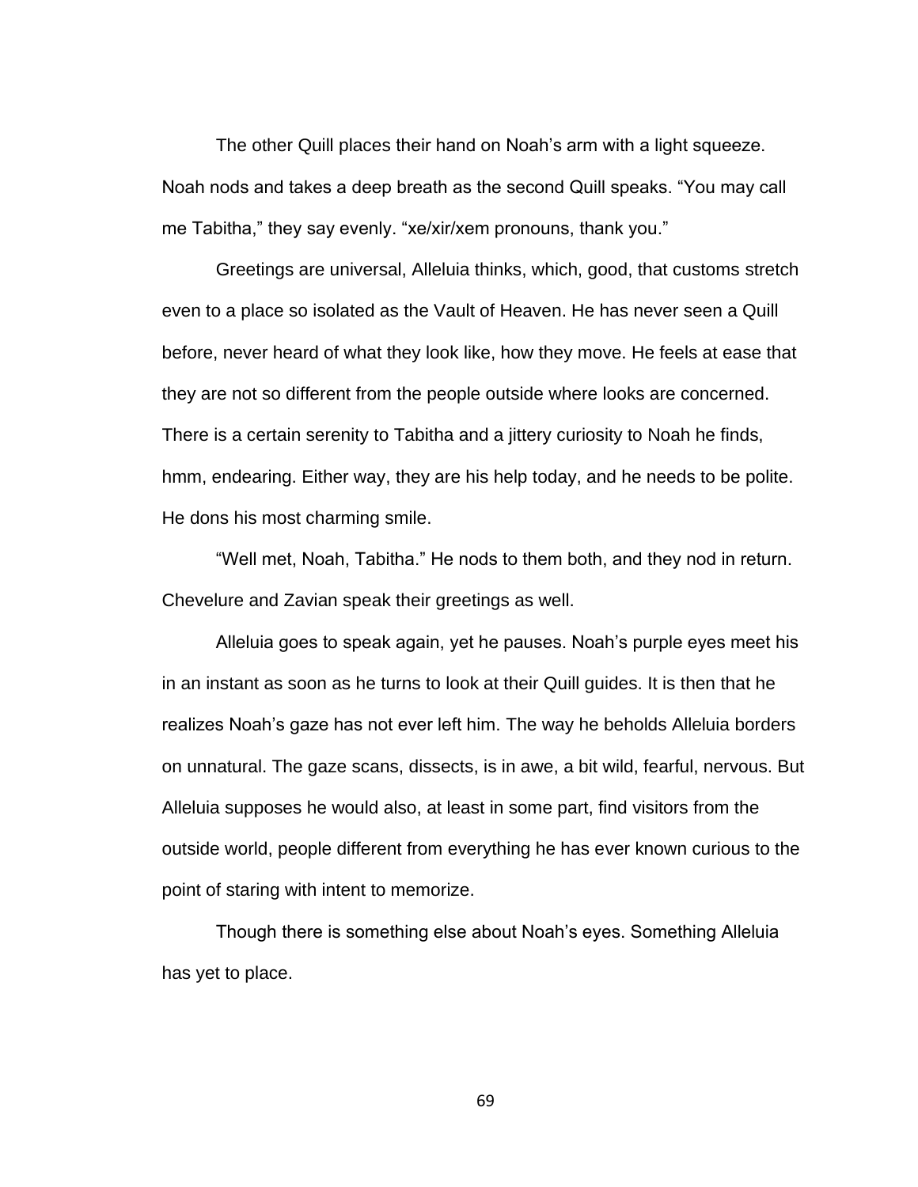The other Quill places their hand on Noah's arm with a light squeeze. Noah nods and takes a deep breath as the second Quill speaks. "You may call me Tabitha," they say evenly. "xe/xir/xem pronouns, thank you."

Greetings are universal, Alleluia thinks, which, good, that customs stretch even to a place so isolated as the Vault of Heaven. He has never seen a Quill before, never heard of what they look like, how they move. He feels at ease that they are not so different from the people outside where looks are concerned. There is a certain serenity to Tabitha and a jittery curiosity to Noah he finds, hmm, endearing. Either way, they are his help today, and he needs to be polite. He dons his most charming smile.

"Well met, Noah, Tabitha." He nods to them both, and they nod in return. Chevelure and Zavian speak their greetings as well.

Alleluia goes to speak again, yet he pauses. Noah's purple eyes meet his in an instant as soon as he turns to look at their Quill guides. It is then that he realizes Noah's gaze has not ever left him. The way he beholds Alleluia borders on unnatural. The gaze scans, dissects, is in awe, a bit wild, fearful, nervous. But Alleluia supposes he would also, at least in some part, find visitors from the outside world, people different from everything he has ever known curious to the point of staring with intent to memorize.

Though there is something else about Noah's eyes. Something Alleluia has yet to place.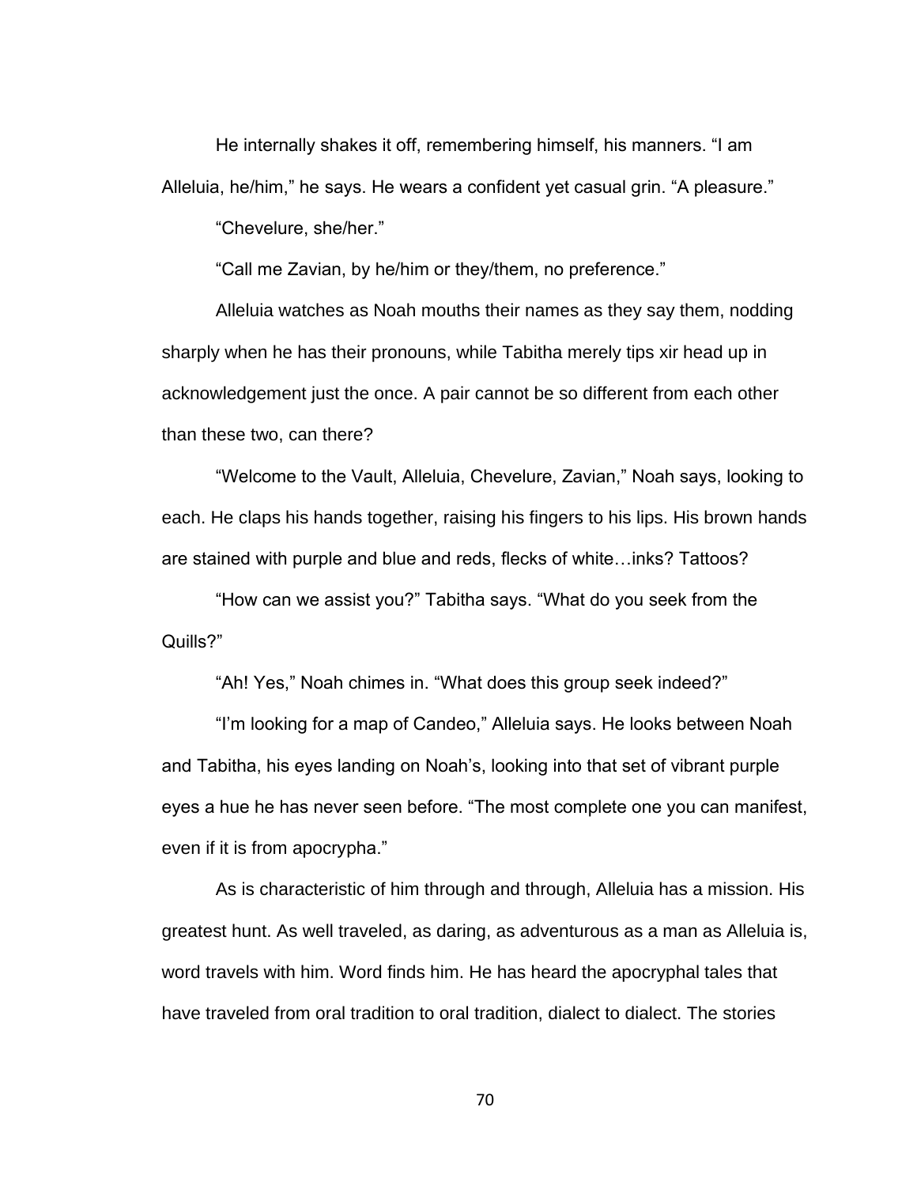He internally shakes it off, remembering himself, his manners. “I am Alleluia, he/him,” he says. He wears a confident yet casual grin. “A pleasure.”

“Chevelure, she/her.”

“Call me Zavian, by he/him or they/them, no preference.”

Alleluia watches as Noah mouths their names as they say them, nodding sharply when he has their pronouns, while Tabitha merely tips xir head up in acknowledgement just the once. A pair cannot be so different from each other than these two, can there?

“Welcome to the Vault, Alleluia, Chevelure, Zavian,” Noah says, looking to each. He claps his hands together, raising his fingers to his lips. His brown hands are stained with purple and blue and reds, flecks of white…inks? Tattoos?

“How can we assist you?” Tabitha says. “What do you seek from the Quills?”

“Ah! Yes,” Noah chimes in. “What does this group seek indeed?”

“I’m looking for a map of Candeo,” Alleluia says. He looks between Noah and Tabitha, his eyes landing on Noah’s, looking into that set of vibrant purple eyes a hue he has never seen before. “The most complete one you can manifest, even if it is from apocrypha.”

As is characteristic of him through and through, Alleluia has a mission. His greatest hunt. As well traveled, as daring, as adventurous as a man as Alleluia is, word travels with him. Word finds him. He has heard the apocryphal tales that have traveled from oral tradition to oral tradition, dialect to dialect. The stories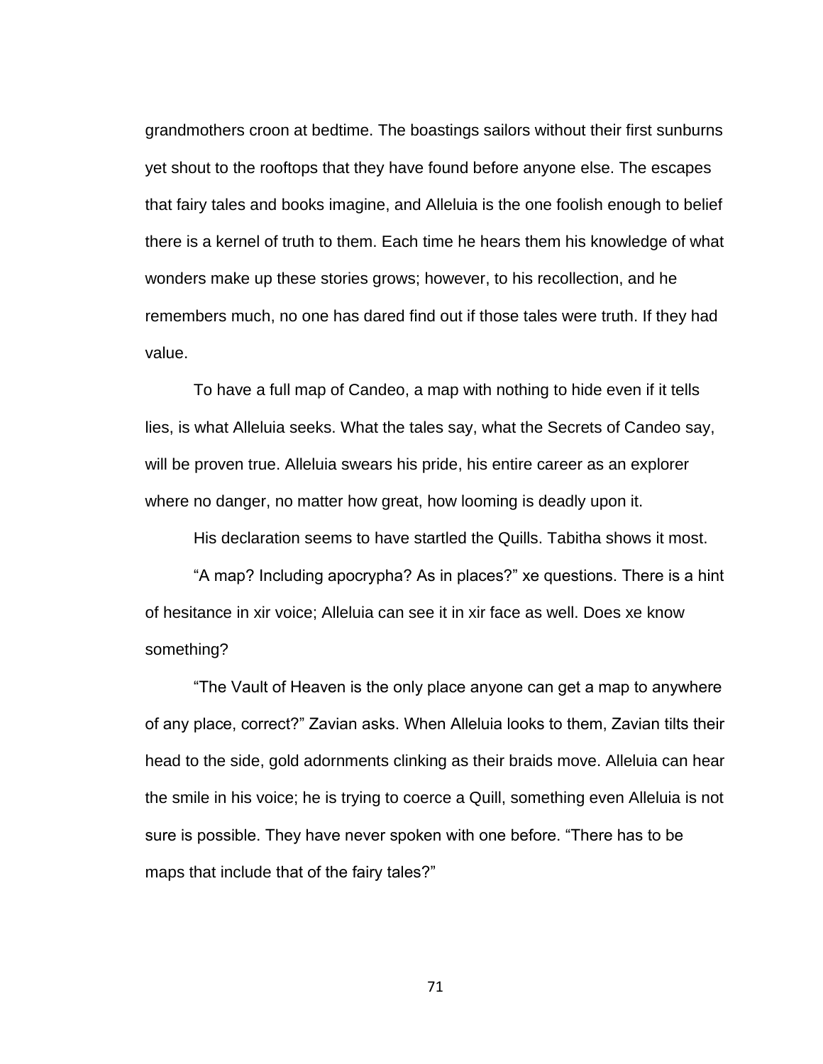grandmothers croon at bedtime. The boastings sailors without their first sunburns yet shout to the rooftops that they have found before anyone else. The escapes that fairy tales and books imagine, and Alleluia is the one foolish enough to belief there is a kernel of truth to them. Each time he hears them his knowledge of what wonders make up these stories grows; however, to his recollection, and he remembers much, no one has dared find out if those tales were truth. If they had value.

To have a full map of Candeo, a map with nothing to hide even if it tells lies, is what Alleluia seeks. What the tales say, what the Secrets of Candeo say, will be proven true. Alleluia swears his pride, his entire career as an explorer where no danger, no matter how great, how looming is deadly upon it.

His declaration seems to have startled the Quills. Tabitha shows it most.

"A map? Including apocrypha? As in places?" xe questions. There is a hint of hesitance in xir voice; Alleluia can see it in xir face as well. Does xe know something?

"The Vault of Heaven is the only place anyone can get a map to anywhere of any place, correct?" Zavian asks. When Alleluia looks to them, Zavian tilts their head to the side, gold adornments clinking as their braids move. Alleluia can hear the smile in his voice; he is trying to coerce a Quill, something even Alleluia is not sure is possible. They have never spoken with one before. "There has to be maps that include that of the fairy tales?"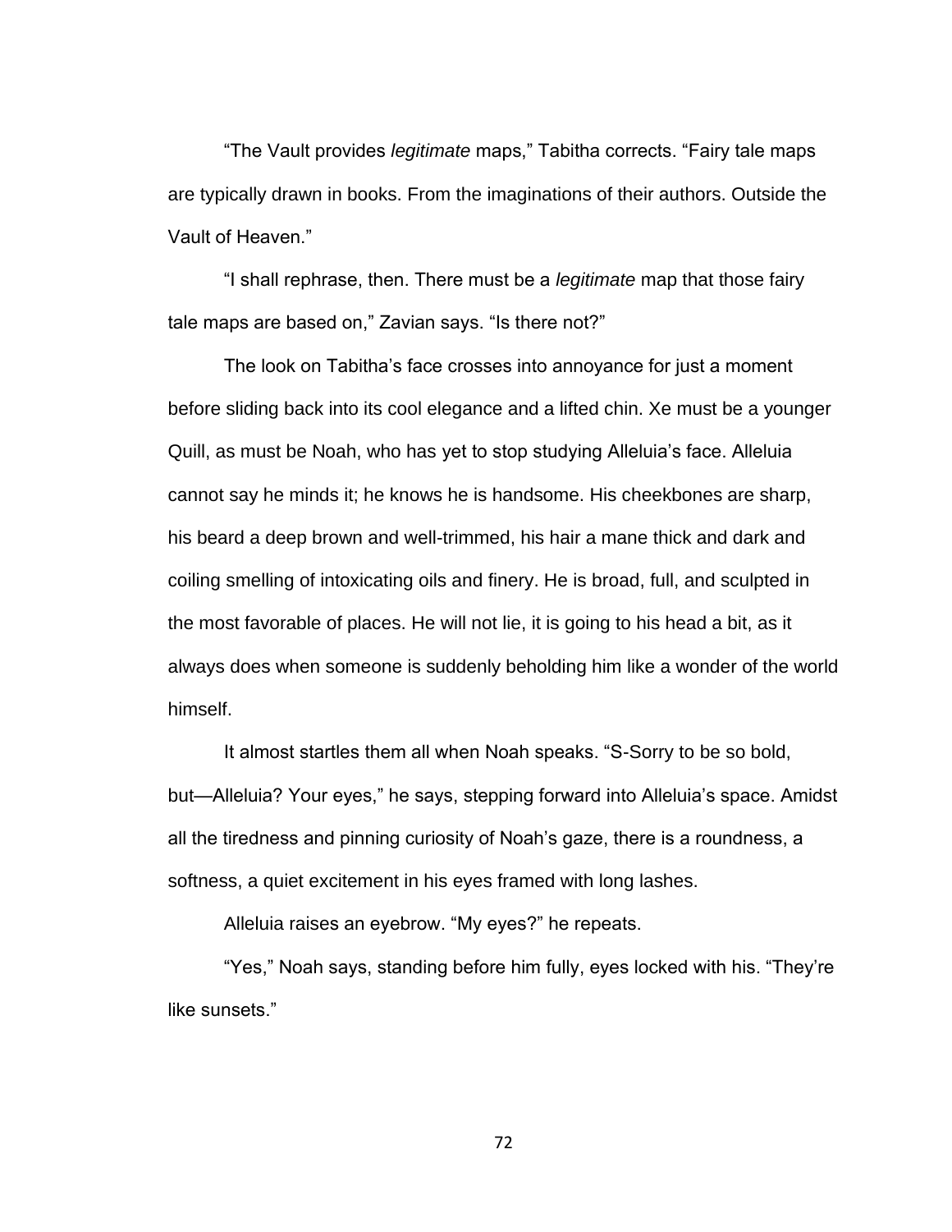“The Vault provides *legitimate* maps,” Tabitha corrects. “Fairy tale maps are typically drawn in books. From the imaginations of their authors. Outside the Vault of Heaven.”

“I shall rephrase, then. There must be a *legitimate* map that those fairy tale maps are based on,” Zavian says. “Is there not?”

The look on Tabitha’s face crosses into annoyance for just a moment before sliding back into its cool elegance and a lifted chin. Xe must be a younger Quill, as must be Noah, who has yet to stop studying Alleluia’s face. Alleluia cannot say he minds it; he knows he is handsome. His cheekbones are sharp, his beard a deep brown and well-trimmed, his hair a mane thick and dark and coiling smelling of intoxicating oils and finery. He is broad, full, and sculpted in the most favorable of places. He will not lie, it is going to his head a bit, as it always does when someone is suddenly beholding him like a wonder of the world himself.

It almost startles them all when Noah speaks. “S-Sorry to be so bold, but—Alleluia? Your eyes,” he says, stepping forward into Alleluia’s space. Amidst all the tiredness and pinning curiosity of Noah’s gaze, there is a roundness, a softness, a quiet excitement in his eyes framed with long lashes.

Alleluia raises an eyebrow. “My eyes?” he repeats.

“Yes,” Noah says, standing before him fully, eyes locked with his. “They’re like sunsets.”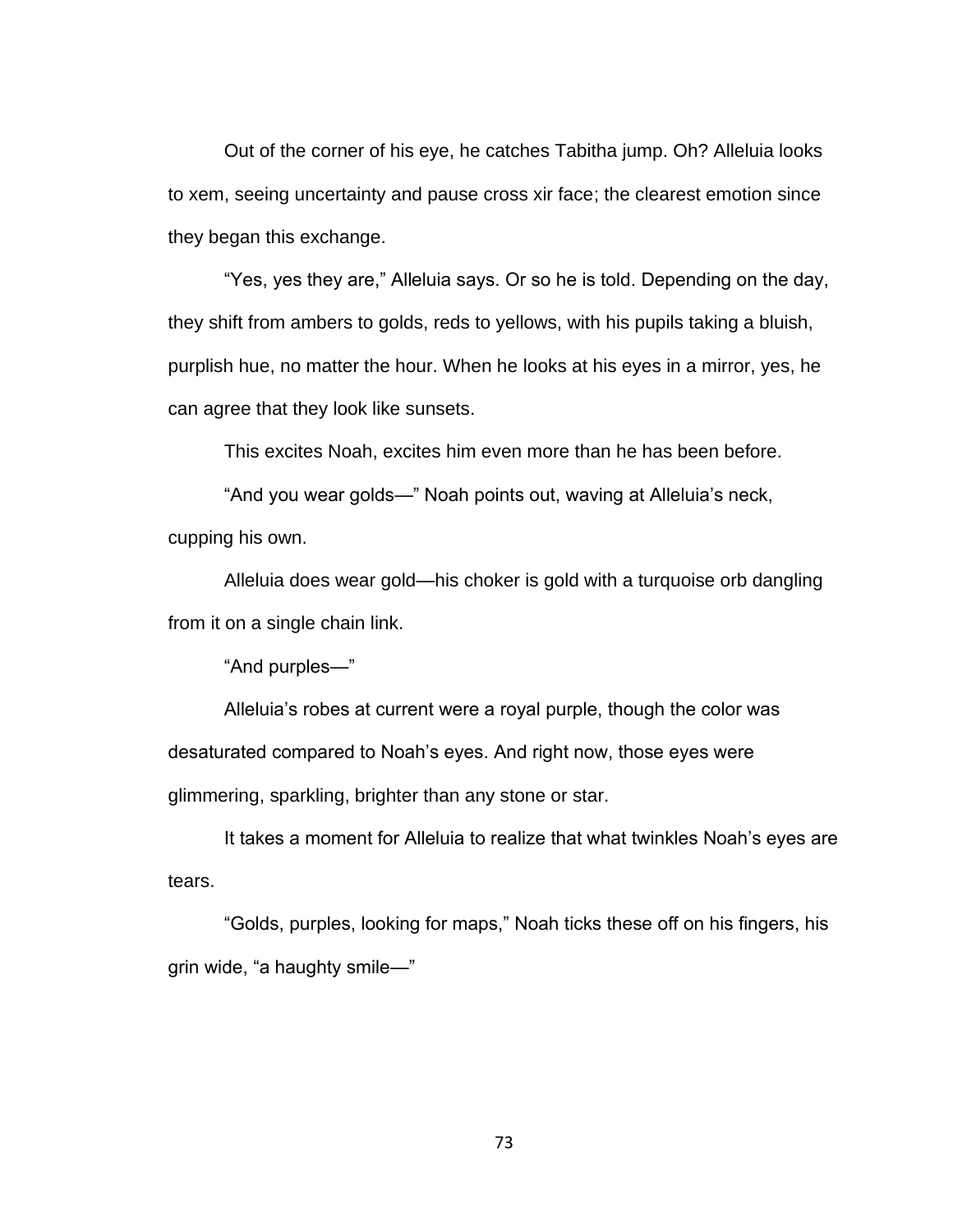Out of the corner of his eye, he catches Tabitha jump. Oh? Alleluia looks to xem, seeing uncertainty and pause cross xir face; the clearest emotion since they began this exchange.

"Yes, yes they are," Alleluia says. Or so he is told. Depending on the day, they shift from ambers to golds, reds to yellows, with his pupils taking a bluish, purplish hue, no matter the hour. When he looks at his eyes in a mirror, yes, he can agree that they look like sunsets.

This excites Noah, excites him even more than he has been before.

"And you wear golds—" Noah points out, waving at Alleluia's neck, cupping his own.

Alleluia does wear gold—his choker is gold with a turquoise orb dangling from it on a single chain link.

"And purples—"

Alleluia's robes at current were a royal purple, though the color was desaturated compared to Noah's eyes. And right now, those eyes were glimmering, sparkling, brighter than any stone or star.

It takes a moment for Alleluia to realize that what twinkles Noah's eyes are tears.

"Golds, purples, looking for maps," Noah ticks these off on his fingers, his grin wide, "a haughty smile—"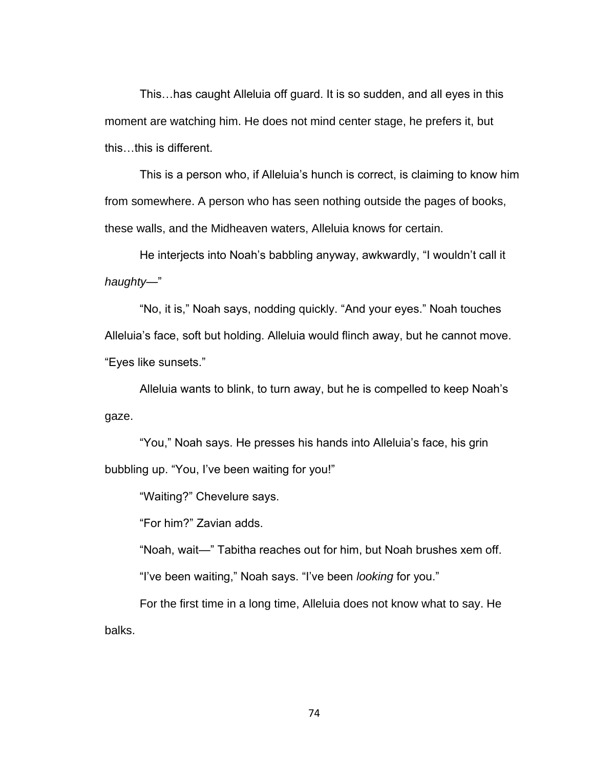This…has caught Alleluia off guard. It is so sudden, and all eyes in this moment are watching him. He does not mind center stage, he prefers it, but this…this is different.

This is a person who, if Alleluia's hunch is correct, is claiming to know him from somewhere. A person who has seen nothing outside the pages of books, these walls, and the Midheaven waters, Alleluia knows for certain.

He interjects into Noah's babbling anyway, awkwardly, "I wouldn't call it *haughty*—"

"No, it is," Noah says, nodding quickly. "And your eyes." Noah touches Alleluia's face, soft but holding. Alleluia would flinch away, but he cannot move. "Eyes like sunsets."

Alleluia wants to blink, to turn away, but he is compelled to keep Noah's gaze.

"You," Noah says. He presses his hands into Alleluia's face, his grin bubbling up. "You, I've been waiting for you!"

"Waiting?" Chevelure says.

"For him?" Zavian adds.

"Noah, wait—" Tabitha reaches out for him, but Noah brushes xem off.

"I've been waiting," Noah says. "I've been *looking* for you."

For the first time in a long time, Alleluia does not know what to say. He balks.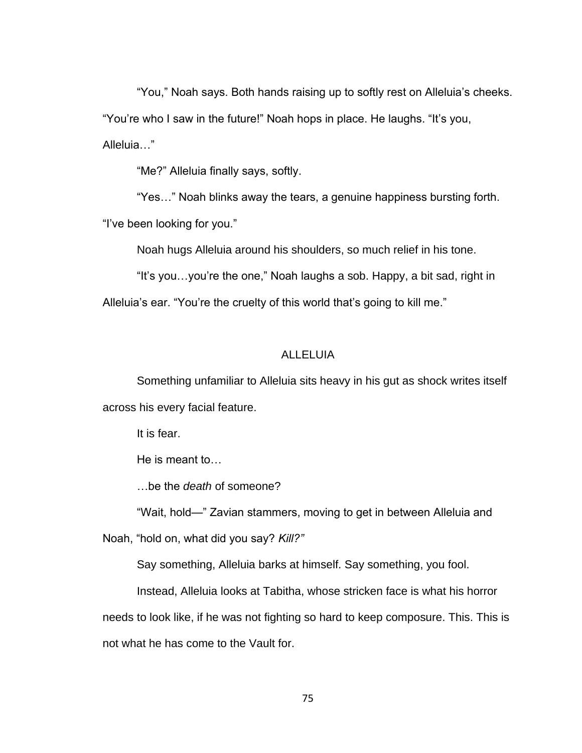"You," Noah says. Both hands raising up to softly rest on Alleluia's cheeks. "You're who I saw in the future!" Noah hops in place. He laughs. "It's you, Alleluia…"

"Me?" Alleluia finally says, softly.

"Yes…" Noah blinks away the tears, a genuine happiness bursting forth. "I've been looking for you."

Noah hugs Alleluia around his shoulders, so much relief in his tone.

"It's you…you're the one," Noah laughs a sob. Happy, a bit sad, right in Alleluia's ear. "You're the cruelty of this world that's going to kill me."

## ALLELUIA

Something unfamiliar to Alleluia sits heavy in his gut as shock writes itself across his every facial feature.

It is fear.

He is meant to…

…be the *death* of someone?

"Wait, hold—" Zavian stammers, moving to get in between Alleluia and Noah, "hold on, what did you say? *Kill?"*

Say something, Alleluia barks at himself. Say something, you fool.

Instead, Alleluia looks at Tabitha, whose stricken face is what his horror needs to look like, if he was not fighting so hard to keep composure. This. This is not what he has come to the Vault for.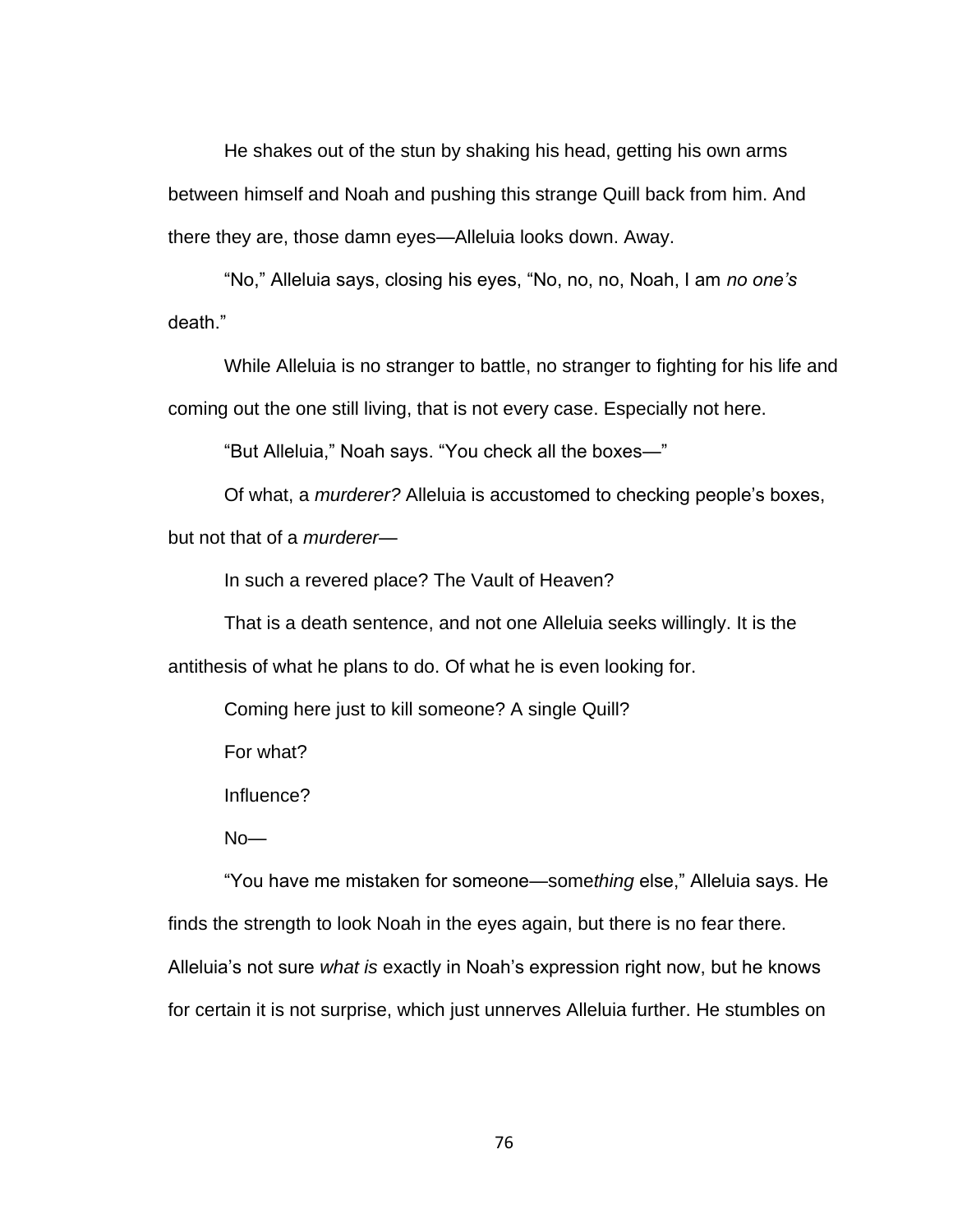He shakes out of the stun by shaking his head, getting his own arms between himself and Noah and pushing this strange Quill back from him. And there they are, those damn eyes—Alleluia looks down. Away.

"No," Alleluia says, closing his eyes, "No, no, no, Noah, I am *no one's* death."

While Alleluia is no stranger to battle, no stranger to fighting for his life and coming out the one still living, that is not every case. Especially not here.

"But Alleluia," Noah says. "You check all the boxes—"

Of what, a *murderer?* Alleluia is accustomed to checking people's boxes, but not that of a *murderer—*

In such a revered place? The Vault of Heaven?

That is a death sentence, and not one Alleluia seeks willingly. It is the antithesis of what he plans to do. Of what he is even looking for.

Coming here just to kill someone? A single Quill?

For what?

Influence?

No—

"You have me mistaken for someone—some*thing* else," Alleluia says. He finds the strength to look Noah in the eyes again, but there is no fear there. Alleluia's not sure *what is* exactly in Noah's expression right now, but he knows for certain it is not surprise, which just unnerves Alleluia further. He stumbles on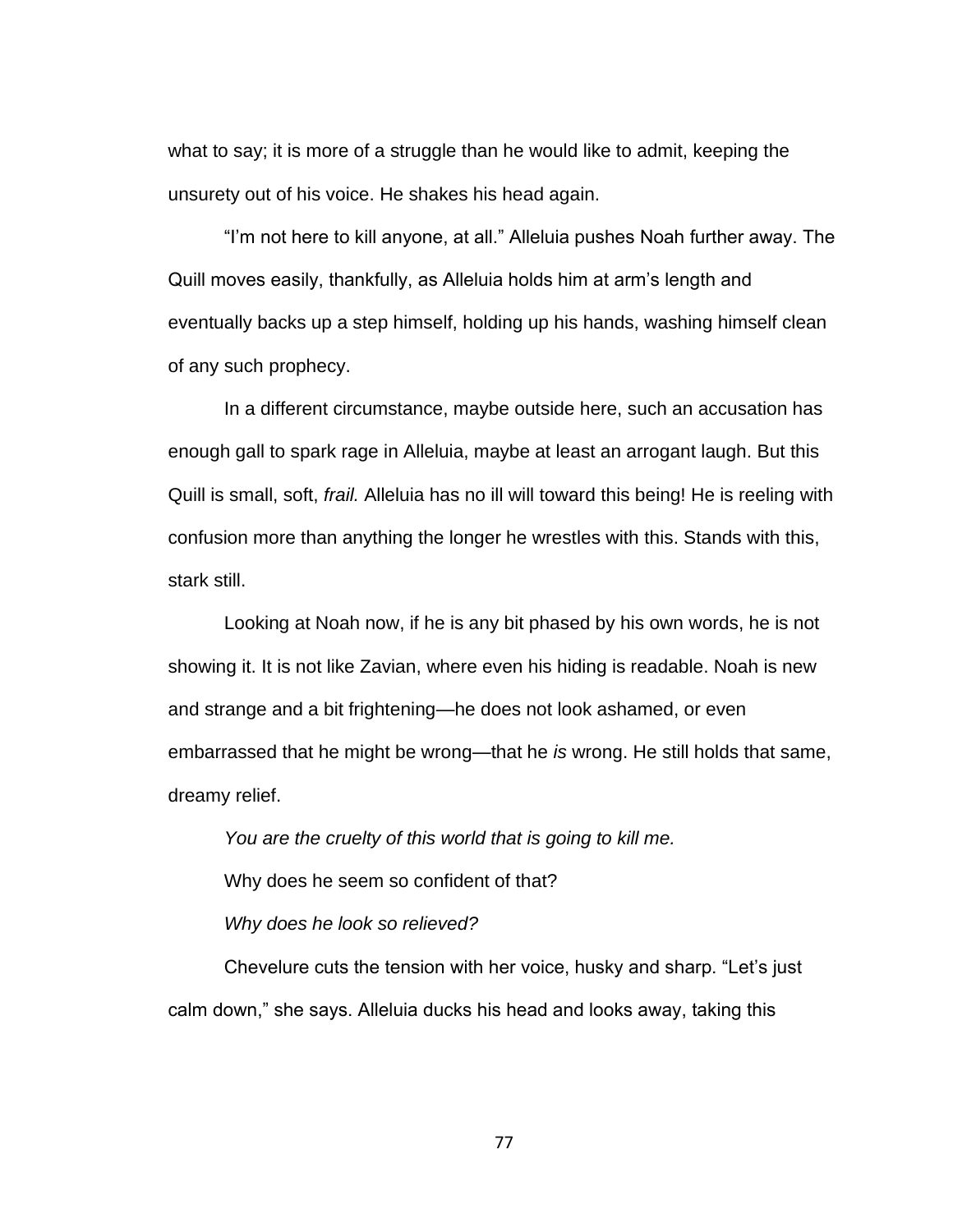what to say; it is more of a struggle than he would like to admit, keeping the unsurety out of his voice. He shakes his head again.

"I'm not here to kill anyone, at all." Alleluia pushes Noah further away. The Quill moves easily, thankfully, as Alleluia holds him at arm's length and eventually backs up a step himself, holding up his hands, washing himself clean of any such prophecy.

In a different circumstance, maybe outside here, such an accusation has enough gall to spark rage in Alleluia, maybe at least an arrogant laugh. But this Quill is small, soft, *frail.* Alleluia has no ill will toward this being! He is reeling with confusion more than anything the longer he wrestles with this. Stands with this, stark still.

Looking at Noah now, if he is any bit phased by his own words, he is not showing it. It is not like Zavian, where even his hiding is readable. Noah is new and strange and a bit frightening—he does not look ashamed, or even embarrassed that he might be wrong—that he *is* wrong. He still holds that same, dreamy relief.

*You are the cruelty of this world that is going to kill me.*

Why does he seem so confident of that?

*Why does he look so relieved?*

Chevelure cuts the tension with her voice, husky and sharp. "Let's just calm down," she says. Alleluia ducks his head and looks away, taking this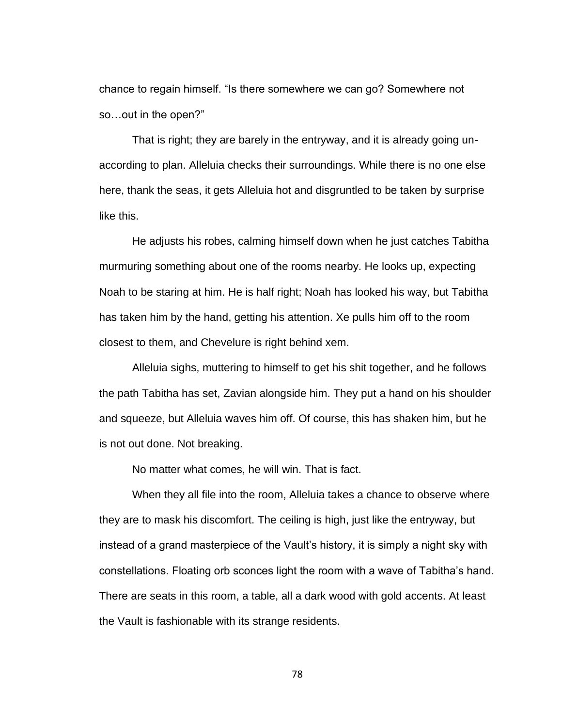chance to regain himself. "Is there somewhere we can go? Somewhere not so…out in the open?"

That is right; they are barely in the entryway, and it is already going un-according to plan. Alleluia checks their surroundings. While there is no one else here, thank the seas, it gets Alleluia hot and disgruntled to be taken by surprise like this.

He adjusts his robes, calming himself down when he just catches Tabitha murmuring something about one of the rooms nearby. He looks up, expecting Noah to be staring at him. He is half right; Noah has looked his way, but Tabitha has taken him by the hand, getting his attention. Xe pulls him off to the room closest to them, and Chevelure is right behind xem.

Alleluia sighs, muttering to himself to get his shit together, and he follows the path Tabitha has set, Zavian alongside him. They put a hand on his shoulder and squeeze, but Alleluia waves him off. Of course, this has shaken him, but he is not out done. Not breaking.

No matter what comes, he will win. That is fact.

When they all file into the room, Alleluia takes a chance to observe where they are to mask his discomfort. The ceiling is high, just like the entryway, but instead of a grand masterpiece of the Vault's history, it is simply a night sky with constellations. Floating orb sconces light the room with a wave of Tabitha's hand. There are seats in this room, a table, all a dark wood with gold accents. At least the Vault is fashionable with its strange residents.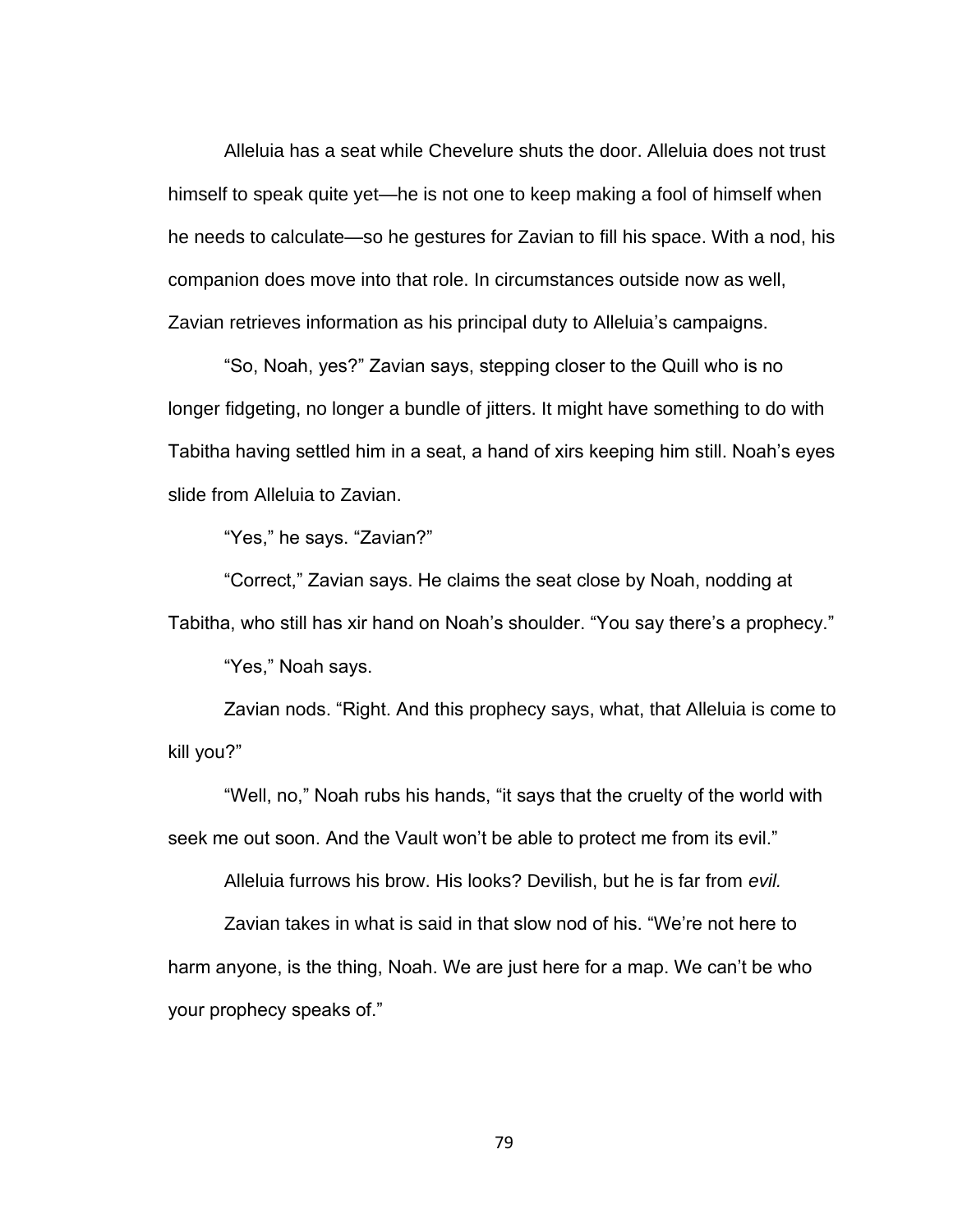Alleluia has a seat while Chevelure shuts the door. Alleluia does not trust himself to speak quite yet—he is not one to keep making a fool of himself when he needs to calculate—so he gestures for Zavian to fill his space. With a nod, his companion does move into that role. In circumstances outside now as well, Zavian retrieves information as his principal duty to Alleluia's campaigns.

"So, Noah, yes?" Zavian says, stepping closer to the Quill who is no longer fidgeting, no longer a bundle of jitters. It might have something to do with Tabitha having settled him in a seat, a hand of xirs keeping him still. Noah's eyes slide from Alleluia to Zavian.

"Yes," he says. "Zavian?"

"Correct," Zavian says. He claims the seat close by Noah, nodding at Tabitha, who still has xir hand on Noah's shoulder. "You say there's a prophecy."

"Yes," Noah says.

Zavian nods. "Right. And this prophecy says, what, that Alleluia is come to kill you?"

"Well, no," Noah rubs his hands, "it says that the cruelty of the world with seek me out soon. And the Vault won't be able to protect me from its evil."

Alleluia furrows his brow. His looks? Devilish, but he is far from *evil.*

Zavian takes in what is said in that slow nod of his. "We're not here to harm anyone, is the thing, Noah. We are just here for a map. We can't be who your prophecy speaks of."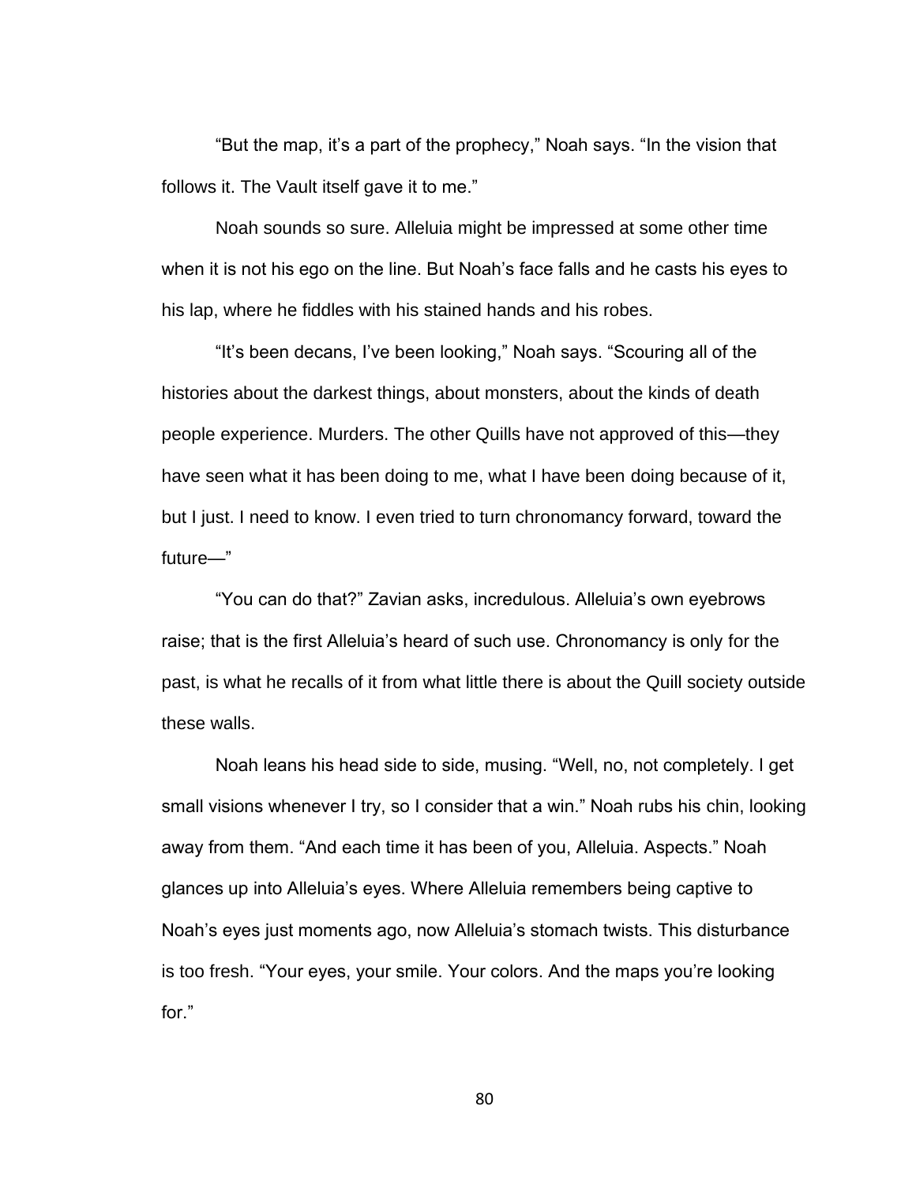"But the map, it's a part of the prophecy," Noah says. "In the vision that follows it. The Vault itself gave it to me."

Noah sounds so sure. Alleluia might be impressed at some other time when it is not his ego on the line. But Noah's face falls and he casts his eyes to his lap, where he fiddles with his stained hands and his robes.

"It's been decans, I've been looking," Noah says. "Scouring all of the histories about the darkest things, about monsters, about the kinds of death people experience. Murders. The other Quills have not approved of this—they have seen what it has been doing to me, what I have been doing because of it, but I just. I need to know. I even tried to turn chronomancy forward, toward the future—"

"You can do that?" Zavian asks, incredulous. Alleluia's own eyebrows raise; that is the first Alleluia's heard of such use. Chronomancy is only for the past, is what he recalls of it from what little there is about the Quill society outside these walls.

Noah leans his head side to side, musing. "Well, no, not completely. I get small visions whenever I try, so I consider that a win." Noah rubs his chin, looking away from them. "And each time it has been of you, Alleluia. Aspects." Noah glances up into Alleluia's eyes. Where Alleluia remembers being captive to Noah's eyes just moments ago, now Alleluia's stomach twists. This disturbance is too fresh. "Your eyes, your smile. Your colors. And the maps you're looking for."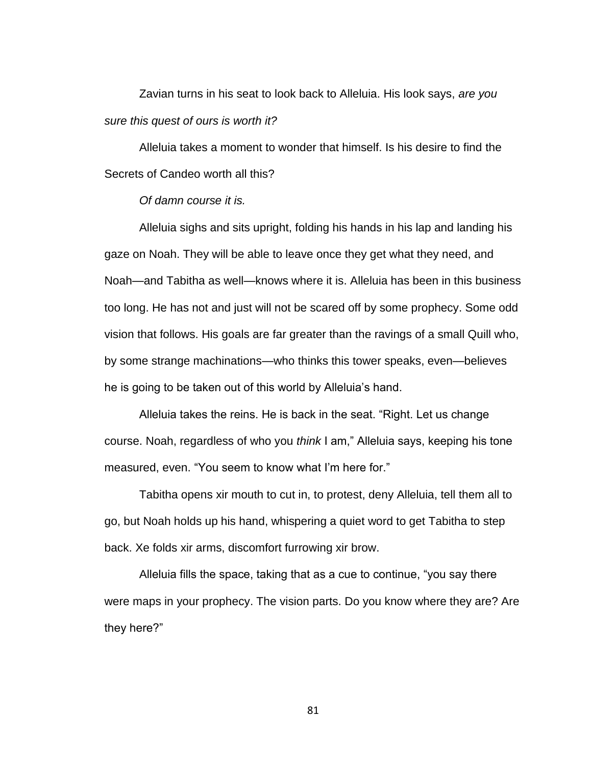Zavian turns in his seat to look back to Alleluia. His look says, *are you sure this quest of ours is worth it?*

Alleluia takes a moment to wonder that himself. Is his desire to find the Secrets of Candeo worth all this?

*Of damn course it is.*

Alleluia sighs and sits upright, folding his hands in his lap and landing his gaze on Noah. They will be able to leave once they get what they need, and Noah—and Tabitha as well—knows where it is. Alleluia has been in this business too long. He has not and just will not be scared off by some prophecy. Some odd vision that follows. His goals are far greater than the ravings of a small Quill who, by some strange machinations—who thinks this tower speaks, even—believes he is going to be taken out of this world by Alleluia's hand.

Alleluia takes the reins. He is back in the seat. "Right. Let us change course. Noah, regardless of who you *think* I am," Alleluia says, keeping his tone measured, even. "You seem to know what I'm here for."

Tabitha opens xir mouth to cut in, to protest, deny Alleluia, tell them all to go, but Noah holds up his hand, whispering a quiet word to get Tabitha to step back. Xe folds xir arms, discomfort furrowing xir brow.

Alleluia fills the space, taking that as a cue to continue, "you say there were maps in your prophecy. The vision parts. Do you know where they are? Are they here?"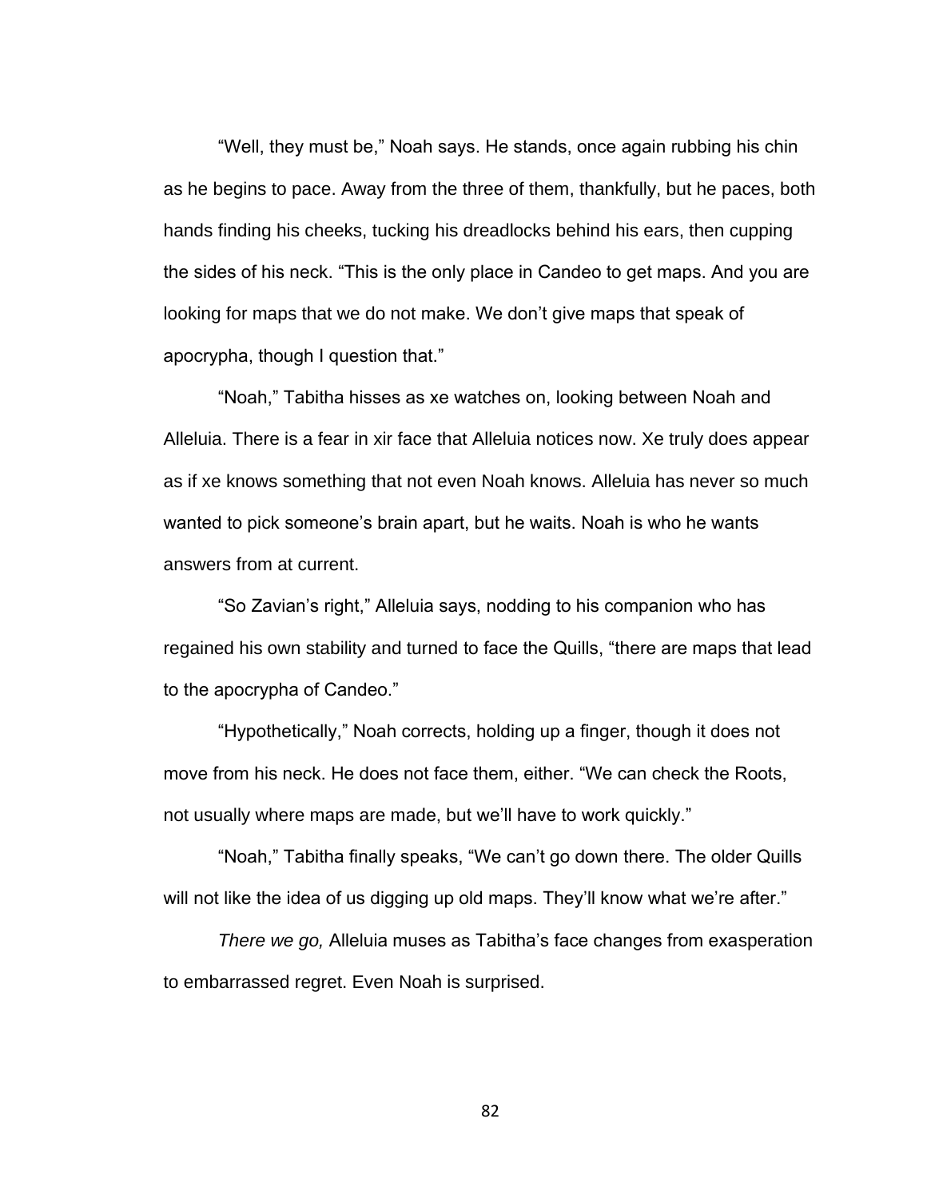“Well, they must be,” Noah says. He stands, once again rubbing his chin as he begins to pace. Away from the three of them, thankfully, but he paces, both hands finding his cheeks, tucking his dreadlocks behind his ears, then cupping the sides of his neck. “This is the only place in Candeo to get maps. And you are looking for maps that we do not make. We don’t give maps that speak of apocrypha, though I question that.”

“Noah,” Tabitha hisses as xe watches on, looking between Noah and Alleluia. There is a fear in xir face that Alleluia notices now. Xe truly does appear as if xe knows something that not even Noah knows. Alleluia has never so much wanted to pick someone’s brain apart, but he waits. Noah is who he wants answers from at current.

“So Zavian’s right,” Alleluia says, nodding to his companion who has regained his own stability and turned to face the Quills, “there are maps that lead to the apocrypha of Candeo.”

“Hypothetically,” Noah corrects, holding up a finger, though it does not move from his neck. He does not face them, either. “We can check the Roots, not usually where maps are made, but we’ll have to work quickly.”

“Noah,” Tabitha finally speaks, “We can’t go down there. The older Quills will not like the idea of us digging up old maps. They’ll know what we’re after.”

*There we go,* Alleluia muses as Tabitha’s face changes from exasperation to embarrassed regret. Even Noah is surprised.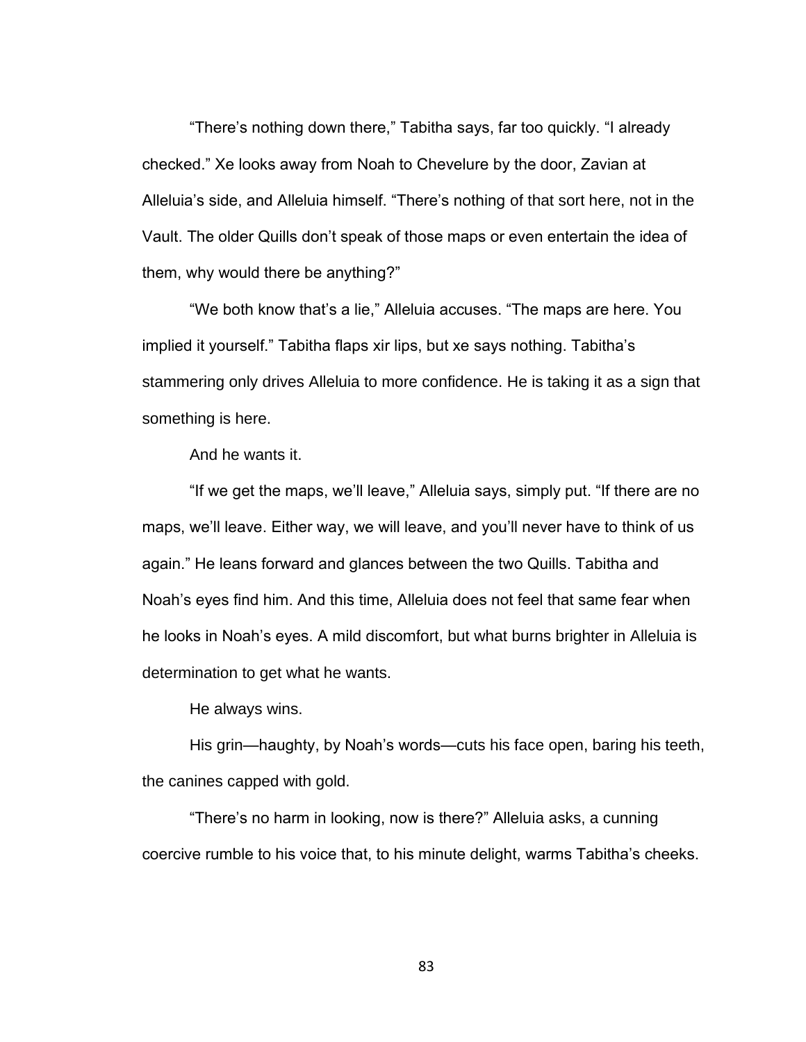"There's nothing down there," Tabitha says, far too quickly. "I already checked." Xe looks away from Noah to Chevelure by the door, Zavian at Alleluia's side, and Alleluia himself. "There's nothing of that sort here, not in the Vault. The older Quills don't speak of those maps or even entertain the idea of them, why would there be anything?"

"We both know that's a lie," Alleluia accuses. "The maps are here. You implied it yourself." Tabitha flaps xir lips, but xe says nothing. Tabitha's stammering only drives Alleluia to more confidence. He is taking it as a sign that something is here.

And he wants it.

"If we get the maps, we'll leave," Alleluia says, simply put. "If there are no maps, we'll leave. Either way, we will leave, and you'll never have to think of us again." He leans forward and glances between the two Quills. Tabitha and Noah's eyes find him. And this time, Alleluia does not feel that same fear when he looks in Noah's eyes. A mild discomfort, but what burns brighter in Alleluia is determination to get what he wants.

He always wins.

His grin—haughty, by Noah's words—cuts his face open, baring his teeth, the canines capped with gold.

"There's no harm in looking, now is there?" Alleluia asks, a cunning coercive rumble to his voice that, to his minute delight, warms Tabitha's cheeks.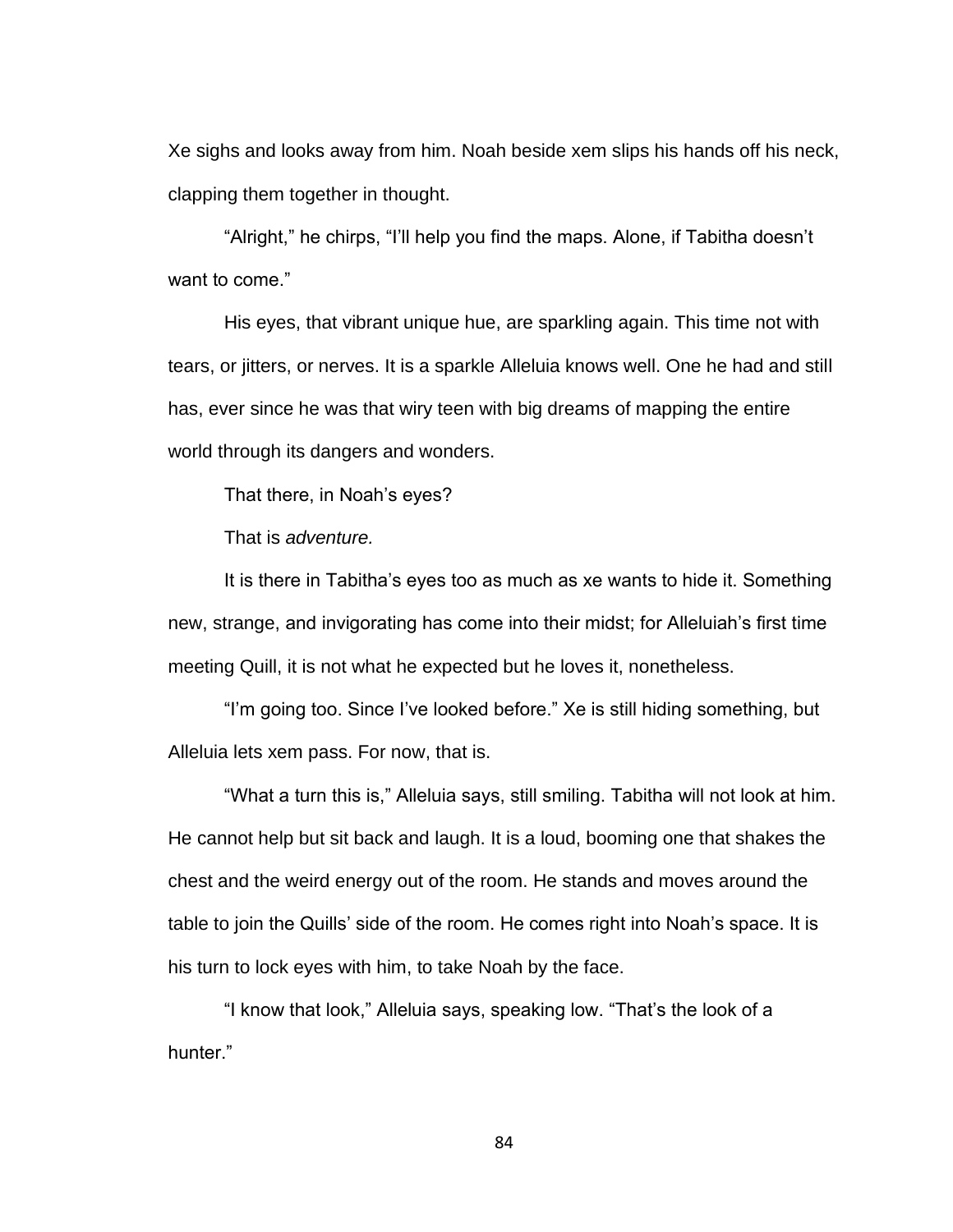Xe sighs and looks away from him. Noah beside xem slips his hands off his neck, clapping them together in thought.

"Alright," he chirps, "I'll help you find the maps. Alone, if Tabitha doesn't want to come."

His eyes, that vibrant unique hue, are sparkling again. This time not with tears, or jitters, or nerves. It is a sparkle Alleluia knows well. One he had and still has, ever since he was that wiry teen with big dreams of mapping the entire world through its dangers and wonders.

That there, in Noah's eyes?

That is *adventure.*

It is there in Tabitha's eyes too as much as xe wants to hide it. Something new, strange, and invigorating has come into their midst; for Alleluiah's first time meeting Quill, it is not what he expected but he loves it, nonetheless.

"I'm going too. Since I've looked before." Xe is still hiding something, but Alleluia lets xem pass. For now, that is.

"What a turn this is," Alleluia says, still smiling. Tabitha will not look at him. He cannot help but sit back and laugh. It is a loud, booming one that shakes the chest and the weird energy out of the room. He stands and moves around the table to join the Quills' side of the room. He comes right into Noah's space. It is his turn to lock eyes with him, to take Noah by the face.

"I know that look," Alleluia says, speaking low. "That's the look of a hunter."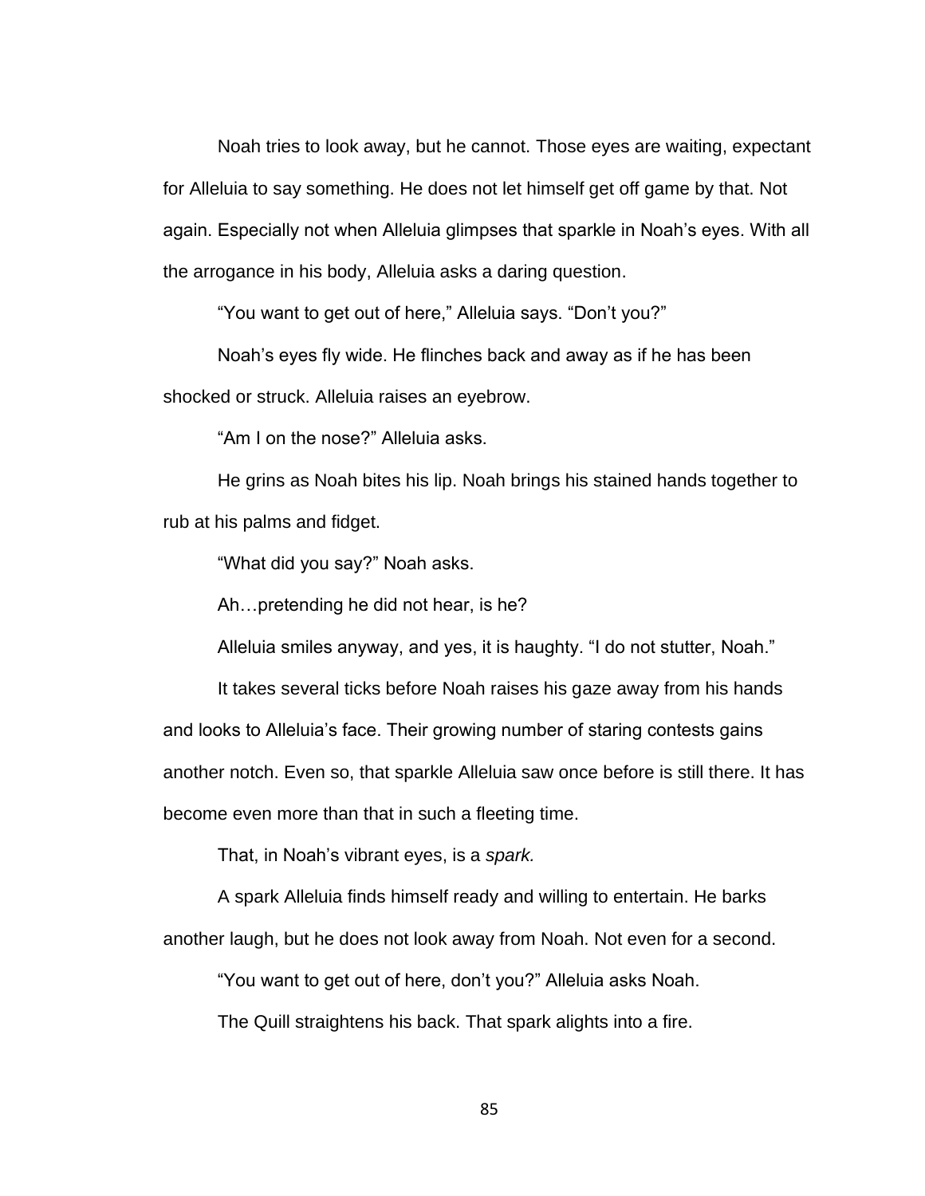Noah tries to look away, but he cannot. Those eyes are waiting, expectant for Alleluia to say something. He does not let himself get off game by that. Not again. Especially not when Alleluia glimpses that sparkle in Noah's eyes. With all the arrogance in his body, Alleluia asks a daring question.

"You want to get out of here," Alleluia says. "Don't you?"

Noah's eyes fly wide. He flinches back and away as if he has been shocked or struck. Alleluia raises an eyebrow.

"Am I on the nose?" Alleluia asks.

He grins as Noah bites his lip. Noah brings his stained hands together to rub at his palms and fidget.

"What did you say?" Noah asks.

Ah…pretending he did not hear, is he?

Alleluia smiles anyway, and yes, it is haughty. "I do not stutter, Noah."

It takes several ticks before Noah raises his gaze away from his hands and looks to Alleluia's face. Their growing number of staring contests gains another notch. Even so, that sparkle Alleluia saw once before is still there. It has become even more than that in such a fleeting time.

That, in Noah's vibrant eyes, is a *spark.*

A spark Alleluia finds himself ready and willing to entertain. He barks another laugh, but he does not look away from Noah. Not even for a second.

"You want to get out of here, don't you?" Alleluia asks Noah.

The Quill straightens his back. That spark alights into a fire.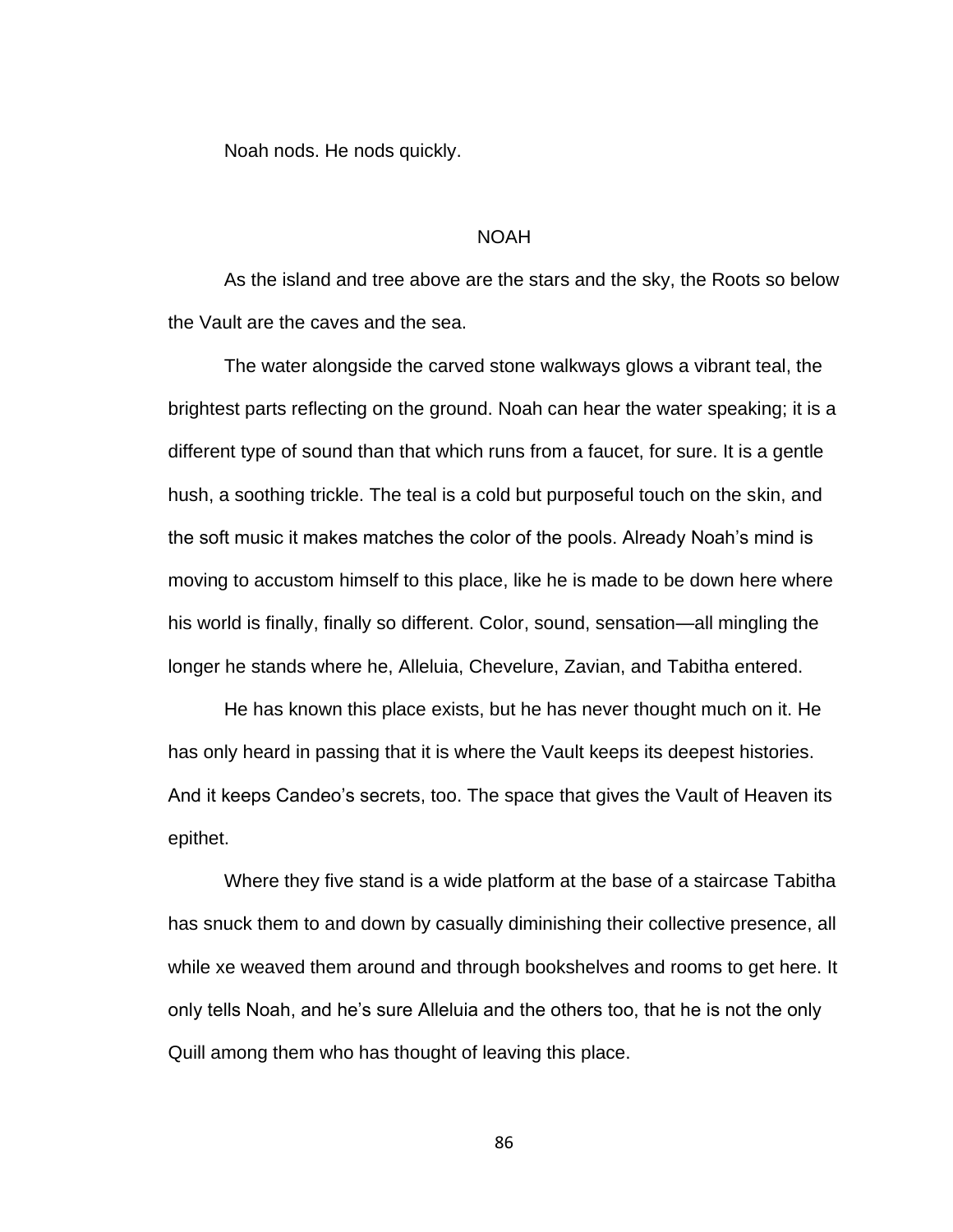Noah nods. He nods quickly.

## NOAH

As the island and tree above are the stars and the sky, the Roots so below the Vault are the caves and the sea.

The water alongside the carved stone walkways glows a vibrant teal, the brightest parts reflecting on the ground. Noah can hear the water speaking; it is a different type of sound than that which runs from a faucet, for sure. It is a gentle hush, a soothing trickle. The teal is a cold but purposeful touch on the skin, and the soft music it makes matches the color of the pools. Already Noah's mind is moving to accustom himself to this place, like he is made to be down here where his world is finally, finally so different. Color, sound, sensation—all mingling the longer he stands where he, Alleluia, Chevelure, Zavian, and Tabitha entered.

He has known this place exists, but he has never thought much on it. He has only heard in passing that it is where the Vault keeps its deepest histories. And it keeps Candeo's secrets, too. The space that gives the Vault of Heaven its epithet.

Where they five stand is a wide platform at the base of a staircase Tabitha has snuck them to and down by casually diminishing their collective presence, all while xe weaved them around and through bookshelves and rooms to get here. It only tells Noah, and he's sure Alleluia and the others too, that he is not the only Quill among them who has thought of leaving this place.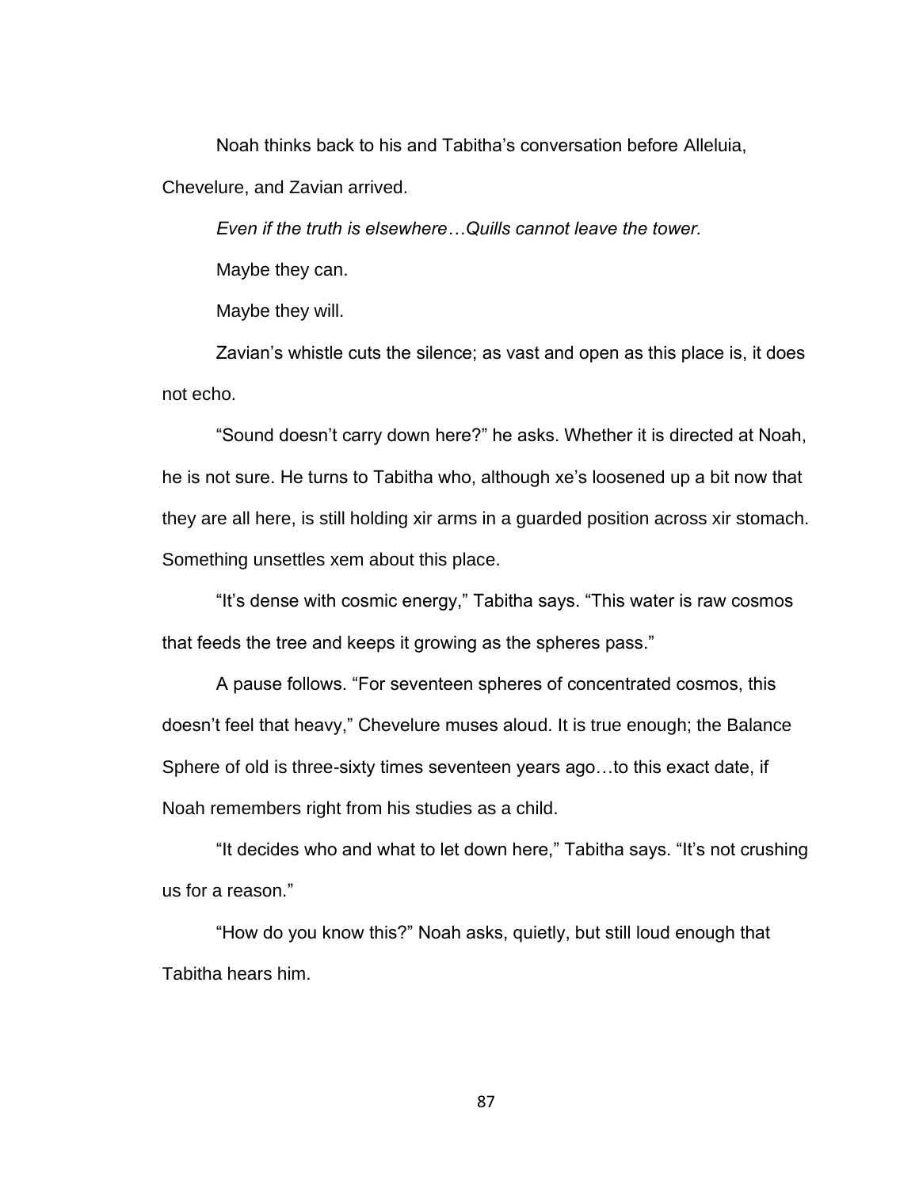Noah thinks back to his and Tabitha's conversation before Alleluia, Chevelure, and Zavian arrived.

*Even if the truth is elsewhere…Quills cannot leave the tower.*

Maybe they can.

Maybe they will.

Zavian's whistle cuts the silence; as vast and open as this place is, it does not echo.

"Sound doesn't carry down here?" he asks. Whether it is directed at Noah, he is not sure. He turns to Tabitha who, although xe's loosened up a bit now that they are all here, is still holding xir arms in a guarded position across xir stomach. Something unsettles xem about this place.

"It's dense with cosmic energy," Tabitha says. "This water is raw cosmos that feeds the tree and keeps it growing as the spheres pass."

A pause follows. "For seventeen spheres of concentrated cosmos, this doesn't feel that heavy," Chevelure muses aloud. It is true enough; the Balance Sphere of old is three-sixty times seventeen years ago…to this exact date, if Noah remembers right from his studies as a child.

"It decides who and what to let down here," Tabitha says. "It's not crushing us for a reason."

"How do you know this?" Noah asks, quietly, but still loud enough that Tabitha hears him.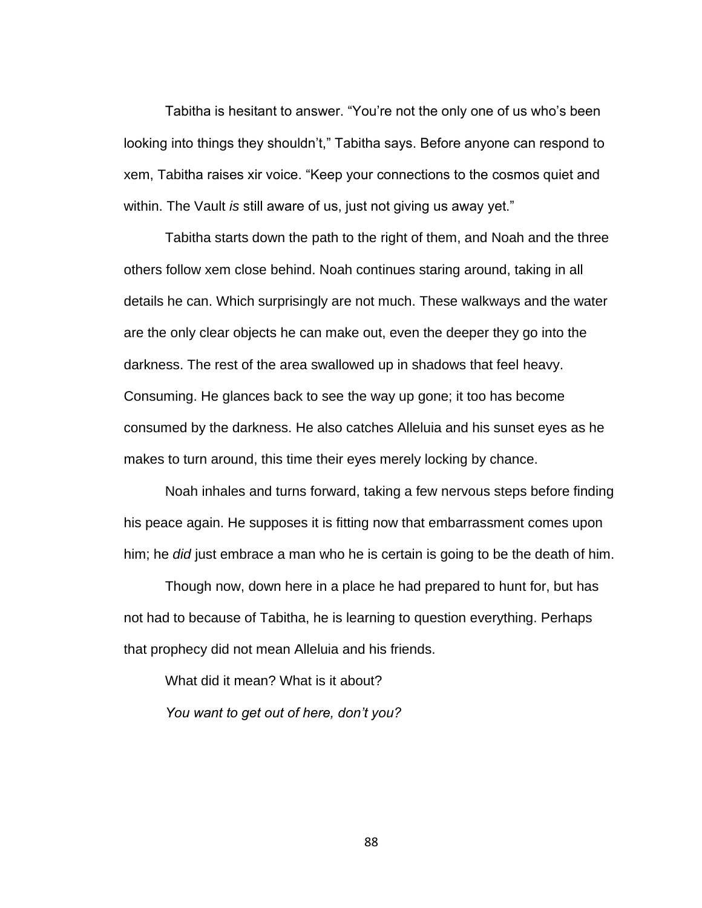Tabitha is hesitant to answer. “You’re not the only one of us who’s been looking into things they shouldn’t,” Tabitha says. Before anyone can respond to xem, Tabitha raises xir voice. “Keep your connections to the cosmos quiet and within. The Vault *is* still aware of us, just not giving us away yet.”

Tabitha starts down the path to the right of them, and Noah and the three others follow xem close behind. Noah continues staring around, taking in all details he can. Which surprisingly are not much. These walkways and the water are the only clear objects he can make out, even the deeper they go into the darkness. The rest of the area swallowed up in shadows that feel heavy. Consuming. He glances back to see the way up gone; it too has become consumed by the darkness. He also catches Alleluia and his sunset eyes as he makes to turn around, this time their eyes merely locking by chance.

Noah inhales and turns forward, taking a few nervous steps before finding his peace again. He supposes it is fitting now that embarrassment comes upon him; he *did* just embrace a man who he is certain is going to be the death of him.

Though now, down here in a place he had prepared to hunt for, but has not had to because of Tabitha, he is learning to question everything. Perhaps that prophecy did not mean Alleluia and his friends.

What did it mean? What is it about?

*You want to get out of here, don’t you?*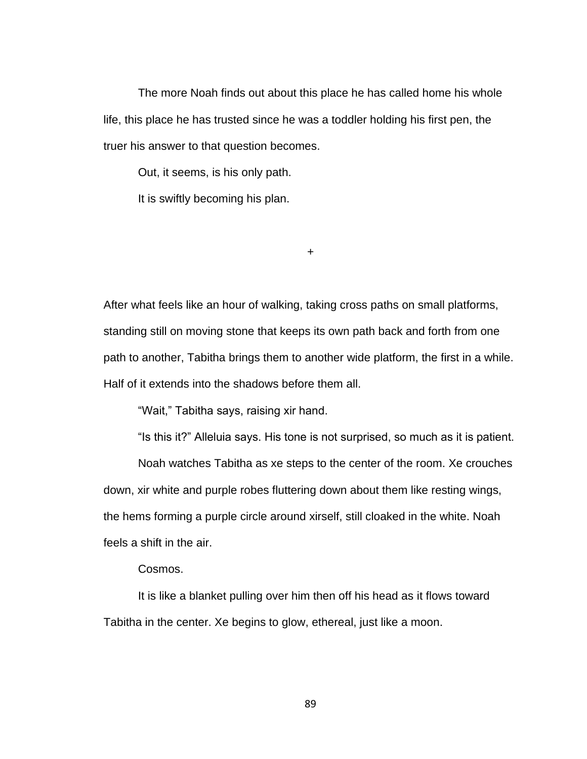The more Noah finds out about this place he has called home his whole life, this place he has trusted since he was a toddler holding his first pen, the truer his answer to that question becomes.

Out, it seems, is his only path.

It is swiftly becoming his plan.

+

After what feels like an hour of walking, taking cross paths on small platforms, standing still on moving stone that keeps its own path back and forth from one path to another, Tabitha brings them to another wide platform, the first in a while. Half of it extends into the shadows before them all.

"Wait," Tabitha says, raising xir hand.

"Is this it?" Alleluia says. His tone is not surprised, so much as it is patient.

Noah watches Tabitha as xe steps to the center of the room. Xe crouches down, xir white and purple robes fluttering down about them like resting wings, the hems forming a purple circle around xirself, still cloaked in the white. Noah feels a shift in the air.

Cosmos.

It is like a blanket pulling over him then off his head as it flows toward Tabitha in the center. Xe begins to glow, ethereal, just like a moon.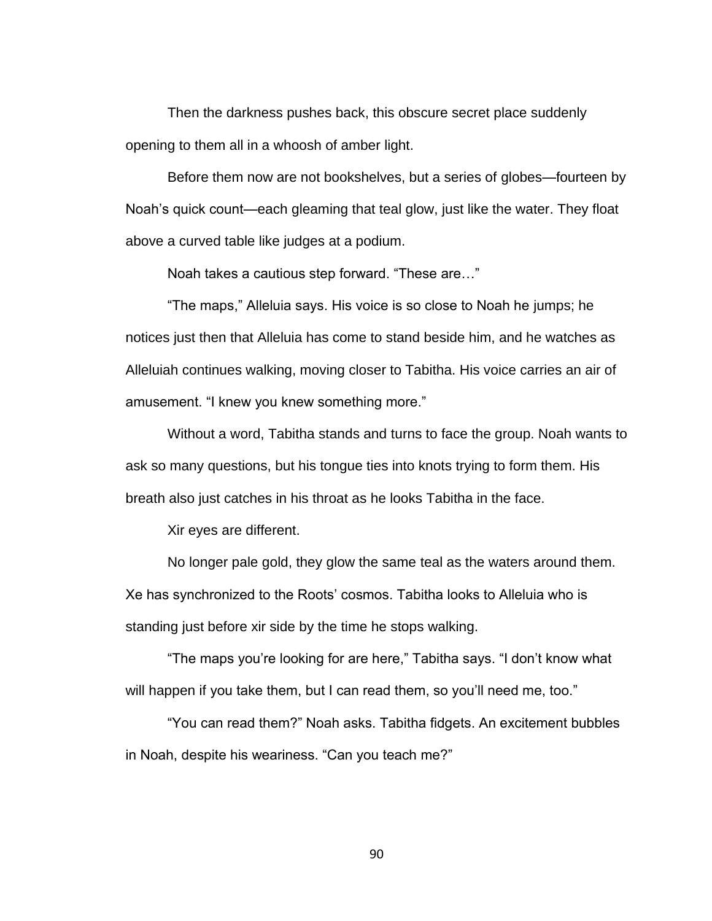Then the darkness pushes back, this obscure secret place suddenly opening to them all in a whoosh of amber light.

Before them now are not bookshelves, but a series of globes—fourteen by Noah's quick count—each gleaming that teal glow, just like the water. They float above a curved table like judges at a podium.

Noah takes a cautious step forward. "These are…"

"The maps," Alleluia says. His voice is so close to Noah he jumps; he notices just then that Alleluia has come to stand beside him, and he watches as Alleluiah continues walking, moving closer to Tabitha. His voice carries an air of amusement. "I knew you knew something more."

Without a word, Tabitha stands and turns to face the group. Noah wants to ask so many questions, but his tongue ties into knots trying to form them. His breath also just catches in his throat as he looks Tabitha in the face.

Xir eyes are different.

No longer pale gold, they glow the same teal as the waters around them. Xe has synchronized to the Roots' cosmos. Tabitha looks to Alleluia who is standing just before xir side by the time he stops walking.

"The maps you're looking for are here," Tabitha says. "I don't know what will happen if you take them, but I can read them, so you'll need me, too."

"You can read them?" Noah asks. Tabitha fidgets. An excitement bubbles in Noah, despite his weariness. "Can you teach me?"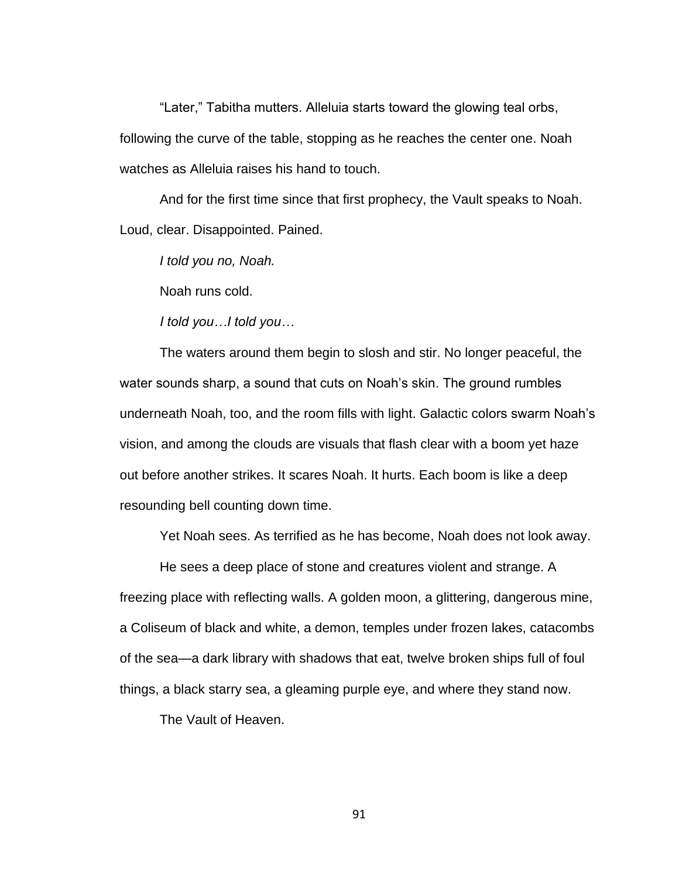“Later,” Tabitha mutters. Alleluia starts toward the glowing teal orbs, following the curve of the table, stopping as he reaches the center one. Noah watches as Alleluia raises his hand to touch.

And for the first time since that first prophecy, the Vault speaks to Noah. Loud, clear. Disappointed. Pained.

*I told you no, Noah.*

Noah runs cold.

*I told you…I told you…*

The waters around them begin to slosh and stir. No longer peaceful, the water sounds sharp, a sound that cuts on Noah’s skin. The ground rumbles underneath Noah, too, and the room fills with light. Galactic colors swarm Noah’s vision, and among the clouds are visuals that flash clear with a boom yet haze out before another strikes. It scares Noah. It hurts. Each boom is like a deep resounding bell counting down time.

Yet Noah sees. As terrified as he has become, Noah does not look away.

He sees a deep place of stone and creatures violent and strange. A freezing place with reflecting walls. A golden moon, a glittering, dangerous mine, a Coliseum of black and white, a demon, temples under frozen lakes, catacombs of the sea—a dark library with shadows that eat, twelve broken ships full of foul things, a black starry sea, a gleaming purple eye, and where they stand now.

The Vault of Heaven.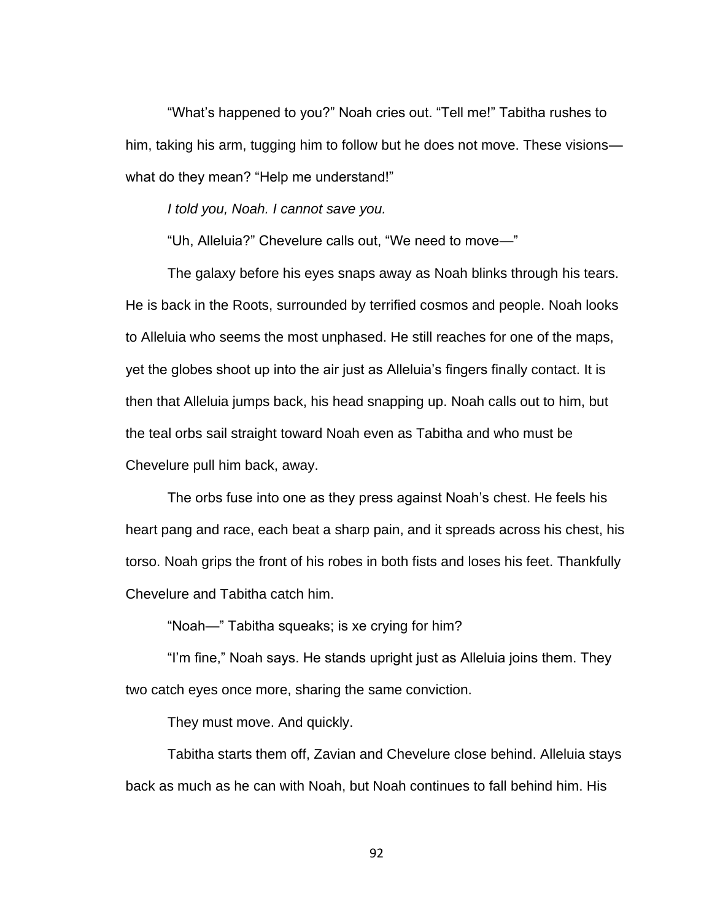“What’s happened to you?” Noah cries out. “Tell me!” Tabitha rushes to him, taking his arm, tugging him to follow but he does not move. These visions—what do they mean? “Help me understand!”

*I told you, Noah. I cannot save you.*

“Uh, Alleluia?” Chevelure calls out, “We need to move—”

The galaxy before his eyes snaps away as Noah blinks through his tears. He is back in the Roots, surrounded by terrified cosmos and people. Noah looks to Alleluia who seems the most unphased. He still reaches for one of the maps, yet the globes shoot up into the air just as Alleluia’s fingers finally contact. It is then that Alleluia jumps back, his head snapping up. Noah calls out to him, but the teal orbs sail straight toward Noah even as Tabitha and who must be Chevelure pull him back, away.

The orbs fuse into one as they press against Noah’s chest. He feels his heart pang and race, each beat a sharp pain, and it spreads across his chest, his torso. Noah grips the front of his robes in both fists and loses his feet. Thankfully Chevelure and Tabitha catch him.

“Noah—” Tabitha squeaks; is xe crying for him?

“I’m fine,” Noah says. He stands upright just as Alleluia joins them. They two catch eyes once more, sharing the same conviction.

They must move. And quickly.

Tabitha starts them off, Zavian and Chevelure close behind. Alleluia stays back as much as he can with Noah, but Noah continues to fall behind him. His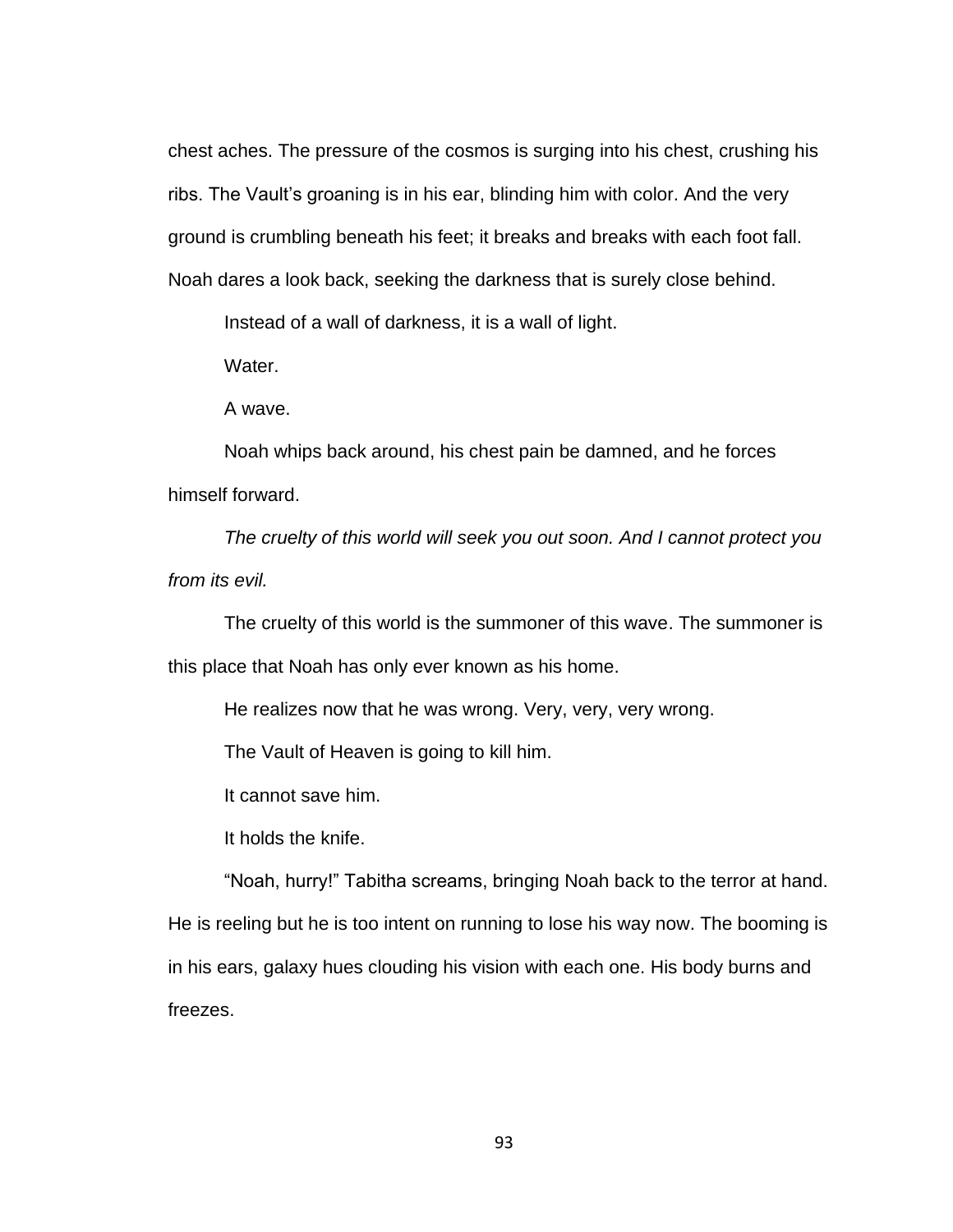chest aches. The pressure of the cosmos is surging into his chest, crushing his ribs. The Vault's groaning is in his ear, blinding him with color. And the very ground is crumbling beneath his feet; it breaks and breaks with each foot fall. Noah dares a look back, seeking the darkness that is surely close behind.

Instead of a wall of darkness, it is a wall of light.

Water.

A wave.

Noah whips back around, his chest pain be damned, and he forces himself forward.

*The cruelty of this world will seek you out soon. And I cannot protect you from its evil.*

The cruelty of this world is the summoner of this wave. The summoner is this place that Noah has only ever known as his home.

He realizes now that he was wrong. Very, very, very wrong.

The Vault of Heaven is going to kill him.

It cannot save him.

It holds the knife.

"Noah, hurry!" Tabitha screams, bringing Noah back to the terror at hand. He is reeling but he is too intent on running to lose his way now. The booming is in his ears, galaxy hues clouding his vision with each one. His body burns and freezes.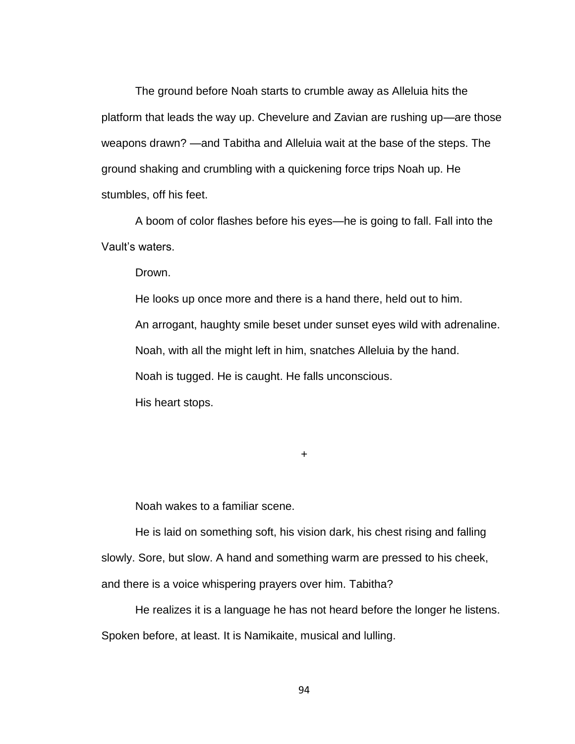The ground before Noah starts to crumble away as Alleluia hits the platform that leads the way up. Chevelure and Zavian are rushing up—are those weapons drawn? —and Tabitha and Alleluia wait at the base of the steps. The ground shaking and crumbling with a quickening force trips Noah up. He stumbles, off his feet.

A boom of color flashes before his eyes—he is going to fall. Fall into the Vault's waters.

Drown.

He looks up once more and there is a hand there, held out to him.

An arrogant, haughty smile beset under sunset eyes wild with adrenaline.

Noah, with all the might left in him, snatches Alleluia by the hand.

Noah is tugged. He is caught. He falls unconscious.

His heart stops.

+

Noah wakes to a familiar scene.

He is laid on something soft, his vision dark, his chest rising and falling slowly. Sore, but slow. A hand and something warm are pressed to his cheek, and there is a voice whispering prayers over him. Tabitha?

He realizes it is a language he has not heard before the longer he listens. Spoken before, at least. It is Namikaite, musical and lulling.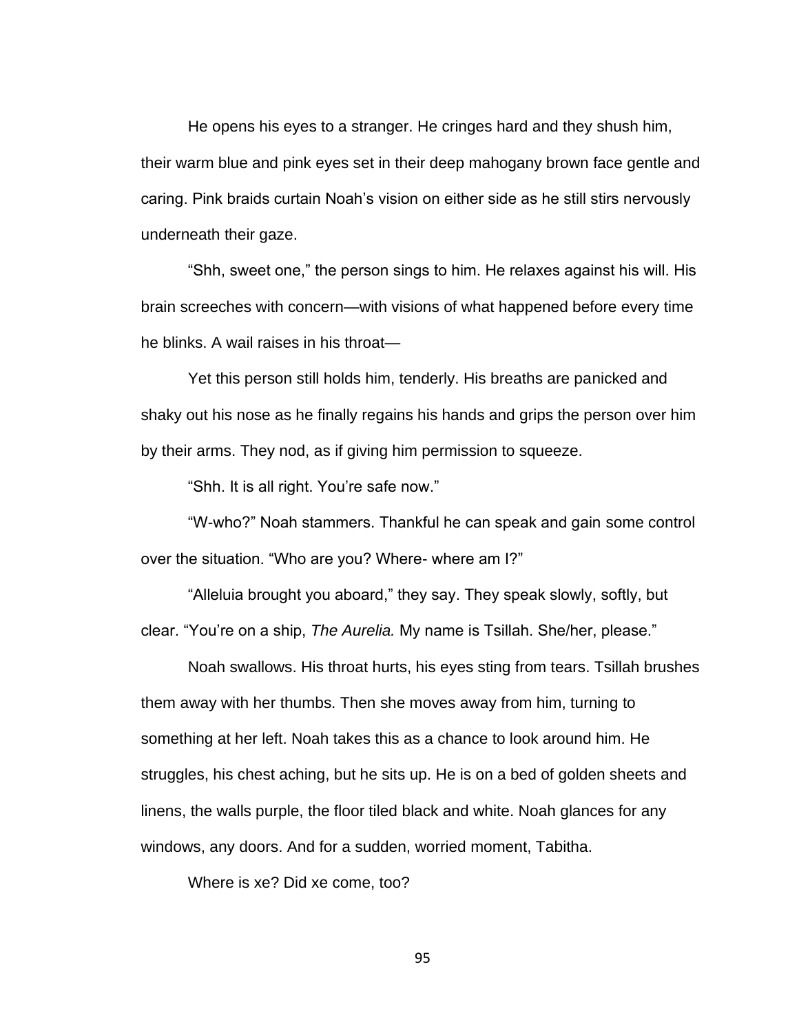He opens his eyes to a stranger. He cringes hard and they shush him, their warm blue and pink eyes set in their deep mahogany brown face gentle and caring. Pink braids curtain Noah's vision on either side as he still stirs nervously underneath their gaze.

"Shh, sweet one," the person sings to him. He relaxes against his will. His brain screeches with concern—with visions of what happened before every time he blinks. A wail raises in his throat—

Yet this person still holds him, tenderly. His breaths are panicked and shaky out his nose as he finally regains his hands and grips the person over him by their arms. They nod, as if giving him permission to squeeze.

"Shh. It is all right. You're safe now."

"W-who?" Noah stammers. Thankful he can speak and gain some control over the situation. "Who are you? Where- where am I?"

"Alleluia brought you aboard," they say. They speak slowly, softly, but clear. "You're on a ship, *The Aurelia.* My name is Tsillah. She/her, please."

Noah swallows. His throat hurts, his eyes sting from tears. Tsillah brushes them away with her thumbs. Then she moves away from him, turning to something at her left. Noah takes this as a chance to look around him. He struggles, his chest aching, but he sits up. He is on a bed of golden sheets and linens, the walls purple, the floor tiled black and white. Noah glances for any windows, any doors. And for a sudden, worried moment, Tabitha.

Where is xe? Did xe come, too?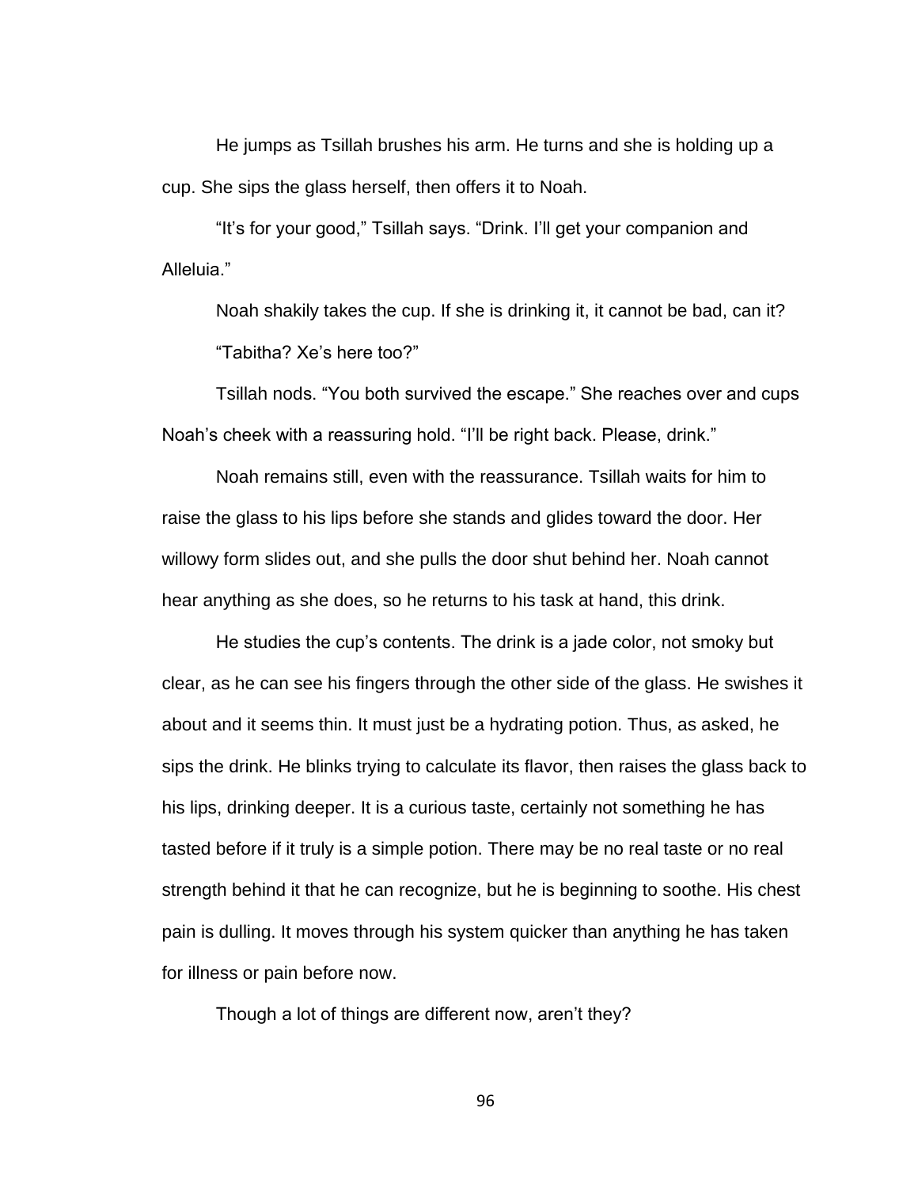He jumps as Tsillah brushes his arm. He turns and she is holding up a cup. She sips the glass herself, then offers it to Noah.

"It's for your good," Tsillah says. "Drink. I'll get your companion and Alleluia."

Noah shakily takes the cup. If she is drinking it, it cannot be bad, can it?

"Tabitha? Xe's here too?"

Tsillah nods. "You both survived the escape." She reaches over and cups Noah's cheek with a reassuring hold. "I'll be right back. Please, drink."

Noah remains still, even with the reassurance. Tsillah waits for him to raise the glass to his lips before she stands and glides toward the door. Her willowy form slides out, and she pulls the door shut behind her. Noah cannot hear anything as she does, so he returns to his task at hand, this drink.

He studies the cup's contents. The drink is a jade color, not smoky but clear, as he can see his fingers through the other side of the glass. He swishes it about and it seems thin. It must just be a hydrating potion. Thus, as asked, he sips the drink. He blinks trying to calculate its flavor, then raises the glass back to his lips, drinking deeper. It is a curious taste, certainly not something he has tasted before if it truly is a simple potion. There may be no real taste or no real strength behind it that he can recognize, but he is beginning to soothe. His chest pain is dulling. It moves through his system quicker than anything he has taken for illness or pain before now.

Though a lot of things are different now, aren't they?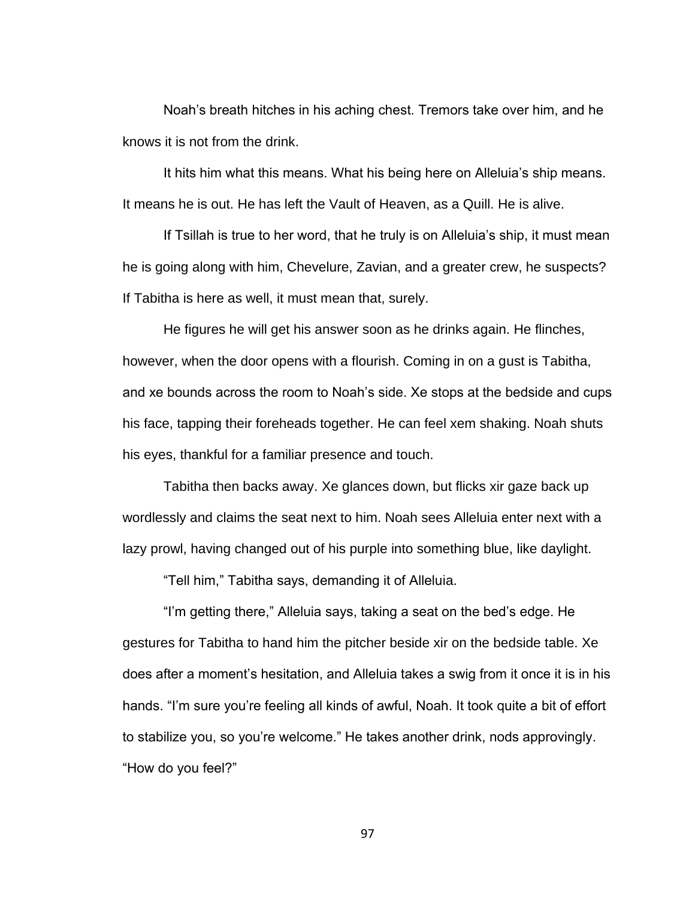Noah's breath hitches in his aching chest. Tremors take over him, and he knows it is not from the drink.

It hits him what this means. What his being here on Alleluia's ship means. It means he is out. He has left the Vault of Heaven, as a Quill. He is alive.

If Tsillah is true to her word, that he truly is on Alleluia's ship, it must mean he is going along with him, Chevelure, Zavian, and a greater crew, he suspects? If Tabitha is here as well, it must mean that, surely.

He figures he will get his answer soon as he drinks again. He flinches, however, when the door opens with a flourish. Coming in on a gust is Tabitha, and xe bounds across the room to Noah's side. Xe stops at the bedside and cups his face, tapping their foreheads together. He can feel xem shaking. Noah shuts his eyes, thankful for a familiar presence and touch.

Tabitha then backs away. Xe glances down, but flicks xir gaze back up wordlessly and claims the seat next to him. Noah sees Alleluia enter next with a lazy prowl, having changed out of his purple into something blue, like daylight.

"Tell him," Tabitha says, demanding it of Alleluia.

"I'm getting there," Alleluia says, taking a seat on the bed's edge. He gestures for Tabitha to hand him the pitcher beside xir on the bedside table. Xe does after a moment's hesitation, and Alleluia takes a swig from it once it is in his hands. "I'm sure you're feeling all kinds of awful, Noah. It took quite a bit of effort to stabilize you, so you're welcome." He takes another drink, nods approvingly. "How do you feel?"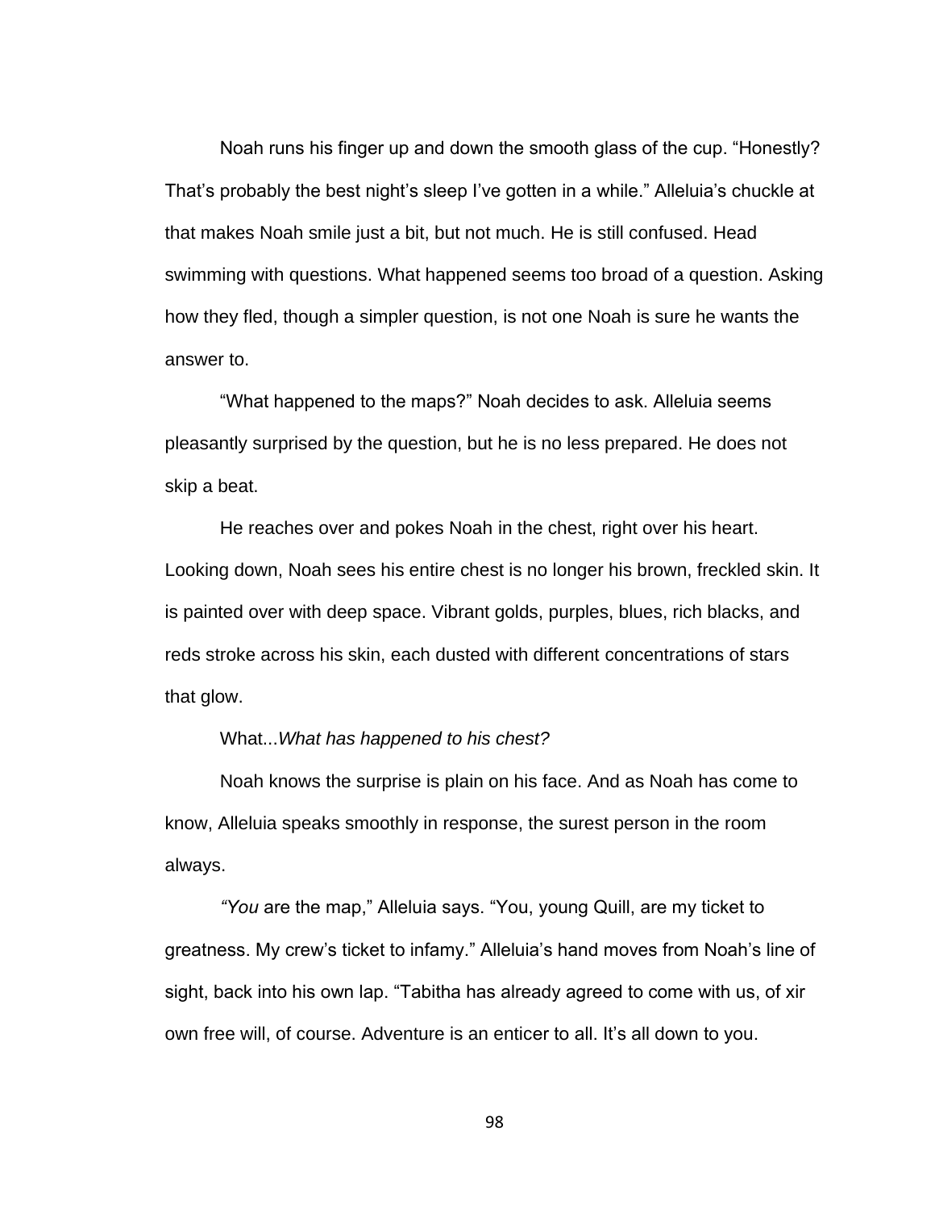Noah runs his finger up and down the smooth glass of the cup. “Honestly? That’s probably the best night’s sleep I’ve gotten in a while.” Alleluia’s chuckle at that makes Noah smile just a bit, but not much. He is still confused. Head swimming with questions. What happened seems too broad of a question. Asking how they fled, though a simpler question, is not one Noah is sure he wants the answer to.

“What happened to the maps?” Noah decides to ask. Alleluia seems pleasantly surprised by the question, but he is no less prepared. He does not skip a beat.

He reaches over and pokes Noah in the chest, right over his heart. Looking down, Noah sees his entire chest is no longer his brown, freckled skin. It is painted over with deep space. Vibrant golds, purples, blues, rich blacks, and reds stroke across his skin, each dusted with different concentrations of stars that glow.

What...*What has happened to his chest?*

Noah knows the surprise is plain on his face. And as Noah has come to know, Alleluia speaks smoothly in response, the surest person in the room always.

*“You* are the map,” Alleluia says. “You, young Quill, are my ticket to greatness. My crew’s ticket to infamy.” Alleluia’s hand moves from Noah’s line of sight, back into his own lap. “Tabitha has already agreed to come with us, of xir own free will, of course. Adventure is an enticer to all. It’s all down to you.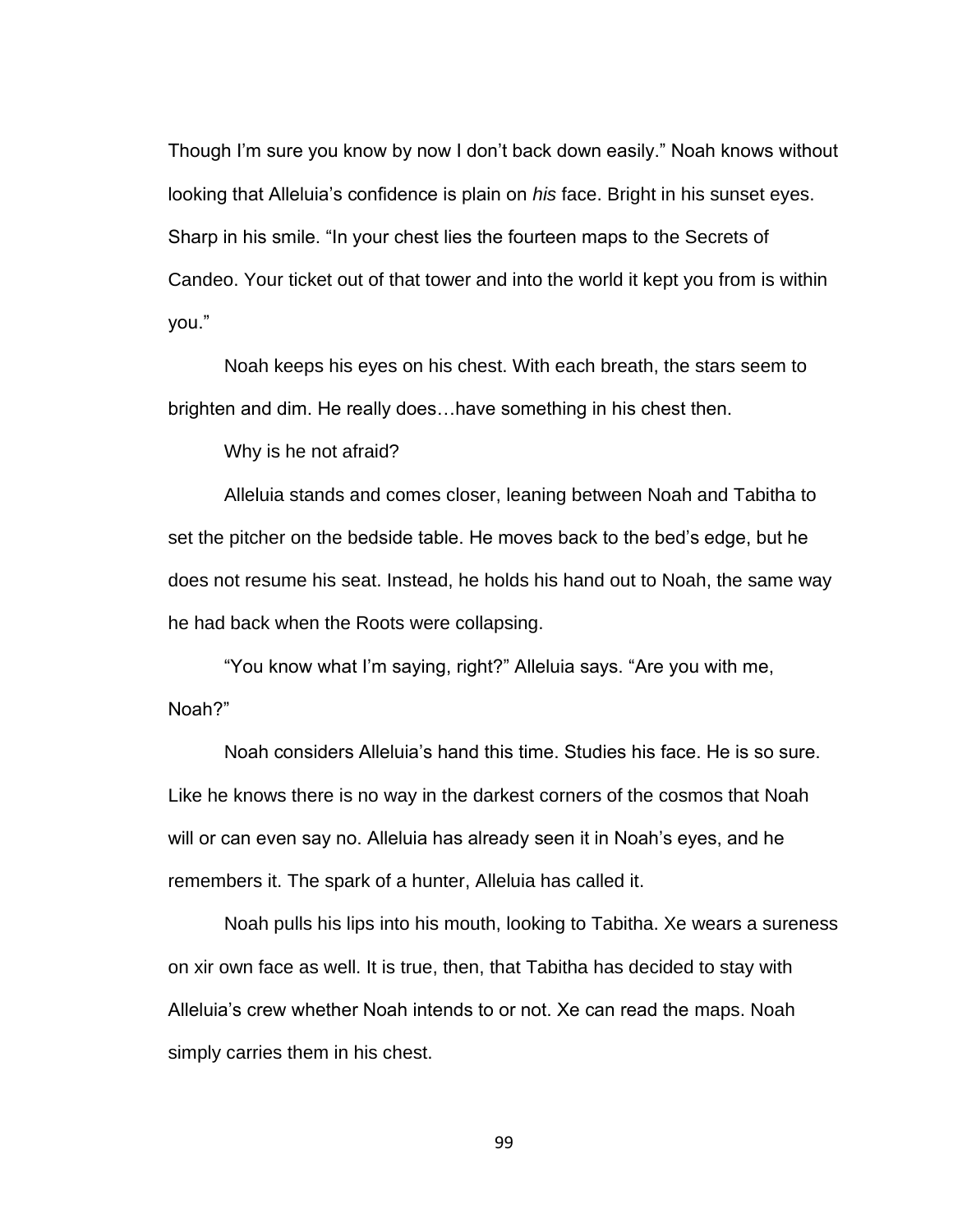Though I'm sure you know by now I don't back down easily." Noah knows without looking that Alleluia's confidence is plain on *his* face. Bright in his sunset eyes. Sharp in his smile. "In your chest lies the fourteen maps to the Secrets of Candeo. Your ticket out of that tower and into the world it kept you from is within you."

Noah keeps his eyes on his chest. With each breath, the stars seem to brighten and dim. He really does…have something in his chest then.

Why is he not afraid?

Alleluia stands and comes closer, leaning between Noah and Tabitha to set the pitcher on the bedside table. He moves back to the bed's edge, but he does not resume his seat. Instead, he holds his hand out to Noah, the same way he had back when the Roots were collapsing.

"You know what I'm saying, right?" Alleluia says. "Are you with me, Noah?"

Noah considers Alleluia's hand this time. Studies his face. He is so sure. Like he knows there is no way in the darkest corners of the cosmos that Noah will or can even say no. Alleluia has already seen it in Noah's eyes, and he remembers it. The spark of a hunter, Alleluia has called it.

Noah pulls his lips into his mouth, looking to Tabitha. Xe wears a sureness on xir own face as well. It is true, then, that Tabitha has decided to stay with Alleluia's crew whether Noah intends to or not. Xe can read the maps. Noah simply carries them in his chest.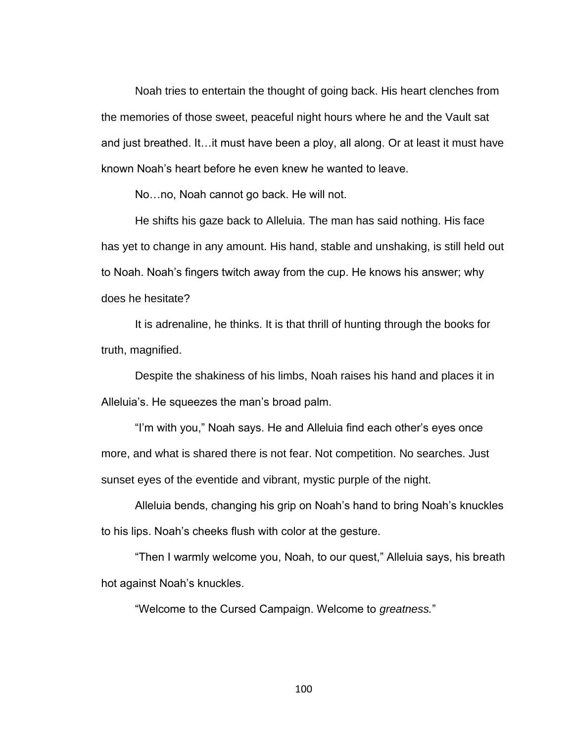Noah tries to entertain the thought of going back. His heart clenches from the memories of those sweet, peaceful night hours where he and the Vault sat and just breathed. It…it must have been a ploy, all along. Or at least it must have known Noah's heart before he even knew he wanted to leave.

No…no, Noah cannot go back. He will not.

He shifts his gaze back to Alleluia. The man has said nothing. His face has yet to change in any amount. His hand, stable and unshaking, is still held out to Noah. Noah's fingers twitch away from the cup. He knows his answer; why does he hesitate?

It is adrenaline, he thinks. It is that thrill of hunting through the books for truth, magnified.

Despite the shakiness of his limbs, Noah raises his hand and places it in Alleluia's. He squeezes the man's broad palm.

"I'm with you," Noah says. He and Alleluia find each other's eyes once more, and what is shared there is not fear. Not competition. No searches. Just sunset eyes of the eventide and vibrant, mystic purple of the night.

Alleluia bends, changing his grip on Noah's hand to bring Noah's knuckles to his lips. Noah's cheeks flush with color at the gesture.

"Then I warmly welcome you, Noah, to our quest," Alleluia says, his breath hot against Noah's knuckles.

"Welcome to the Cursed Campaign. Welcome to *greatness.*"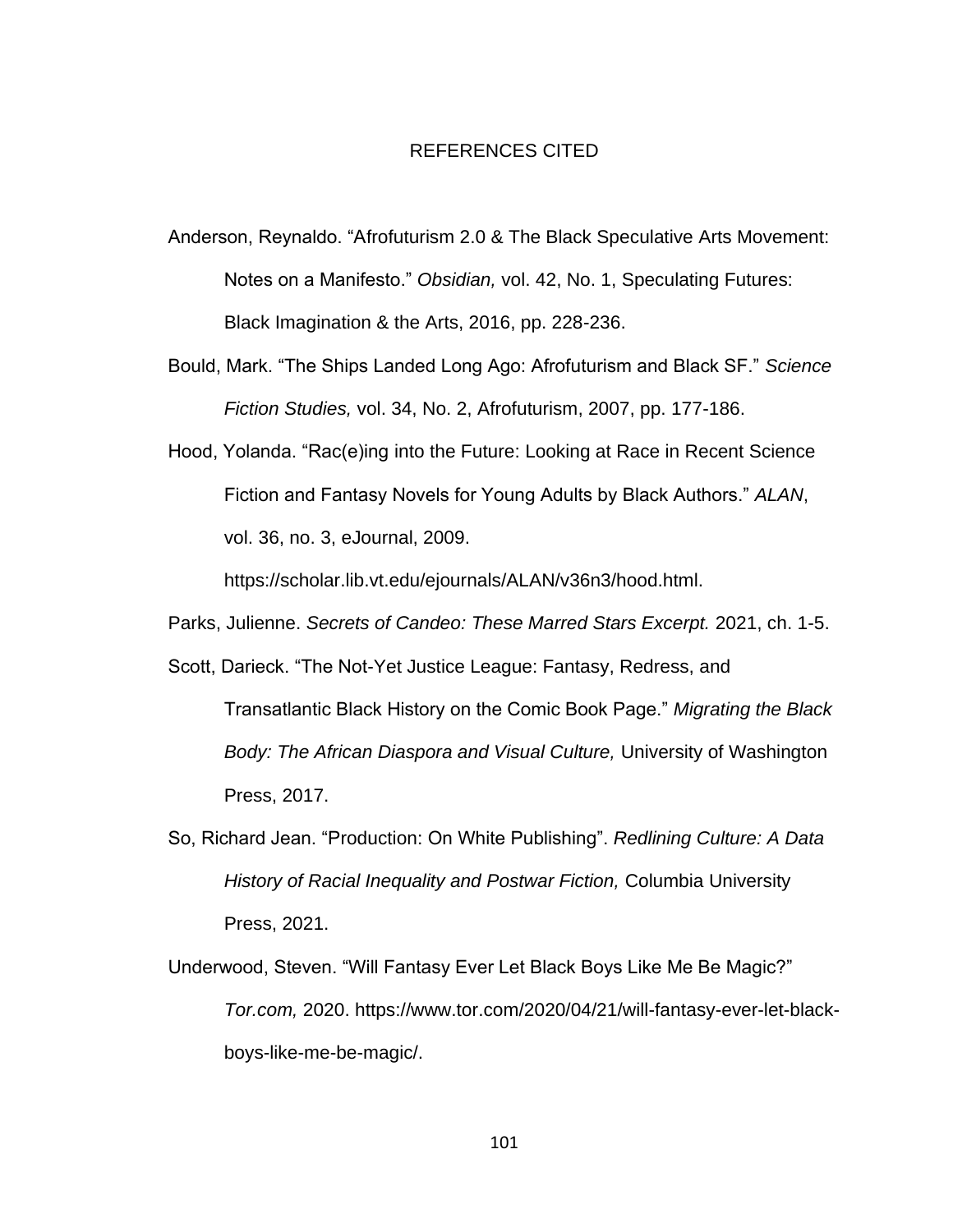# REFERENCES CITED

Anderson, Reynaldo. “Afrofuturism 2.0 & The Black Speculative Arts Movement: Notes on a Manifesto.” *Obsidian,* vol. 42, No. 1, Speculating Futures: Black Imagination & the Arts, 2016, pp. 228-236.

Bould, Mark. “The Ships Landed Long Ago: Afrofuturism and Black SF.” *Science Fiction Studies,* vol. 34, No. 2, Afrofuturism, 2007, pp. 177-186.

Hood, Yolanda. “Rac(e)ing into the Future: Looking at Race in Recent Science Fiction and Fantasy Novels for Young Adults by Black Authors.” *ALAN*, vol. 36, no. 3, eJournal, 2009. https://scholar.lib.vt.edu/ejournals/ALAN/v36n3/hood.html.

Parks, Julienne. *Secrets of Candeo: These Marred Stars Excerpt.* 2021, ch. 1-5.

Scott, Darieck. “The Not-Yet Justice League: Fantasy, Redress, and Transatlantic Black History on the Comic Book Page.” *Migrating the Black Body: The African Diaspora and Visual Culture,* University of Washington Press, 2017.

So, Richard Jean. “Production: On White Publishing”. *Redlining Culture: A Data History of Racial Inequality and Postwar Fiction,* Columbia University Press, 2021.

Underwood, Steven. “Will Fantasy Ever Let Black Boys Like Me Be Magic?” *Tor.com,* 2020. https://www.tor.com/2020/04/21/will-fantasy-ever-let-black-boys-like-me-be-magic/.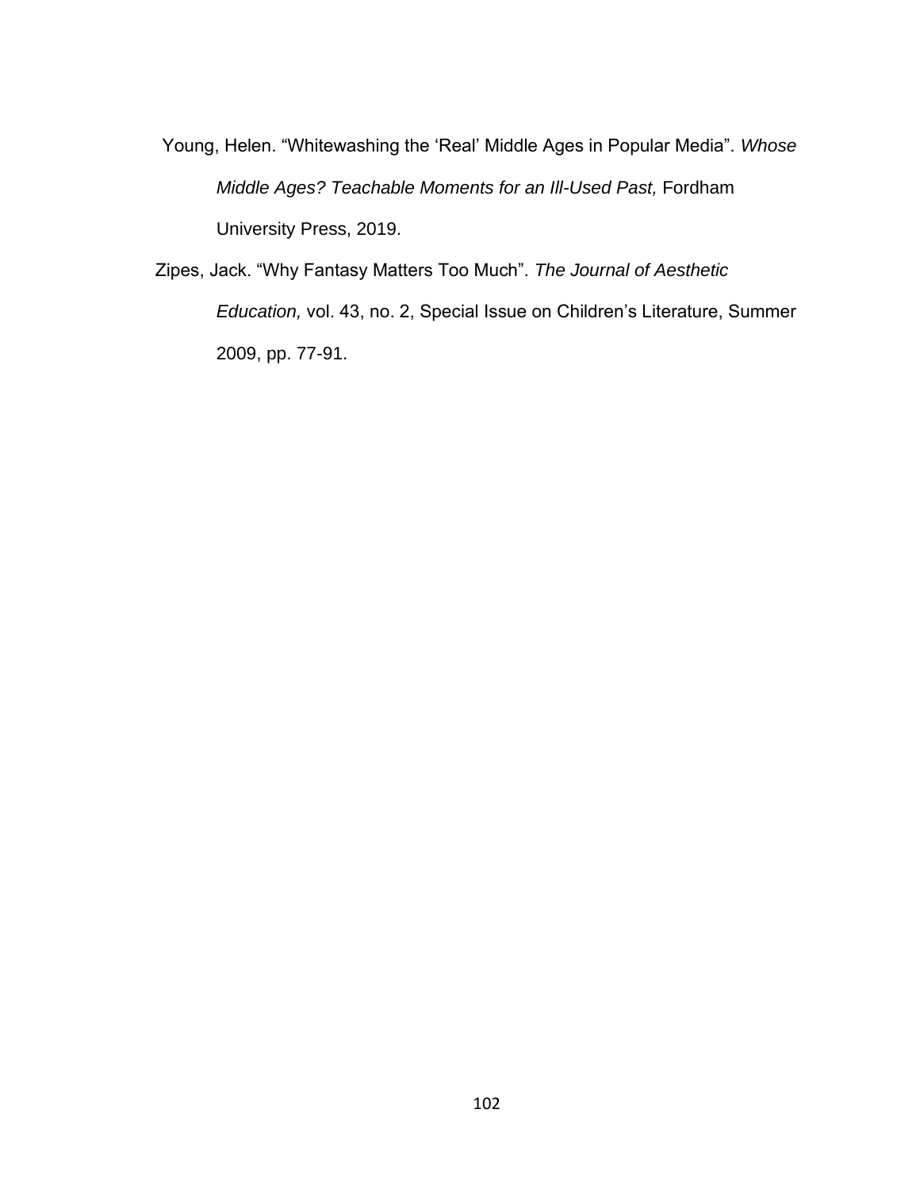Young, Helen. "Whitewashing the 'Real' Middle Ages in Popular Media". *Whose Middle Ages? Teachable Moments for an Ill-Used Past,* Fordham University Press, 2019.

Zipes, Jack. "Why Fantasy Matters Too Much". *The Journal of Aesthetic Education,* vol. 43, no. 2, Special Issue on Children's Literature, Summer 2009, pp. 77-91.